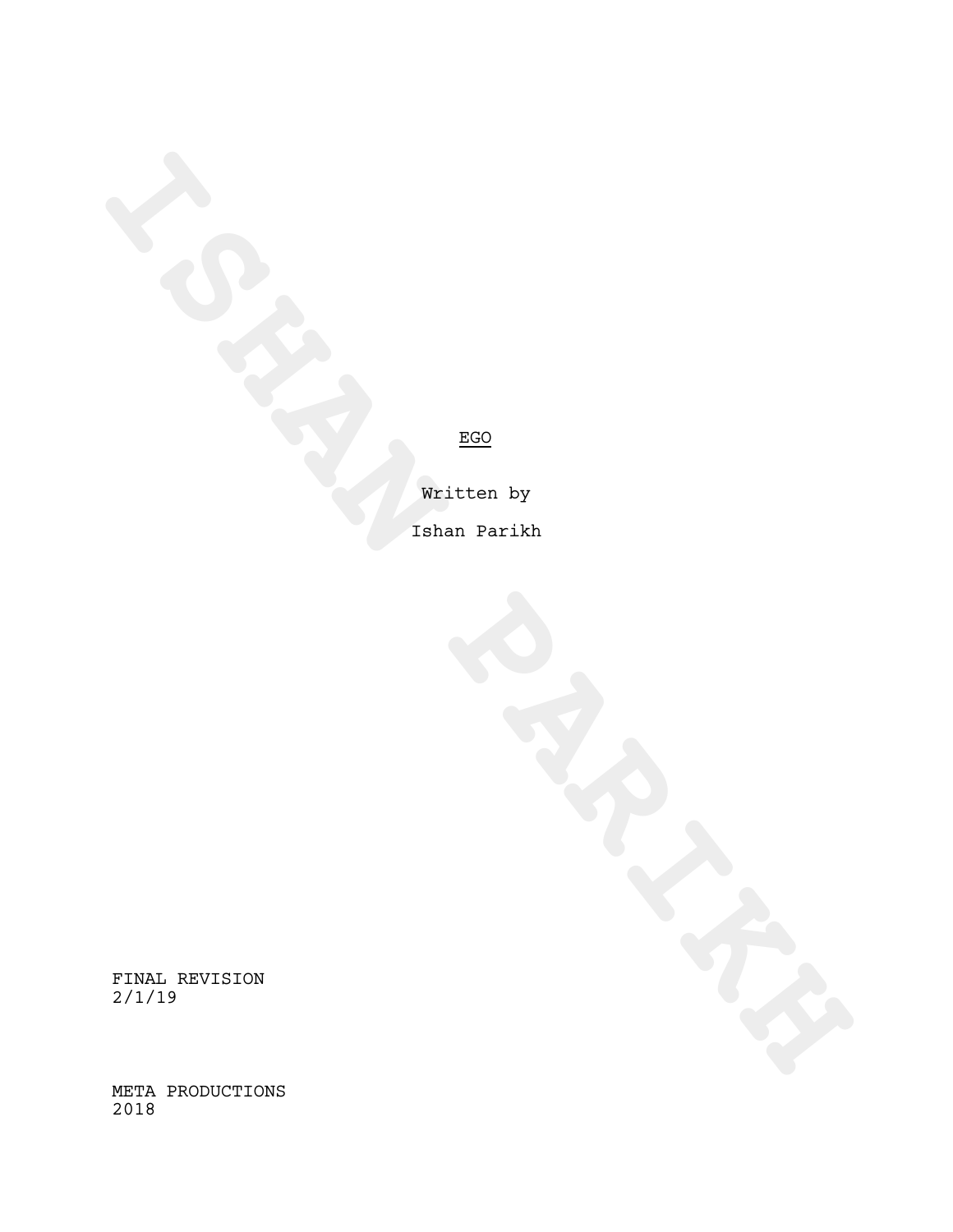# EGO

Written by

Ishan Parikh

FINAL REVISION
2/1/19

META PRODUCTIONS
2018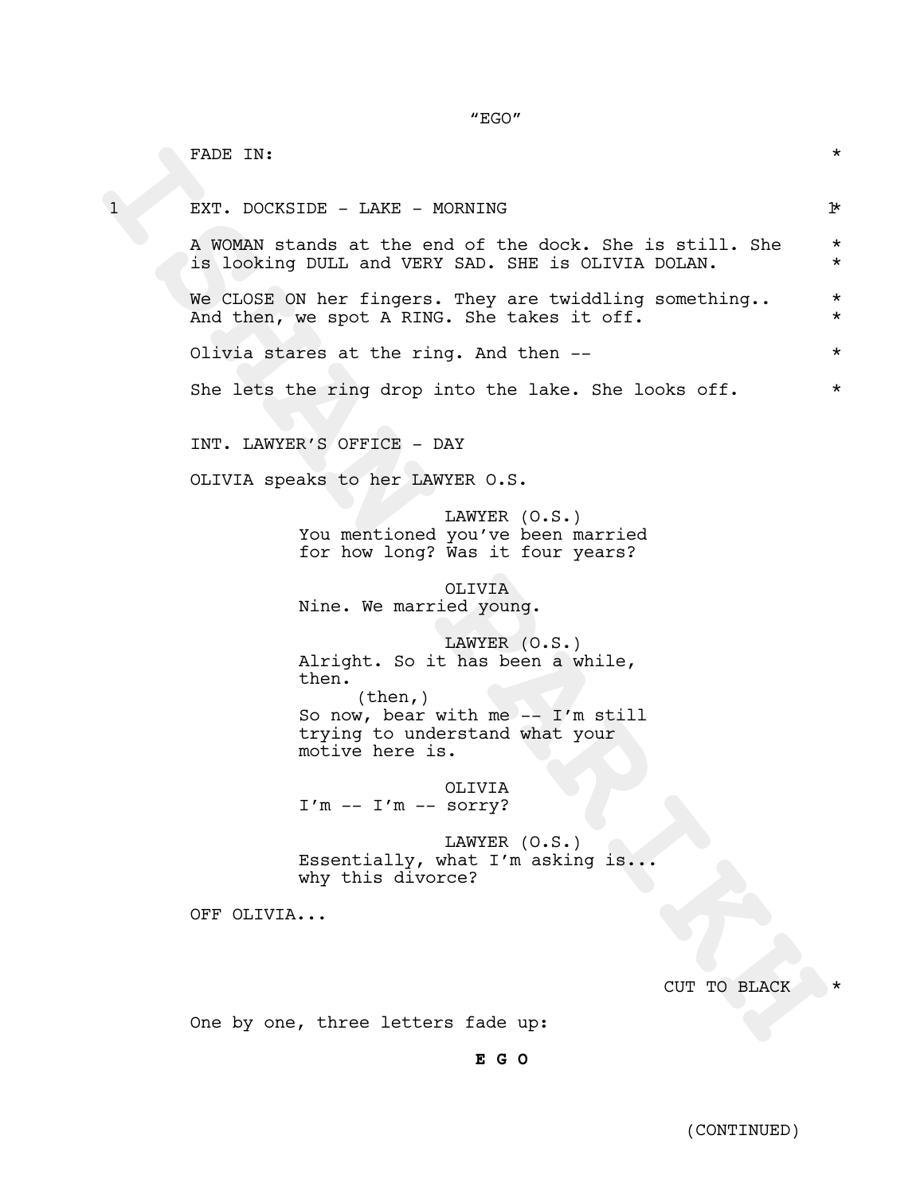"EGO"

FADE IN:

1 EXT. DOCKSIDE - LAKE - MORNING

A WOMAN stands at the end of the dock. She is still. She is looking DULL and VERY SAD. SHE is OLIVIA DOLAN.

We CLOSE ON her fingers. They are twiddling something.. And then, we spot A RING. She takes it off.

Olivia stares at the ring. And then --

She lets the ring drop into the lake. She looks off.

INT. LAWYER'S OFFICE - DAY

OLIVIA speaks to her LAWYER O.S.

LAWYER (O.S.)
You mentioned you've been married for how long? Was it four years?

OLIVIA
Nine. We married young.

LAWYER (O.S.)
Alright. So it has been a while, then.
(then,)
So now, bear with me -- I'm still trying to understand what your motive here is.

OLIVIA
I'm -- I'm -- sorry?

LAWYER (O.S.)
Essentially, what I'm asking is... why this divorce?

OFF OLIVIA...

CUT TO BLACK

One by one, three letters fade up:

**E G O**

(CONTINUED)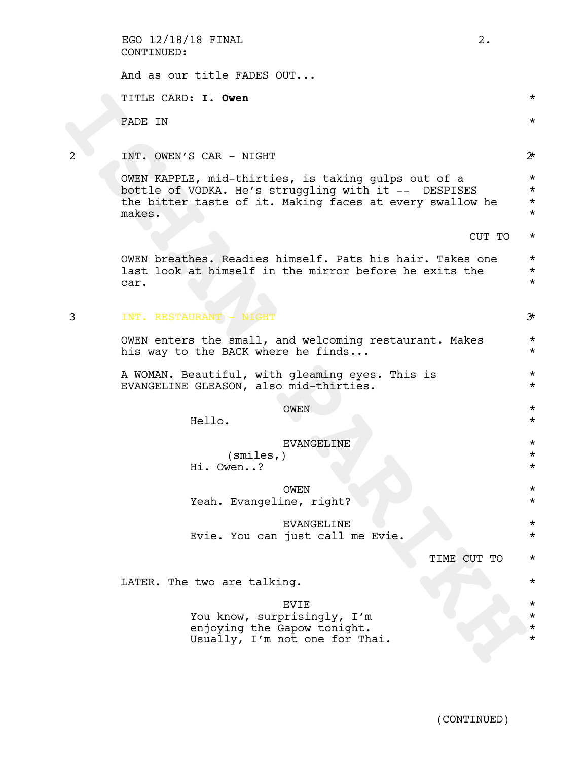CONTINUED:

And as our title FADES OUT...

TITLE CARD: **I. Owen**

FADE IN

2 INT. OWEN'S CAR - NIGHT 2

OWEN KAPPLE, mid-thirties, is taking gulps out of a bottle of VODKA. He's struggling with it -- DESPISES the bitter taste of it. Making faces at every swallow he makes.

CUT TO

OWEN breathes. Readies himself. Pats his hair. Takes one last look at himself in the mirror before he exits the car.

3 INT. RESTAURANT - NIGHT 3

OWEN enters the small, and welcoming restaurant. Makes his way to the BACK where he finds...

A WOMAN. Beautiful, with gleaming eyes. This is EVANGELINE GLEASON, also mid-thirties.

OWEN
Hello.

EVANGELINE
(smiles,)
Hi. Owen..?

OWEN
Yeah. Evangeline, right?

EVANGELINE
Evie. You can just call me Evie.

TIME CUT TO

LATER. The two are talking.

EVIE
You know, surprisingly, I'm enjoying the Gapow tonight. Usually, I'm not one for Thai.

(CONTINUED)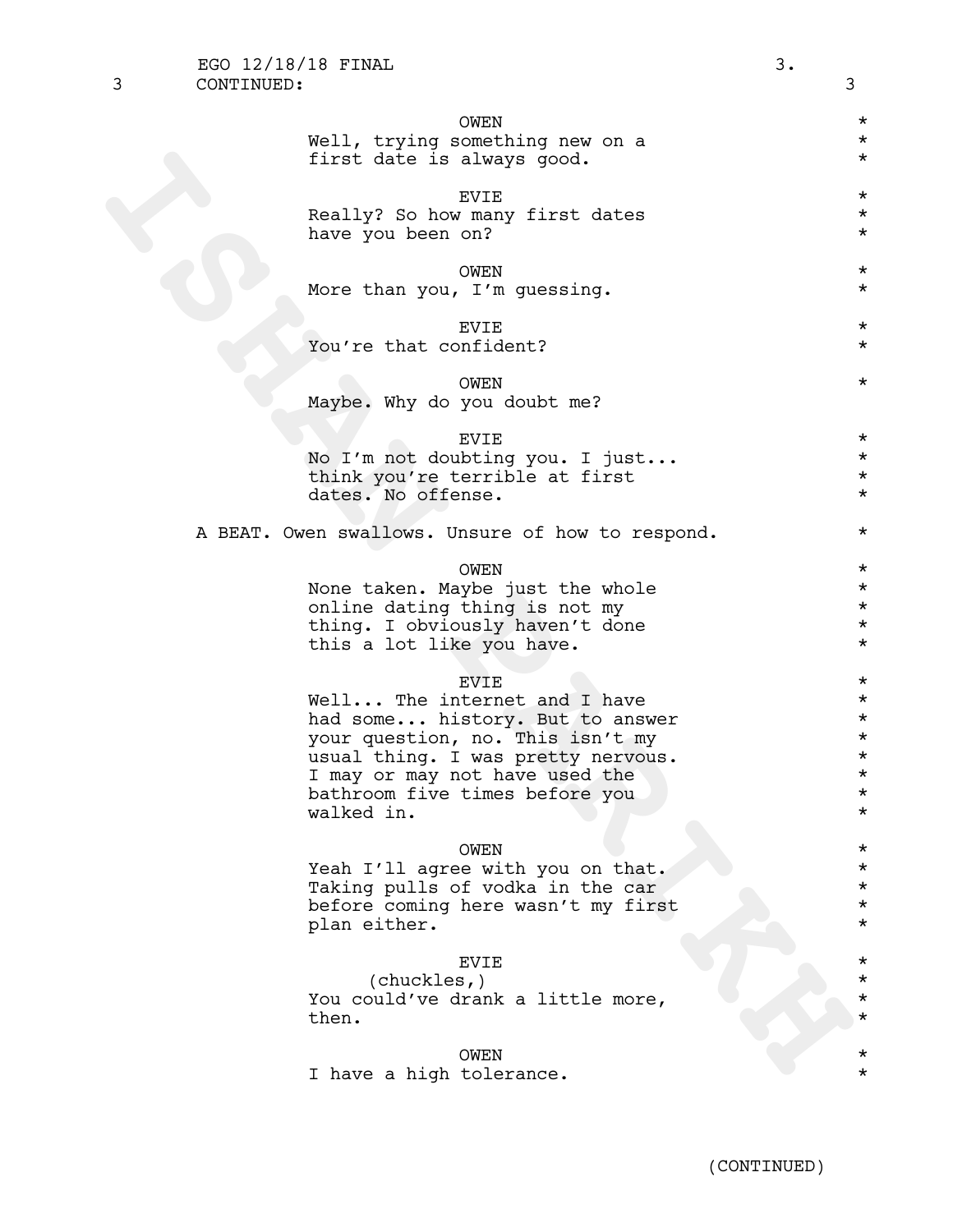3 CONTINUED: 3

OWEN

Well, trying something new on a first date is always good.

EVIE

Really? So how many first dates have you been on?

OWEN

More than you, I'm guessing.

EVIE

You're that confident?

OWEN

Maybe. Why do you doubt me?

EVIE

No I'm not doubting you. I just... think you're terrible at first dates. No offense.

A BEAT. Owen swallows. Unsure of how to respond.

OWEN

None taken. Maybe just the whole online dating thing is not my thing. I obviously haven't done this a lot like you have.

EVIE

Well... The internet and I have had some... history. But to answer your question, no. This isn't my usual thing. I was pretty nervous. I may or may not have used the bathroom five times before you walked in.

OWEN

Yeah I'll agree with you on that. Taking pulls of vodka in the car before coming here wasn't my first plan either.

EVIE

(chuckles,)

You could've drank a little more, then.

OWEN

I have a high tolerance.

(CONTINUED)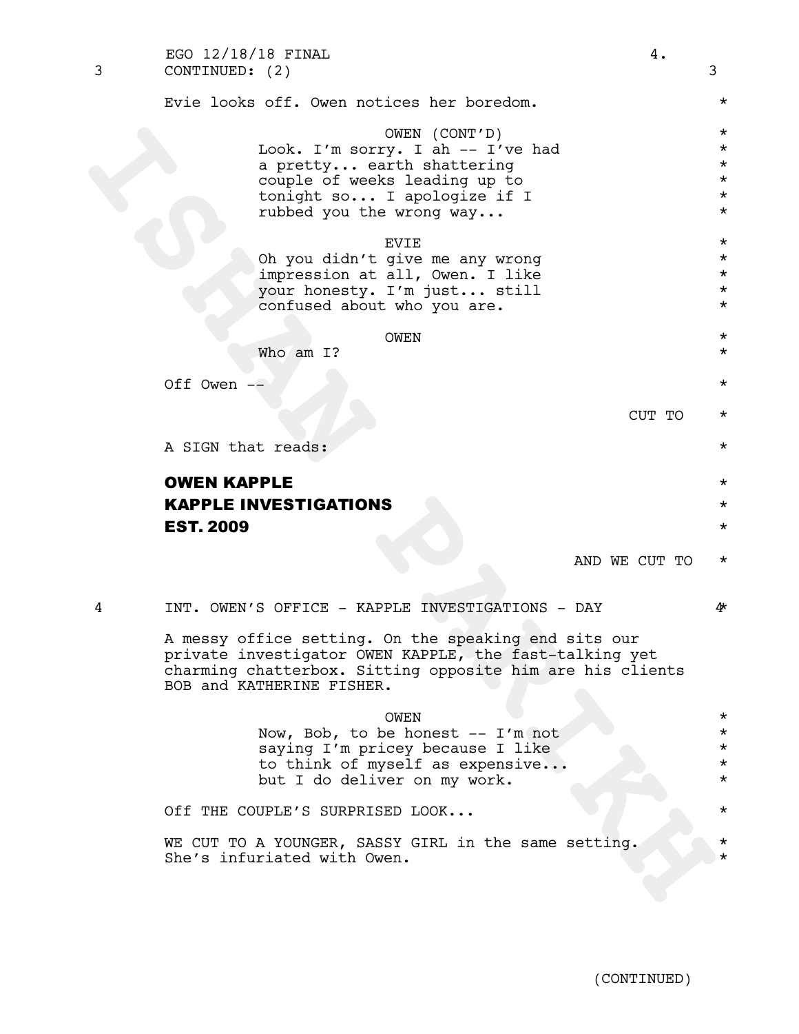3 CONTINUED: (2) 3

Evie looks off. Owen notices her boredom. *

OWEN (CONT'D) *
Look. I'm sorry. I ah -- I've had *
a pretty... earth shattering *
couple of weeks leading up to *
tonight so... I apologize if I *
rubbed you the wrong way... *

EVIE *
Oh you didn't give me any wrong *
impression at all, Owen. I like *
your honesty. I'm just... still *
confused about who you are. *

OWEN *
Who am I? *

Off Owen -- *

CUT TO *

A SIGN that reads: *

**OWEN KAPPLE** *
**KAPPLE INVESTIGATIONS** *
**EST. 2009** *

AND WE CUT TO *

4 INT. OWEN'S OFFICE - KAPPLE INVESTIGATIONS - DAY 4*

A messy office setting. On the speaking end sits our private investigator OWEN KAPPLE, the fast-talking yet charming chatterbox. Sitting opposite him are his clients BOB and KATHERINE FISHER.

OWEN *
Now, Bob, to be honest -- I'm not *
saying I'm pricey because I like *
to think of myself as expensive... *
but I do deliver on my work. *

Off THE COUPLE'S SURPRISED LOOK... *

WE CUT TO A YOUNGER, SASSY GIRL in the same setting. *
She's infuriated with Owen. *

(CONTINUED)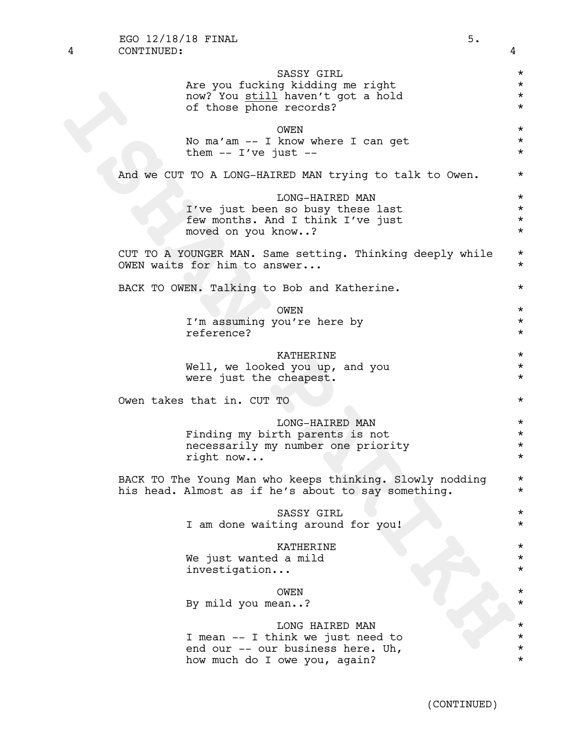SASSY GIRL
Are you fucking kidding me right now? You still haven't got a hold of those phone records?

OWEN
No ma'am -- I know where I can get them -- I've just --

And we CUT TO A LONG-HAIRED MAN trying to talk to Owen.

LONG-HAIRED MAN
I've just been so busy these last few months. And I think I've just moved on you know..?

CUT TO A YOUNGER MAN. Same setting. Thinking deeply while OWEN waits for him to answer...

BACK TO OWEN. Talking to Bob and Katherine.

OWEN
I'm assuming you're here by reference?

KATHERINE
Well, we looked you up, and you were just the cheapest.

Owen takes that in. CUT TO

LONG-HAIRED MAN
Finding my birth parents is not necessarily my number one priority right now...

BACK TO The Young Man who keeps thinking. Slowly nodding his head. Almost as if he's about to say something.

SASSY GIRL
I am done waiting around for you!

KATHERINE
We just wanted a mild investigation...

OWEN
By mild you mean..?

LONG HAIRED MAN
I mean -- I think we just need to end our -- our business here. Uh, how much do I owe you, again?

(CONTINUED)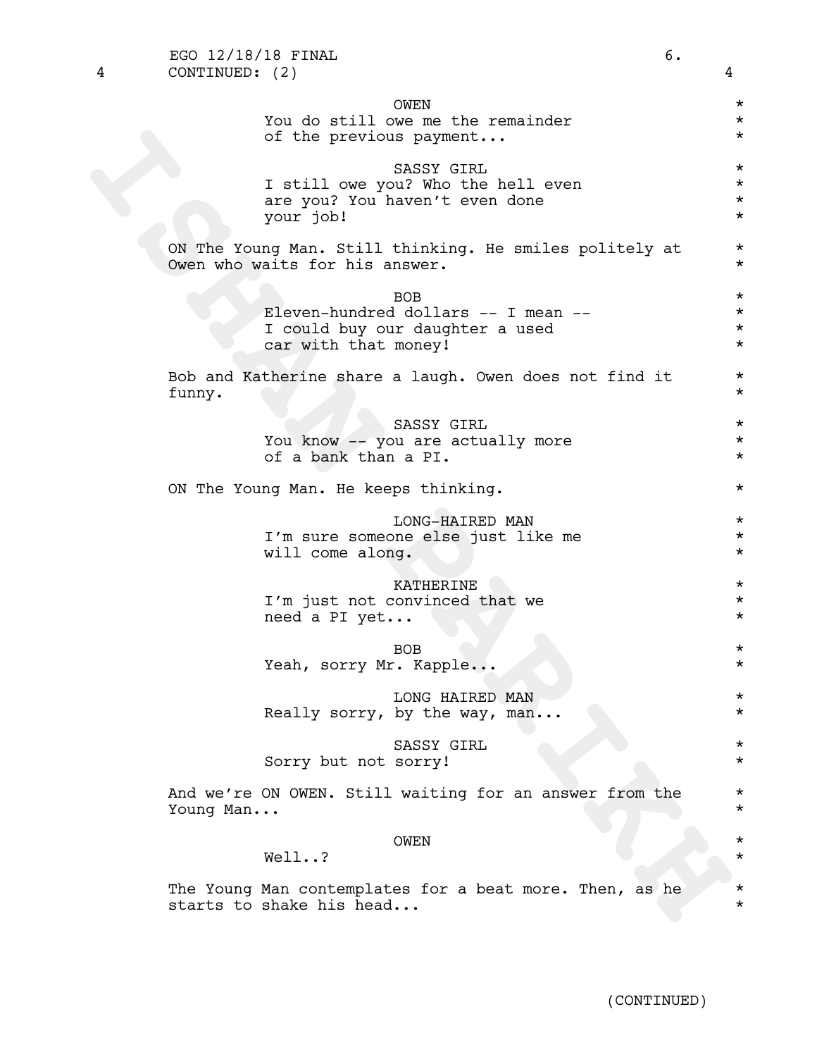4 CONTINUED: (2) 4

OWEN

You do still owe me the remainder of the previous payment...

SASSY GIRL

I still owe you? Who the hell even are you? You haven't even done your job!

ON The Young Man. Still thinking. He smiles politely at Owen who waits for his answer.

BOB

Eleven-hundred dollars -- I mean -- I could buy our daughter a used car with that money!

Bob and Katherine share a laugh. Owen does not find it funny.

SASSY GIRL

You know -- you are actually more of a bank than a PI.

ON The Young Man. He keeps thinking.

LONG-HAIRED MAN

I'm sure someone else just like me will come along.

KATHERINE

I'm just not convinced that we need a PI yet...

BOB

Yeah, sorry Mr. Kapple...

LONG HAIRED MAN

Really sorry, by the way, man...

SASSY GIRL

Sorry but not sorry!

And we're ON OWEN. Still waiting for an answer from the Young Man...

OWEN

Well..?

The Young Man contemplates for a beat more. Then, as he starts to shake his head...

(CONTINUED)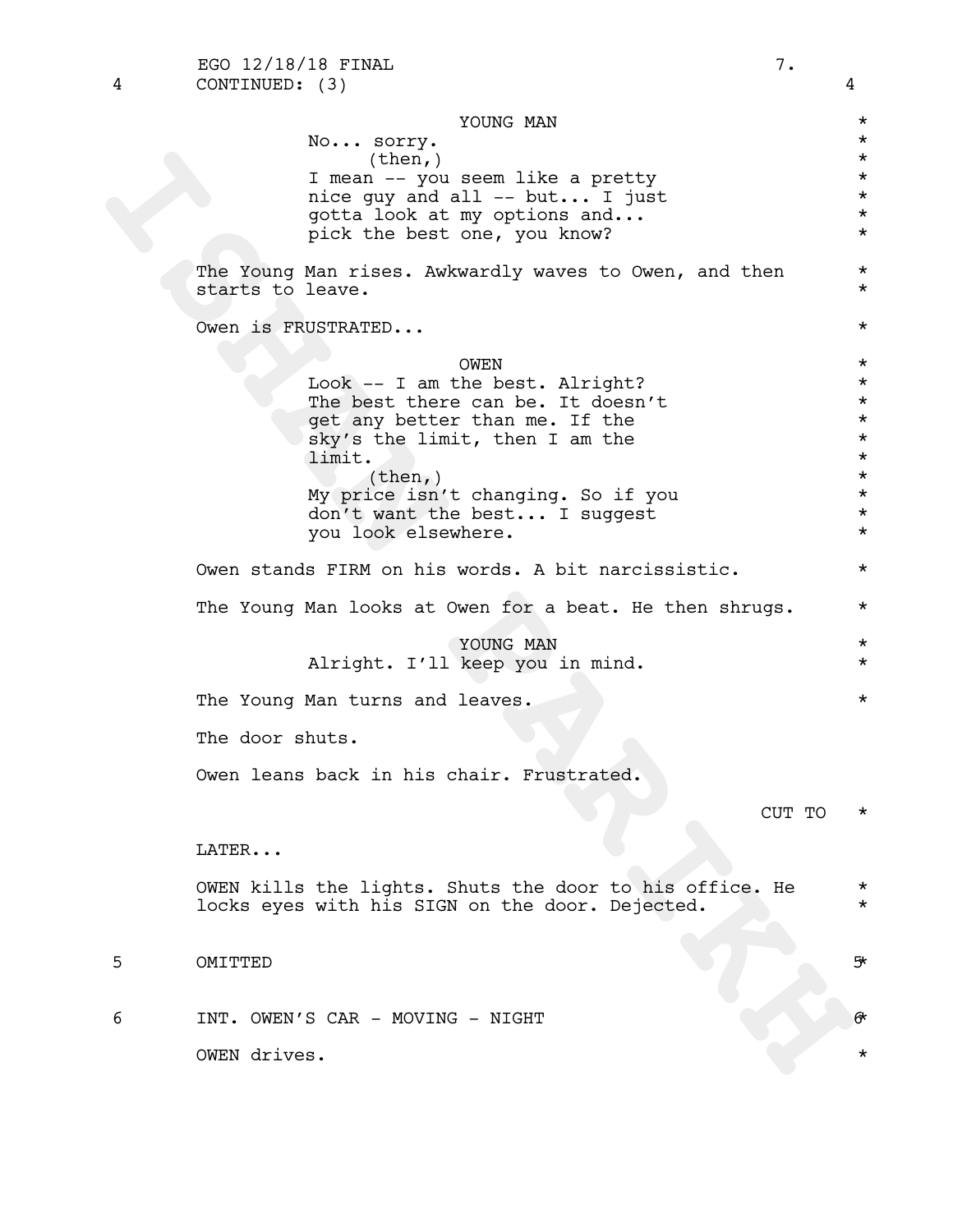4 CONTINUED: (3) 4

YOUNG MAN

No... sorry.

(then,)

I mean -- you seem like a pretty nice guy and all -- but... I just gotta look at my options and... pick the best one, you know?

The Young Man rises. Awkwardly waves to Owen, and then starts to leave.

Owen is FRUSTRATED...

OWEN

Look -- I am the best. Alright? The best there can be. It doesn't get any better than me. If the sky's the limit, then I am the limit.

(then,)

My price isn't changing. So if you don't want the best... I suggest you look elsewhere.

Owen stands FIRM on his words. A bit narcissistic.

The Young Man looks at Owen for a beat. He then shrugs.

YOUNG MAN

Alright. I'll keep you in mind.

The Young Man turns and leaves.

The door shuts.

Owen leans back in his chair. Frustrated.

CUT TO

LATER...

OWEN kills the lights. Shuts the door to his office. He locks eyes with his SIGN on the door. Dejected.

5 OMITTED 5

6 INT. OWEN'S CAR - MOVING - NIGHT 6

OWEN drives.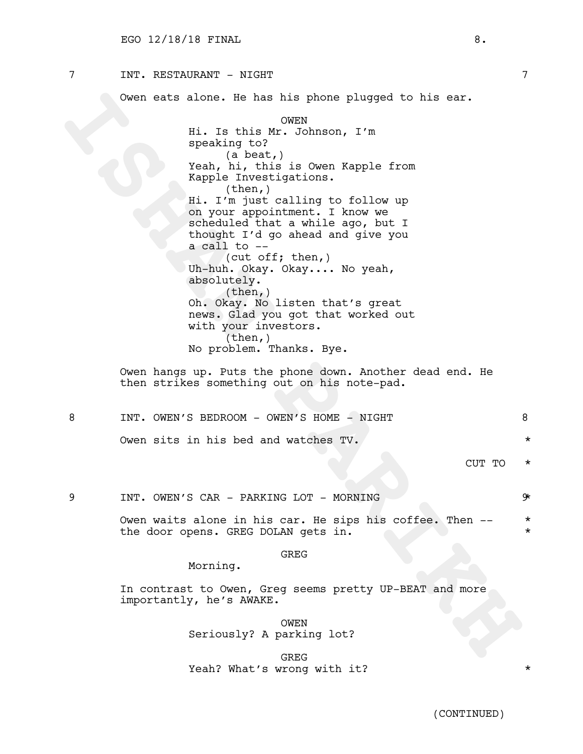7 INT. RESTAURANT - NIGHT 7

Owen eats alone. He has his phone plugged to his ear.

OWEN
Hi. Is this Mr. Johnson, I'm speaking to?
(a beat,)
Yeah, hi, this is Owen Kapple from Kapple Investigations.
(then,)
Hi. I'm just calling to follow up on your appointment. I know we scheduled that a while ago, but I thought I'd go ahead and give you a call to --
(cut off; then,)
Uh-huh. Okay. Okay.... No yeah, absolutely.
(then,)
Oh. Okay. No listen that's great news. Glad you got that worked out with your investors.
(then,)
No problem. Thanks. Bye.

Owen hangs up. Puts the phone down. Another dead end. He then strikes something out on his note-pad.

8 INT. OWEN'S BEDROOM - OWEN'S HOME - NIGHT 8

Owen sits in his bed and watches TV. *

CUT TO *

9 INT. OWEN'S CAR - PARKING LOT - MORNING 9*

Owen waits alone in his car. He sips his coffee. Then -- *
the door opens. GREG DOLAN gets in. *

GREG
Morning.

In contrast to Owen, Greg seems pretty UP-BEAT and more importantly, he's AWAKE.

OWEN
Seriously? A parking lot?

GREG
Yeah? What's wrong with it? *

(CONTINUED)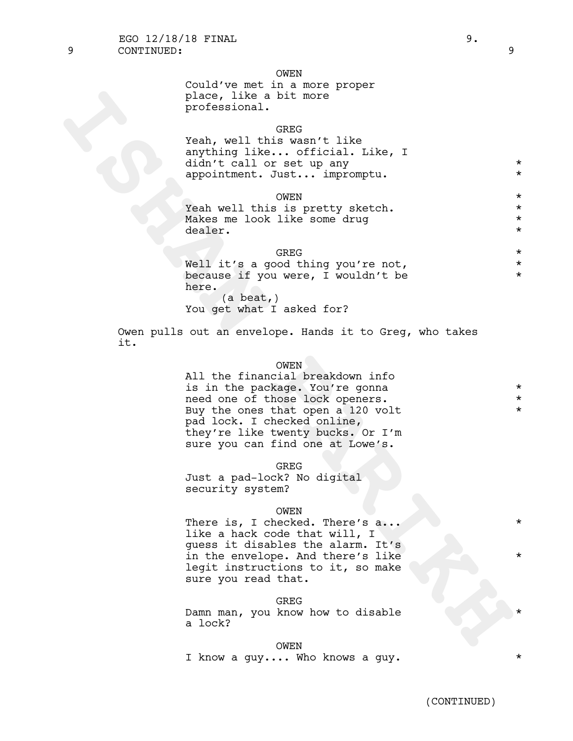9 CONTINUED: 9

OWEN
Could've met in a more proper place, like a bit more professional.

GREG
Yeah, well this wasn't like anything like... official. Like, I didn't call or set up any appointment. Just... impromptu. *

OWEN
Yeah well this is pretty sketch. Makes me look like some drug dealer. *

GREG
Well it's a good thing you're not, because if you were, I wouldn't be here. *
(a beat,)
You get what I asked for?

Owen pulls out an envelope. Hands it to Greg, who takes it.

OWEN
All the financial breakdown info is in the package. You're gonna need one of those lock openers. Buy the ones that open a 120 volt pad lock. I checked online, they're like twenty bucks. Or I'm sure you can find one at Lowe's. *

GREG
Just a pad-lock? No digital security system?

OWEN
There is, I checked. There's a... like a hack code that will, I guess it disables the alarm. It's in the envelope. And there's like legit instructions to it, so make sure you read that. *

GREG
Damn man, you know how to disable a lock? *

OWEN
I know a guy.... Who knows a guy. *

(CONTINUED)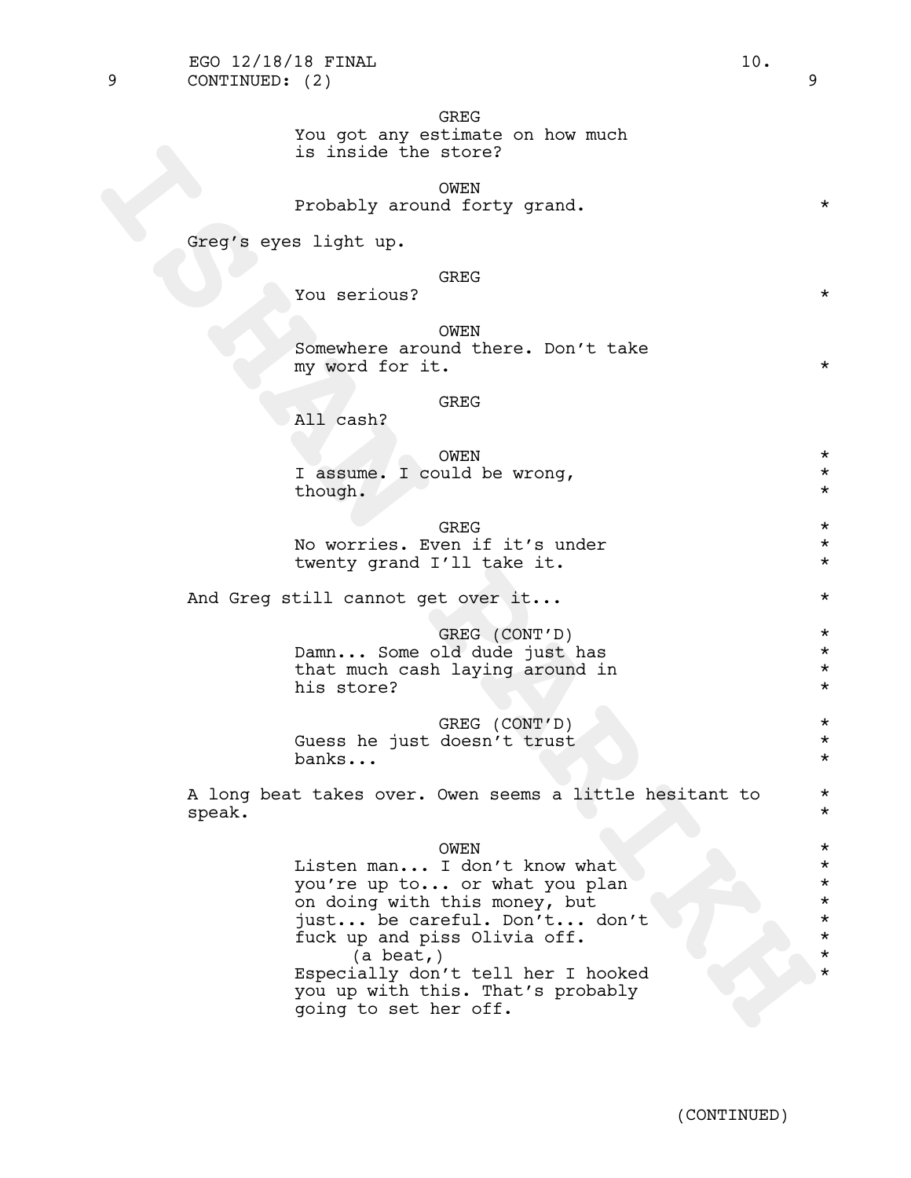9 CONTINUED: (2) 9

GREG
You got any estimate on how much is inside the store?

OWEN
Probably around forty grand. *

Greg's eyes light up.

GREG
You serious? *

OWEN
Somewhere around there. Don't take my word for it. *

GREG
All cash?

OWEN *
I assume. I could be wrong, though. *

GREG *
No worries. Even if it's under twenty grand I'll take it. *

And Greg still cannot get over it... *

GREG (CONT'D) *
Damn... Some old dude just has that much cash laying around in his store? *

GREG (CONT'D) *
Guess he just doesn't trust banks... *

A long beat takes over. Owen seems a little hesitant to speak. *

OWEN *
Listen man... I don't know what you're up to... or what you plan on doing with this money, but just... be careful. Don't... don't fuck up and piss Olivia off. *
(a beat,) *
Especially don't tell her I hooked you up with this. That's probably going to set her off. *

(CONTINUED)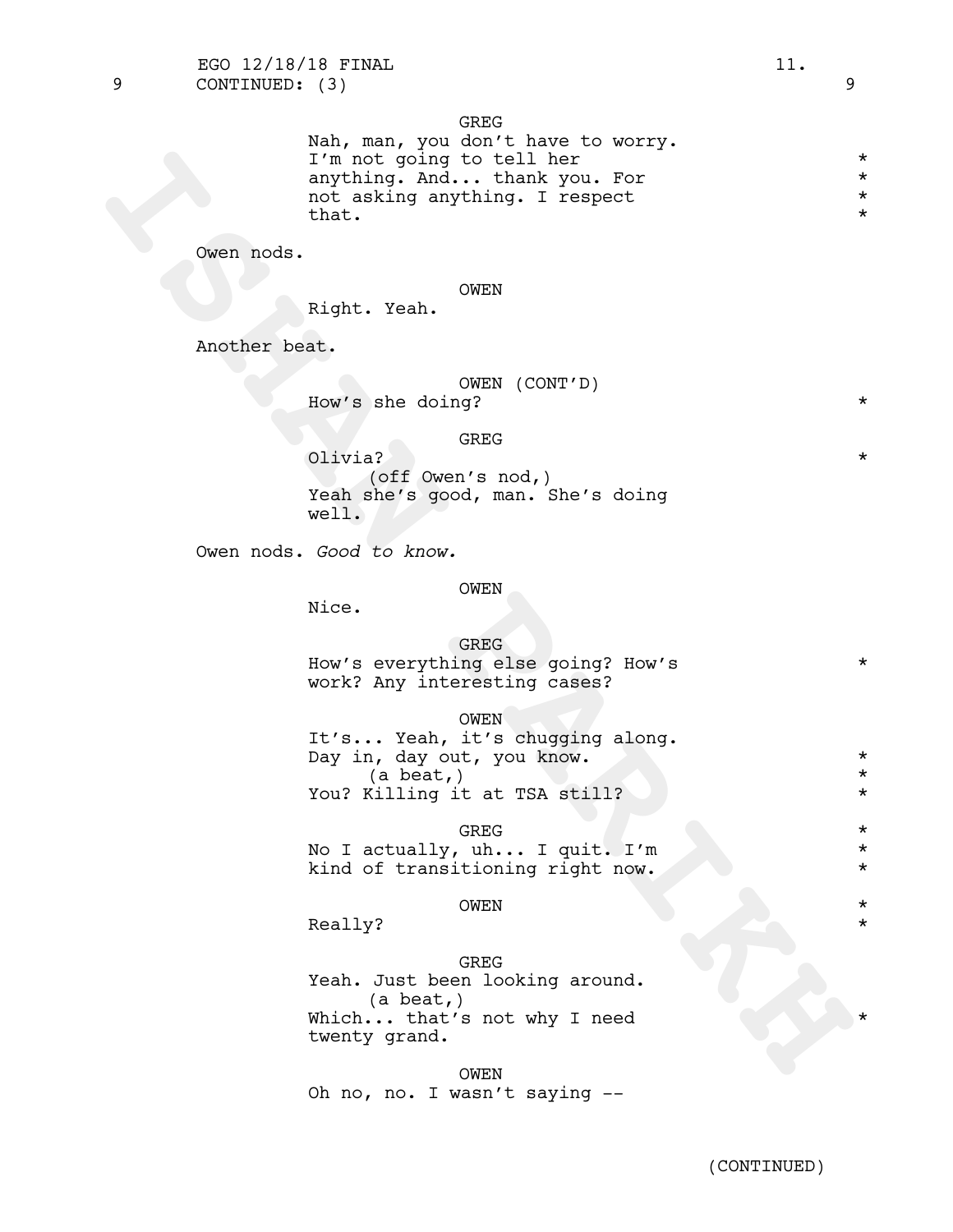9 CONTINUED: (3) 9

GREG
Nah, man, you don't have to worry. I'm not going to tell her anything. And... thank you. For not asking anything. I respect that. *

Owen nods.

OWEN
Right. Yeah.

Another beat.

OWEN (CONT'D)
How's she doing? *

GREG
Olivia? *
(off Owen's nod,)
Yeah she's good, man. She's doing well.

Owen nods. *Good to know.*

OWEN
Nice.

GREG
How's everything else going? How's work? Any interesting cases? *

OWEN
It's... Yeah, it's chugging along. Day in, day out, you know. *
(a beat,) *
You? Killing it at TSA still? *

GREG *
No I actually, uh... I quit. I'm kind of transitioning right now. *

OWEN *
Really? *

GREG
Yeah. Just been looking around.
(a beat,)
Which... that's not why I need twenty grand. *

OWEN
Oh no, no. I wasn't saying --

(CONTINUED)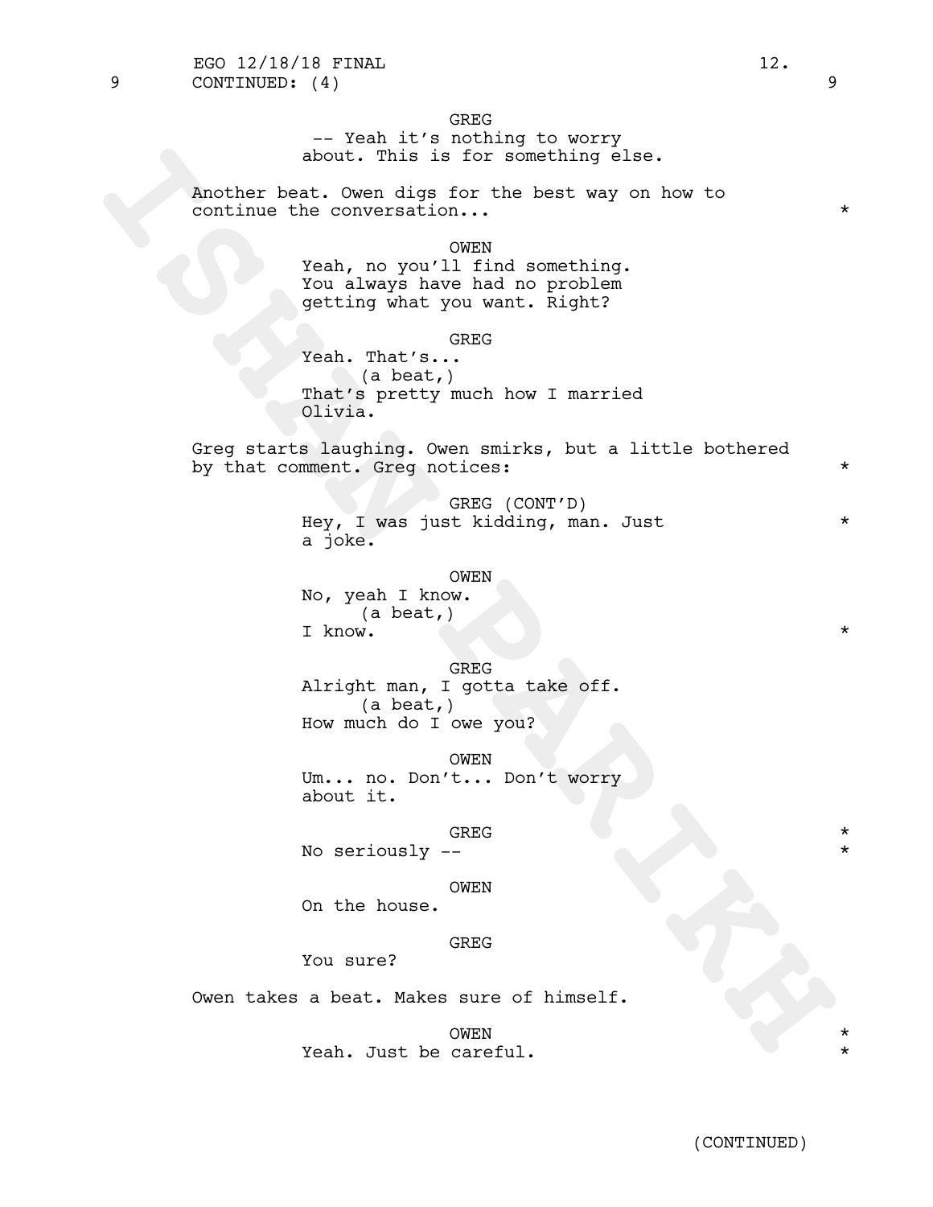GREG

-- Yeah it's nothing to worry about. This is for something else.

Another beat. Owen digs for the best way on how to continue the conversation... *

OWEN

Yeah, no you'll find something. You always have had no problem getting what you want. Right?

GREG

Yeah. That's...

(a beat,)

That's pretty much how I married Olivia.

Greg starts laughing. Owen smirks, but a little bothered by that comment. Greg notices: *

GREG (CONT'D)

Hey, I was just kidding, man. Just a joke. *

OWEN

No, yeah I know.

(a beat,)

I know. *

GREG

Alright man, I gotta take off.

(a beat,)

How much do I owe you?

OWEN

Um... no. Don't... Don't worry about it.

GREG *

No seriously -- *

OWEN

On the house.

GREG

You sure?

Owen takes a beat. Makes sure of himself.

OWEN *

Yeah. Just be careful. *

(CONTINUED)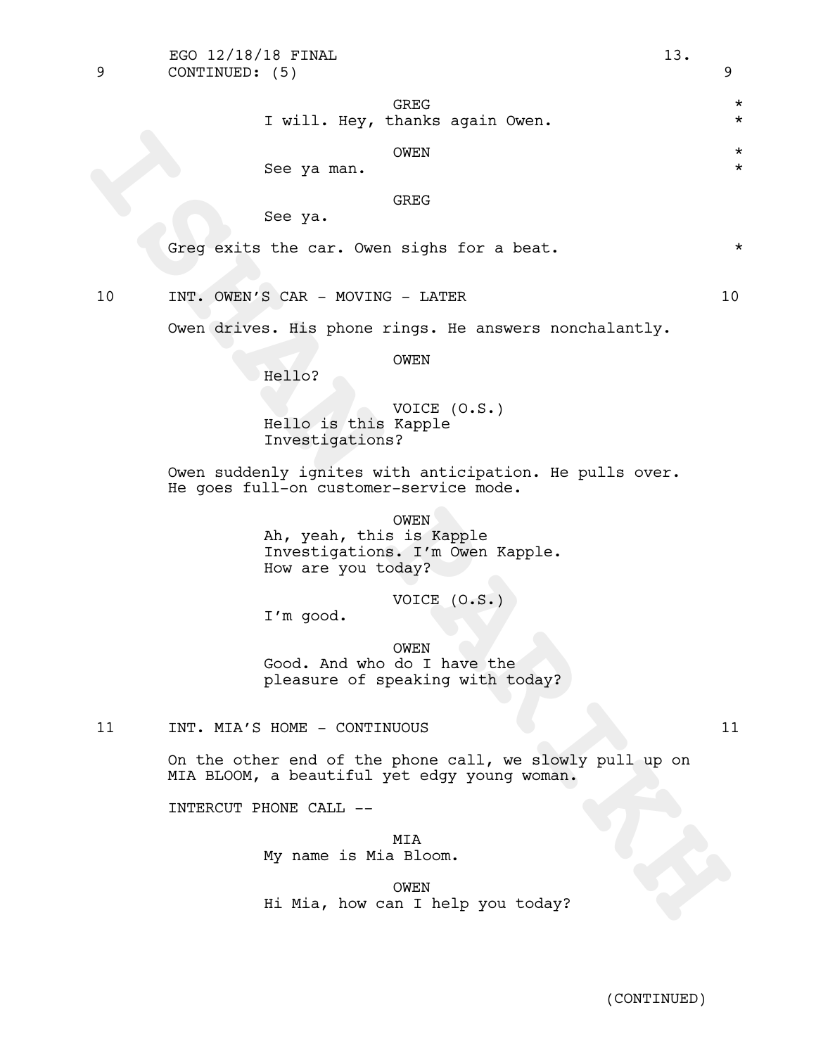9 CONTINUED: (5) 9

GREG
I will. Hey, thanks again Owen. *

OWEN
See ya man. *

GREG
See ya.

Greg exits the car. Owen sighs for a beat. *

10 INT. OWEN'S CAR - MOVING - LATER 10

Owen drives. His phone rings. He answers nonchalantly.

OWEN
Hello?

VOICE (O.S.)
Hello is this Kapple Investigations?

Owen suddenly ignites with anticipation. He pulls over. He goes full-on customer-service mode.

OWEN
Ah, yeah, this is Kapple Investigations. I'm Owen Kapple. How are you today?

VOICE (O.S.)
I'm good.

OWEN
Good. And who do I have the pleasure of speaking with today?

11 INT. MIA'S HOME - CONTINUOUS 11

On the other end of the phone call, we slowly pull up on MIA BLOOM, a beautiful yet edgy young woman.

INTERCUT PHONE CALL --

MIA
My name is Mia Bloom.

OWEN
Hi Mia, how can I help you today?

(CONTINUED)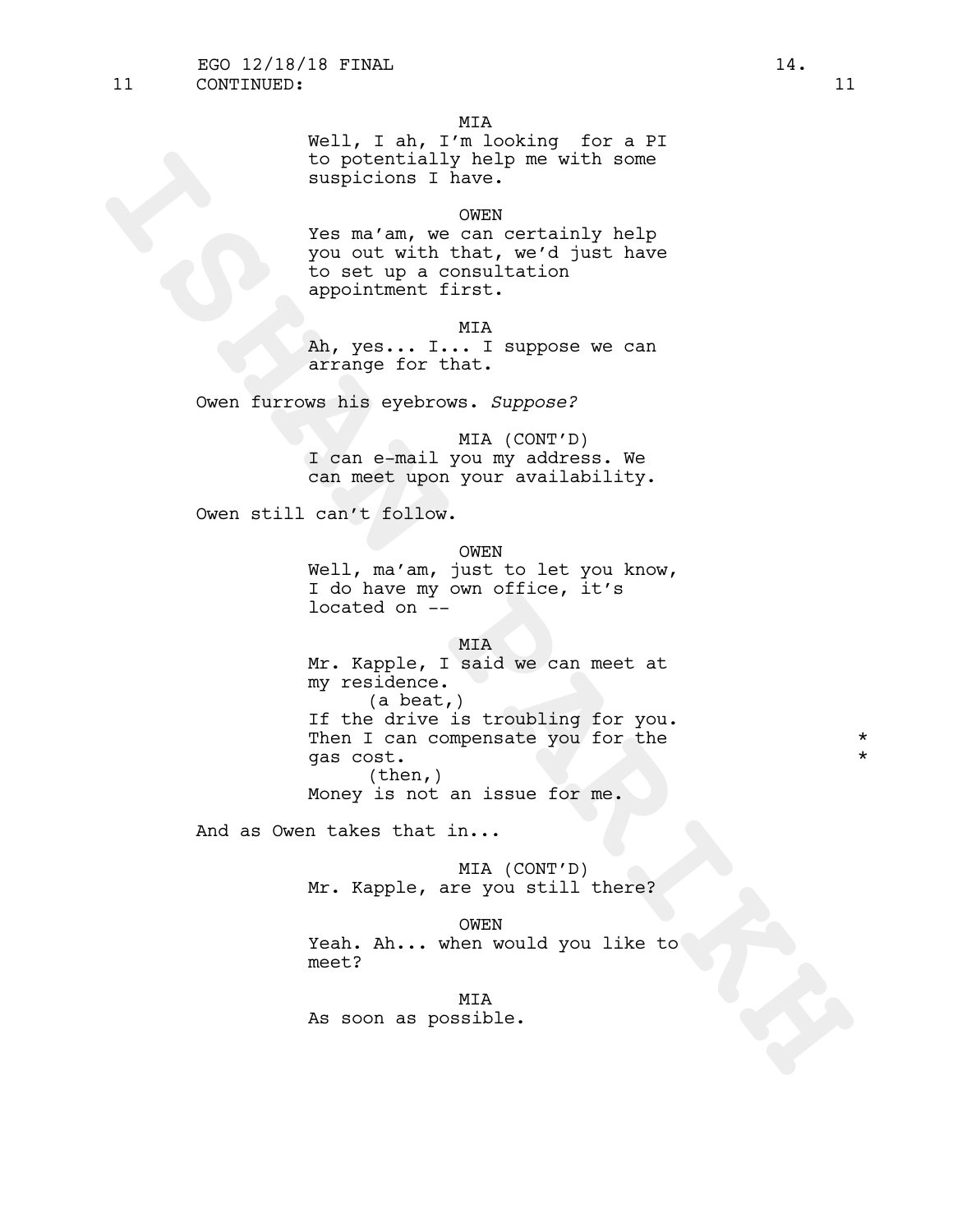11 CONTINUED: 11

MIA
Well, I ah, I'm looking for a PI to potentially help me with some suspicions I have.

OWEN
Yes ma'am, we can certainly help you out with that, we'd just have to set up a consultation appointment first.

MIA
Ah, yes... I... I suppose we can arrange for that.

Owen furrows his eyebrows. *Suppose?*

MIA (CONT'D)
I can e-mail you my address. We can meet upon your availability.

Owen still can't follow.

OWEN
Well, ma'am, just to let you know, I do have my own office, it's located on --

MIA
Mr. Kapple, I said we can meet at my residence.
(a beat,)
If the drive is troubling for you. Then I can compensate you for the gas cost. * *
(then,)
Money is not an issue for me.

And as Owen takes that in...

MIA (CONT'D)
Mr. Kapple, are you still there?

OWEN
Yeah. Ah... when would you like to meet?

MIA
As soon as possible.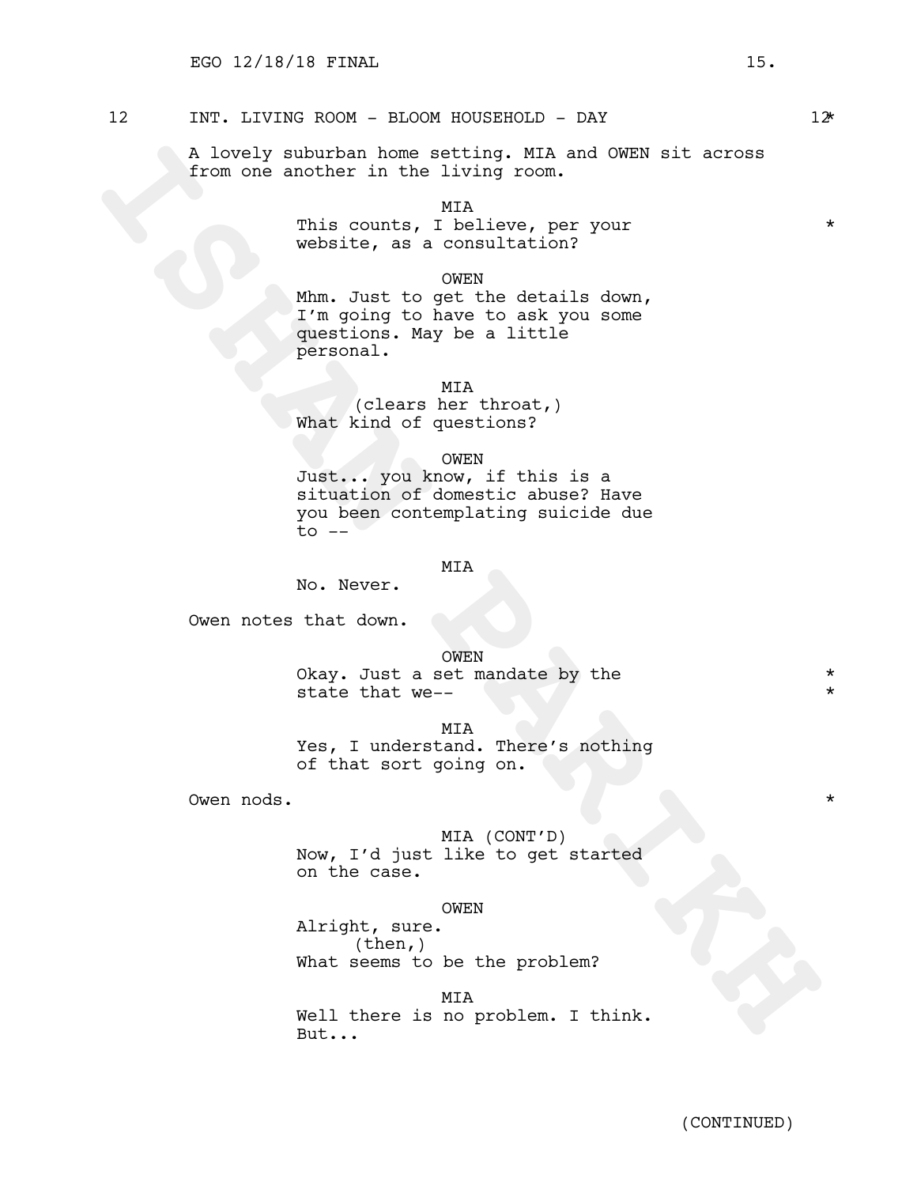12 INT. LIVING ROOM - BLOOM HOUSEHOLD - DAY 12*

A lovely suburban home setting. MIA and OWEN sit across from one another in the living room.

MIA
This counts, I believe, per your website, as a consultation? *

OWEN
Mhm. Just to get the details down, I'm going to have to ask you some questions. May be a little personal.

MIA
(clears her throat,)
What kind of questions?

OWEN
Just... you know, if this is a situation of domestic abuse? Have you been contemplating suicide due to --

MIA
No. Never.

Owen notes that down.

OWEN
Okay. Just a set mandate by the state that we-- *

MIA
Yes, I understand. There's nothing of that sort going on.

Owen nods. *

MIA (CONT'D)
Now, I'd just like to get started on the case.

OWEN
Alright, sure.
(then,)
What seems to be the problem?

MIA
Well there is no problem. I think. But...

(CONTINUED)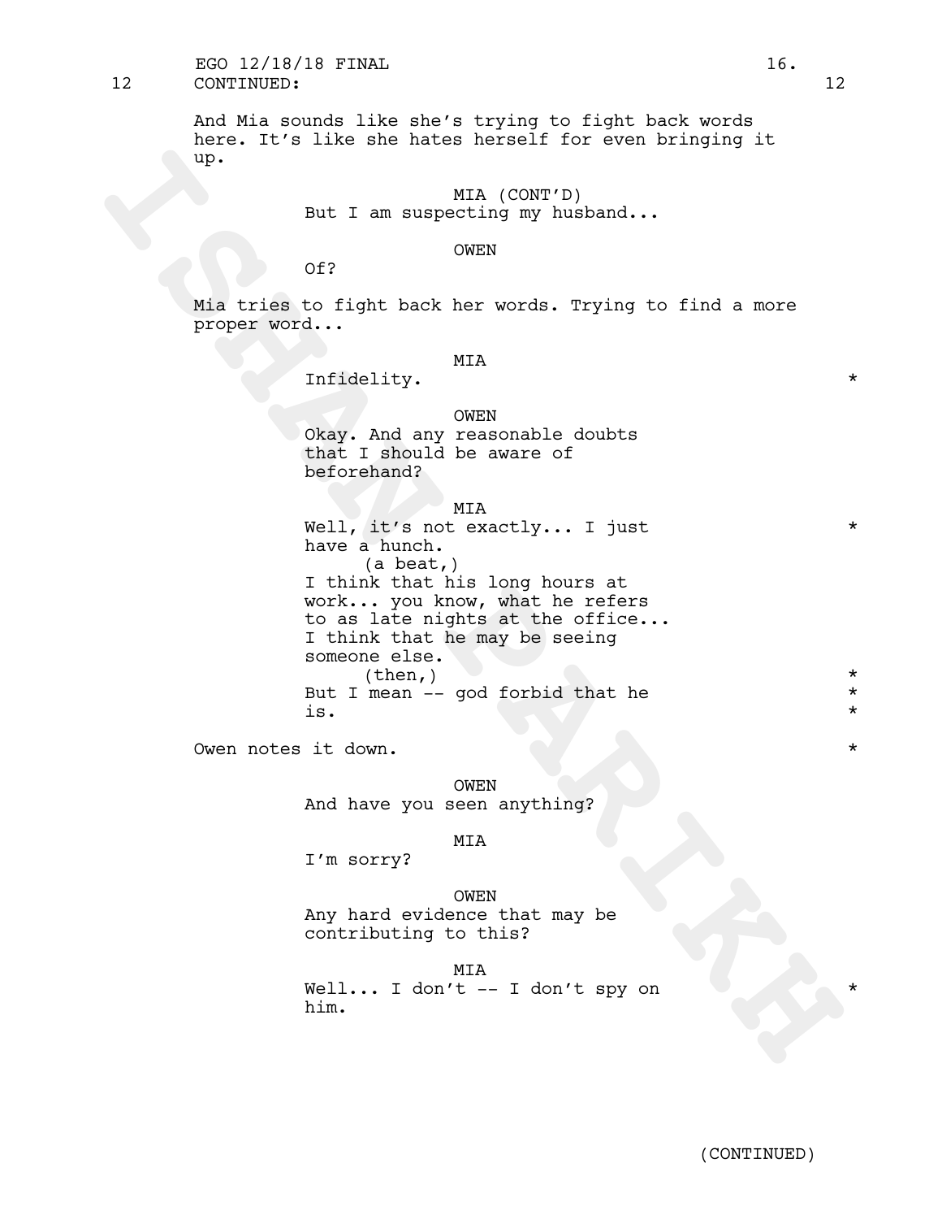And Mia sounds like she's trying to fight back words here. It's like she hates herself for even bringing it up.

MIA (CONT'D)
But I am suspecting my husband...

OWEN
Of?

Mia tries to fight back her words. Trying to find a more proper word...

MIA
Infidelity. *

OWEN
Okay. And any reasonable doubts that I should be aware of beforehand?

MIA
Well, it's not exactly... I just have a hunch. *
(a beat,)
I think that his long hours at work... you know, what he refers to as late nights at the office... I think that he may be seeing someone else.
(then,) *
But I mean -- god forbid that he is. *

Owen notes it down. *

OWEN
And have you seen anything?

MIA
I'm sorry?

OWEN
Any hard evidence that may be contributing to this?

MIA
Well... I don't -- I don't spy on him. *

(CONTINUED)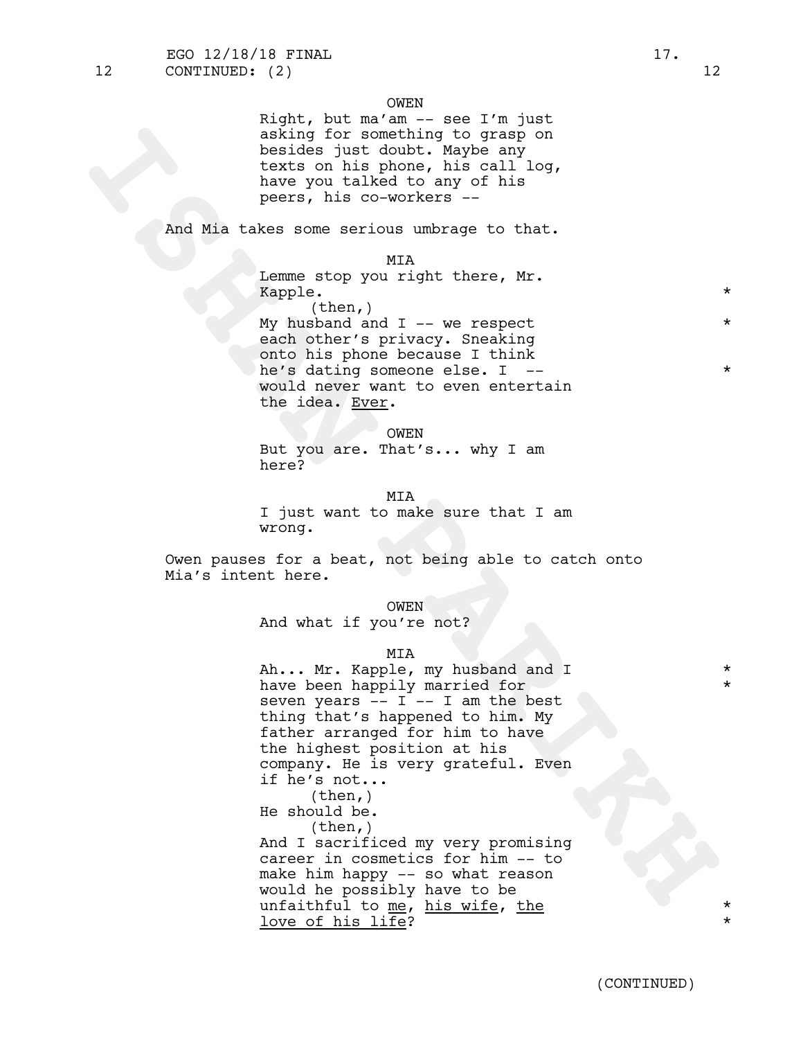OWEN
Right, but ma'am -- see I'm just asking for something to grasp on besides just doubt. Maybe any texts on his phone, his call log, have you talked to any of his peers, his co-workers --

And Mia takes some serious umbrage to that.

MIA
Lemme stop you right there, Mr. Kapple. *
(then,)
My husband and I -- we respect each other's privacy. Sneaking onto his phone because I think he's dating someone else. I -- would never want to even entertain the idea. Ever. *

OWEN
But you are. That's... why I am here?

MIA
I just want to make sure that I am wrong.

Owen pauses for a beat, not being able to catch onto Mia's intent here.

OWEN
And what if you're not?

MIA
Ah... Mr. Kapple, my husband and I have been happily married for seven years -- I -- I am the best thing that's happened to him. My father arranged for him to have the highest position at his company. He is very grateful. Even if he's not... *
(then,)
He should be.
(then,)
And I sacrificed my very promising career in cosmetics for him -- to make him happy -- so what reason would he possibly have to be unfaithful to me, his wife, the love of his life? *

(CONTINUED)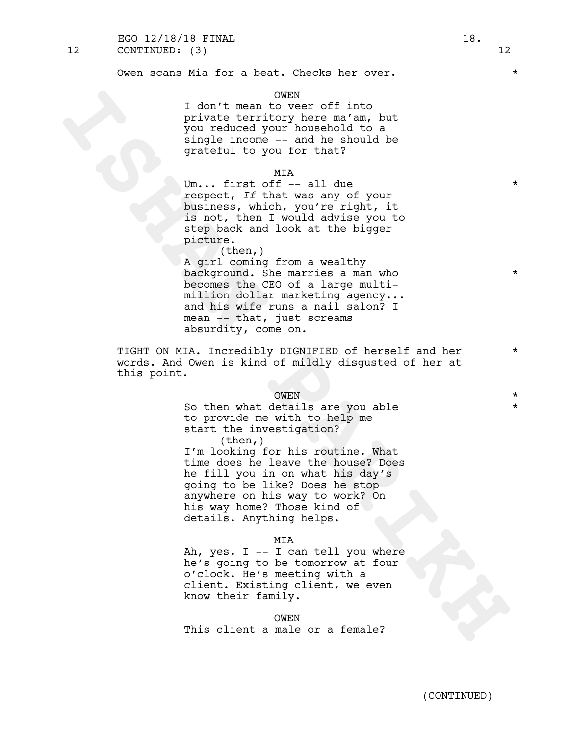12 CONTINUED: (3) 12

Owen scans Mia for a beat. Checks her over. *

OWEN
I don't mean to veer off into private territory here ma'am, but you reduced your household to a single income -- and he should be grateful to you for that?

MIA
Um... first off -- all due respect, *If* that was any of your business, which, you're right, it is not, then I would advise you to step back and look at the bigger picture. *
(then,)
A girl coming from a wealthy background. She marries a man who becomes the CEO of a large multi-million dollar marketing agency... and his wife runs a nail salon? I mean -- that, just screams absurdity, come on. *

TIGHT ON MIA. Incredibly DIGNIFIED of herself and her words. And Owen is kind of mildly disgusted of her at this point. *

OWEN *
So then what details are you able to provide me with to help me start the investigation? *
(then,)
I'm looking for his routine. What time does he leave the house? Does he fill you in on what his day's going to be like? Does he stop anywhere on his way to work? On his way home? Those kind of details. Anything helps.

MIA
Ah, yes. I -- I can tell you where he's going to be tomorrow at four o'clock. He's meeting with a client. Existing client, we even know their family.

OWEN
This client a male or a female?

(CONTINUED)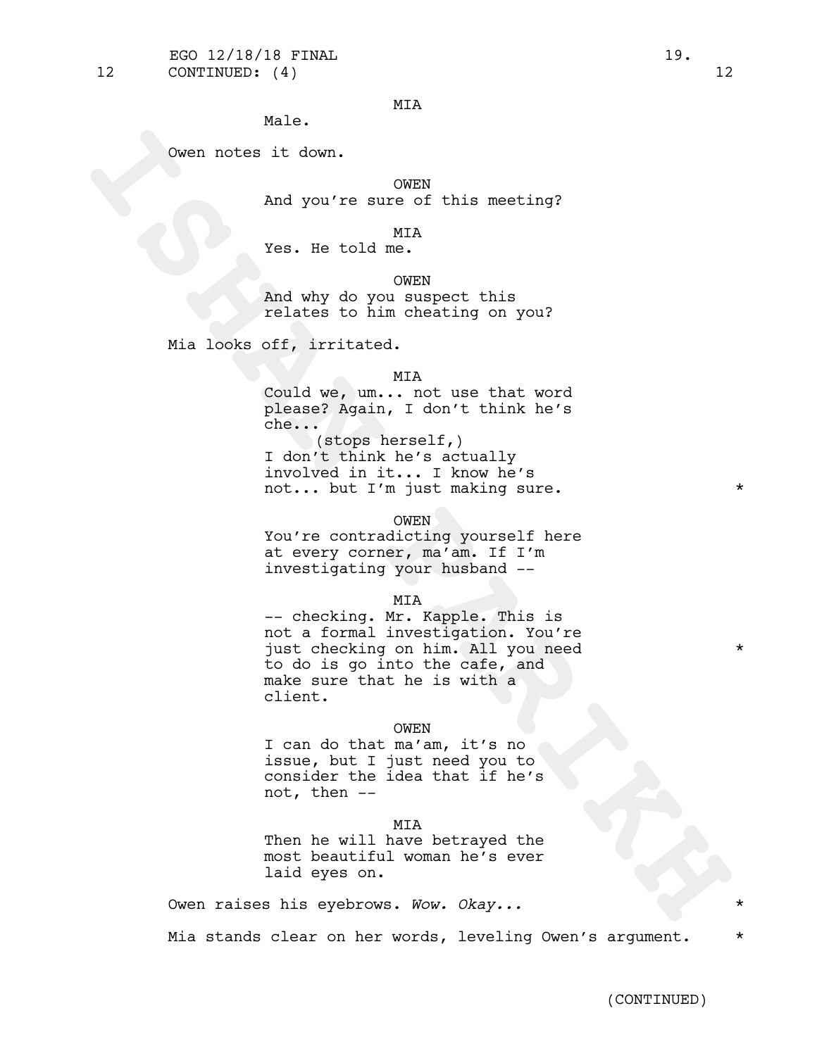MIA

Male.

Owen notes it down.

OWEN

And you're sure of this meeting?

MIA

Yes. He told me.

OWEN

And why do you suspect this relates to him cheating on you?

Mia looks off, irritated.

MIA

Could we, um... not use that word please? Again, I don't think he's che...

(stops herself,)

I don't think he's actually involved in it... I know he's not... but I'm just making sure. *

OWEN

You're contradicting yourself here at every corner, ma'am. If I'm investigating your husband --

MIA

-- checking. Mr. Kapple. This is not a formal investigation. You're just checking on him. All you need to do is go into the cafe, and make sure that he is with a client. *

OWEN

I can do that ma'am, it's no issue, but I just need you to consider the idea that if he's not, then --

MIA

Then he will have betrayed the most beautiful woman he's ever laid eyes on.

Owen raises his eyebrows. *Wow. Okay...* *

Mia stands clear on her words, leveling Owen's argument. *

(CONTINUED)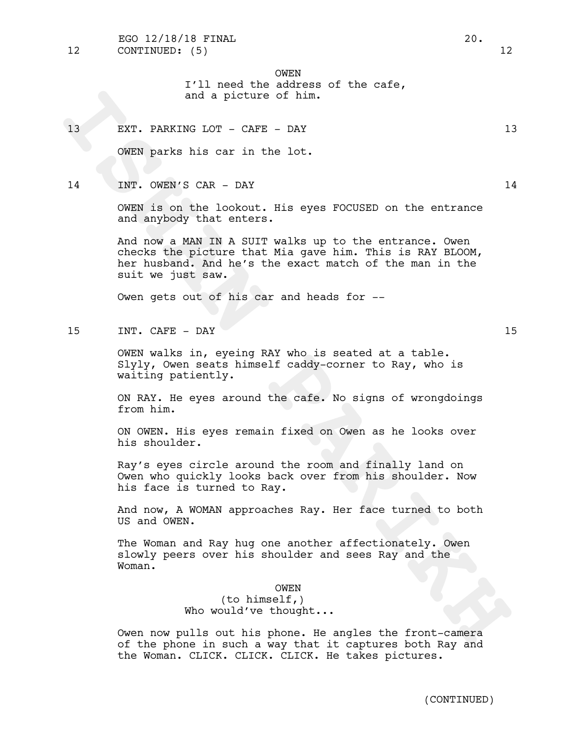12 CONTINUED: (5) 12

OWEN
I'll need the address of the cafe, and a picture of him.

13 EXT. PARKING LOT - CAFE - DAY 13

OWEN parks his car in the lot.

14 INT. OWEN'S CAR - DAY 14

OWEN is on the lookout. His eyes FOCUSED on the entrance and anybody that enters.

And now a MAN IN A SUIT walks up to the entrance. Owen checks the picture that Mia gave him. This is RAY BLOOM, her husband. And he's the exact match of the man in the suit we just saw.

Owen gets out of his car and heads for --

15 INT. CAFE - DAY 15

OWEN walks in, eyeing RAY who is seated at a table. Slyly, Owen seats himself caddy-corner to Ray, who is waiting patiently.

ON RAY. He eyes around the cafe. No signs of wrongdoings from him.

ON OWEN. His eyes remain fixed on Owen as he looks over his shoulder.

Ray's eyes circle around the room and finally land on Owen who quickly looks back over from his shoulder. Now his face is turned to Ray.

And now, A WOMAN approaches Ray. Her face turned to both US and OWEN.

The Woman and Ray hug one another affectionately. Owen slowly peers over his shoulder and sees Ray and the Woman.

OWEN
(to himself,)
Who would've thought...

Owen now pulls out his phone. He angles the front-camera of the phone in such a way that it captures both Ray and the Woman. CLICK. CLICK. CLICK. He takes pictures.

(CONTINUED)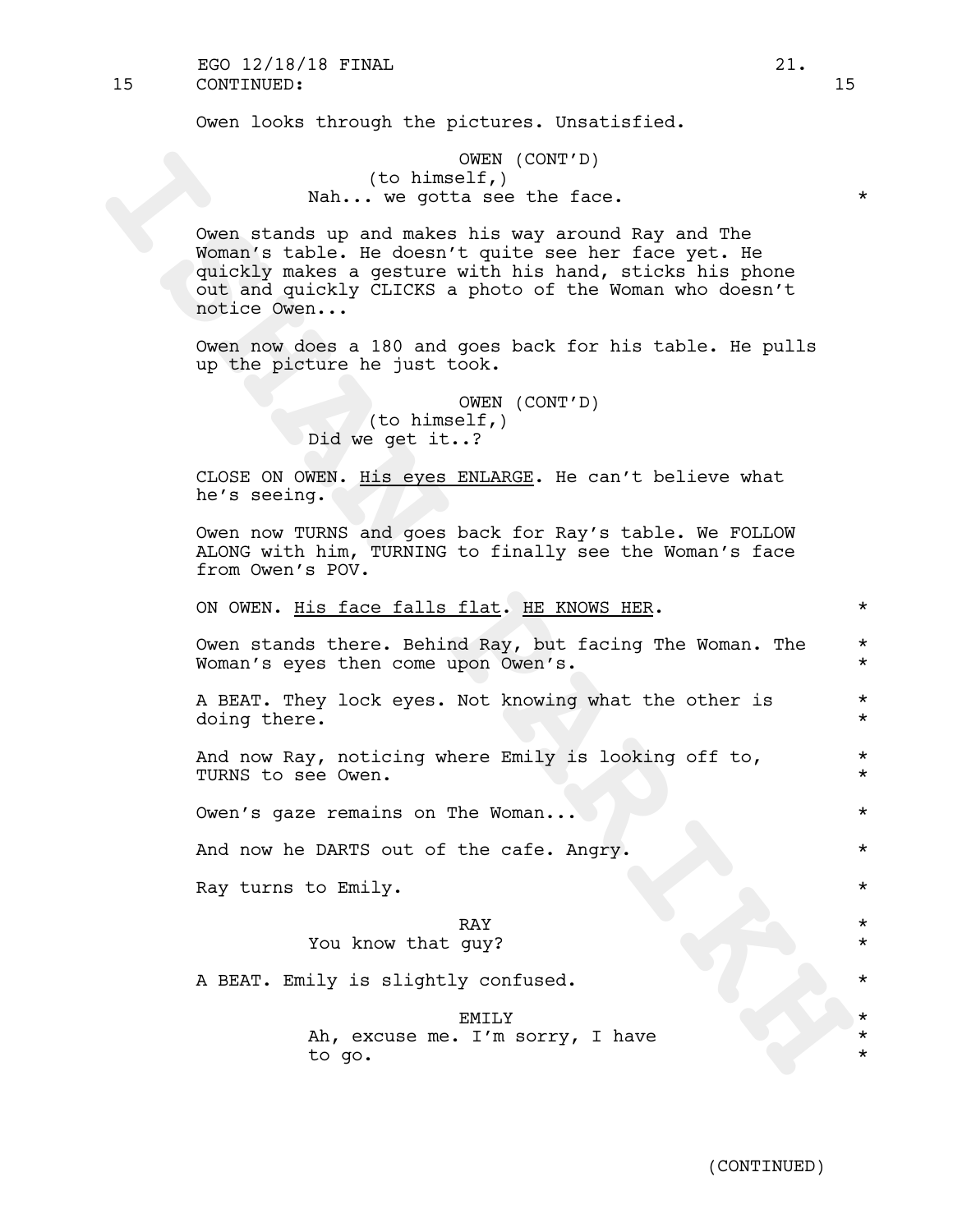15 CONTINUED: 15

Owen looks through the pictures. Unsatisfied.

OWEN (CONT'D)
(to himself,)
Nah... we gotta see the face. *

Owen stands up and makes his way around Ray and The Woman's table. He doesn't quite see her face yet. He quickly makes a gesture with his hand, sticks his phone out and quickly CLICKS a photo of the Woman who doesn't notice Owen...

Owen now does a 180 and goes back for his table. He pulls up the picture he just took.

OWEN (CONT'D)
(to himself,)
Did we get it..?

CLOSE ON OWEN. His eyes ENLARGE. He can't believe what he's seeing.

Owen now TURNS and goes back for Ray's table. We FOLLOW ALONG with him, TURNING to finally see the Woman's face from Owen's POV.

ON OWEN. His face falls flat. HE KNOWS HER. *

Owen stands there. Behind Ray, but facing The Woman. The Woman's eyes then come upon Owen's. *

A BEAT. They lock eyes. Not knowing what the other is doing there. *

And now Ray, noticing where Emily is looking off to, TURNS to see Owen. *

Owen's gaze remains on The Woman... *

And now he DARTS out of the cafe. Angry. *

Ray turns to Emily. *

RAY
You know that guy? *

A BEAT. Emily is slightly confused. *

EMILY
Ah, excuse me. I'm sorry, I have to go. *

(CONTINUED)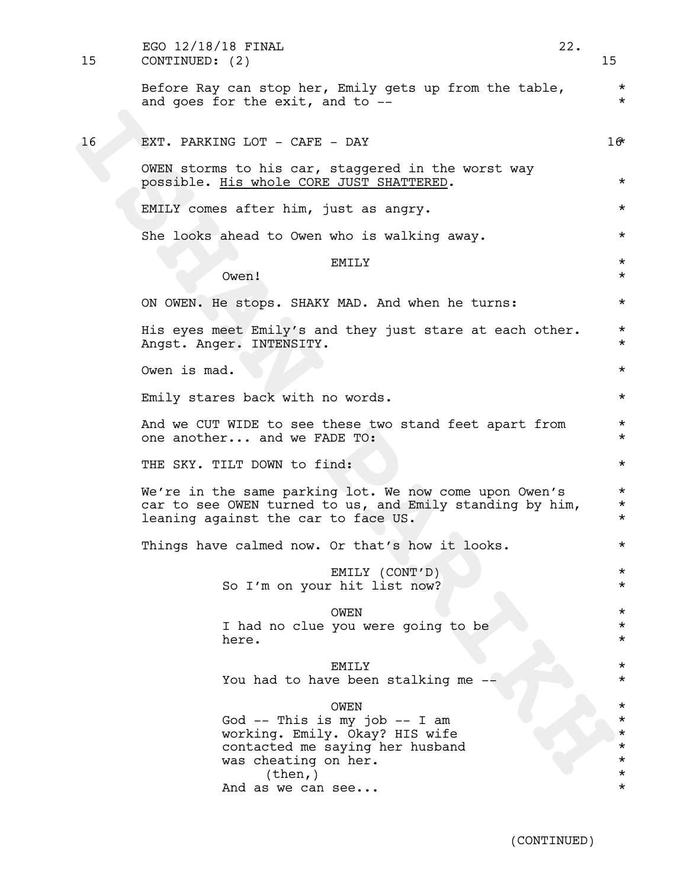15 CONTINUED: (2) 15

Before Ray can stop her, Emily gets up from the table, and goes for the exit, and to --

16 EXT. PARKING LOT - CAFE - DAY 16

OWEN storms to his car, staggered in the worst way possible. <u>His whole CORE JUST SHATTERED</u>.

EMILY comes after him, just as angry.

She looks ahead to Owen who is walking away.

EMILY
Owen!

ON OWEN. He stops. SHAKY MAD. And when he turns:

His eyes meet Emily's and they just stare at each other. Angst. Anger. INTENSITY.

Owen is mad.

Emily stares back with no words.

And we CUT WIDE to see these two stand feet apart from one another... and we FADE TO:

THE SKY. TILT DOWN to find:

We're in the same parking lot. We now come upon Owen's car to see OWEN turned to us, and Emily standing by him, leaning against the car to face US.

Things have calmed now. Or that's how it looks.

EMILY (CONT'D)
So I'm on your hit list now?

OWEN
I had no clue you were going to be here.

EMILY
You had to have been stalking me --

OWEN
God -- This is my job -- I am working. Emily. Okay? HIS wife contacted me saying her husband was cheating on her.
(then,)
And as we can see...

(CONTINUED)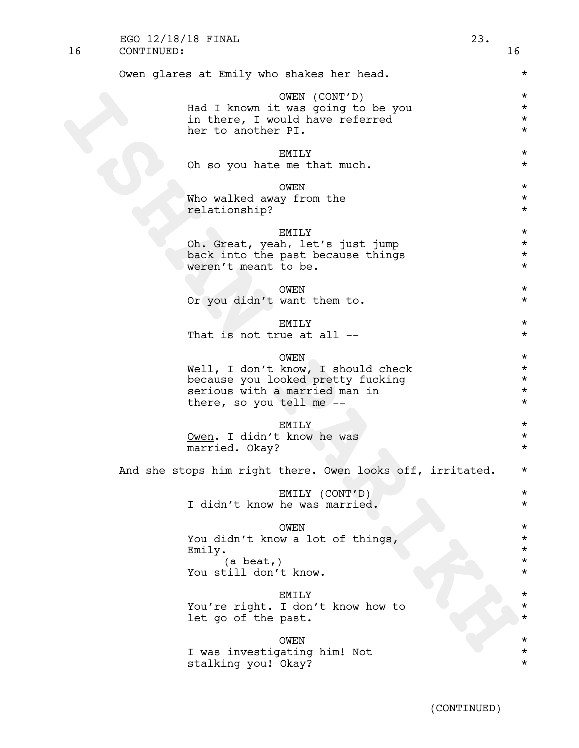16 CONTINUED: 16

Owen glares at Emily who shakes her head. *

OWEN (CONT'D)
Had I known it was going to be you in there, I would have referred her to another PI. *

EMILY
Oh so you hate me that much. *

OWEN
Who walked away from the relationship? *

EMILY
Oh. Great, yeah, let's just jump back into the past because things weren't meant to be. *

OWEN
Or you didn't want them to. *

EMILY
That is not true at all -- *

OWEN
Well, I don't know, I should check because you looked pretty fucking serious with a married man in there, so you tell me -- *

EMILY
Owen. I didn't know he was married. Okay? *

And she stops him right there. Owen looks off, irritated. *

EMILY (CONT'D)
I didn't know he was married. *

OWEN
You didn't know a lot of things, Emily.
(a beat,)
You still don't know. *

EMILY
You're right. I don't know how to let go of the past. *

OWEN
I was investigating him! Not stalking you! Okay? *

(CONTINUED)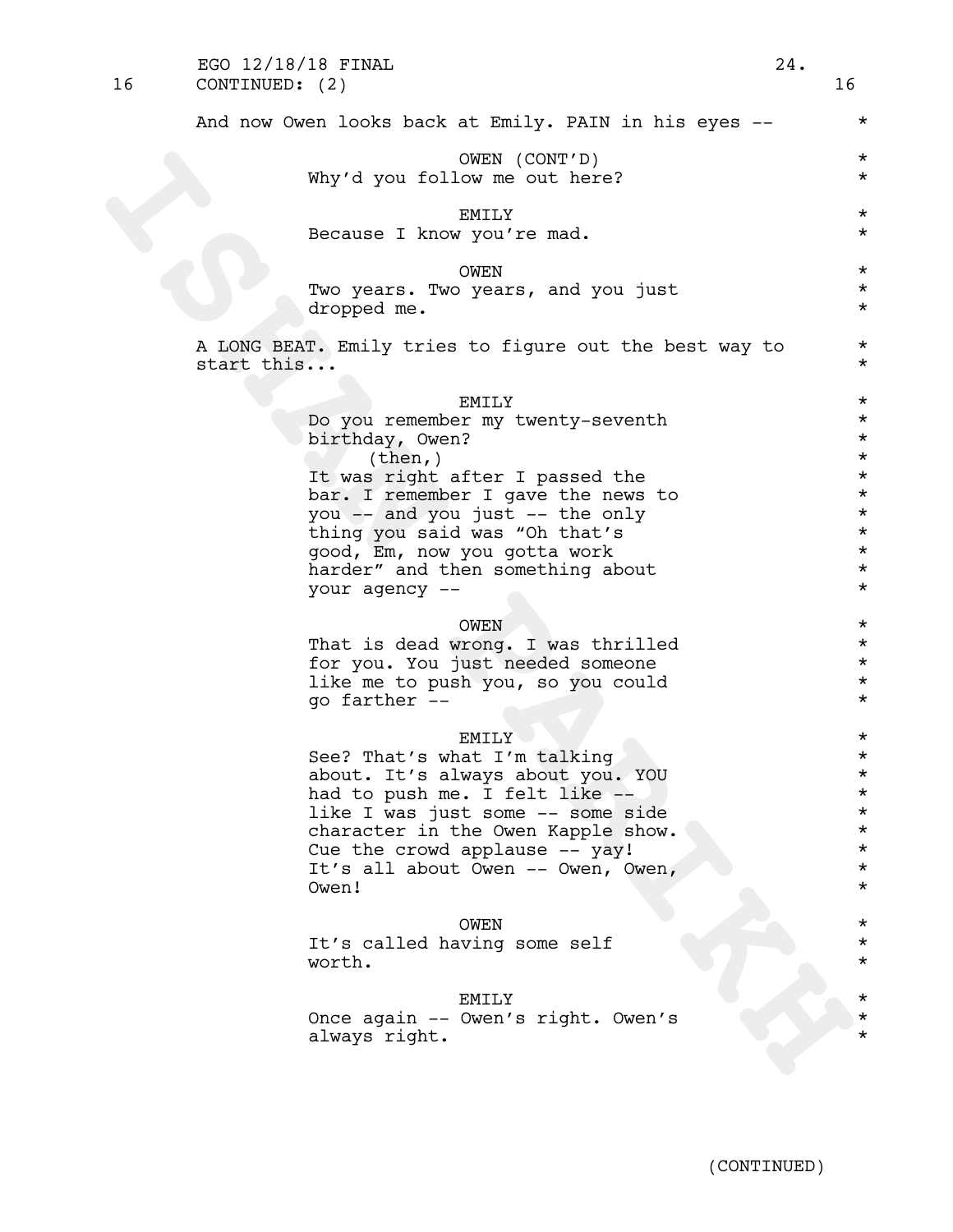16 CONTINUED: (2) 16

And now Owen looks back at Emily. PAIN in his eyes -- *

OWEN (CONT'D)
Why'd you follow me out here? *

EMILY
Because I know you're mad. *

OWEN
Two years. Two years, and you just dropped me. *

A LONG BEAT. Emily tries to figure out the best way to start this... *

EMILY
Do you remember my twenty-seventh birthday, Owen?
(then,)
It was right after I passed the bar. I remember I gave the news to you -- and you just -- the only thing you said was "Oh that's good, Em, now you gotta work harder" and then something about your agency -- *

OWEN
That is dead wrong. I was thrilled for you. You just needed someone like me to push you, so you could go farther -- *

EMILY
See? That's what I'm talking about. It's always about you. YOU had to push me. I felt like -- like I was just some -- some side character in the Owen Kapple show. Cue the crowd applause -- yay! It's all about Owen -- Owen, Owen, Owen! *

OWEN
It's called having some self worth. *

EMILY
Once again -- Owen's right. Owen's always right. *

(CONTINUED)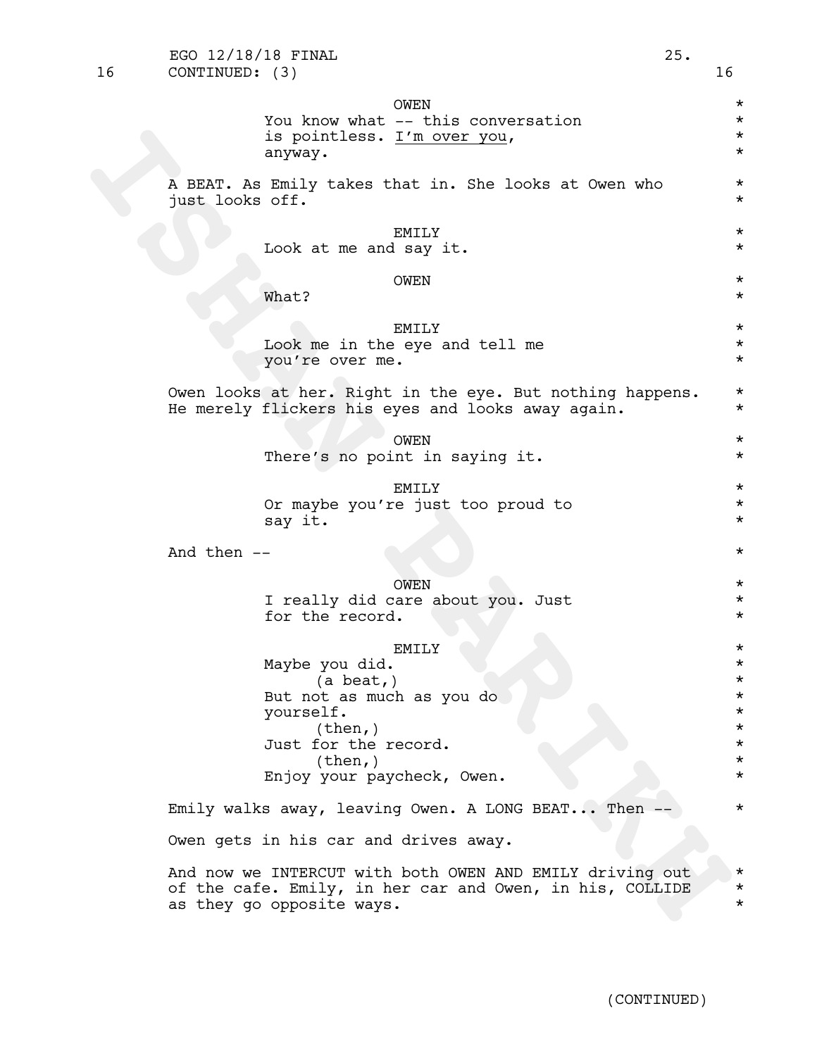16 CONTINUED: (3) 16

OWEN
You know what -- this conversation is pointless. _I'm over you_, anyway.

A BEAT. As Emily takes that in. She looks at Owen who just looks off.

EMILY
Look at me and say it.

OWEN
What?

EMILY
Look me in the eye and tell me you're over me.

Owen looks at her. Right in the eye. But nothing happens. He merely flickers his eyes and looks away again.

OWEN
There's no point in saying it.

EMILY
Or maybe you're just too proud to say it.

And then --

OWEN
I really did care about you. Just for the record.

EMILY
Maybe you did.
(a beat,)
But not as much as you do yourself.
(then,)
Just for the record.
(then,)
Enjoy your paycheck, Owen.

Emily walks away, leaving Owen. A LONG BEAT... Then --

Owen gets in his car and drives away.

And now we INTERCUT with both OWEN AND EMILY driving out of the cafe. Emily, in her car and Owen, in his, COLLIDE as they go opposite ways.

(CONTINUED)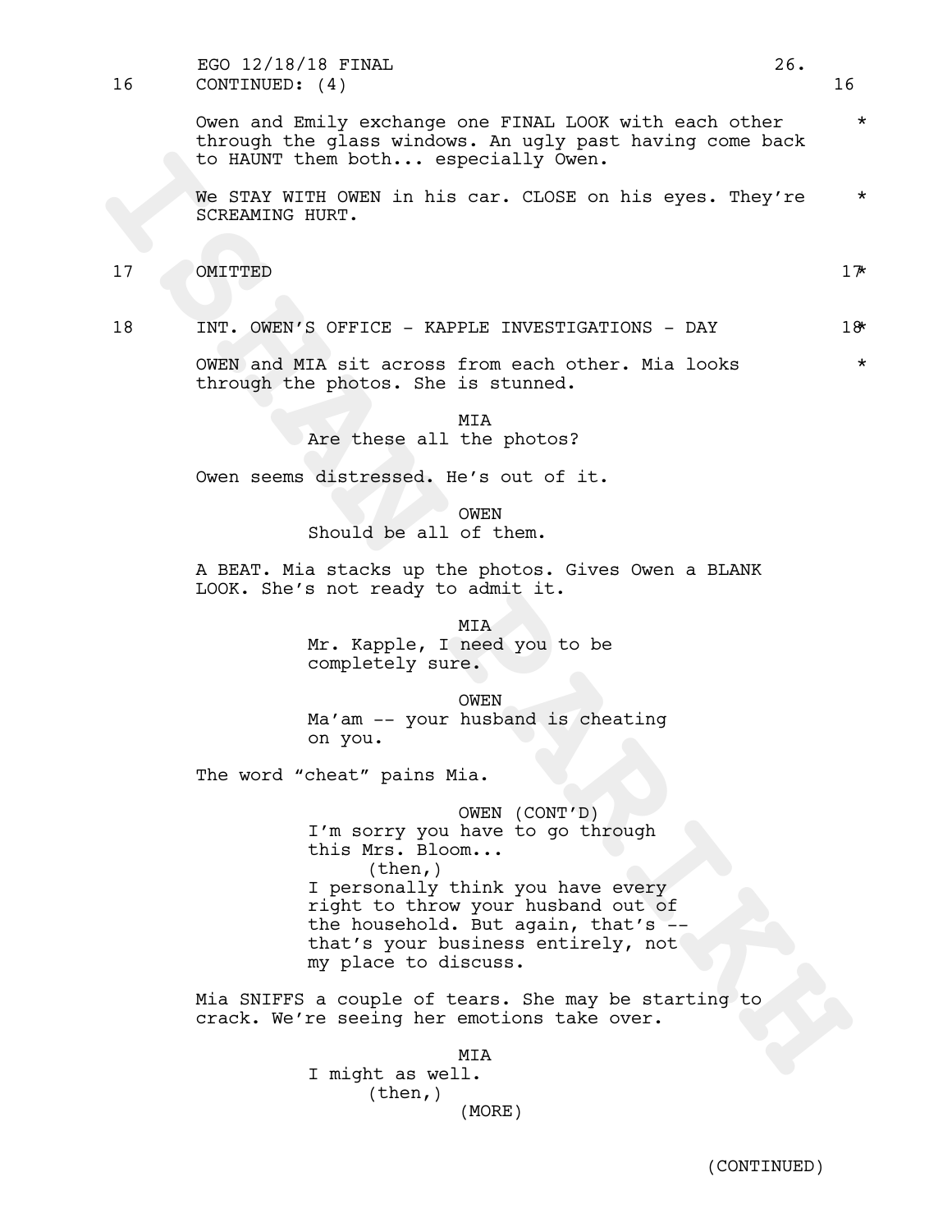16 CONTINUED: (4) 16

Owen and Emily exchange one FINAL LOOK with each other through the glass windows. An ugly past having come back to HAUNT them both... especially Owen. *

We STAY WITH OWEN in his car. CLOSE on his eyes. They're SCREAMING HURT. *

17 OMITTED 17 *

18 INT. OWEN'S OFFICE - KAPPLE INVESTIGATIONS - DAY 18 *

OWEN and MIA sit across from each other. Mia looks through the photos. She is stunned. *

MIA
Are these all the photos?

Owen seems distressed. He's out of it.

OWEN
Should be all of them.

A BEAT. Mia stacks up the photos. Gives Owen a BLANK LOOK. She's not ready to admit it.

MIA
Mr. Kapple, I need you to be completely sure.

OWEN
Ma'am -- your husband is cheating on you.

The word "cheat" pains Mia.

OWEN (CONT'D)
I'm sorry you have to go through this Mrs. Bloom...
(then,)
I personally think you have every right to throw your husband out of the household. But again, that's -- that's your business entirely, not my place to discuss.

Mia SNIFFS a couple of tears. She may be starting to crack. We're seeing her emotions take over.

MIA
I might as well.
(then,)
(MORE)

(CONTINUED)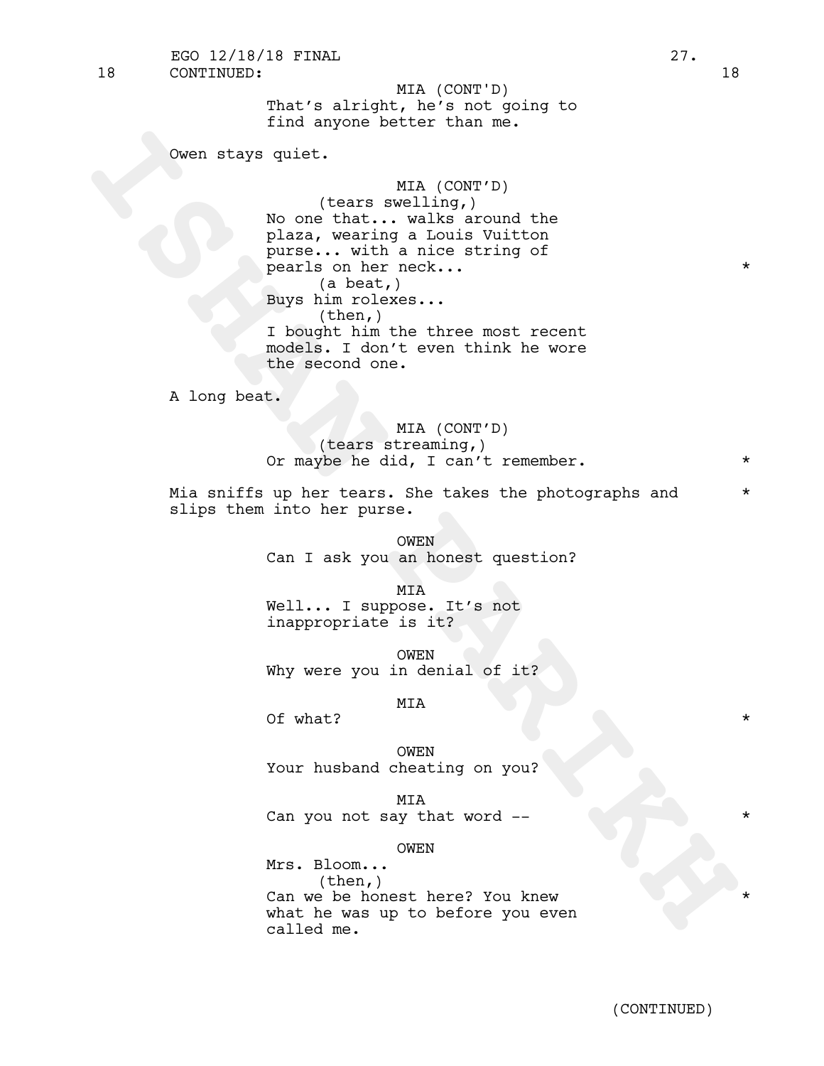18 CONTINUED: 18

MIA (CONT'D)
That's alright, he's not going to find anyone better than me.

Owen stays quiet.

MIA (CONT'D)
(tears swelling,)
No one that... walks around the plaza, wearing a Louis Vuitton purse... with a nice string of pearls on her neck... *
(a beat,)
Buys him rolexes...
(then,)
I bought him the three most recent models. I don't even think he wore the second one.

A long beat.

MIA (CONT'D)
(tears streaming,)
Or maybe he did, I can't remember. *

Mia sniffs up her tears. She takes the photographs and slips them into her purse. *

OWEN
Can I ask you an honest question?

MIA
Well... I suppose. It's not inappropriate is it?

OWEN
Why were you in denial of it?

MIA
Of what? *

OWEN
Your husband cheating on you?

MIA
Can you not say that word -- *

OWEN
Mrs. Bloom...
(then,)
Can we be honest here? You knew what he was up to before you even called me. *

(CONTINUED)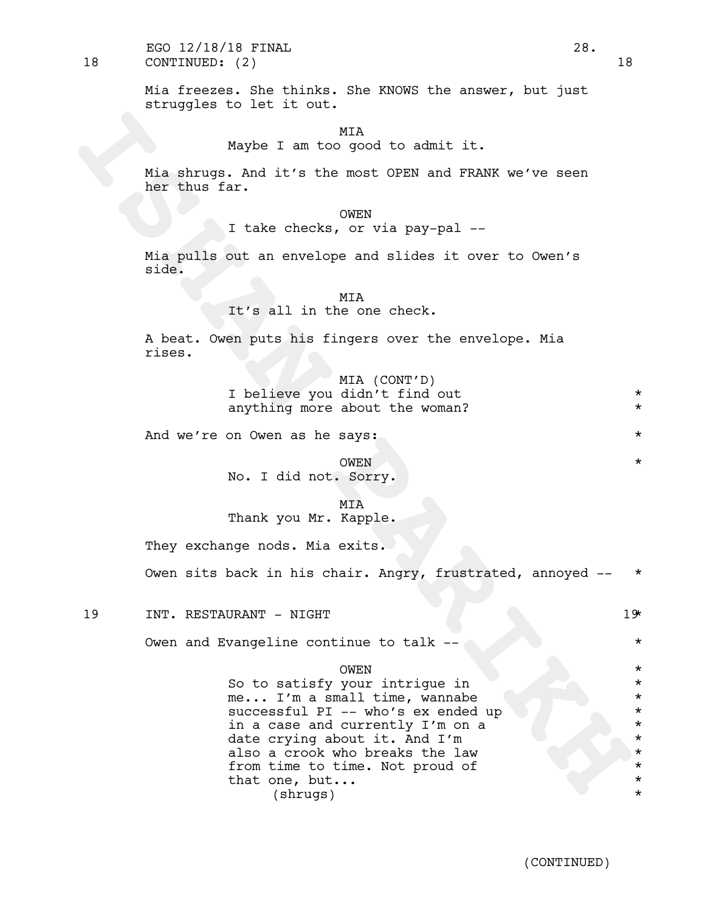18 CONTINUED: (2) 18

Mia freezes. She thinks. She KNOWS the answer, but just struggles to let it out.

MIA
Maybe I am too good to admit it.

Mia shrugs. And it's the most OPEN and FRANK we've seen her thus far.

OWEN
I take checks, or via pay-pal --

Mia pulls out an envelope and slides it over to Owen's side.

MIA
It's all in the one check.

A beat. Owen puts his fingers over the envelope. Mia rises.

MIA (CONT'D)
I believe you didn't find out *
anything more about the woman? *

And we're on Owen as he says: *

OWEN *
No. I did not. Sorry.

MIA
Thank you Mr. Kapple.

They exchange nods. Mia exits.

Owen sits back in his chair. Angry, frustrated, annoyed -- *

19 INT. RESTAURANT - NIGHT 19*

Owen and Evangeline continue to talk -- *

OWEN *
So to satisfy your intrigue in *
me... I'm a small time, wannabe *
successful PI -- who's ex ended up *
in a case and currently I'm on a *
date crying about it. And I'm *
also a crook who breaks the law *
from time to time. Not proud of *
that one, but... *
(shrugs) *

(CONTINUED)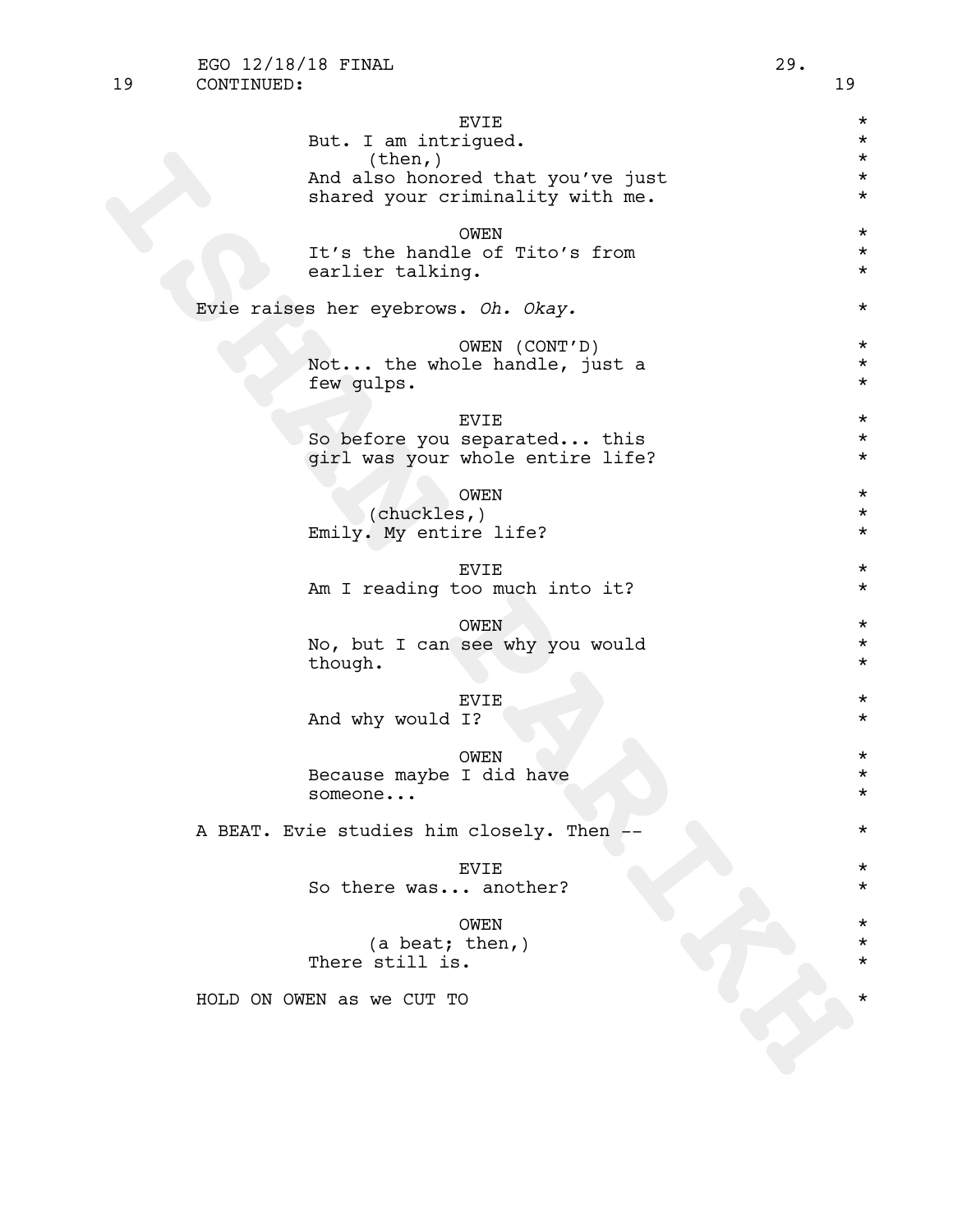19 CONTINUED: 19

EVIE
But. I am intrigued.
(then,)
And also honored that you've just shared your criminality with me.

OWEN
It's the handle of Tito's from earlier talking.

Evie raises her eyebrows. *Oh. Okay.*

OWEN (CONT'D)
Not... the whole handle, just a few gulps.

EVIE
So before you separated... this girl was your whole entire life?

OWEN
(chuckles,)
Emily. My entire life?

EVIE
Am I reading too much into it?

OWEN
No, but I can see why you would though.

EVIE
And why would I?

OWEN
Because maybe I did have someone...

A BEAT. Evie studies him closely. Then --

EVIE
So there was... another?

OWEN
(a beat; then,)
There still is.

HOLD ON OWEN as we CUT TO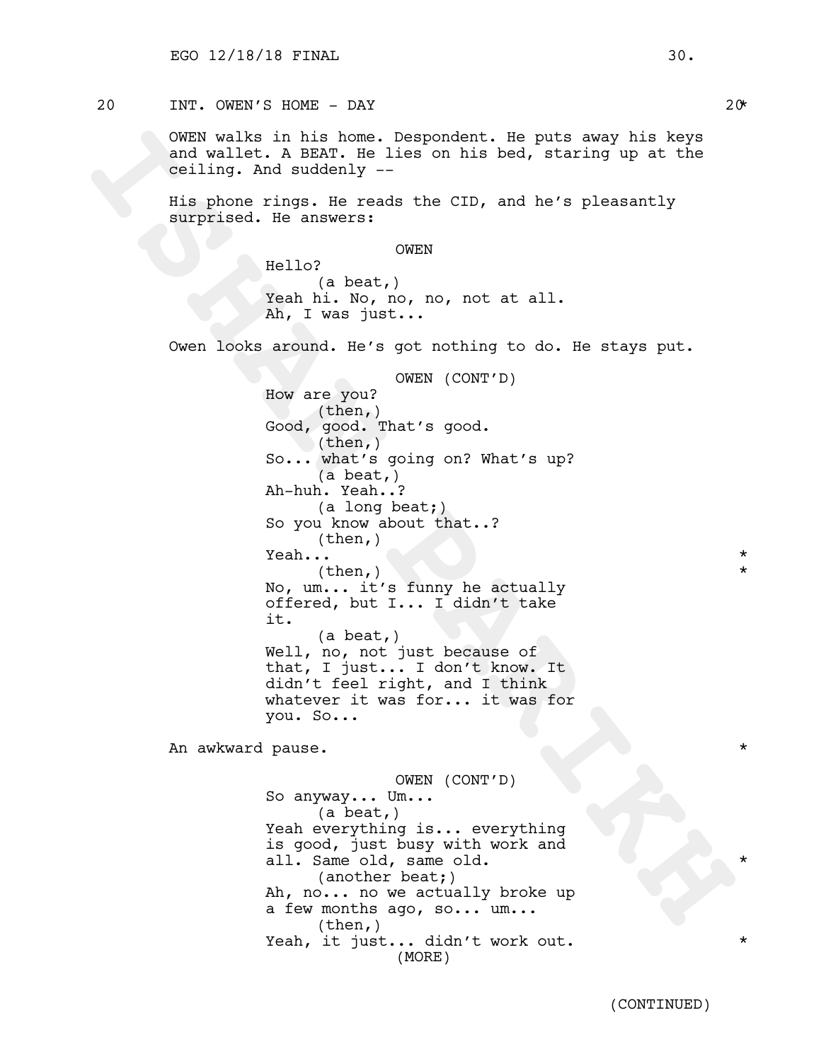20 INT. OWEN'S HOME - DAY 20*

OWEN walks in his home. Despondent. He puts away his keys and wallet. A BEAT. He lies on his bed, staring up at the ceiling. And suddenly --

His phone rings. He reads the CID, and he's pleasantly surprised. He answers:

OWEN

Hello?

(a beat,)

Yeah hi. No, no, no, not at all. Ah, I was just...

Owen looks around. He's got nothing to do. He stays put.

OWEN (CONT'D)

How are you?

(then,)

Good, good. That's good.

(then,)

So... what's going on? What's up?

(a beat,)

Ah-huh. Yeah..?

(a long beat;)

So you know about that..?

(then,)

Yeah... *

(then,) *

No, um... it's funny he actually offered, but I... I didn't take it.

(a beat,)

Well, no, not just because of that, I just... I don't know. It didn't feel right, and I think whatever it was for... it was for you. So...

An awkward pause. *

OWEN (CONT'D)

So anyway... Um...

(a beat,)

Yeah everything is... everything is good, just busy with work and all. Same old, same old. *

(another beat;)

Ah, no... no we actually broke up a few months ago, so... um...

(then,)

Yeah, it just... didn't work out. *

(MORE)

(CONTINUED)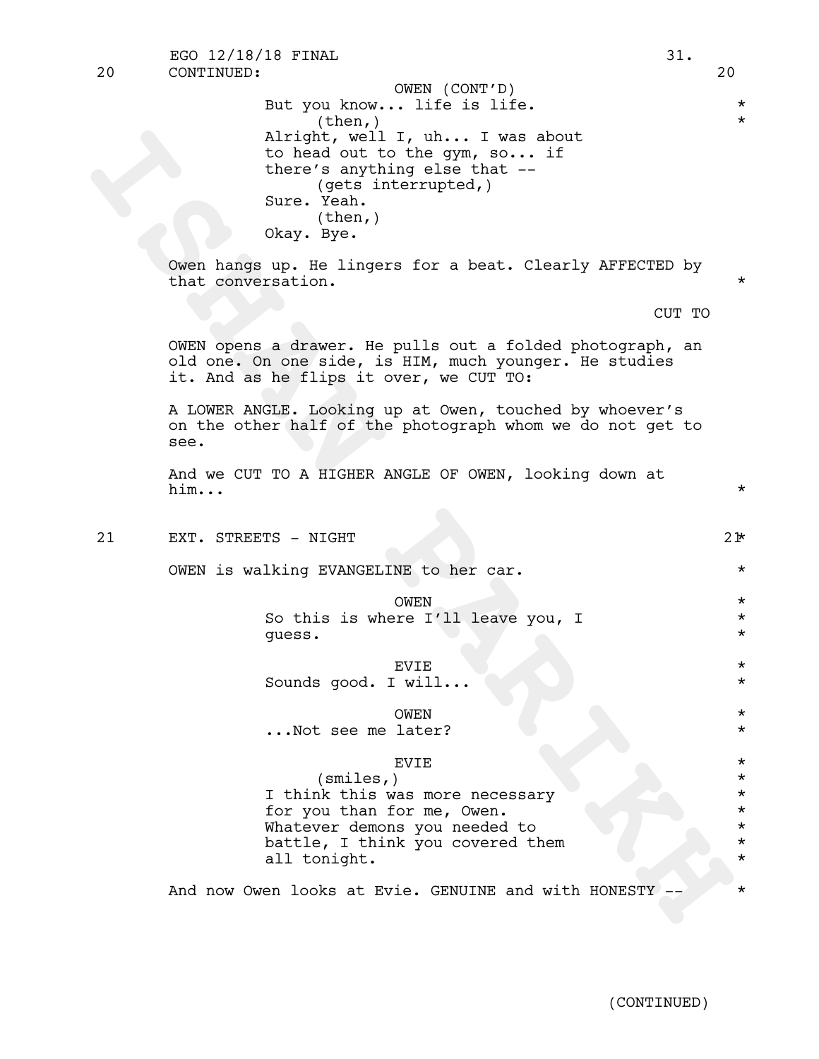20 CONTINUED: 20

OWEN (CONT'D)
But you know... life is life.
(then,)
Alright, well I, uh... I was about to head out to the gym, so... if there's anything else that --
(gets interrupted,)
Sure. Yeah.
(then,)
Okay. Bye.

Owen hangs up. He lingers for a beat. Clearly AFFECTED by that conversation.

CUT TO

OWEN opens a drawer. He pulls out a folded photograph, an old one. On one side, is HIM, much younger. He studies it. And as he flips it over, we CUT TO:

A LOWER ANGLE. Looking up at Owen, touched by whoever's on the other half of the photograph whom we do not get to see.

And we CUT TO A HIGHER ANGLE OF OWEN, looking down at him...

21 EXT. STREETS - NIGHT 21

OWEN is walking EVANGELINE to her car.

OWEN
So this is where I'll leave you, I guess.

EVIE
Sounds good. I will...

OWEN
...Not see me later?

EVIE
(smiles,)
I think this was more necessary for you than for me, Owen. Whatever demons you needed to battle, I think you covered them all tonight.

And now Owen looks at Evie. GENUINE and with HONESTY --

(CONTINUED)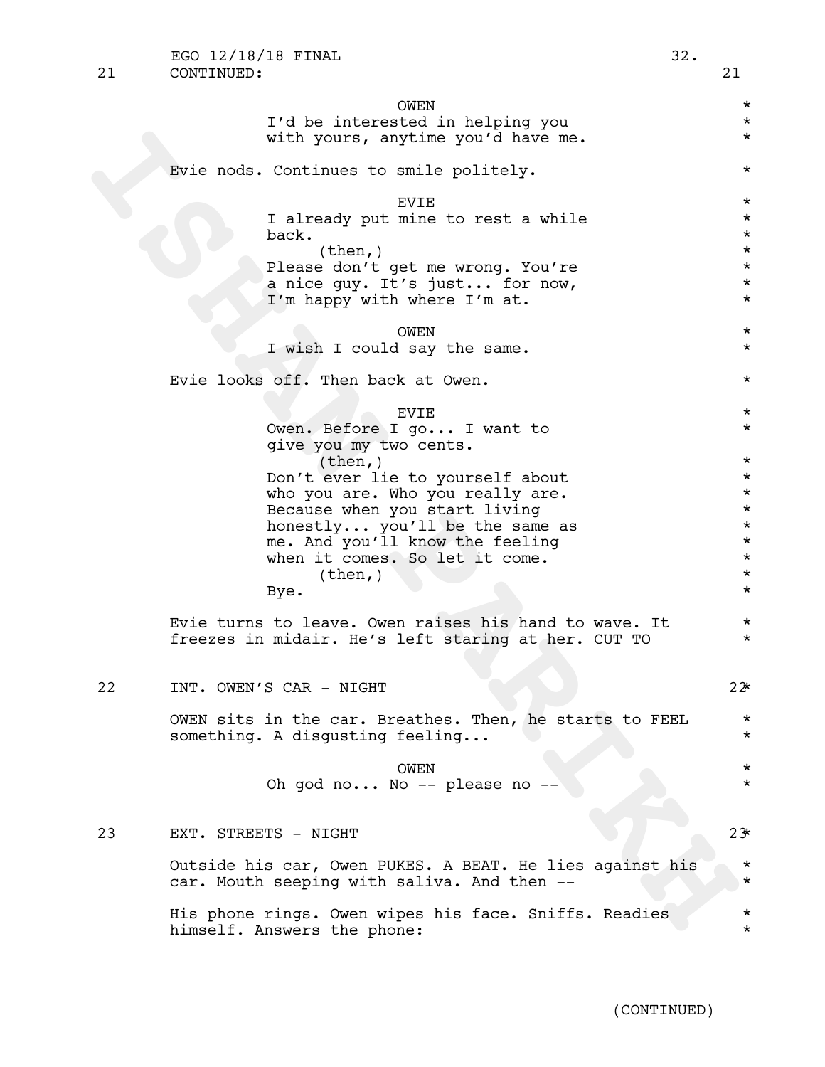21 CONTINUED: 21

OWEN
I'd be interested in helping you
with yours, anytime you'd have me.

Evie nods. Continues to smile politely.

EVIE
I already put mine to rest a while
back.
(then,)
Please don't get me wrong. You're
a nice guy. It's just... for now,
I'm happy with where I'm at.

OWEN
I wish I could say the same.

Evie looks off. Then back at Owen.

EVIE
Owen. Before I go... I want to
give you my two cents.
(then,)
Don't ever lie to yourself about
who you are. <u>Who you really are</u>.
Because when you start living
honestly... you'll be the same as
me. And you'll know the feeling
when it comes. So let it come.
(then,)
Bye.

Evie turns to leave. Owen raises his hand to wave. It
freezes in midair. He's left staring at her. CUT TO

22 INT. OWEN'S CAR - NIGHT 22

OWEN sits in the car. Breathes. Then, he starts to FEEL
something. A disgusting feeling...

OWEN
Oh god no... No -- please no --

23 EXT. STREETS - NIGHT 23

Outside his car, Owen PUKES. A BEAT. He lies against his
car. Mouth seeping with saliva. And then --

His phone rings. Owen wipes his face. Sniffs. Readies
himself. Answers the phone:

(CONTINUED)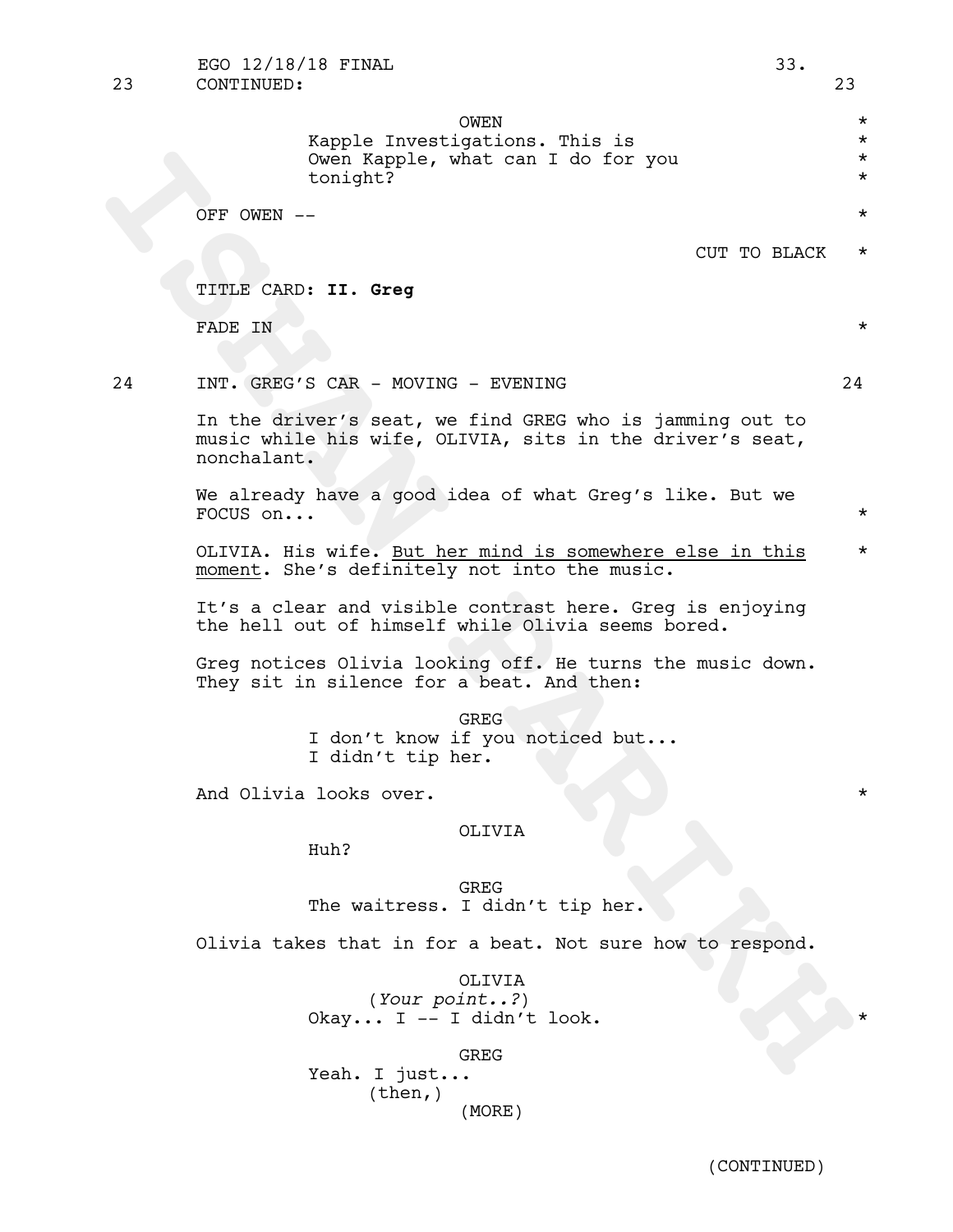23 CONTINUED: 23

OWEN *
Kapple Investigations. This is *
Owen Kapple, what can I do for you *
tonight? *

OFF OWEN -- *

CUT TO BLACK *

TITLE CARD: **II. Greg**

FADE IN *

24 INT. GREG'S CAR - MOVING - EVENING 24

In the driver's seat, we find GREG who is jamming out to music while his wife, OLIVIA, sits in the driver's seat, nonchalant.

We already have a good idea of what Greg's like. But we FOCUS on... *

OLIVIA. His wife. <u>But her mind is somewhere else in this moment</u>. She's definitely not into the music. *

It's a clear and visible contrast here. Greg is enjoying the hell out of himself while Olivia seems bored.

Greg notices Olivia looking off. He turns the music down. They sit in silence for a beat. And then:

GREG
I don't know if you noticed but...
I didn't tip her.

And Olivia looks over. *

OLIVIA
Huh?

GREG
The waitress. I didn't tip her.

Olivia takes that in for a beat. Not sure how to respond.

OLIVIA
(*Your point..?*)
Okay... I -- I didn't look. *

GREG
Yeah. I just...
(then,)
(MORE)

(CONTINUED)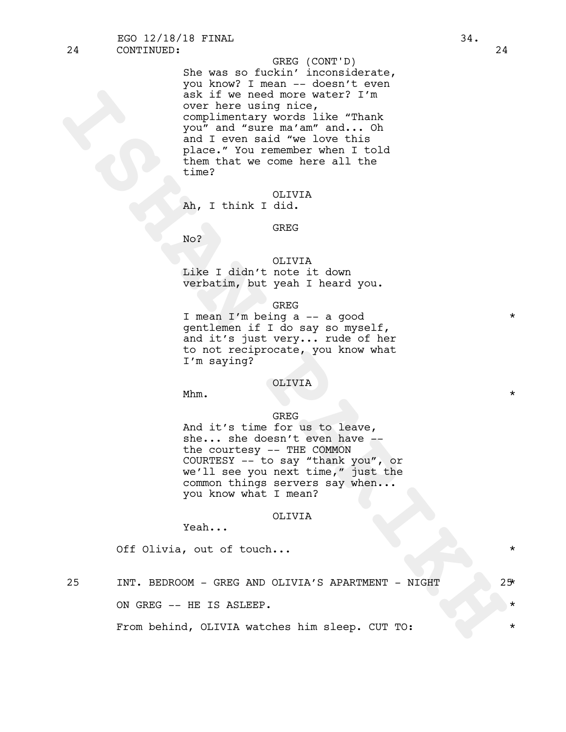24 CONTINUED: 24

GREG (CONT'D)
She was so fuckin' inconsiderate, you know? I mean -- doesn't even ask if we need more water? I'm over here using nice, complimentary words like "Thank you" and "sure ma'am" and... Oh and I even said "we love this place." You remember when I told them that we come here all the time?

OLIVIA
Ah, I think I did.

GREG
No?

OLIVIA
Like I didn't note it down verbatim, but yeah I heard you.

GREG
I mean I'm being a -- a good gentlemen if I do say so myself, and it's just very... rude of her to not reciprocate, you know what I'm saying? *

OLIVIA
Mhm. *

GREG
And it's time for us to leave, she... she doesn't even have -- the courtesy -- THE COMMON COURTESY -- to say "thank you", or we'll see you next time," just the common things servers say when... you know what I mean?

OLIVIA
Yeah...

Off Olivia, out of touch... *

25 INT. BEDROOM - GREG AND OLIVIA'S APARTMENT - NIGHT 25 *

ON GREG -- HE IS ASLEEP. *

From behind, OLIVIA watches him sleep. CUT TO: *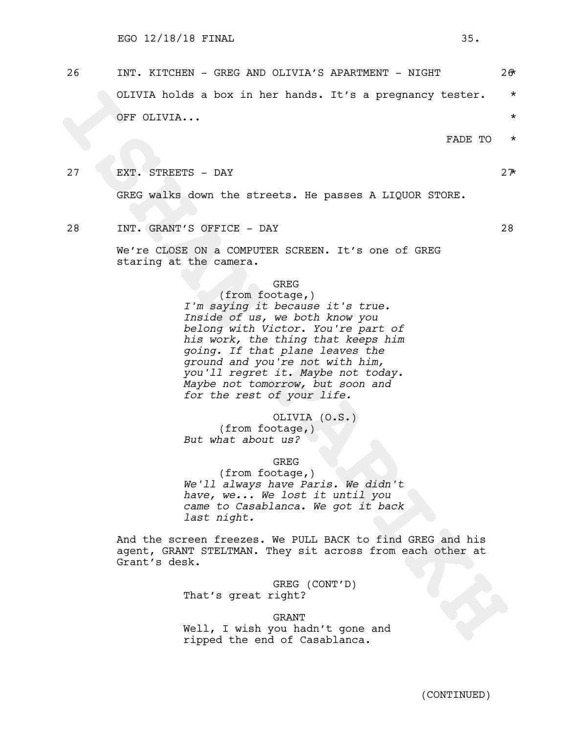26 INT. KITCHEN - GREG AND OLIVIA'S APARTMENT - NIGHT 26 *

OLIVIA holds a box in her hands. It's a pregnancy tester. *

OFF OLIVIA... *

FADE TO *

27 EXT. STREETS - DAY 27 *

GREG walks down the streets. He passes A LIQUOR STORE.

28 INT. GRANT'S OFFICE - DAY 28

We're CLOSE ON a COMPUTER SCREEN. It's one of GREG staring at the camera.

GREG
(from footage,)
*I'm saying it because it's true. Inside of us, we both know you belong with Victor. You're part of his work, the thing that keeps him going. If that plane leaves the ground and you're not with him, you'll regret it. Maybe not today. Maybe not tomorrow, but soon and for the rest of your life.*

OLIVIA (O.S.)
(from footage,)
*But what about us?*

GREG
(from footage,)
*We'll always have Paris. We didn't have, we... We lost it until you came to Casablanca. We got it back last night.*

And the screen freezes. We PULL BACK to find GREG and his agent, GRANT STELTMAN. They sit across from each other at Grant's desk.

GREG (CONT'D)
That's great right?

GRANT
Well, I wish you hadn't gone and ripped the end of Casablanca.

(CONTINUED)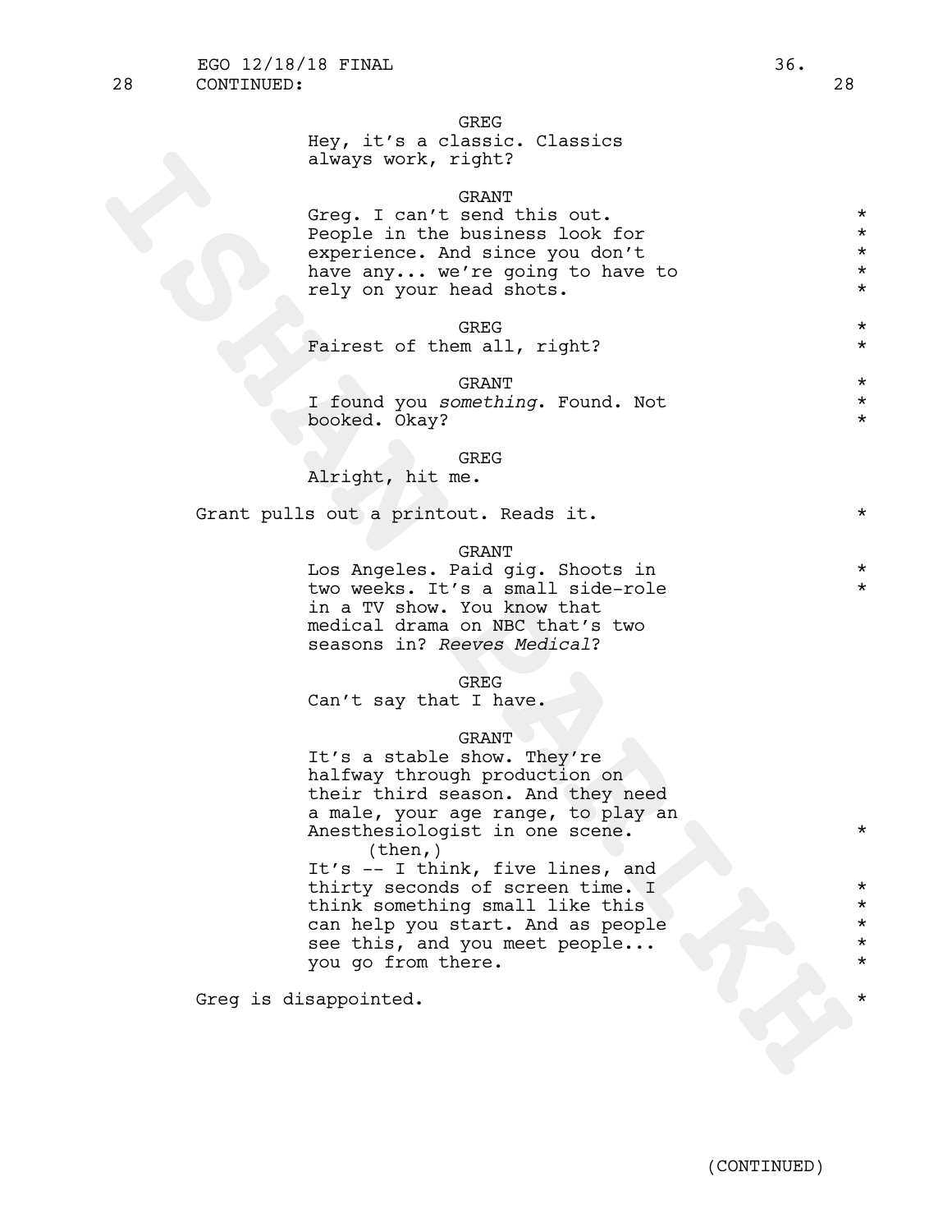28 CONTINUED: 28

GREG
Hey, it's a classic. Classics always work, right?

GRANT
Greg. I can't send this out. People in the business look for experience. And since you don't have any... we're going to have to rely on your head shots.

GREG
Fairest of them all, right?

GRANT
I found you *something*. Found. Not booked. Okay?

GREG
Alright, hit me.

Grant pulls out a printout. Reads it.

GRANT
Los Angeles. Paid gig. Shoots in two weeks. It's a small side-role in a TV show. You know that medical drama on NBC that's two seasons in? *Reeves Medical*?

GREG
Can't say that I have.

GRANT
It's a stable show. They're halfway through production on their third season. And they need a male, your age range, to play an Anesthesiologist in one scene.
(then,)
It's -- I think, five lines, and thirty seconds of screen time. I think something small like this can help you start. And as people see this, and you meet people... you go from there.

Greg is disappointed.

(CONTINUED)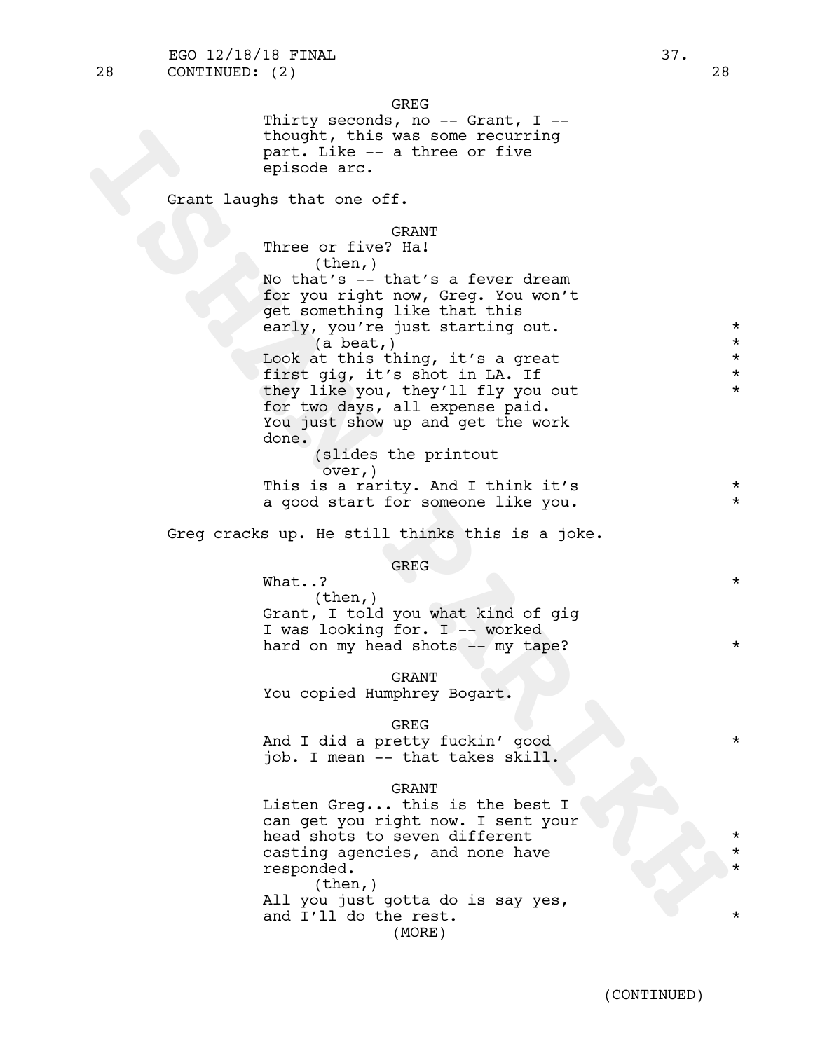GREG

Thirty seconds, no -- Grant, I -- thought, this was some recurring part. Like -- a three or five episode arc.

Grant laughs that one off.

GRANT

Three or five? Ha!

(then,)

No that's -- that's a fever dream for you right now, Greg. You won't get something like that this early, you're just starting out. *

(a beat,) *

Look at this thing, it's a great first gig, it's shot in LA. If they like you, they'll fly you out for two days, all expense paid. You just show up and get the work done. *

(slides the printout over,)

This is a rarity. And I think it's a good start for someone like you. *

Greg cracks up. He still thinks this is a joke.

GREG

What..? *

(then,)

Grant, I told you what kind of gig I was looking for. I -- worked hard on my head shots -- my tape? *

GRANT

You copied Humphrey Bogart.

GREG

And I did a pretty fuckin' good job. I mean -- that takes skill. *

GRANT

Listen Greg... this is the best I can get you right now. I sent your head shots to seven different casting agencies, and none have responded. *

(then,)

All you just gotta do is say yes, and I'll do the rest. *

(MORE)

(CONTINUED)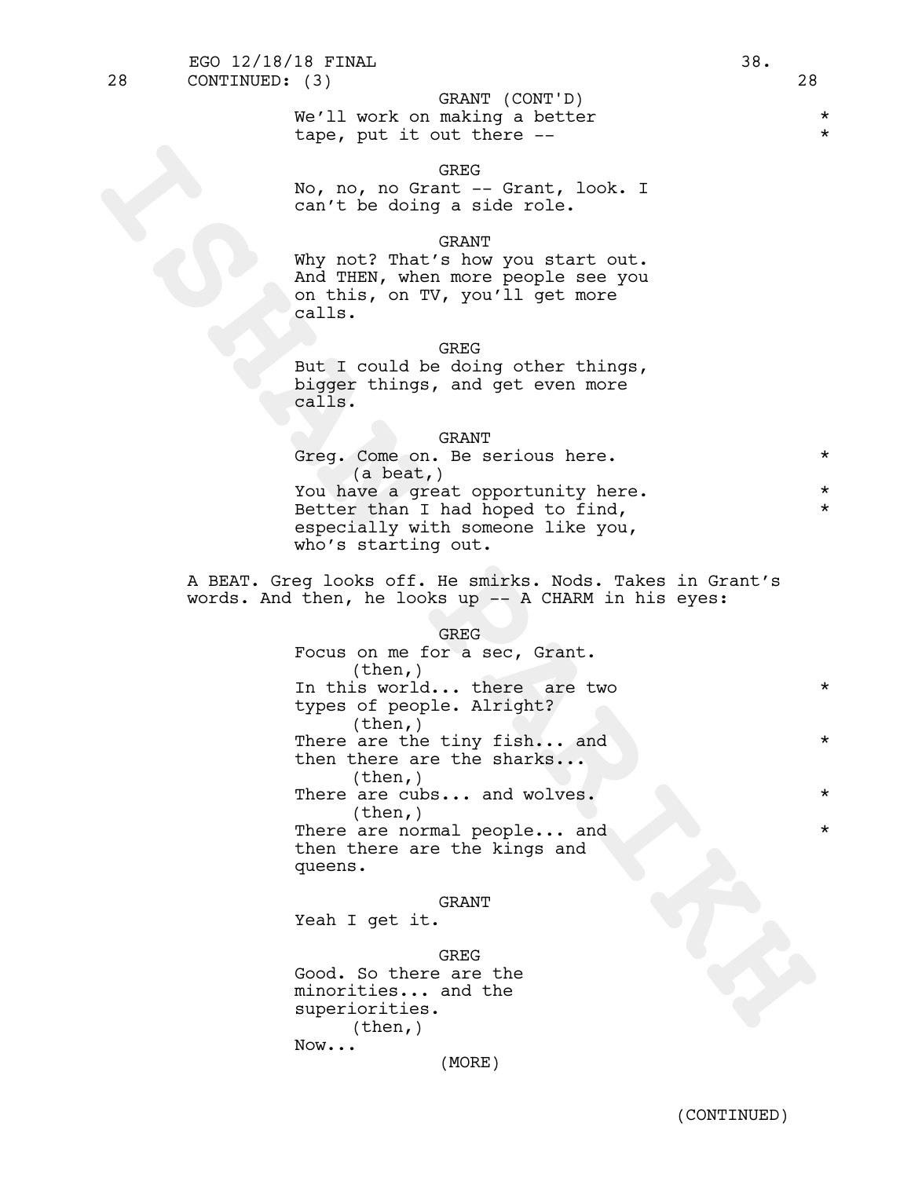GRANT (CONT'D)
We'll work on making a better tape, put it out there -- *

GREG
No, no, no Grant -- Grant, look. I can't be doing a side role.

GRANT
Why not? That's how you start out. And THEN, when more people see you on this, on TV, you'll get more calls.

GREG
But I could be doing other things, bigger things, and get even more calls.

GRANT
Greg. Come on. Be serious here. *
(a beat,)
You have a great opportunity here. *
Better than I had hoped to find, *
especially with someone like you, who's starting out.

A BEAT. Greg looks off. He smirks. Nods. Takes in Grant's words. And then, he looks up -- A CHARM in his eyes:

GREG
Focus on me for a sec, Grant.
(then,)
In this world... there are two *
types of people. Alright?
(then,)
There are the tiny fish... and *
then there are the sharks...
(then,)
There are cubs... and wolves. *
(then,)
There are normal people... and *
then there are the kings and queens.

GRANT
Yeah I get it.

GREG
Good. So there are the minorities... and the superiorities.
(then,)
Now...
(MORE)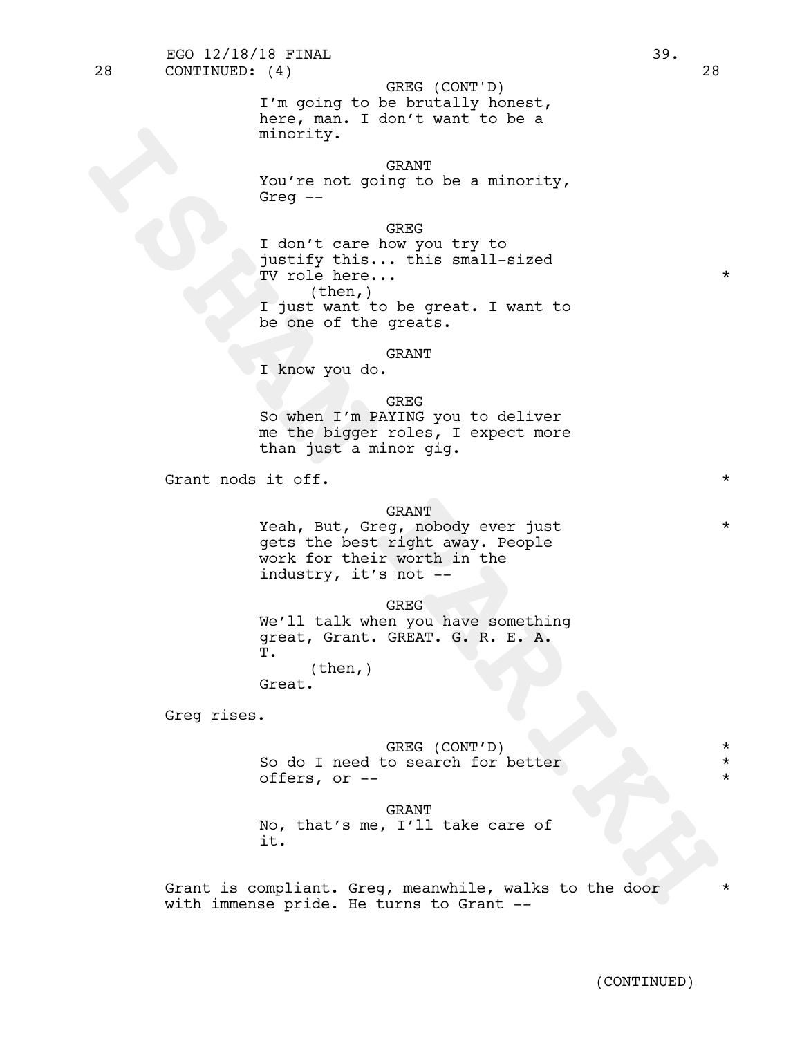28 CONTINUED: (4) 28

GREG (CONT'D)
I'm going to be brutally honest, here, man. I don't want to be a minority.

GRANT
You're not going to be a minority, Greg --

GREG
I don't care how you try to justify this... this small-sized TV role here... *
(then,)
I just want to be great. I want to be one of the greats.

GRANT
I know you do.

GREG
So when I'm PAYING you to deliver me the bigger roles, I expect more than just a minor gig.

Grant nods it off. *

GRANT
Yeah, But, Greg, nobody ever just gets the best right away. People work for their worth in the industry, it's not -- *

GREG
We'll talk when you have something great, Grant. GREAT. G. R. E. A. T.
(then,)
Great.

Greg rises.

GREG (CONT'D)
So do I need to search for better offers, or -- *

GRANT
No, that's me, I'll take care of it.

Grant is compliant. Greg, meanwhile, walks to the door with immense pride. He turns to Grant -- *

(CONTINUED)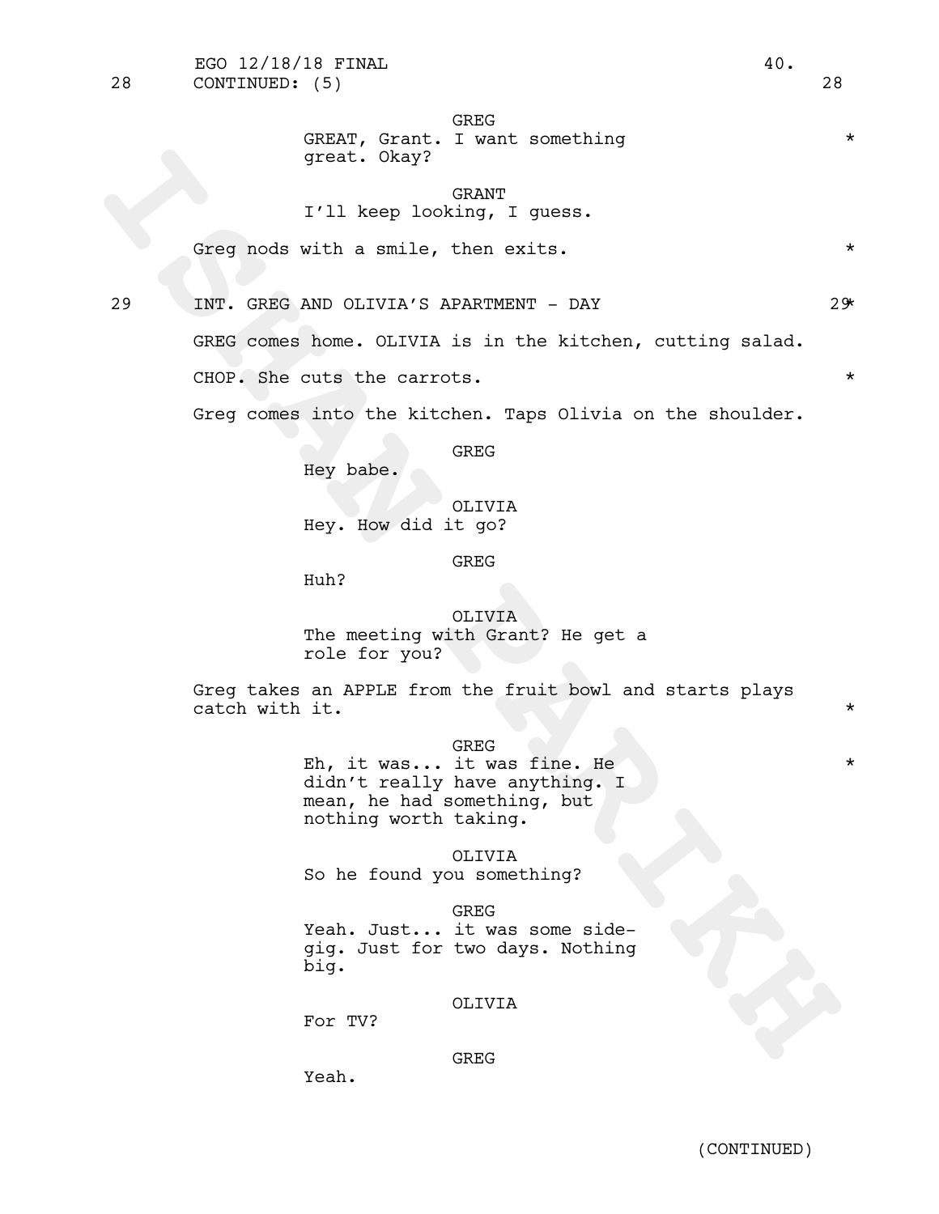28 CONTINUED: (5) 28

GREG
GREAT, Grant. I want something great. Okay? *

GRANT
I'll keep looking, I guess.

Greg nods with a smile, then exits. *

29 INT. GREG AND OLIVIA'S APARTMENT - DAY 29*

GREG comes home. OLIVIA is in the kitchen, cutting salad.

CHOP. She cuts the carrots. *

Greg comes into the kitchen. Taps Olivia on the shoulder.

GREG
Hey babe.

OLIVIA
Hey. How did it go?

GREG
Huh?

OLIVIA
The meeting with Grant? He get a role for you?

Greg takes an APPLE from the fruit bowl and starts plays catch with it. *

GREG
Eh, it was... it was fine. He didn't really have anything. I mean, he had something, but nothing worth taking. *

OLIVIA
So he found you something?

GREG
Yeah. Just... it was some side-gig. Just for two days. Nothing big.

OLIVIA
For TV?

GREG
Yeah.

(CONTINUED)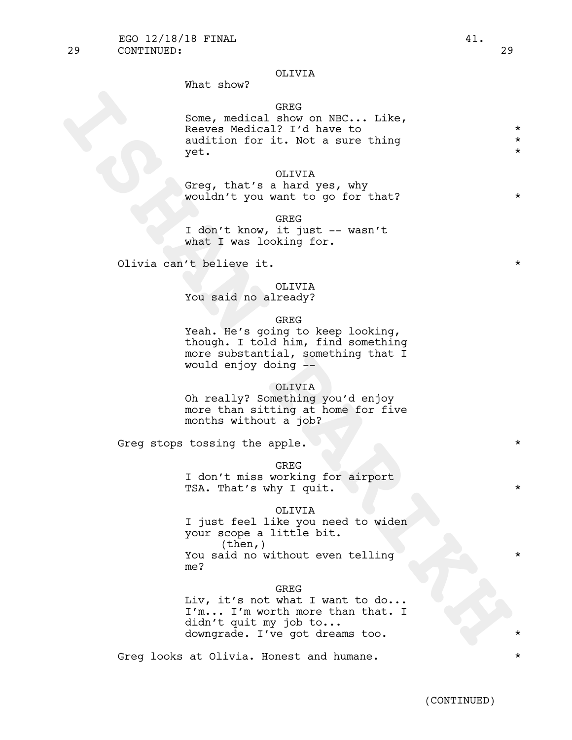29 CONTINUED: 29

OLIVIA
What show?

GREG
Some, medical show on NBC... Like, Reeves Medical? I'd have to audition for it. Not a sure thing yet. *

OLIVIA
Greg, that's a hard yes, why wouldn't you want to go for that? *

GREG
I don't know, it just -- wasn't what I was looking for.

Olivia can't believe it. *

OLIVIA
You said no already?

GREG
Yeah. He's going to keep looking, though. I told him, find something more substantial, something that I would enjoy doing --

OLIVIA
Oh really? Something you'd enjoy more than sitting at home for five months without a job?

Greg stops tossing the apple. *

GREG
I don't miss working for airport TSA. That's why I quit. *

OLIVIA
I just feel like you need to widen your scope a little bit.
(then,)
You said no without even telling me? *

GREG
Liv, it's not what I want to do... I'm... I'm worth more than that. I didn't quit my job to... downgrade. I've got dreams too. *

Greg looks at Olivia. Honest and humane. *

(CONTINUED)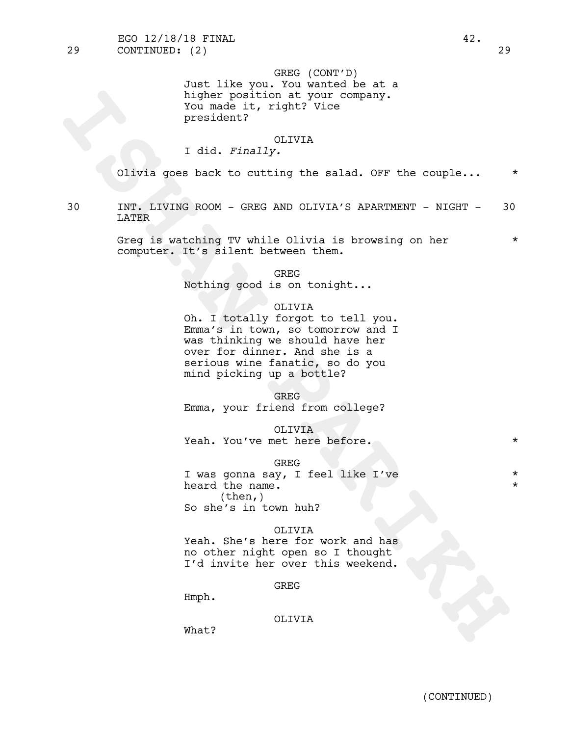29 CONTINUED: (2) 29

GREG (CONT'D)
Just like you. You wanted be at a higher position at your company. You made it, right? Vice president?

OLIVIA
I did. *Finally.*

Olivia goes back to cutting the salad. OFF the couple... *

30 INT. LIVING ROOM - GREG AND OLIVIA'S APARTMENT - NIGHT - LATER 30

Greg is watching TV while Olivia is browsing on her computer. It's silent between them. *

GREG
Nothing good is on tonight...

OLIVIA
Oh. I totally forgot to tell you. Emma's in town, so tomorrow and I was thinking we should have her over for dinner. And she is a serious wine fanatic, so do you mind picking up a bottle?

GREG
Emma, your friend from college?

OLIVIA
Yeah. You've met here before. *

GREG
I was gonna say, I feel like I've heard the name. *
(then,)
So she's in town huh?

OLIVIA
Yeah. She's here for work and has no other night open so I thought I'd invite her over this weekend.

GREG
Hmph.

OLIVIA
What?

(CONTINUED)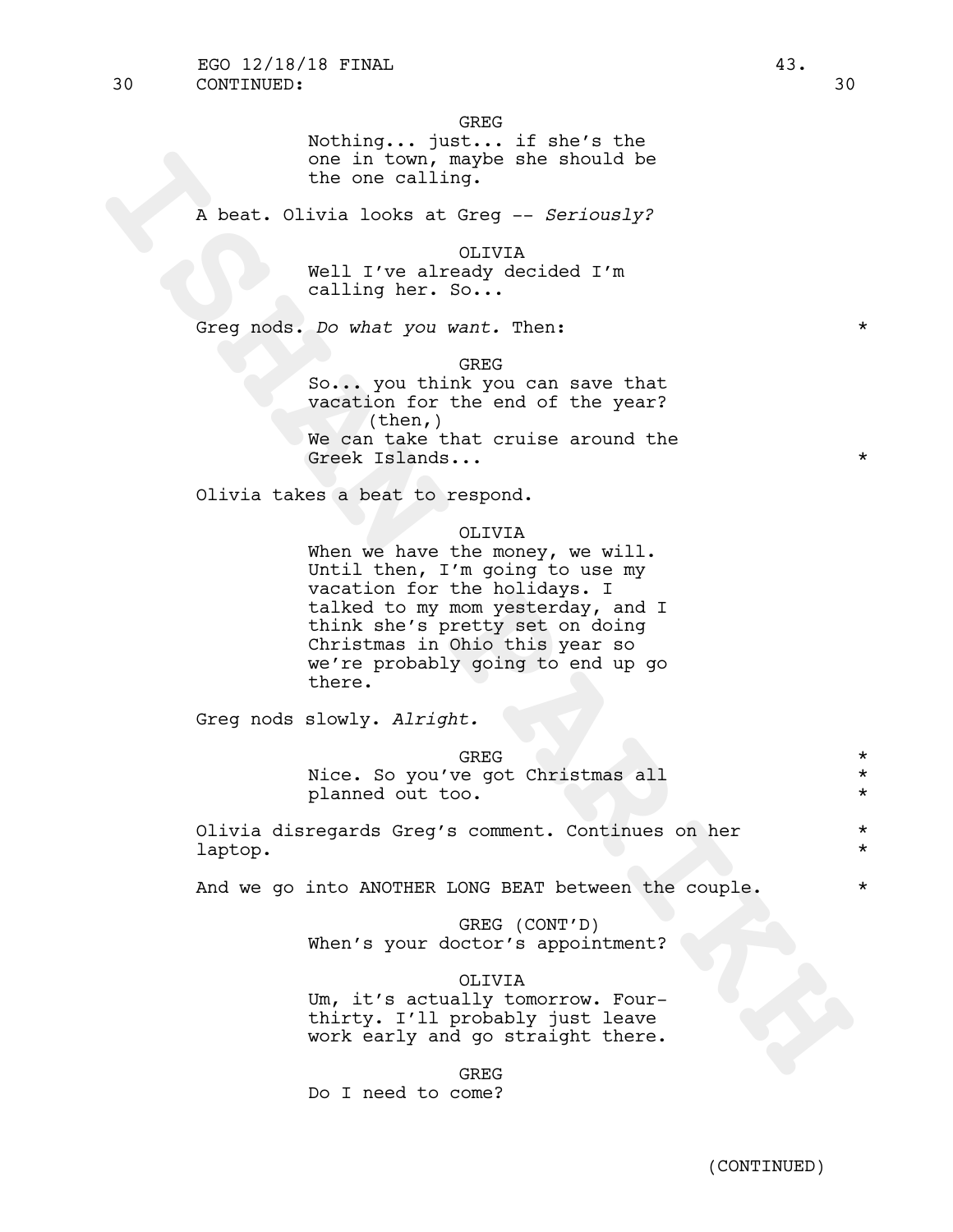30 CONTINUED: 30

GREG
Nothing... just... if she's the one in town, maybe she should be the one calling.

A beat. Olivia looks at Greg -- *Seriously?*

OLIVIA
Well I've already decided I'm calling her. So...

Greg nods. *Do what you want.* Then: *

GREG
So... you think you can save that vacation for the end of the year?
(then,)
We can take that cruise around the Greek Islands... *

Olivia takes a beat to respond.

OLIVIA
When we have the money, we will. Until then, I'm going to use my vacation for the holidays. I talked to my mom yesterday, and I think she's pretty set on doing Christmas in Ohio this year so we're probably going to end up go there.

Greg nods slowly. *Alright.*

GREG *
Nice. So you've got Christmas all *
planned out too. *

Olivia disregards Greg's comment. Continues on her *
laptop. *

And we go into ANOTHER LONG BEAT between the couple. *

GREG (CONT'D)
When's your doctor's appointment?

OLIVIA
Um, it's actually tomorrow. Four-thirty. I'll probably just leave work early and go straight there.

GREG
Do I need to come?

(CONTINUED)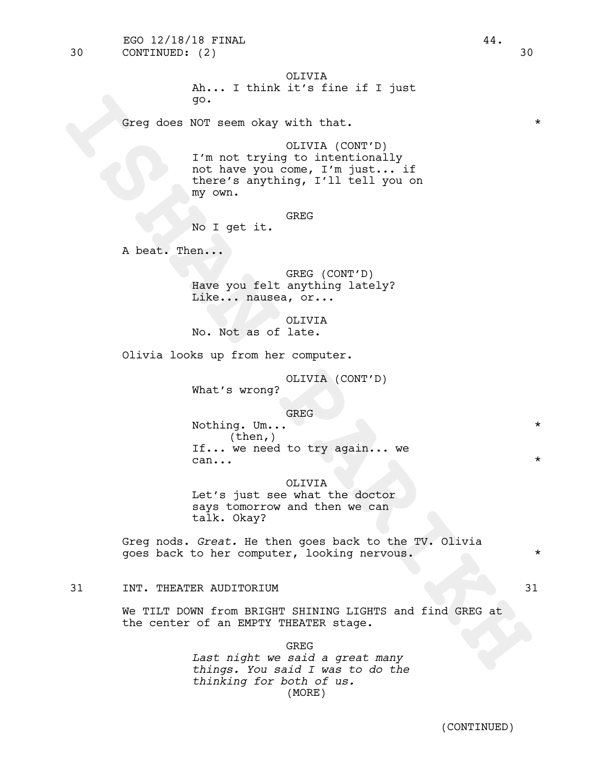30 CONTINUED: (2) 30

OLIVIA
Ah... I think it's fine if I just go.

Greg does NOT seem okay with that. *

OLIVIA (CONT'D)
I'm not trying to intentionally not have you come, I'm just... if there's anything, I'll tell you on my own.

GREG
No I get it.

A beat. Then...

GREG (CONT'D)
Have you felt anything lately? Like... nausea, or...

OLIVIA
No. Not as of late.

Olivia looks up from her computer.

OLIVIA (CONT'D)
What's wrong?

GREG
Nothing. Um... *
(then,)
If... we need to try again... we can... *

OLIVIA
Let's just see what the doctor says tomorrow and then we can talk. Okay?

Greg nods. *Great.* He then goes back to the TV. Olivia goes back to her computer, looking nervous. *

31 INT. THEATER AUDITORIUM 31

We TILT DOWN from BRIGHT SHINING LIGHTS and find GREG at the center of an EMPTY THEATER stage.

GREG
*Last night we said a great many things. You said I was to do the thinking for both of us.*
(MORE)

(CONTINUED)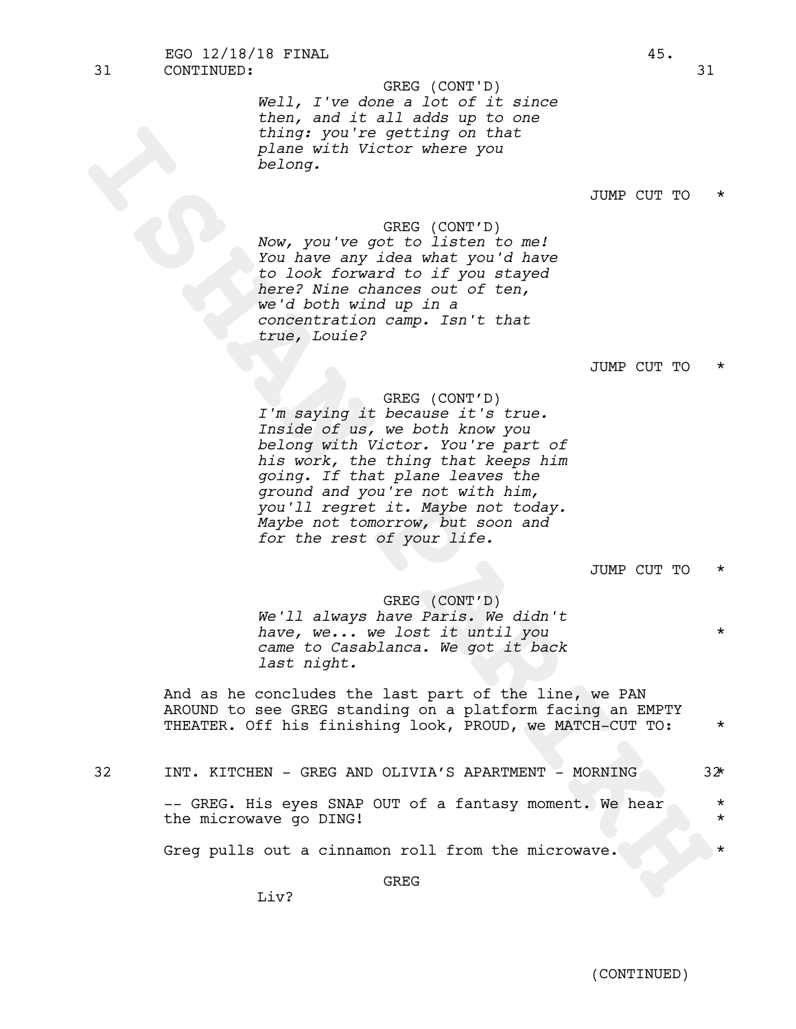31 CONTINUED: 31

GREG (CONT'D)
*Well, I've done a lot of it since then, and it all adds up to one thing: you're getting on that plane with Victor where you belong.*

JUMP CUT TO *

GREG (CONT'D)
*Now, you've got to listen to me! You have any idea what you'd have to look forward to if you stayed here? Nine chances out of ten, we'd both wind up in a concentration camp. Isn't that true, Louie?*

JUMP CUT TO *

GREG (CONT'D)
*I'm saying it because it's true. Inside of us, we both know you belong with Victor. You're part of his work, the thing that keeps him going. If that plane leaves the ground and you're not with him, you'll regret it. Maybe not today. Maybe not tomorrow, but soon and for the rest of your life.*

JUMP CUT TO *

GREG (CONT'D)
*We'll always have Paris. We didn't have, we... we lost it until you came to Casablanca. We got it back last night.* *

And as he concludes the last part of the line, we PAN AROUND to see GREG standing on a platform facing an EMPTY THEATER. Off his finishing look, PROUD, we MATCH-CUT TO: *

32 INT. KITCHEN - GREG AND OLIVIA'S APARTMENT - MORNING 32*

-- GREG. His eyes SNAP OUT of a fantasy moment. We hear the microwave go DING! *

Greg pulls out a cinnamon roll from the microwave. *

GREG
Liv?

(CONTINUED)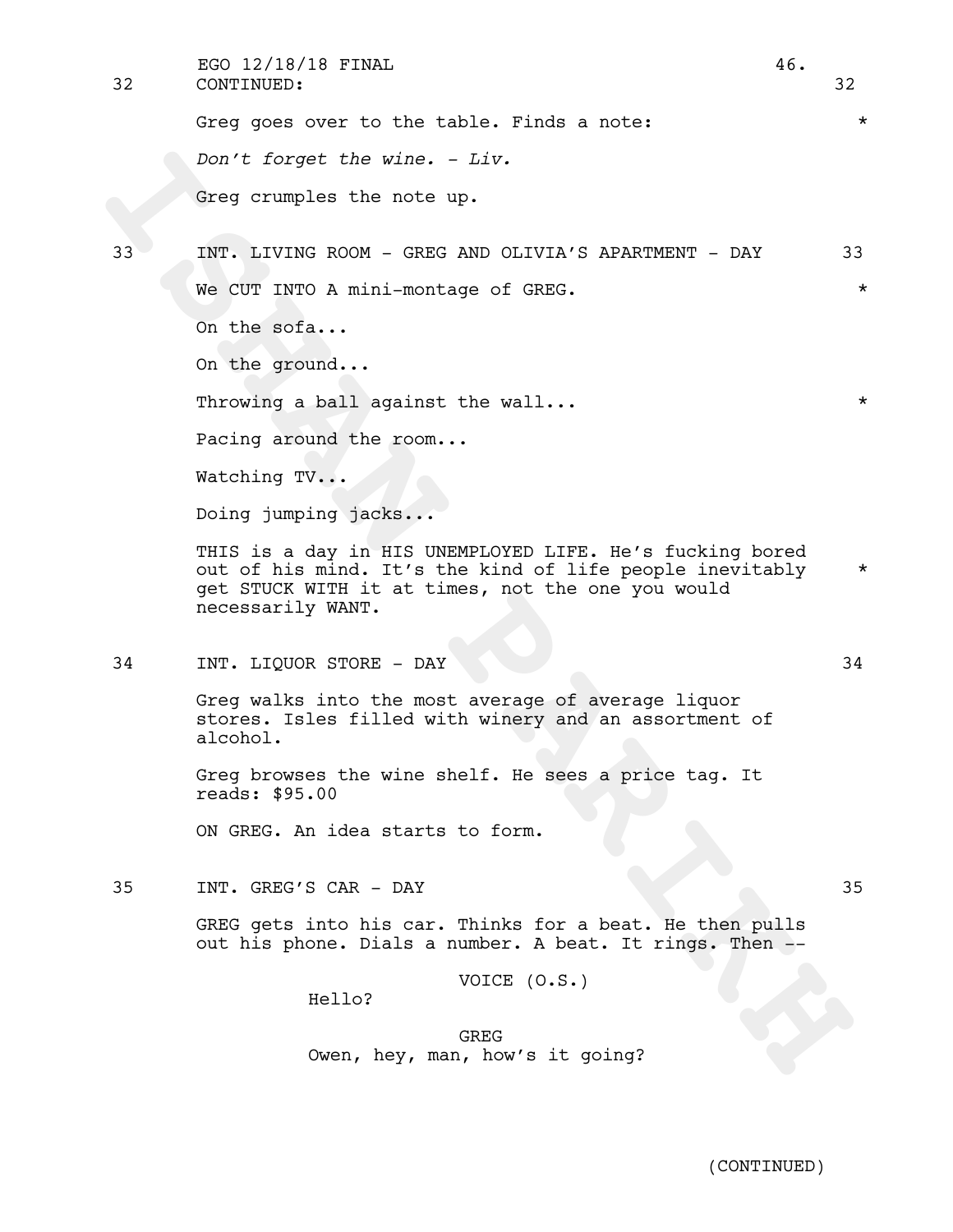32 CONTINUED: 32

Greg goes over to the table. Finds a note: *

*Don't forget the wine. - Liv.*

Greg crumples the note up.

33 INT. LIVING ROOM - GREG AND OLIVIA'S APARTMENT - DAY 33

We CUT INTO A mini-montage of GREG. *

On the sofa...

On the ground...

Throwing a ball against the wall... *

Pacing around the room...

Watching TV...

Doing jumping jacks...

THIS is a day in HIS UNEMPLOYED LIFE. He's fucking bored out of his mind. It's the kind of life people inevitably get STUCK WITH it at times, not the one you would necessarily WANT. *

34 INT. LIQUOR STORE - DAY 34

Greg walks into the most average of average liquor stores. Isles filled with winery and an assortment of alcohol.

Greg browses the wine shelf. He sees a price tag. It reads: $95.00

ON GREG. An idea starts to form.

35 INT. GREG'S CAR - DAY 35

GREG gets into his car. Thinks for a beat. He then pulls out his phone. Dials a number. A beat. It rings. Then --

VOICE (O.S.)
Hello?

GREG
Owen, hey, man, how's it going?

(CONTINUED)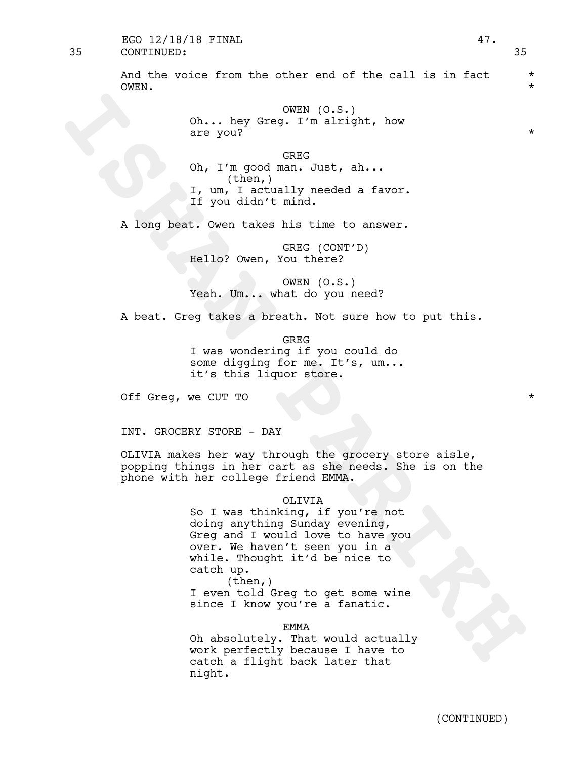35 CONTINUED: 35

And the voice from the other end of the call is in fact OWEN.

OWEN (O.S.)
Oh... hey Greg. I'm alright, how are you?

GREG
Oh, I'm good man. Just, ah...
(then,)
I, um, I actually needed a favor. If you didn't mind.

A long beat. Owen takes his time to answer.

GREG (CONT'D)
Hello? Owen, You there?

OWEN (O.S.)
Yeah. Um... what do you need?

A beat. Greg takes a breath. Not sure how to put this.

GREG
I was wondering if you could do some digging for me. It's, um... it's this liquor store.

Off Greg, we CUT TO

INT. GROCERY STORE - DAY

OLIVIA makes her way through the grocery store aisle, popping things in her cart as she needs. She is on the phone with her college friend EMMA.

OLIVIA
So I was thinking, if you're not doing anything Sunday evening, Greg and I would love to have you over. We haven't seen you in a while. Thought it'd be nice to catch up.
(then,)
I even told Greg to get some wine since I know you're a fanatic.

EMMA
Oh absolutely. That would actually work perfectly because I have to catch a flight back later that night.

(CONTINUED)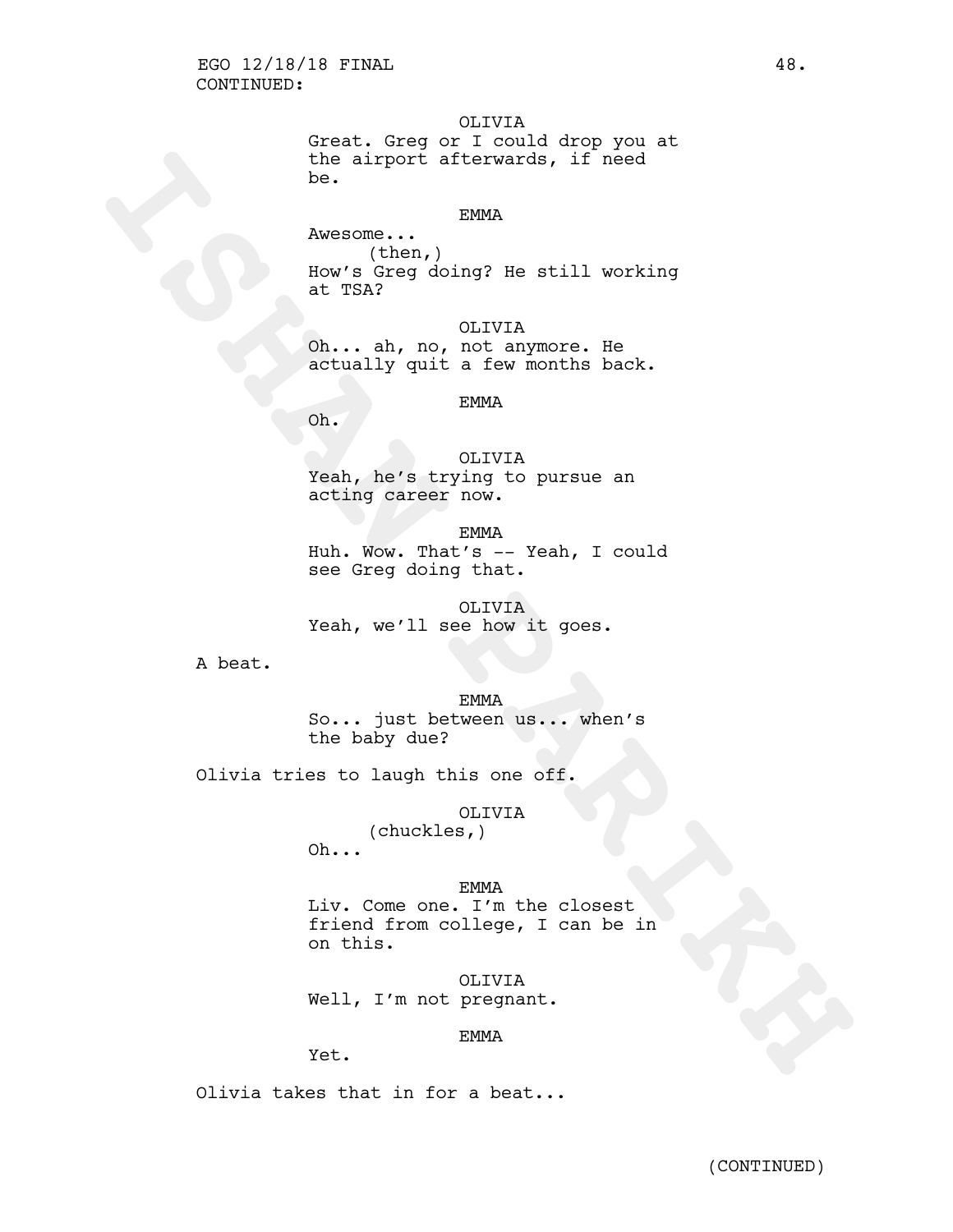CONTINUED:

OLIVIA
Great. Greg or I could drop you at the airport afterwards, if need be.

EMMA
Awesome...
(then,)
How's Greg doing? He still working at TSA?

OLIVIA
Oh... ah, no, not anymore. He actually quit a few months back.

EMMA
Oh.

OLIVIA
Yeah, he's trying to pursue an acting career now.

EMMA
Huh. Wow. That's -- Yeah, I could see Greg doing that.

OLIVIA
Yeah, we'll see how it goes.

A beat.

EMMA
So... just between us... when's the baby due?

Olivia tries to laugh this one off.

OLIVIA
(chuckles,)
Oh...

EMMA
Liv. Come one. I'm the closest friend from college, I can be in on this.

OLIVIA
Well, I'm not pregnant.

EMMA
Yet.

Olivia takes that in for a beat...

(CONTINUED)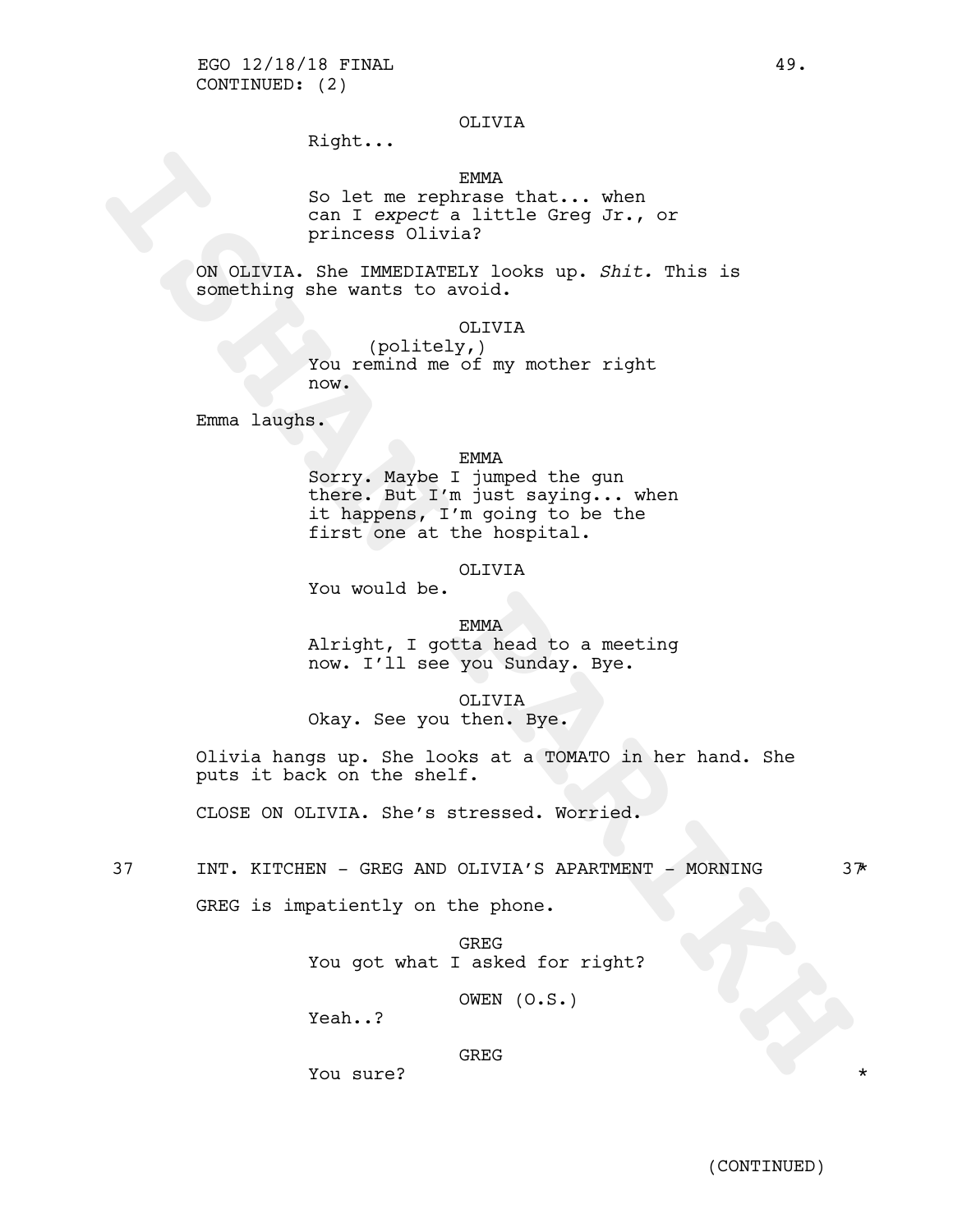CONTINUED: (2)

OLIVIA
Right...

EMMA
So let me rephrase that... when can I *expect* a little Greg Jr., or princess Olivia?

ON OLIVIA. She IMMEDIATELY looks up. *Shit.* This is something she wants to avoid.

OLIVIA
(politely,)
You remind me of my mother right now.

Emma laughs.

EMMA
Sorry. Maybe I jumped the gun there. But I'm just saying... when it happens, I'm going to be the first one at the hospital.

OLIVIA
You would be.

EMMA
Alright, I gotta head to a meeting now. I'll see you Sunday. Bye.

OLIVIA
Okay. See you then. Bye.

Olivia hangs up. She looks at a TOMATO in her hand. She puts it back on the shelf.

CLOSE ON OLIVIA. She's stressed. Worried.

37 INT. KITCHEN - GREG AND OLIVIA'S APARTMENT - MORNING 37 *

GREG is impatiently on the phone.

GREG
You got what I asked for right?

OWEN (O.S.)
Yeah..?

GREG
You sure? *

(CONTINUED)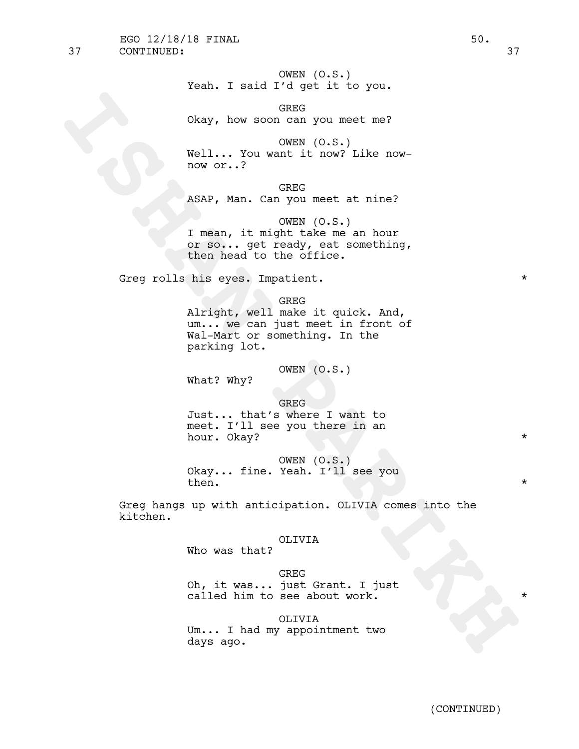37 CONTINUED: 37

OWEN (O.S.)
Yeah. I said I'd get it to you.

GREG
Okay, how soon can you meet me?

OWEN (O.S.)
Well... You want it now? Like now-now or..?

GREG
ASAP, Man. Can you meet at nine?

OWEN (O.S.)
I mean, it might take me an hour or so... get ready, eat something, then head to the office.

Greg rolls his eyes. Impatient. *

GREG
Alright, well make it quick. And, um... we can just meet in front of Wal-Mart or something. In the parking lot.

OWEN (O.S.)
What? Why?

GREG
Just... that's where I want to meet. I'll see you there in an hour. Okay? *

OWEN (O.S.)
Okay... fine. Yeah. I'll see you then. *

Greg hangs up with anticipation. OLIVIA comes into the kitchen.

OLIVIA
Who was that?

GREG
Oh, it was... just Grant. I just called him to see about work. *

OLIVIA
Um... I had my appointment two days ago.

(CONTINUED)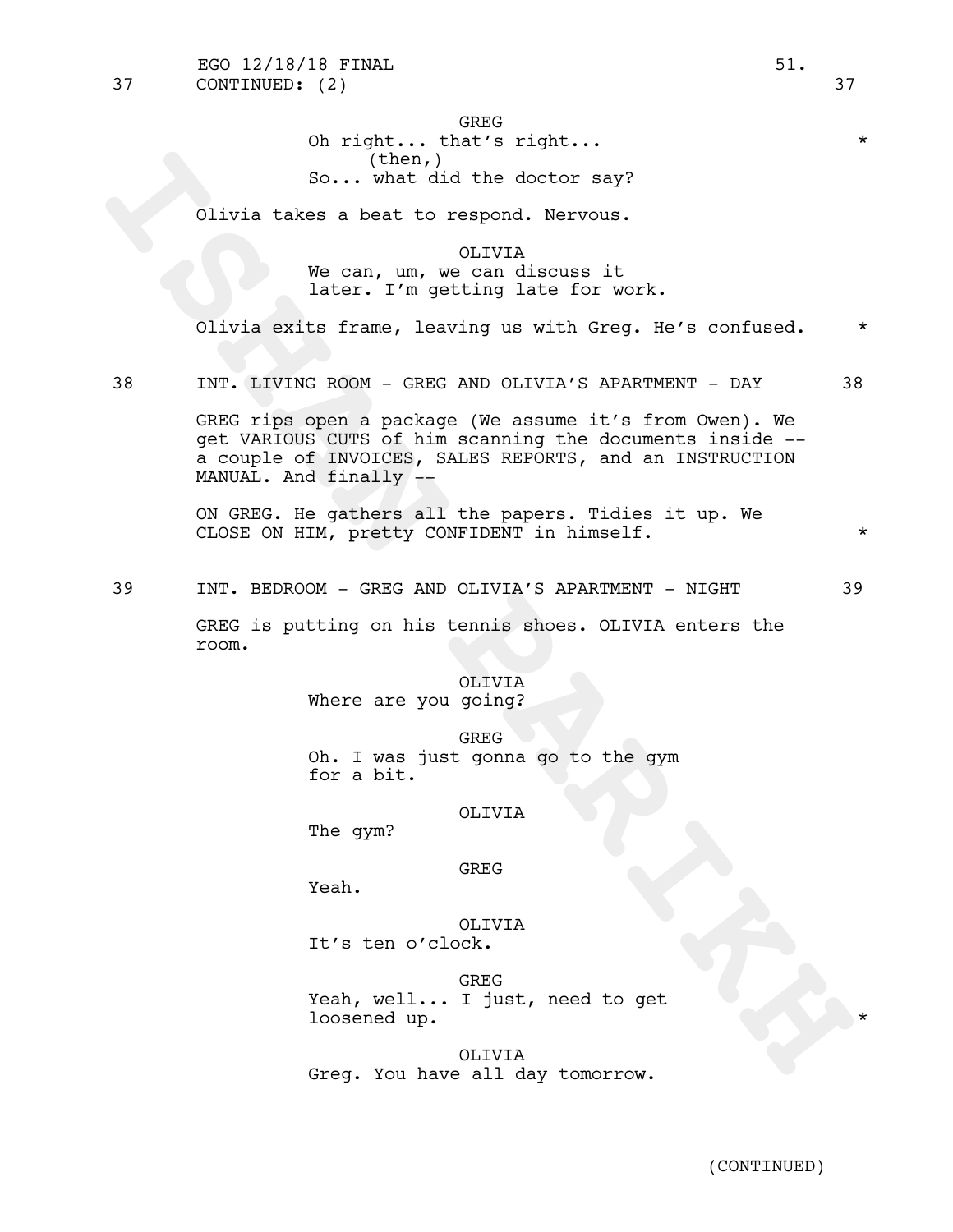37 CONTINUED: (2) 37

GREG
Oh right... that's right... *
(then,)
So... what did the doctor say?

Olivia takes a beat to respond. Nervous.

OLIVIA
We can, um, we can discuss it
later. I'm getting late for work.

Olivia exits frame, leaving us with Greg. He's confused. *

38 INT. LIVING ROOM - GREG AND OLIVIA'S APARTMENT - DAY 38

GREG rips open a package (We assume it's from Owen). We get VARIOUS CUTS of him scanning the documents inside -- a couple of INVOICES, SALES REPORTS, and an INSTRUCTION MANUAL. And finally --

ON GREG. He gathers all the papers. Tidies it up. We CLOSE ON HIM, pretty CONFIDENT in himself. *

39 INT. BEDROOM - GREG AND OLIVIA'S APARTMENT - NIGHT 39

GREG is putting on his tennis shoes. OLIVIA enters the room.

OLIVIA
Where are you going?

GREG
Oh. I was just gonna go to the gym
for a bit.

OLIVIA
The gym?

GREG
Yeah.

OLIVIA
It's ten o'clock.

GREG
Yeah, well... I just, need to get
loosened up. *

OLIVIA
Greg. You have all day tomorrow.

(CONTINUED)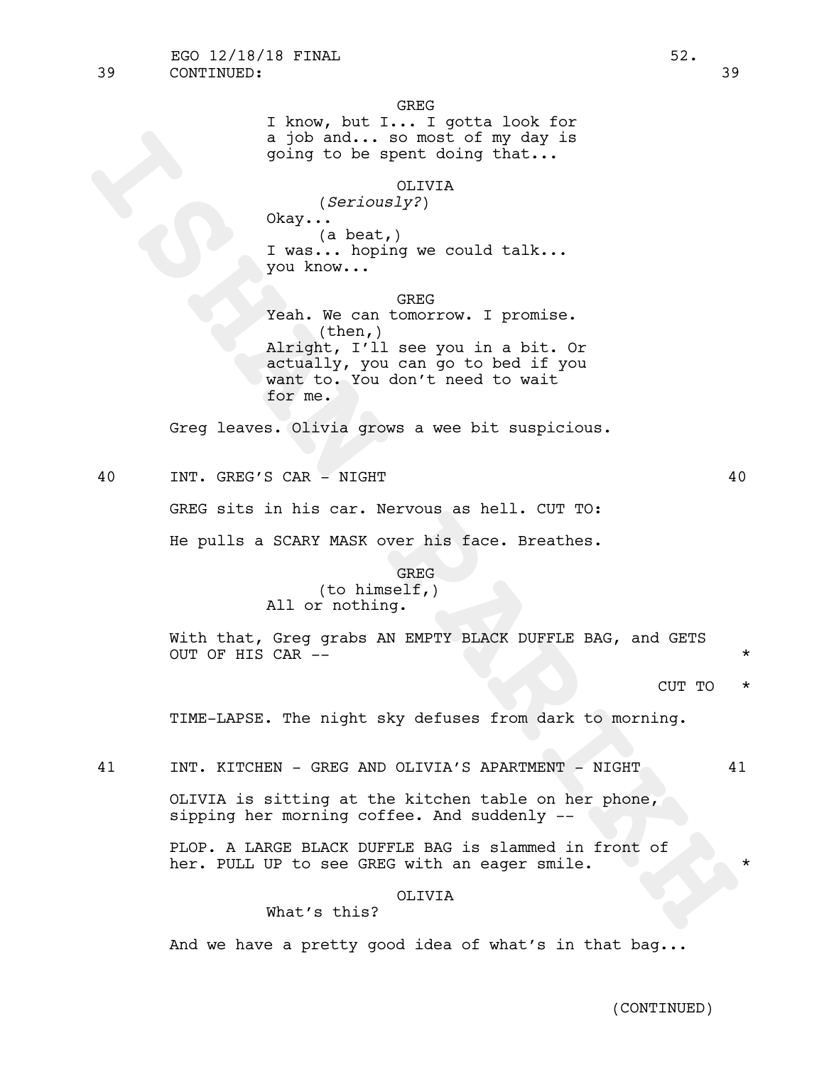39 CONTINUED: 39

GREG
I know, but I... I gotta look for a job and... so most of my day is going to be spent doing that...

OLIVIA
(*Seriously?*)
Okay...
(a beat,)
I was... hoping we could talk... you know...

GREG
Yeah. We can tomorrow. I promise.
(then,)
Alright, I'll see you in a bit. Or actually, you can go to bed if you want to. You don't need to wait for me.

Greg leaves. Olivia grows a wee bit suspicious.

40 INT. GREG'S CAR - NIGHT 40

GREG sits in his car. Nervous as hell. CUT TO:

He pulls a SCARY MASK over his face. Breathes.

GREG
(to himself,)
All or nothing.

With that, Greg grabs AN EMPTY BLACK DUFFLE BAG, and GETS OUT OF HIS CAR -- *

CUT TO *

TIME-LAPSE. The night sky defuses from dark to morning.

41 INT. KITCHEN - GREG AND OLIVIA'S APARTMENT - NIGHT 41

OLIVIA is sitting at the kitchen table on her phone, sipping her morning coffee. And suddenly --

PLOP. A LARGE BLACK DUFFLE BAG is slammed in front of her. PULL UP to see GREG with an eager smile. *

OLIVIA
What's this?

And we have a pretty good idea of what's in that bag...

(CONTINUED)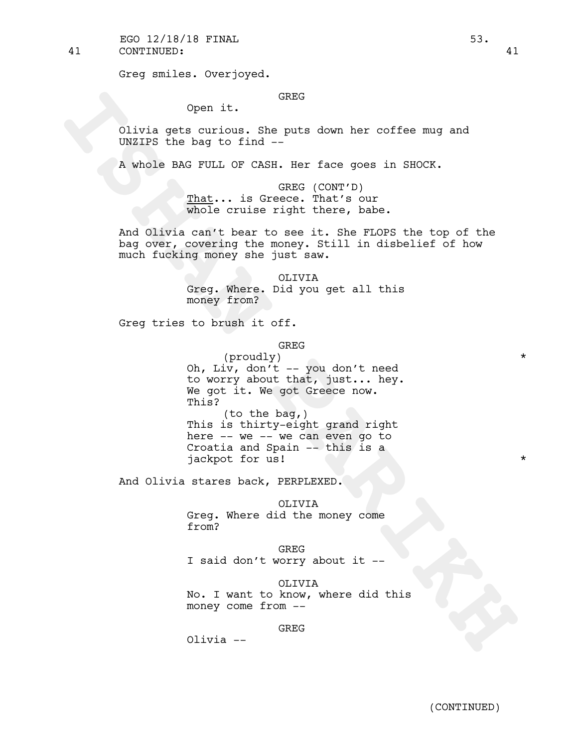Greg smiles. Overjoyed.

GREG

Open it.

Olivia gets curious. She puts down her coffee mug and UNZIPS the bag to find --

A whole BAG FULL OF CASH. Her face goes in SHOCK.

GREG (CONT'D)

_That_... is Greece. That's our whole cruise right there, babe.

And Olivia can't bear to see it. She FLOPS the top of the bag over, covering the money. Still in disbelief of how much fucking money she just saw.

OLIVIA

Greg. Where. Did you get all this money from?

Greg tries to brush it off.

GREG

(proudly) *

Oh, Liv, don't -- you don't need to worry about that, just... hey. We got it. We got Greece now. This?

(to the bag,)

This is thirty-eight grand right here -- we -- we can even go to Croatia and Spain -- this is a jackpot for us! *

And Olivia stares back, PERPLEXED.

OLIVIA

Greg. Where did the money come from?

GREG

I said don't worry about it --

OLIVIA

No. I want to know, where did this money come from --

GREG

Olivia --

(CONTINUED)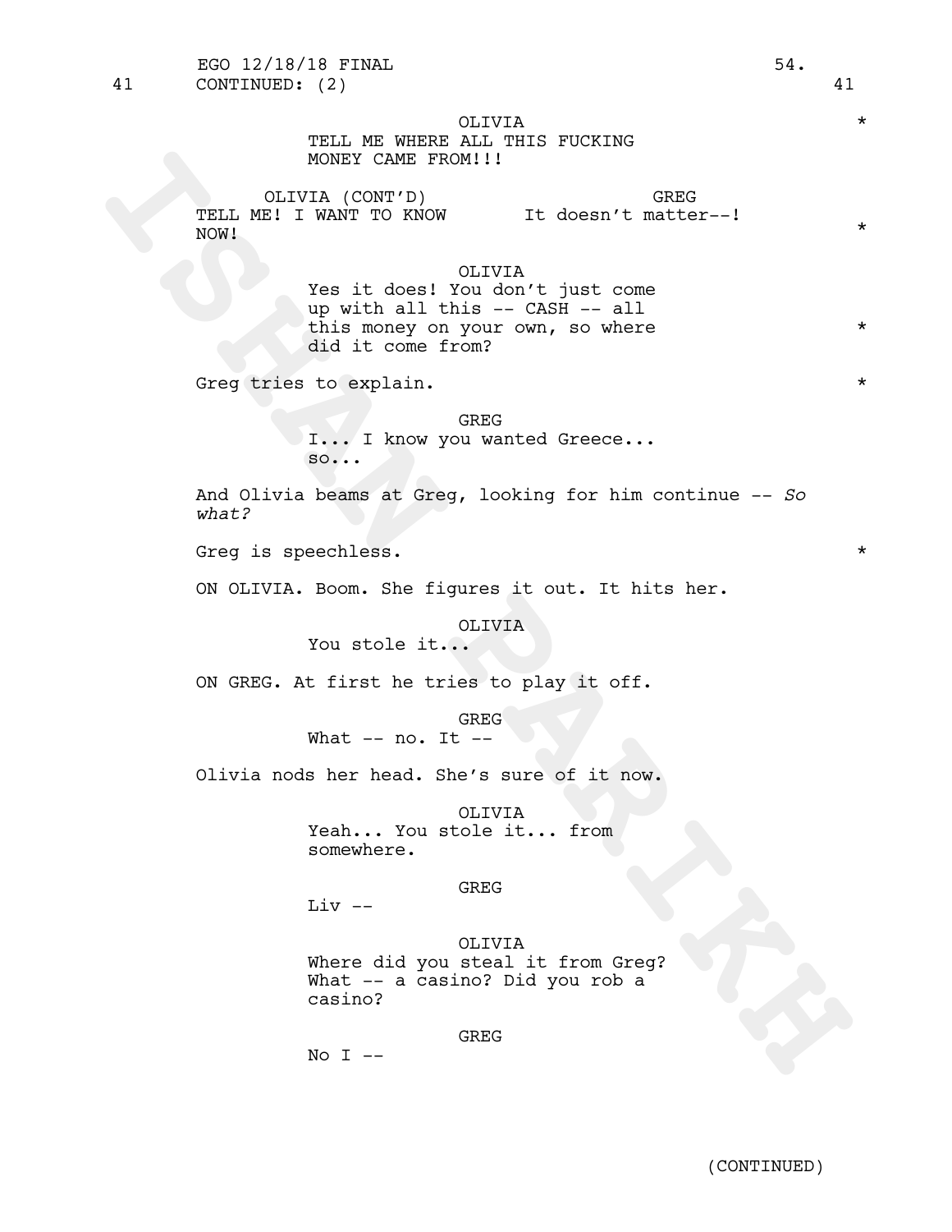41 CONTINUED: (2) 41

OLIVIA
TELL ME WHERE ALL THIS FUCKING MONEY CAME FROM!!! *

OLIVIA (CONT'D)
TELL ME! I WANT TO KNOW NOW!

GREG
It doesn't matter--! *

OLIVIA
Yes it does! You don't just come up with all this -- CASH -- all this money on your own, so where did it come from? *

Greg tries to explain. *

GREG
I... I know you wanted Greece... so...

And Olivia beams at Greg, looking for him continue -- *So what?*

Greg is speechless. *

ON OLIVIA. Boom. She figures it out. It hits her.

OLIVIA
You stole it...

ON GREG. At first he tries to play it off.

GREG
What -- no. It --

Olivia nods her head. She's sure of it now.

OLIVIA
Yeah... You stole it... from somewhere.

GREG
Liv --

OLIVIA
Where did you steal it from Greg? What -- a casino? Did you rob a casino?

GREG
No I --

(CONTINUED)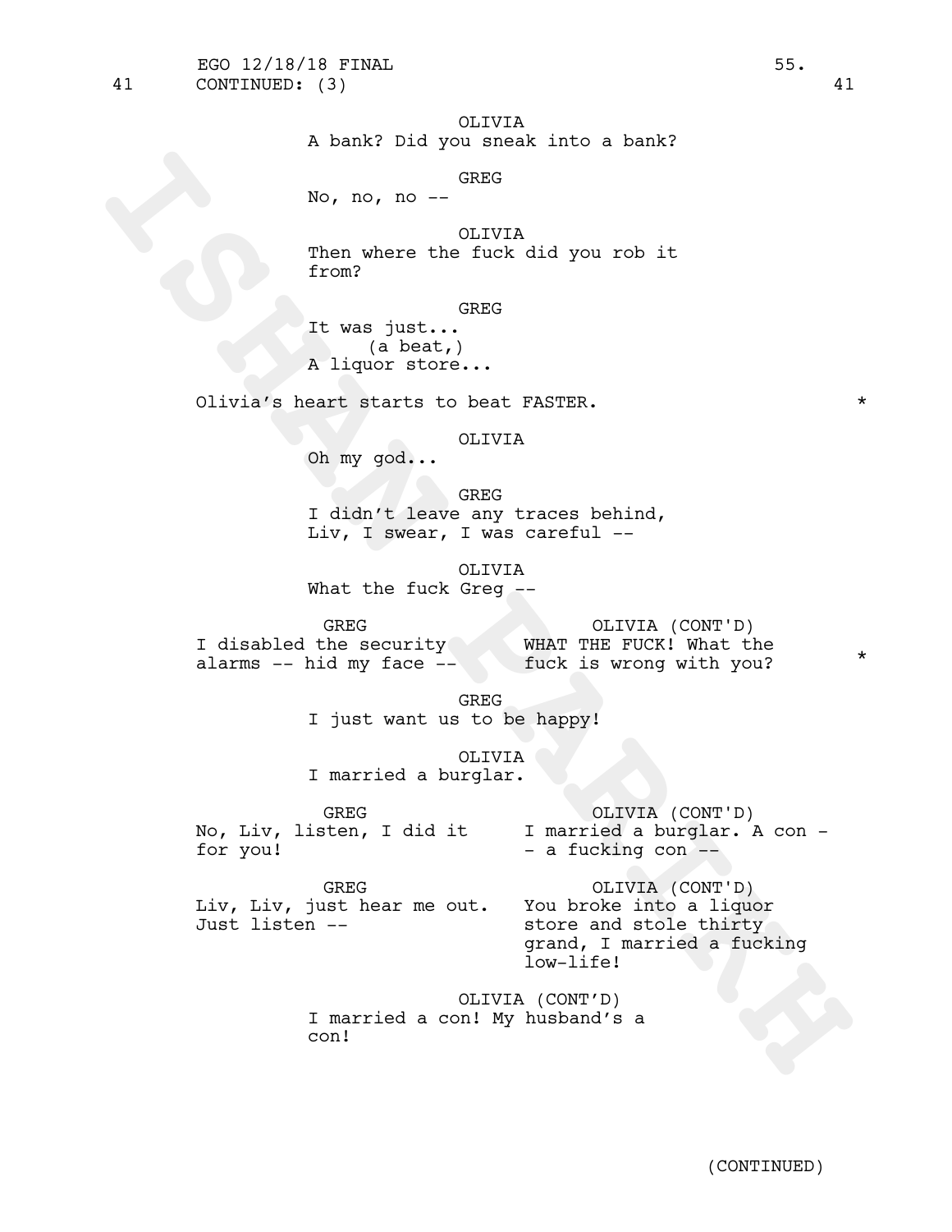41 CONTINUED: (3) 41

OLIVIA
A bank? Did you sneak into a bank?

GREG
No, no, no --

OLIVIA
Then where the fuck did you rob it from?

GREG
It was just...
(a beat,)
A liquor store...

Olivia's heart starts to beat FASTER. *

OLIVIA
Oh my god...

GREG
I didn't leave any traces behind, Liv, I swear, I was careful --

OLIVIA
What the fuck Greg --

GREG
I disabled the security alarms -- hid my face --

OLIVIA (CONT'D)
WHAT THE FUCK! What the fuck is wrong with you? *

GREG
I just want us to be happy!

OLIVIA
I married a burglar.

GREG
No, Liv, listen, I did it for you!

OLIVIA (CONT'D)
I married a burglar. A con -- a fucking con --

GREG
Liv, Liv, just hear me out. Just listen --

OLIVIA (CONT'D)
You broke into a liquor store and stole thirty grand, I married a fucking low-life!

OLIVIA (CONT'D)
I married a con! My husband's a con!

(CONTINUED)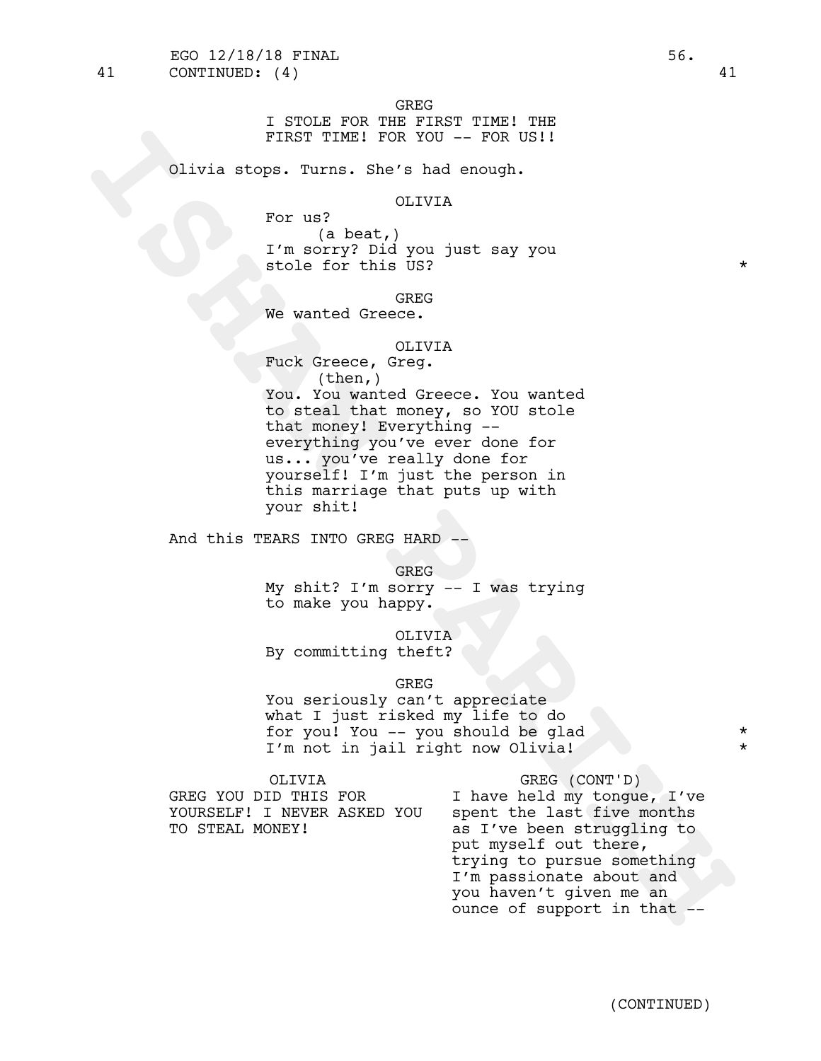41 CONTINUED: (4) 41

GREG
I STOLE FOR THE FIRST TIME! THE FIRST TIME! FOR YOU -- FOR US!!

Olivia stops. Turns. She's had enough.

OLIVIA
For us?
(a beat,)
I'm sorry? Did you just say you stole for this US? *

GREG
We wanted Greece.

OLIVIA
Fuck Greece, Greg.
(then,)
You. You wanted Greece. You wanted to steal that money, so YOU stole that money! Everything -- everything you've ever done for us... you've really done for yourself! I'm just the person in this marriage that puts up with your shit!

And this TEARS INTO GREG HARD --

GREG
My shit? I'm sorry -- I was trying to make you happy.

OLIVIA
By committing theft?

GREG
You seriously can't appreciate what I just risked my life to do for you! You -- you should be glad I'm not in jail right now Olivia! *

OLIVIA
GREG YOU DID THIS FOR YOURSELF! I NEVER ASKED YOU TO STEAL MONEY!

GREG (CONT'D)
I have held my tongue, I've spent the last five months as I've been struggling to put myself out there, trying to pursue something I'm passionate about and you haven't given me an ounce of support in that --

(CONTINUED)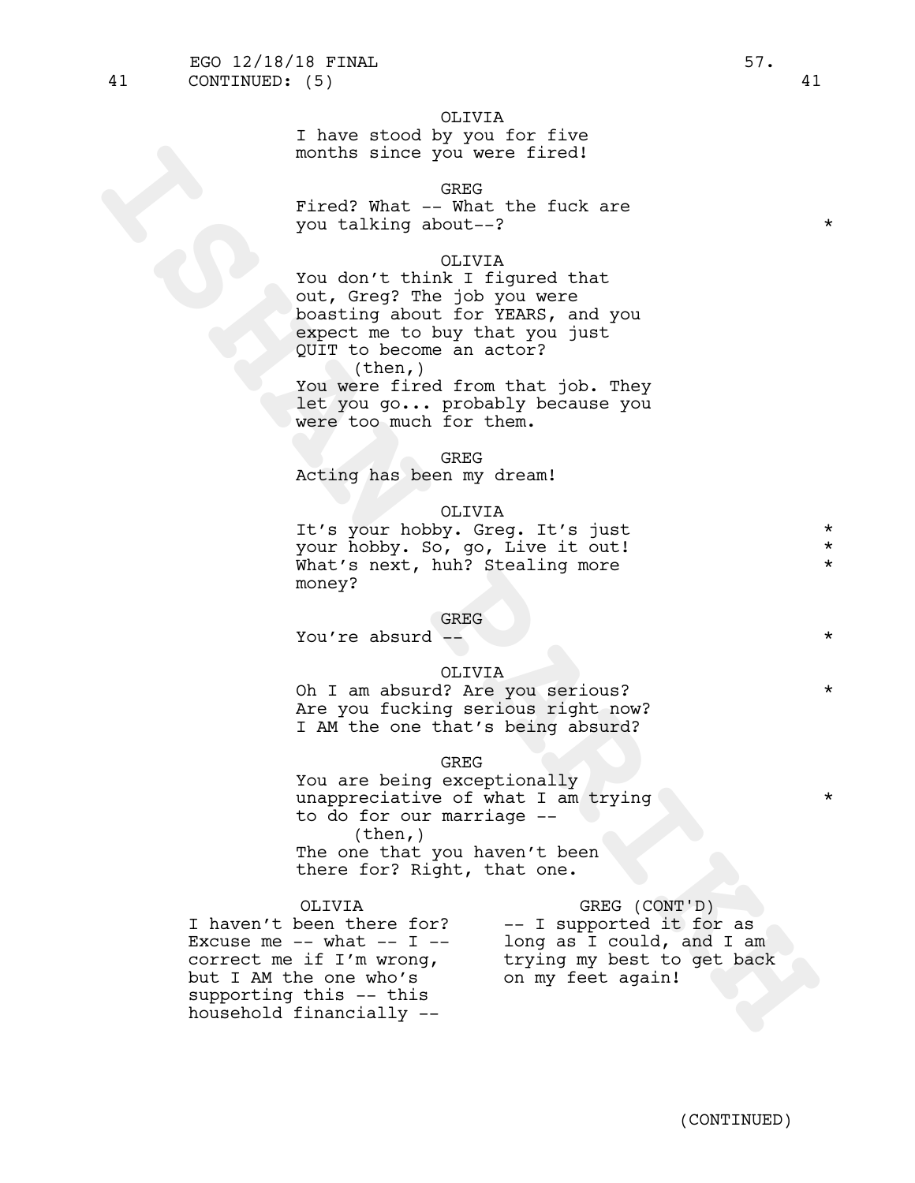41 CONTINUED: (5) 41

OLIVIA
I have stood by you for five months since you were fired!

GREG
Fired? What -- What the fuck are you talking about--? *

OLIVIA
You don't think I figured that out, Greg? The job you were boasting about for YEARS, and you expect me to buy that you just QUIT to become an actor?
(then,)
You were fired from that job. They let you go... probably because you were too much for them.

GREG
Acting has been my dream!

OLIVIA
It's your hobby. Greg. It's just your hobby. So, go, Live it out! What's next, huh? Stealing more money? * * *

GREG
You're absurd -- *

OLIVIA
Oh I am absurd? Are you serious? Are you fucking serious right now? I AM the one that's being absurd? *

GREG
You are being exceptionally unappreciative of what I am trying to do for our marriage -- *
(then,)
The one that you haven't been there for? Right, that one.

OLIVIA
I haven't been there for? Excuse me -- what -- I -- correct me if I'm wrong, but I AM the one who's supporting this -- this household financially --

GREG (CONT'D)
-- I supported it for as long as I could, and I am trying my best to get back on my feet again!

(CONTINUED)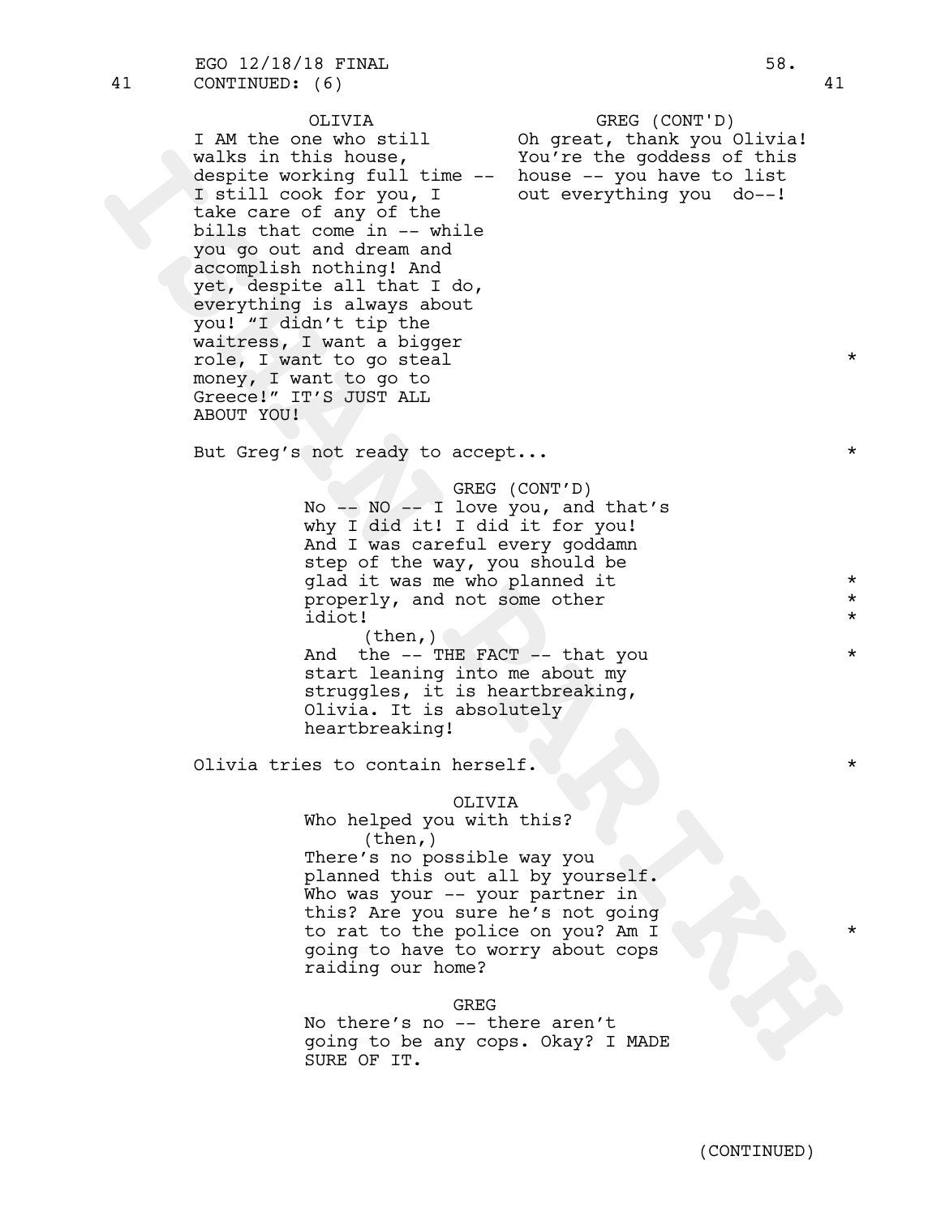41 CONTINUED: (6) 41

OLIVIA
I AM the one who still walks in this house, despite working full time -- I still cook for you, I take care of any of the bills that come in -- while you go out and dream and accomplish nothing! And yet, despite all that I do, everything is always about you! "I didn't tip the waitress, I want a bigger role, I want to go steal money, I want to go to Greece!" IT'S JUST ALL ABOUT YOU! *

GREG (CONT'D)
Oh great, thank you Olivia! You're the goddess of this house -- you have to list out everything you do--!

But Greg's not ready to accept... *

GREG (CONT'D)
No -- NO -- I love you, and that's why I did it! I did it for you! And I was careful every goddamn step of the way, you should be glad it was me who planned it properly, and not some other idiot! * * *
(then,)
And the -- THE FACT -- that you start leaning into me about my struggles, it is heartbreaking, Olivia. It is absolutely heartbreaking! *

Olivia tries to contain herself. *

OLIVIA
Who helped you with this?
(then,)
There's no possible way you planned this out all by yourself. Who was your -- your partner in this? Are you sure he's not going to rat to the police on you? Am I going to have to worry about cops raiding our home? *

GREG
No there's no -- there aren't going to be any cops. Okay? I MADE SURE OF IT.

(CONTINUED)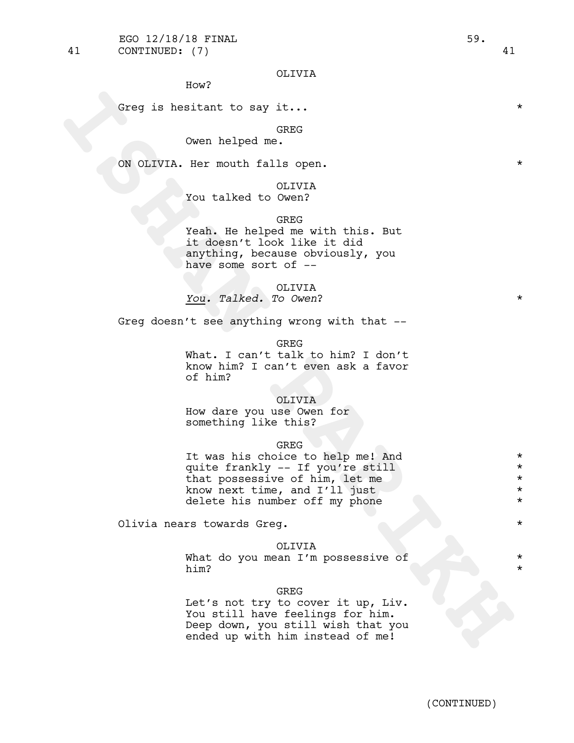41 CONTINUED: (7) 41

OLIVIA
How?

Greg is hesitant to say it... *

GREG
Owen helped me.

ON OLIVIA. Her mouth falls open. *

OLIVIA
You talked to Owen?

GREG
Yeah. He helped me with this. But it doesn't look like it did anything, because obviously, you have some sort of --

OLIVIA
*You. Talked. To Owen?* *

Greg doesn't see anything wrong with that --

GREG
What. I can't talk to him? I don't know him? I can't even ask a favor of him?

OLIVIA
How dare you use Owen for something like this?

GREG
It was his choice to help me! And quite frankly -- If you're still that possessive of him, let me know next time, and I'll just delete his number off my phone *

Olivia nears towards Greg. *

OLIVIA
What do you mean I'm possessive of him? *

GREG
Let's not try to cover it up, Liv. You still have feelings for him. Deep down, you still wish that you ended up with him instead of me!

(CONTINUED)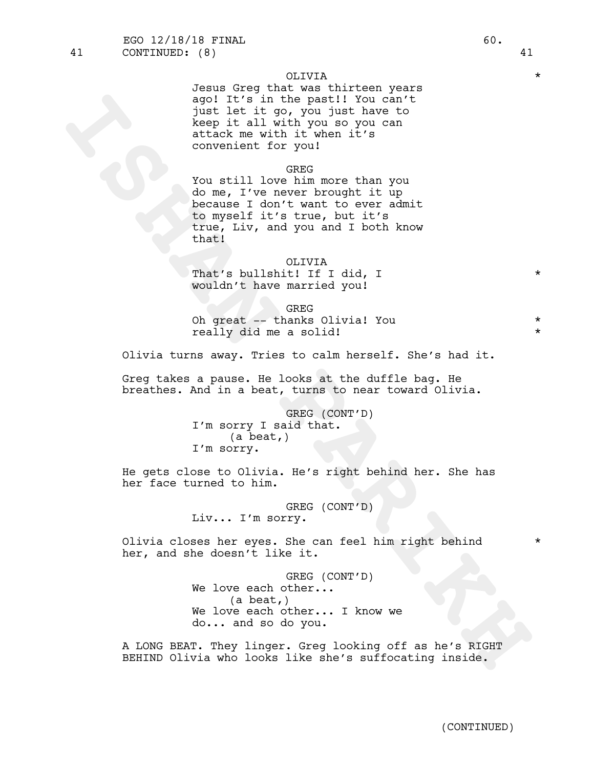41 CONTINUED: (8) 41

OLIVIA *

Jesus Greg that was thirteen years ago! It's in the past!! You can't just let it go, you just have to keep it all with you so you can attack me with it when it's convenient for you!

GREG

You still love him more than you do me, I've never brought it up because I don't want to ever admit to myself it's true, but it's true, Liv, and you and I both know that!

OLIVIA

That's bullshit! If I did, I wouldn't have married you! *

GREG

Oh great -- thanks Olivia! You really did me a solid! *

Olivia turns away. Tries to calm herself. She's had it.

Greg takes a pause. He looks at the duffle bag. He breathes. And in a beat, turns to near toward Olivia.

GREG (CONT'D)

I'm sorry I said that.

(a beat,)

I'm sorry.

He gets close to Olivia. He's right behind her. She has her face turned to him.

GREG (CONT'D)

Liv... I'm sorry.

Olivia closes her eyes. She can feel him right behind her, and she doesn't like it. *

GREG (CONT'D)

We love each other...

(a beat,)

We love each other... I know we do... and so do you.

A LONG BEAT. They linger. Greg looking off as he's RIGHT BEHIND Olivia who looks like she's suffocating inside.

(CONTINUED)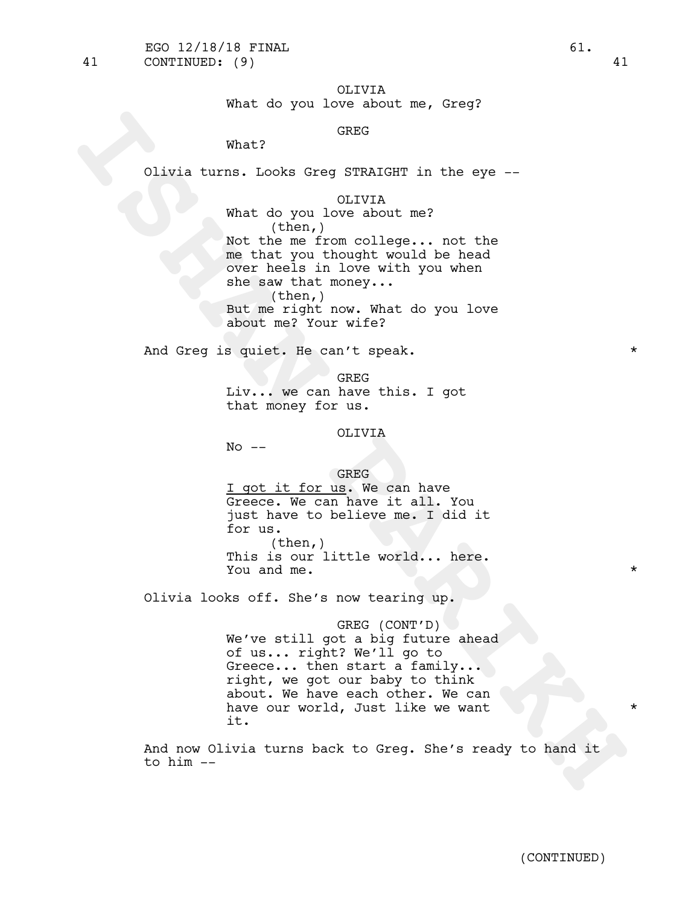41 CONTINUED: (9) 41

OLIVIA
What do you love about me, Greg?

GREG
What?

Olivia turns. Looks Greg STRAIGHT in the eye --

OLIVIA
What do you love about me?
(then,)
Not the me from college... not the me that you thought would be head over heels in love with you when she saw that money...
(then,)
But me right now. What do you love about me? Your wife?

And Greg is quiet. He can't speak. *

GREG
Liv... we can have this. I got that money for us.

OLIVIA
No --

GREG
I got it for us. We can have Greece. We can have it all. You just have to believe me. I did it for us.
(then,)
This is our little world... here. You and me. *

Olivia looks off. She's now tearing up.

GREG (CONT'D)
We've still got a big future ahead of us... right? We'll go to Greece... then start a family... right, we got our baby to think about. We have each other. We can have our world, Just like we want it. *

And now Olivia turns back to Greg. She's ready to hand it to him --

(CONTINUED)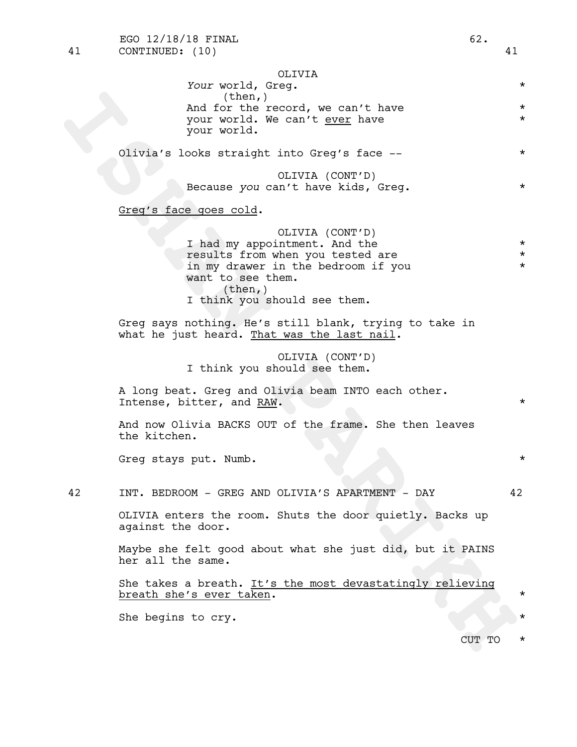41 CONTINUED: (10) 41

OLIVIA

*Your* world, Greg.

(then,)

And for the record, we can't have your world. We can't ever have your world.

Olivia's looks straight into Greg's face --

OLIVIA (CONT'D)

Because *you* can't have kids, Greg.

Greg's face goes cold.

OLIVIA (CONT'D)

I had my appointment. And the results from when you tested are in my drawer in the bedroom if you want to see them.

(then,)

I think you should see them.

Greg says nothing. He's still blank, trying to take in what he just heard. That was the last nail.

OLIVIA (CONT'D)

I think you should see them.

A long beat. Greg and Olivia beam INTO each other. Intense, bitter, and RAW.

And now Olivia BACKS OUT of the frame. She then leaves the kitchen.

Greg stays put. Numb.

42 INT. BEDROOM - GREG AND OLIVIA'S APARTMENT - DAY 42

OLIVIA enters the room. Shuts the door quietly. Backs up against the door.

Maybe she felt good about what she just did, but it PAINS her all the same.

She takes a breath. It's the most devastatingly relieving breath she's ever taken.

She begins to cry.

CUT TO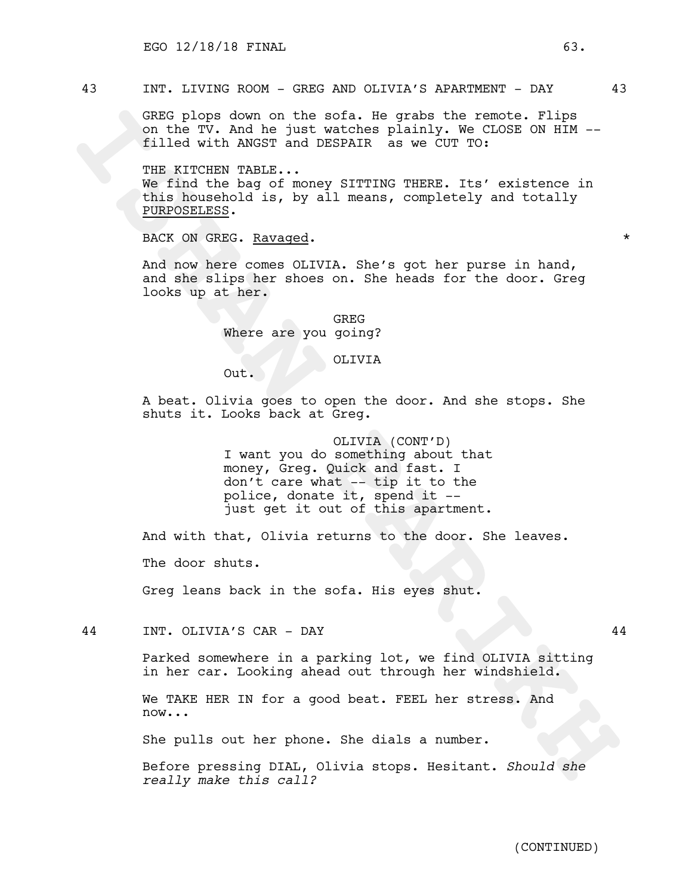43 INT. LIVING ROOM - GREG AND OLIVIA'S APARTMENT - DAY 43

GREG plops down on the sofa. He grabs the remote. Flips on the TV. And he just watches plainly. We CLOSE ON HIM -- filled with ANGST and DESPAIR as we CUT TO:

THE KITCHEN TABLE...
We find the bag of money SITTING THERE. Its' existence in this household is, by all means, completely and totally PURPOSELESS.

BACK ON GREG. Ravaged. *

And now here comes OLIVIA. She's got her purse in hand, and she slips her shoes on. She heads for the door. Greg looks up at her.

GREG
Where are you going?

OLIVIA
Out.

A beat. Olivia goes to open the door. And she stops. She shuts it. Looks back at Greg.

OLIVIA (CONT'D)
I want you do something about that money, Greg. Quick and fast. I don't care what -- tip it to the police, donate it, spend it -- just get it out of this apartment.

And with that, Olivia returns to the door. She leaves.

The door shuts.

Greg leans back in the sofa. His eyes shut.

44 INT. OLIVIA'S CAR - DAY 44

Parked somewhere in a parking lot, we find OLIVIA sitting in her car. Looking ahead out through her windshield.

We TAKE HER IN for a good beat. FEEL her stress. And now...

She pulls out her phone. She dials a number.

Before pressing DIAL, Olivia stops. Hesitant. *Should she really make this call?*

(CONTINUED)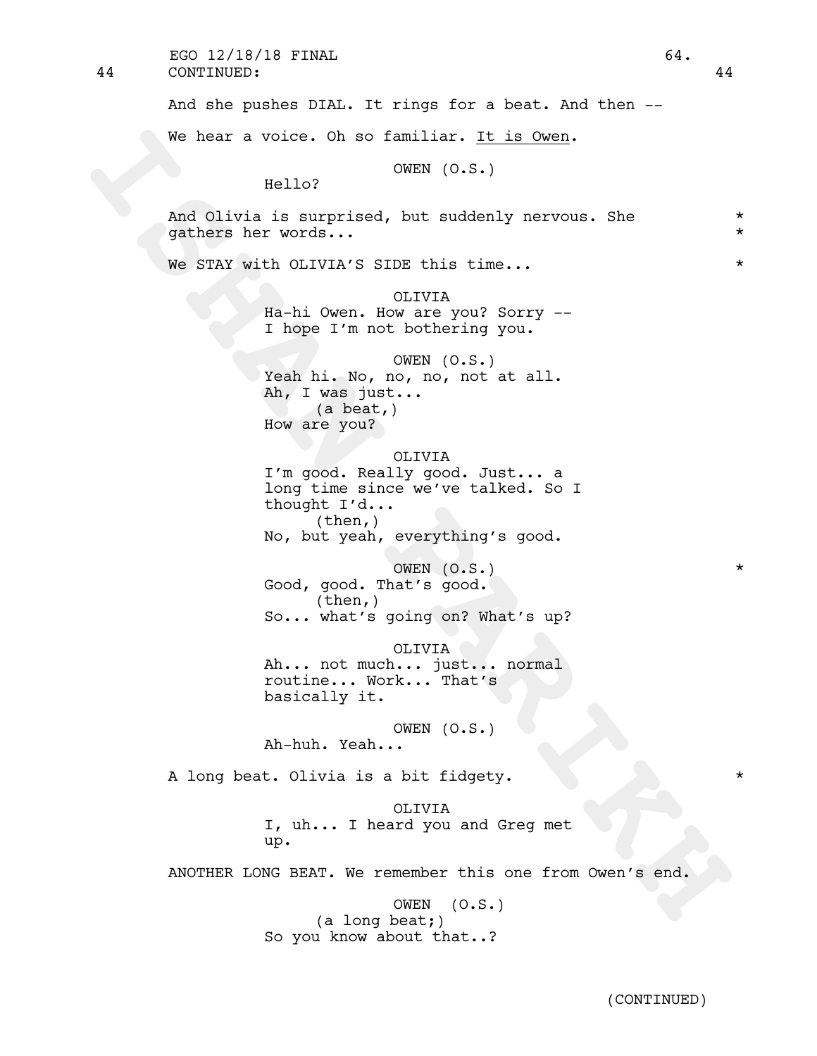44 CONTINUED: 44

And she pushes DIAL. It rings for a beat. And then --

We hear a voice. Oh so familiar. It is Owen.

OWEN (O.S.)
Hello?

And Olivia is surprised, but suddenly nervous. She gathers her words... *

We STAY with OLIVIA'S SIDE this time... *

OLIVIA
Ha-hi Owen. How are you? Sorry -- I hope I'm not bothering you.

OWEN (O.S.)
Yeah hi. No, no, no, not at all. Ah, I was just...
(a beat,)
How are you?

OLIVIA
I'm good. Really good. Just... a long time since we've talked. So I thought I'd...
(then,)
No, but yeah, everything's good.

OWEN (O.S.) *
Good, good. That's good.
(then,)
So... what's going on? What's up?

OLIVIA
Ah... not much... just... normal routine... Work... That's basically it.

OWEN (O.S.)
Ah-huh. Yeah...

A long beat. Olivia is a bit fidgety. *

OLIVIA
I, uh... I heard you and Greg met up.

ANOTHER LONG BEAT. We remember this one from Owen's end.

OWEN (O.S.)
(a long beat;)
So you know about that..?

(CONTINUED)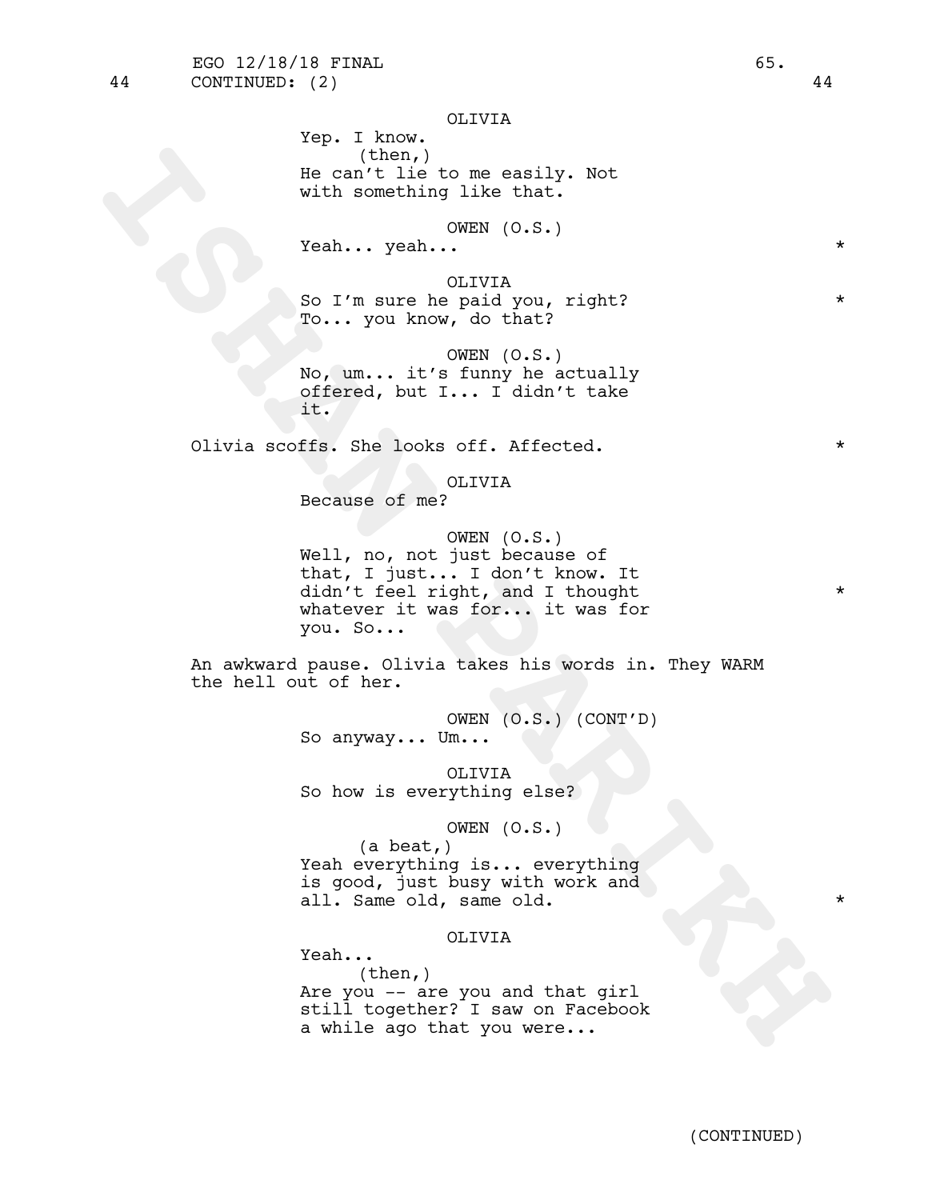44 CONTINUED: (2) 44

OLIVIA
Yep. I know.
(then,)
He can't lie to me easily. Not with something like that.

OWEN (O.S.)
Yeah... yeah... *

OLIVIA
So I'm sure he paid you, right? *
To... you know, do that?

OWEN (O.S.)
No, um... it's funny he actually offered, but I... I didn't take it.

Olivia scoffs. She looks off. Affected. *

OLIVIA
Because of me?

OWEN (O.S.)
Well, no, not just because of that, I just... I don't know. It didn't feel right, and I thought *
whatever it was for... it was for you. So...

An awkward pause. Olivia takes his words in. They WARM the hell out of her.

OWEN (O.S.) (CONT'D)
So anyway... Um...

OLIVIA
So how is everything else?

OWEN (O.S.)
(a beat,)
Yeah everything is... everything is good, just busy with work and all. Same old, same old. *

OLIVIA
Yeah...
(then,)
Are you -- are you and that girl still together? I saw on Facebook a while ago that you were...

(CONTINUED)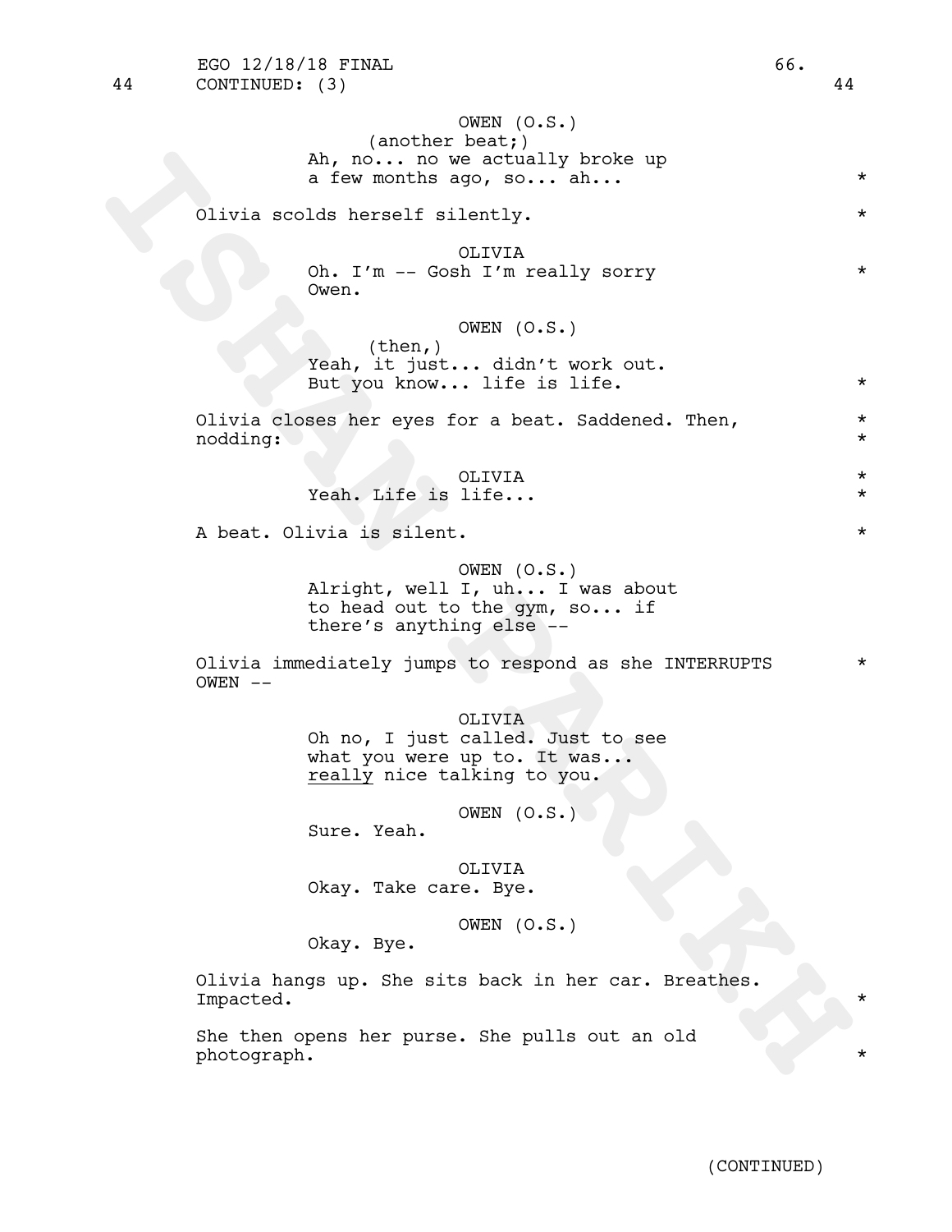44 CONTINUED: (3) 44

OWEN (O.S.)
(another beat;)
Ah, no... no we actually broke up a few months ago, so... ah... *

Olivia scolds herself silently. *

OLIVIA
Oh. I'm -- Gosh I'm really sorry Owen. *

OWEN (O.S.)
(then,)
Yeah, it just... didn't work out. But you know... life is life. *

Olivia closes her eyes for a beat. Saddened. Then, nodding: *

OLIVIA
Yeah. Life is life... *

A beat. Olivia is silent. *

OWEN (O.S.)
Alright, well I, uh... I was about to head out to the gym, so... if there's anything else --

Olivia immediately jumps to respond as she INTERRUPTS OWEN -- *

OLIVIA
Oh no, I just called. Just to see what you were up to. It was... <u>really</u> nice talking to you.

OWEN (O.S.)
Sure. Yeah.

OLIVIA
Okay. Take care. Bye.

OWEN (O.S.)
Okay. Bye.

Olivia hangs up. She sits back in her car. Breathes. Impacted. *

She then opens her purse. She pulls out an old photograph. *

(CONTINUED)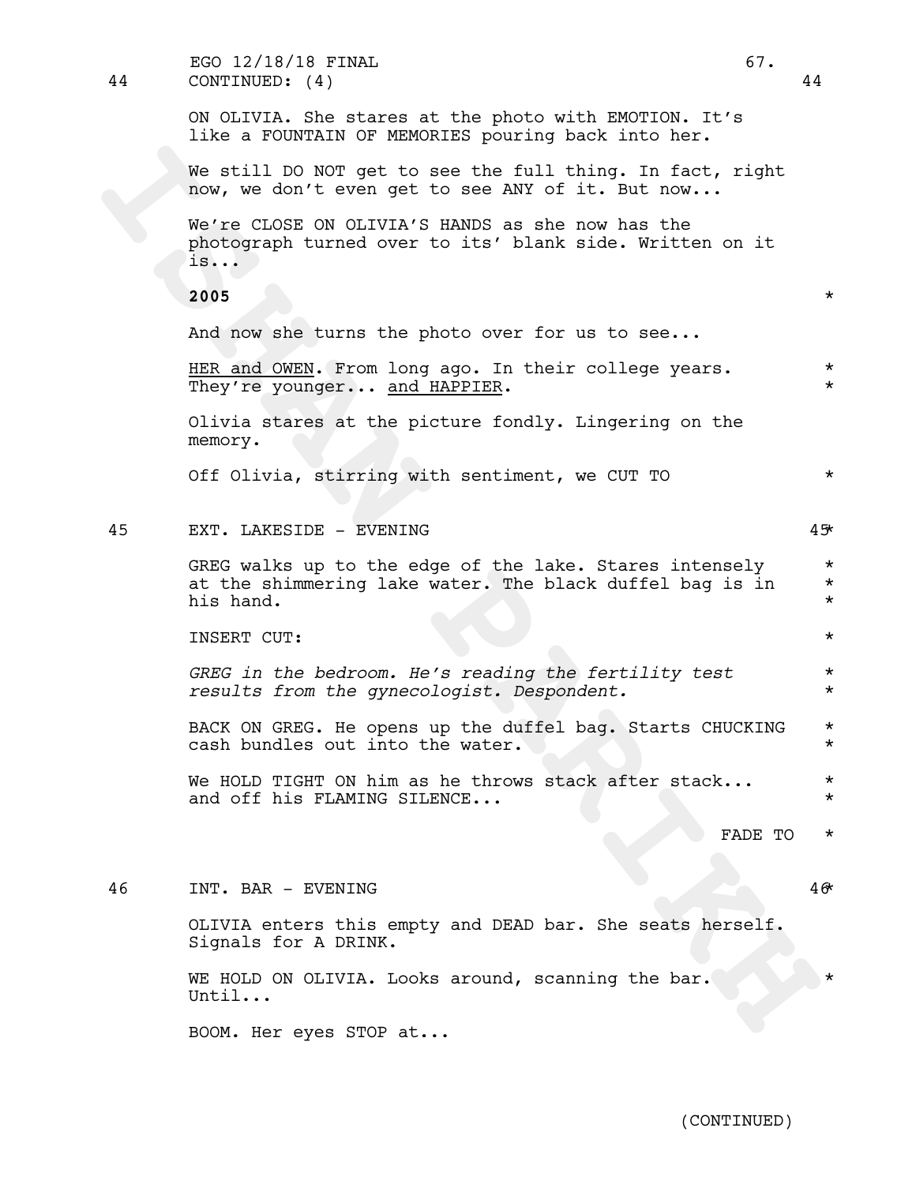44 CONTINUED: (4) 44

ON OLIVIA. She stares at the photo with EMOTION. It's like a FOUNTAIN OF MEMORIES pouring back into her.

We still DO NOT get to see the full thing. In fact, right now, we don't even get to see ANY of it. But now...

We're CLOSE ON OLIVIA'S HANDS as she now has the photograph turned over to its' blank side. Written on it is...

**2005** *

And now she turns the photo over for us to see...

<u>HER and OWEN</u>. From long ago. In their college years. They're younger... <u>and HAPPIER</u>. *

Olivia stares at the picture fondly. Lingering on the memory.

Off Olivia, stirring with sentiment, we CUT TO *

45 EXT. LAKESIDE - EVENING 45*

GREG walks up to the edge of the lake. Stares intensely at the shimmering lake water. The black duffel bag is in his hand. *

INSERT CUT: *

*GREG in the bedroom. He's reading the fertility test results from the gynecologist. Despondent.* *

BACK ON GREG. He opens up the duffel bag. Starts CHUCKING cash bundles out into the water. *

We HOLD TIGHT ON him as he throws stack after stack... and off his FLAMING SILENCE... *

FADE TO *

46 INT. BAR - EVENING 46*

OLIVIA enters this empty and DEAD bar. She seats herself. Signals for A DRINK.

WE HOLD ON OLIVIA. Looks around, scanning the bar. Until... *

BOOM. Her eyes STOP at...

(CONTINUED)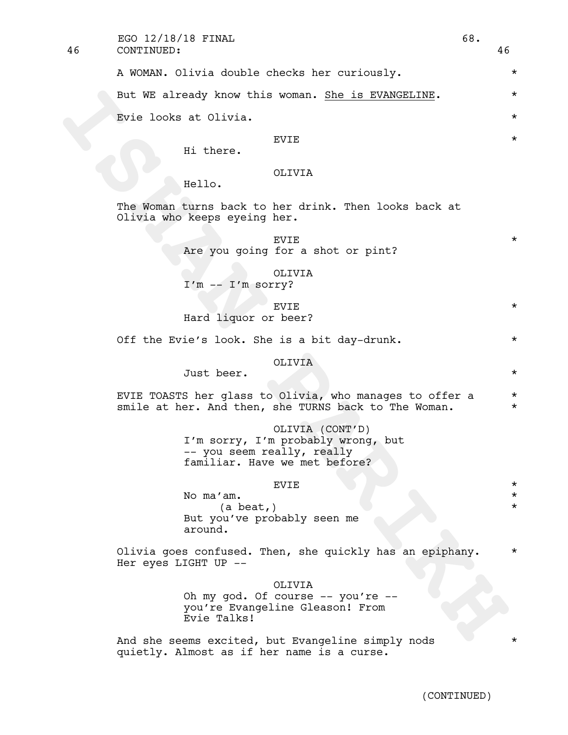46 CONTINUED: 46

A WOMAN. Olivia double checks her curiously. *

But WE already know this woman. She is EVANGELINE. *

Evie looks at Olivia. *

EVIE *

Hi there.

OLIVIA

Hello.

The Woman turns back to her drink. Then looks back at Olivia who keeps eyeing her.

EVIE *

Are you going for a shot or pint?

OLIVIA

I'm -- I'm sorry?

EVIE *

Hard liquor or beer?

Off the Evie's look. She is a bit day-drunk. *

OLIVIA

Just beer. *

EVIE TOASTS her glass to Olivia, who manages to offer a smile at her. And then, she TURNS back to The Woman. *

OLIVIA (CONT'D)

I'm sorry, I'm probably wrong, but -- you seem really, really familiar. Have we met before?

EVIE *

No ma'am. *

(a beat,) *

But you've probably seen me around.

Olivia goes confused. Then, she quickly has an epiphany. Her eyes LIGHT UP -- *

OLIVIA

Oh my god. Of course -- you're -- you're Evangeline Gleason! From Evie Talks!

And she seems excited, but Evangeline simply nods quietly. Almost as if her name is a curse. *

(CONTINUED)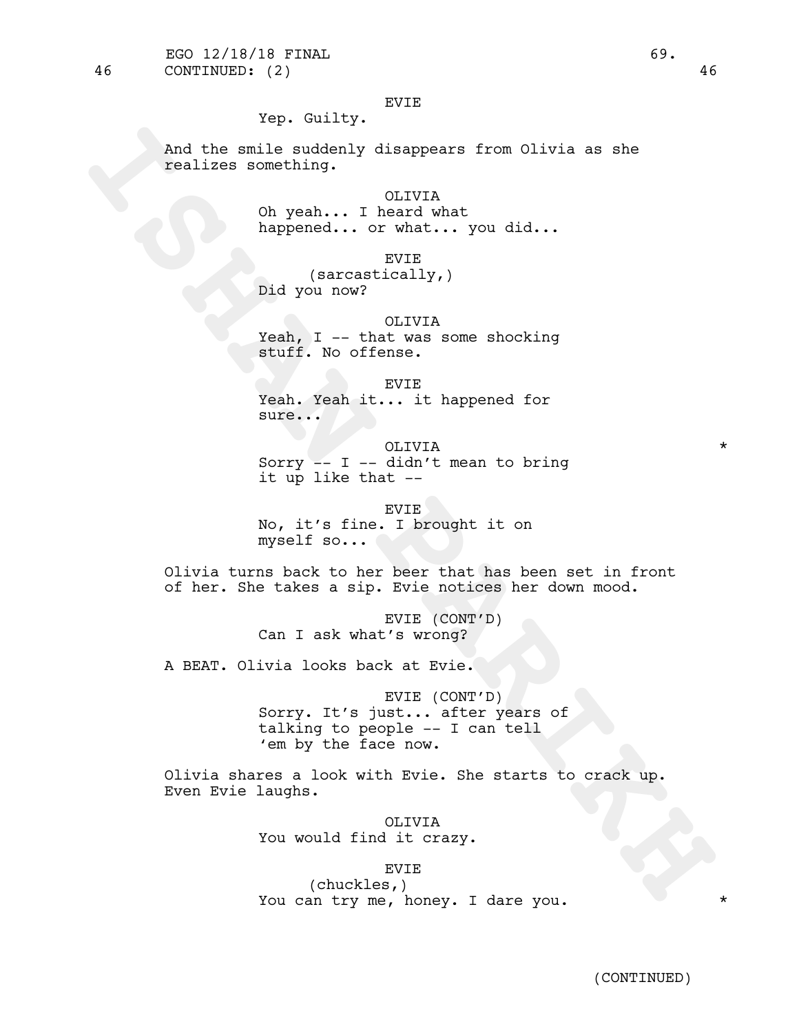46 CONTINUED: (2) 46

EVIE
Yep. Guilty.

And the smile suddenly disappears from Olivia as she realizes something.

OLIVIA
Oh yeah... I heard what happened... or what... you did...

EVIE
(sarcastically,)
Did you now?

OLIVIA
Yeah, I -- that was some shocking stuff. No offense.

EVIE
Yeah. Yeah it... it happened for sure...

OLIVIA *
Sorry -- I -- didn't mean to bring it up like that --

EVIE
No, it's fine. I brought it on myself so...

Olivia turns back to her beer that has been set in front of her. She takes a sip. Evie notices her down mood.

EVIE (CONT'D)
Can I ask what's wrong?

A BEAT. Olivia looks back at Evie.

EVIE (CONT'D)
Sorry. It's just... after years of talking to people -- I can tell 'em by the face now.

Olivia shares a look with Evie. She starts to crack up. Even Evie laughs.

OLIVIA
You would find it crazy.

EVIE
(chuckles,)
You can try me, honey. I dare you. *

(CONTINUED)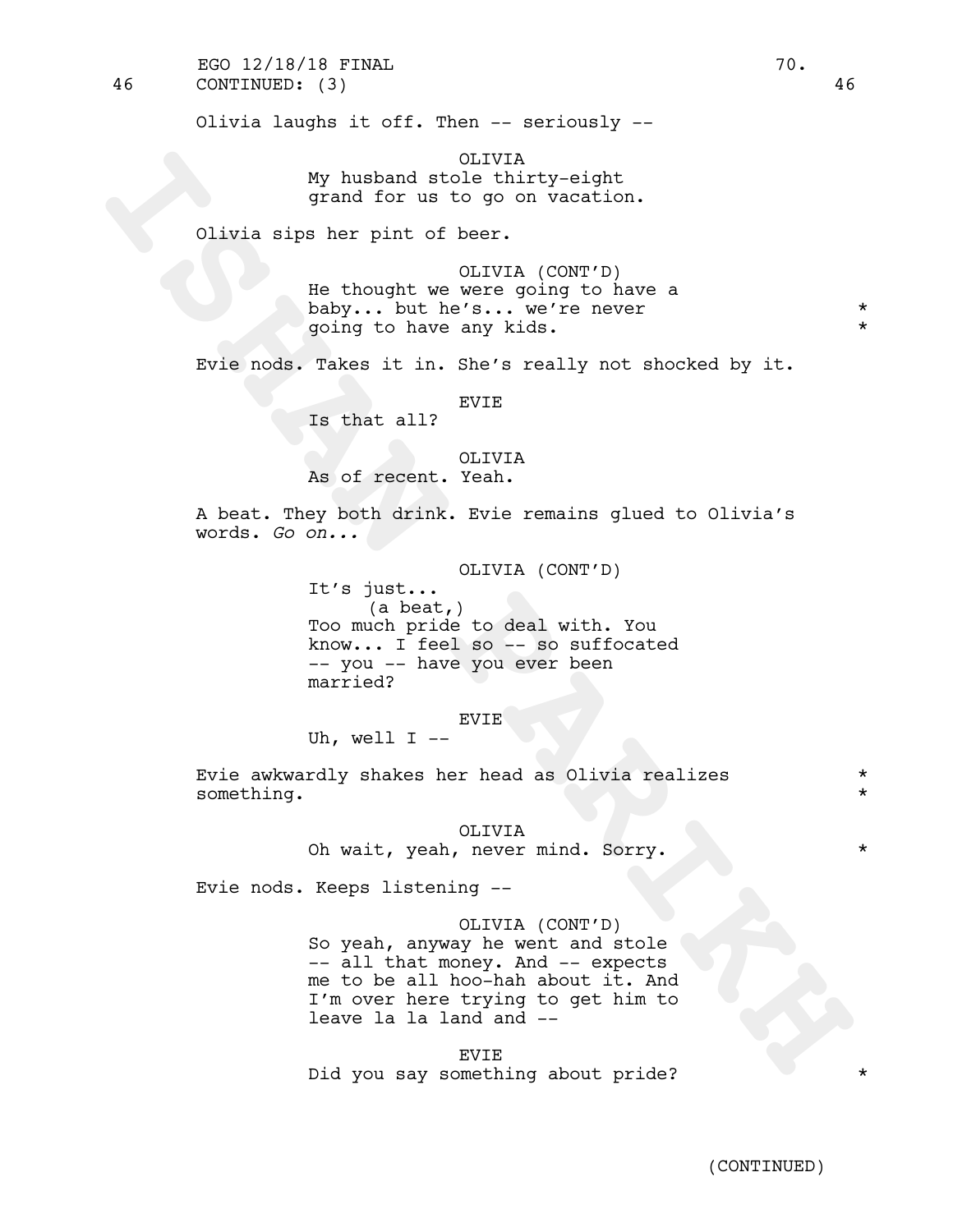46 CONTINUED: (3) 46

Olivia laughs it off. Then -- seriously --

OLIVIA
My husband stole thirty-eight grand for us to go on vacation.

Olivia sips her pint of beer.

OLIVIA (CONT'D)
He thought we were going to have a baby... but he's... we're never going to have any kids. *

Evie nods. Takes it in. She's really not shocked by it.

EVIE
Is that all?

OLIVIA
As of recent. Yeah.

A beat. They both drink. Evie remains glued to Olivia's words. *Go on...*

OLIVIA (CONT'D)
It's just...
(a beat,)
Too much pride to deal with. You know... I feel so -- so suffocated -- you -- have you ever been married?

EVIE
Uh, well I --

Evie awkwardly shakes her head as Olivia realizes something. *

OLIVIA
Oh wait, yeah, never mind. Sorry. *

Evie nods. Keeps listening --

OLIVIA (CONT'D)
So yeah, anyway he went and stole -- all that money. And -- expects me to be all hoo-hah about it. And I'm over here trying to get him to leave la la land and --

EVIE
Did you say something about pride? *

(CONTINUED)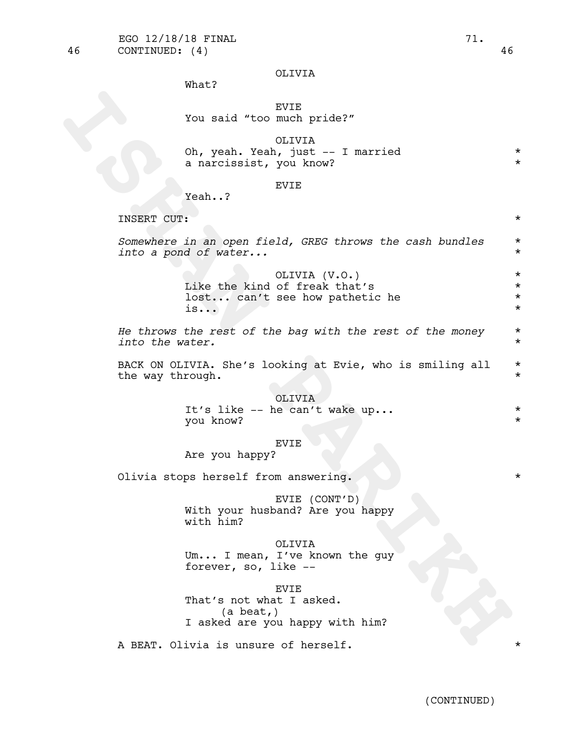46 CONTINUED: (4) 46

OLIVIA
What?

EVIE
You said "too much pride?"

OLIVIA
Oh, yeah. Yeah, just -- I married a narcissist, you know? *

EVIE
Yeah..?

INSERT CUT: *

*Somewhere in an open field, GREG throws the cash bundles into a pond of water...* *

OLIVIA (V.O.)
Like the kind of freak that's lost... can't see how pathetic he is... *

*He throws the rest of the bag with the rest of the money into the water.* *

BACK ON OLIVIA. She's looking at Evie, who is smiling all the way through. *

OLIVIA
It's like -- he can't wake up... you know? *

EVIE
Are you happy?

Olivia stops herself from answering. *

EVIE (CONT'D)
With your husband? Are you happy with him?

OLIVIA
Um... I mean, I've known the guy forever, so, like --

EVIE
That's not what I asked.
(a beat,)
I asked are you happy with him?

A BEAT. Olivia is unsure of herself. *

(CONTINUED)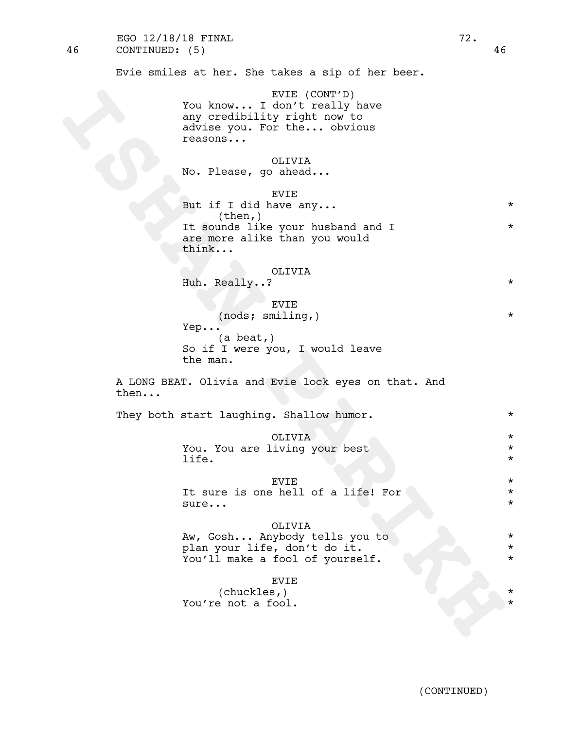46 CONTINUED: (5) 46

Evie smiles at her. She takes a sip of her beer.

EVIE (CONT'D)
You know... I don't really have any credibility right now to advise you. For the... obvious reasons...

OLIVIA
No. Please, go ahead...

EVIE
But if I did have any... *
(then,)
It sounds like your husband and I *
are more alike than you would think...

OLIVIA
Huh. Really..? *

EVIE
(nods; smiling,) *
Yep...
(a beat,)
So if I were you, I would leave the man.

A LONG BEAT. Olivia and Evie lock eyes on that. And then...

They both start laughing. Shallow humor. *

OLIVIA *
You. You are living your best *
life. *

EVIE *
It sure is one hell of a life! For *
sure... *

OLIVIA
Aw, Gosh... Anybody tells you to *
plan your life, don't do it. *
You'll make a fool of yourself. *

EVIE
(chuckles,) *
You're not a fool. *

(CONTINUED)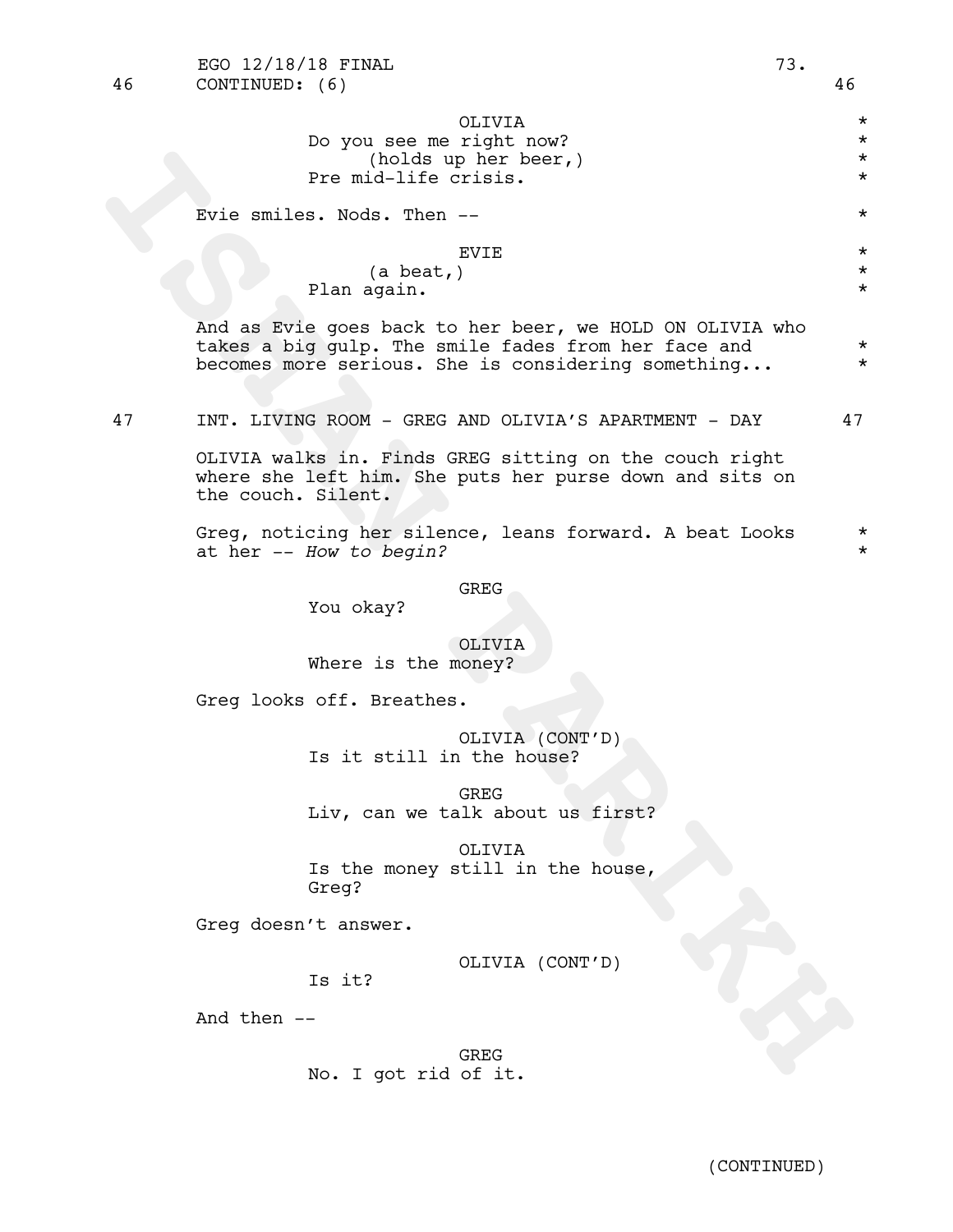46 CONTINUED: (6) 46

OLIVIA
Do you see me right now?
(holds up her beer,)
Pre mid-life crisis.

Evie smiles. Nods. Then --

EVIE
(a beat,)
Plan again.

And as Evie goes back to her beer, we HOLD ON OLIVIA who takes a big gulp. The smile fades from her face and becomes more serious. She is considering something...

47 INT. LIVING ROOM - GREG AND OLIVIA'S APARTMENT - DAY 47

OLIVIA walks in. Finds GREG sitting on the couch right where she left him. She puts her purse down and sits on the couch. Silent.

Greg, noticing her silence, leans forward. A beat Looks at her -- *How to begin?*

GREG
You okay?

OLIVIA
Where is the money?

Greg looks off. Breathes.

OLIVIA (CONT'D)
Is it still in the house?

GREG
Liv, can we talk about us first?

OLIVIA
Is the money still in the house, Greg?

Greg doesn't answer.

OLIVIA (CONT'D)
Is it?

And then --

GREG
No. I got rid of it.

(CONTINUED)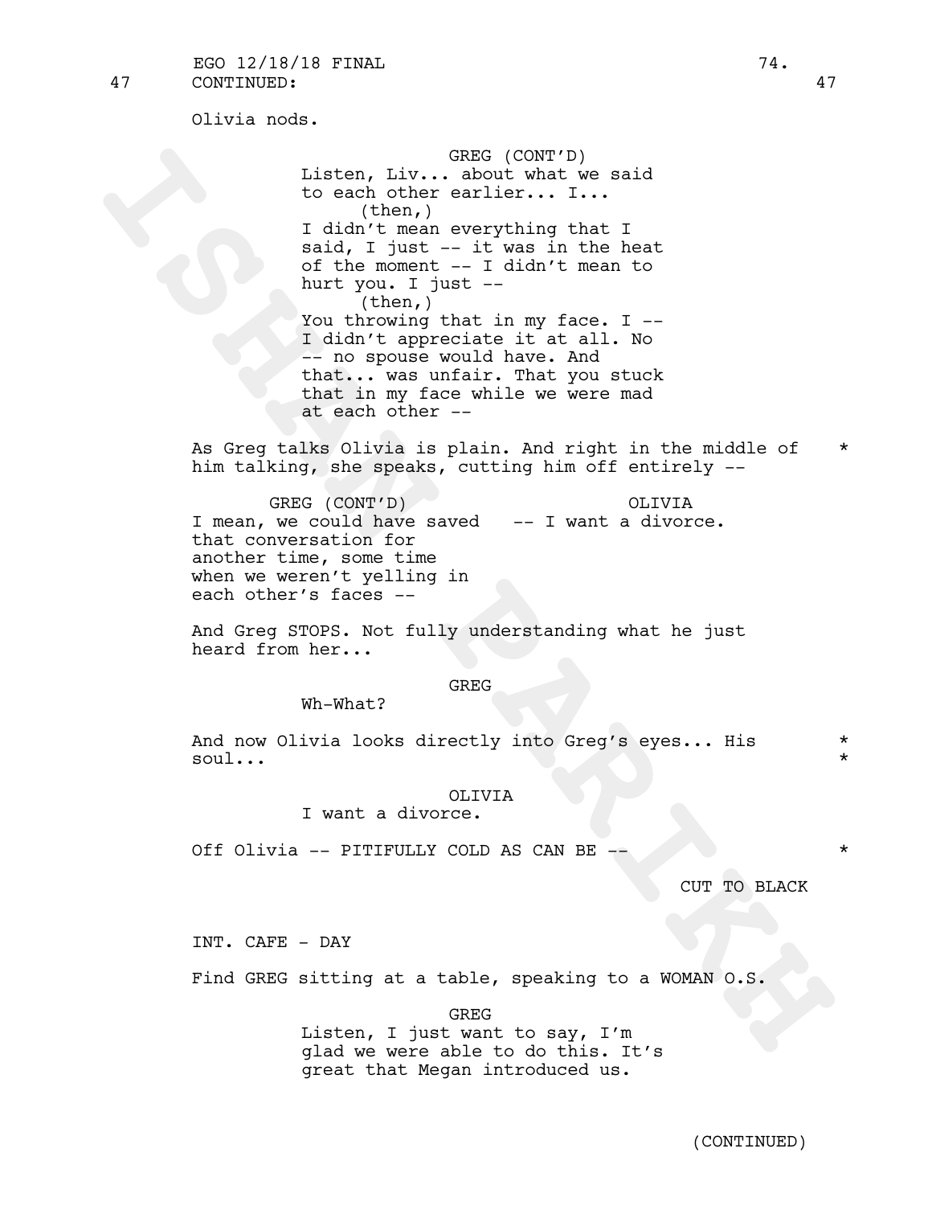47 CONTINUED: 47

Olivia nods.

GREG (CONT'D)
Listen, Liv... about what we said to each other earlier... I...
(then,)
I didn't mean everything that I said, I just -- it was in the heat of the moment -- I didn't mean to hurt you. I just --
(then,)
You throwing that in my face. I -- I didn't appreciate it at all. No -- no spouse would have. And that... was unfair. That you stuck that in my face while we were mad at each other --

As Greg talks Olivia is plain. And right in the middle of him talking, she speaks, cutting him off entirely -- *

GREG (CONT'D)
I mean, we could have saved that conversation for another time, some time when we weren't yelling in each other's faces --

OLIVIA
-- I want a divorce.

And Greg STOPS. Not fully understanding what he just heard from her...

GREG
Wh-What?

And now Olivia looks directly into Greg's eyes... His soul... *

OLIVIA
I want a divorce.

Off Olivia -- PITIFULLY COLD AS CAN BE -- *

CUT TO BLACK

INT. CAFE - DAY

Find GREG sitting at a table, speaking to a WOMAN O.S.

GREG
Listen, I just want to say, I'm glad we were able to do this. It's great that Megan introduced us.

(CONTINUED)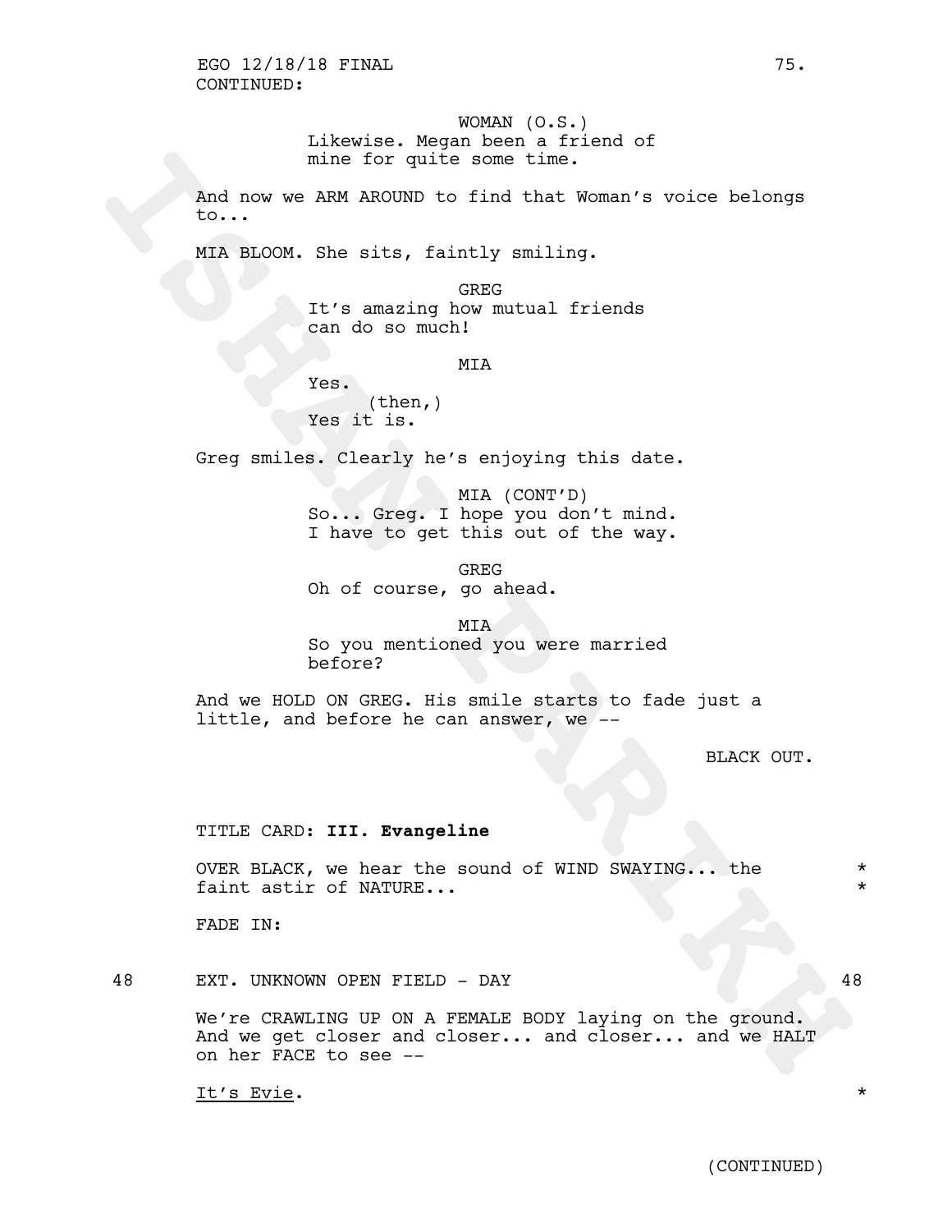CONTINUED:

WOMAN (O.S.)
Likewise. Megan been a friend of mine for quite some time.

And now we ARM AROUND to find that Woman's voice belongs to...

MIA BLOOM. She sits, faintly smiling.

GREG
It's amazing how mutual friends can do so much!

MIA
Yes.
(then,)
Yes it is.

Greg smiles. Clearly he's enjoying this date.

MIA (CONT'D)
So... Greg. I hope you don't mind. I have to get this out of the way.

GREG
Oh of course, go ahead.

MIA
So you mentioned you were married before?

And we HOLD ON GREG. His smile starts to fade just a little, and before he can answer, we --

BLACK OUT.

TITLE CARD: **III. Evangeline**

OVER BLACK, we hear the sound of WIND SWAYING... the faint astir of NATURE... *

FADE IN:

48 EXT. UNKNOWN OPEN FIELD - DAY 48

We're CRAWLING UP ON A FEMALE BODY laying on the ground. And we get closer and closer... and closer... and we HALT on her FACE to see --

It's Evie. *

(CONTINUED)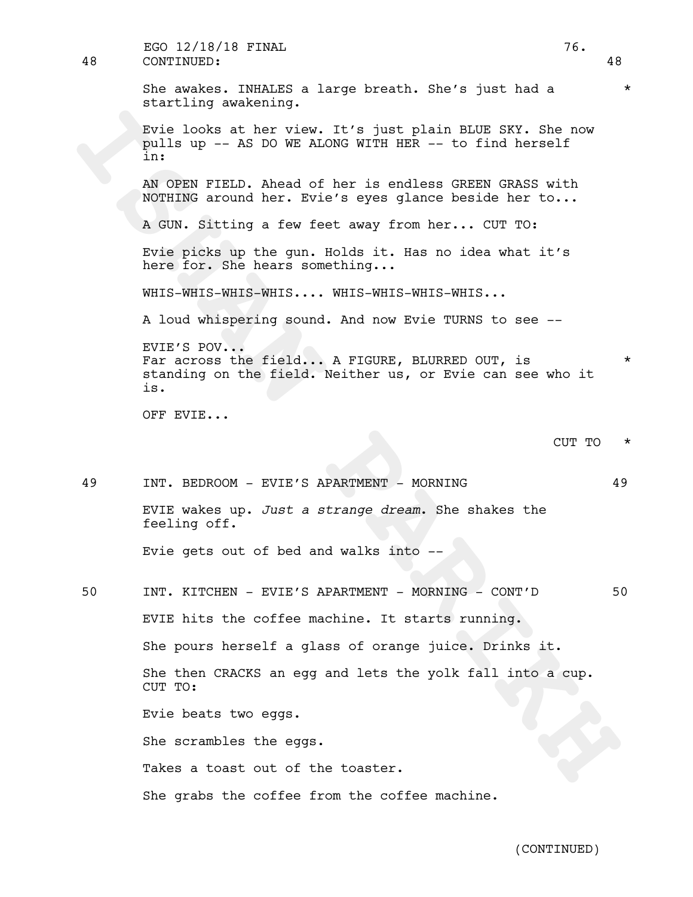48 CONTINUED: 48

She awakes. INHALES a large breath. She's just had a startling awakening. *

Evie looks at her view. It's just plain BLUE SKY. She now pulls up -- AS DO WE ALONG WITH HER -- to find herself in:

AN OPEN FIELD. Ahead of her is endless GREEN GRASS with NOTHING around her. Evie's eyes glance beside her to...

A GUN. Sitting a few feet away from her... CUT TO:

Evie picks up the gun. Holds it. Has no idea what it's here for. She hears something...

WHIS-WHIS-WHIS-WHIS.... WHIS-WHIS-WHIS-WHIS...

A loud whispering sound. And now Evie TURNS to see --

EVIE'S POV...
Far across the field... A FIGURE, BLURRED OUT, is standing on the field. Neither us, or Evie can see who it is. *

OFF EVIE...

CUT TO *

49 INT. BEDROOM - EVIE'S APARTMENT - MORNING 49

EVIE wakes up. *Just a strange dream*. She shakes the feeling off.

Evie gets out of bed and walks into --

50 INT. KITCHEN - EVIE'S APARTMENT - MORNING - CONT'D 50

EVIE hits the coffee machine. It starts running.

She pours herself a glass of orange juice. Drinks it.

She then CRACKS an egg and lets the yolk fall into a cup. CUT TO:

Evie beats two eggs.

She scrambles the eggs.

Takes a toast out of the toaster.

She grabs the coffee from the coffee machine.

(CONTINUED)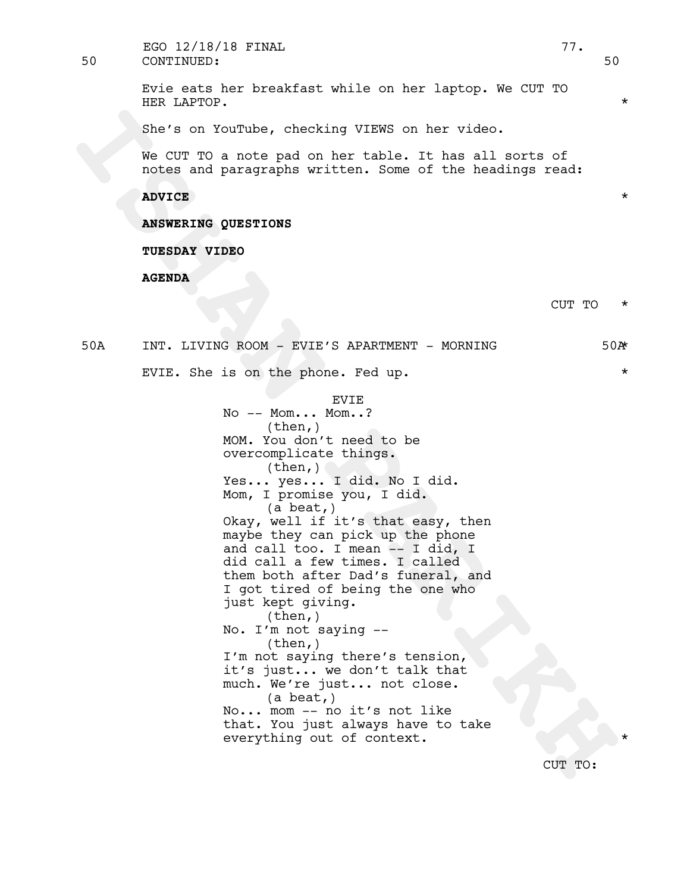50 CONTINUED: 50

Evie eats her breakfast while on her laptop. We CUT TO HER LAPTOP. *

She's on YouTube, checking VIEWS on her video.

We CUT TO a note pad on her table. It has all sorts of notes and paragraphs written. Some of the headings read:

**ADVICE** *

**ANSWERING QUESTIONS**

**TUESDAY VIDEO**

**AGENDA**

CUT TO *

50A INT. LIVING ROOM - EVIE'S APARTMENT - MORNING 50A*

EVIE. She is on the phone. Fed up. *

EVIE
No -- Mom... Mom..?
(then,)
MOM. You don't need to be overcomplicate things.
(then,)
Yes... yes... I did. No I did. Mom, I promise you, I did.
(a beat,)
Okay, well if it's that easy, then maybe they can pick up the phone and call too. I mean -- I did, I did call a few times. I called them both after Dad's funeral, and I got tired of being the one who just kept giving.
(then,)
No. I'm not saying --
(then,)
I'm not saying there's tension, it's just... we don't talk that much. We're just... not close.
(a beat,)
No... mom -- no it's not like that. You just always have to take everything out of context. *

CUT TO: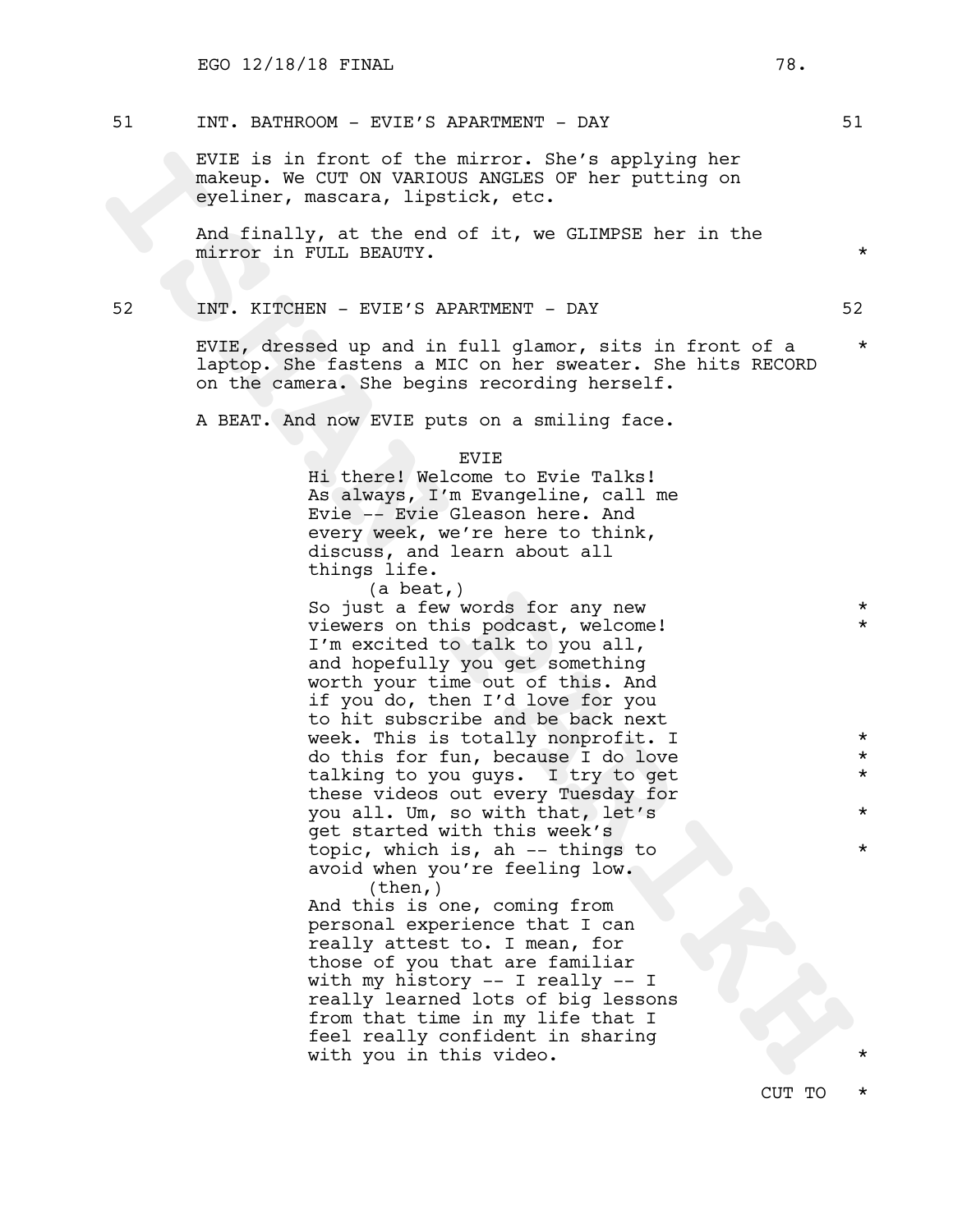51 INT. BATHROOM - EVIE'S APARTMENT - DAY 51

EVIE is in front of the mirror. She's applying her makeup. We CUT ON VARIOUS ANGLES OF her putting on eyeliner, mascara, lipstick, etc.

And finally, at the end of it, we GLIMPSE her in the mirror in FULL BEAUTY. *

52 INT. KITCHEN - EVIE'S APARTMENT - DAY 52

EVIE, dressed up and in full glamor, sits in front of a laptop. She fastens a MIC on her sweater. She hits RECORD on the camera. She begins recording herself. *

A BEAT. And now EVIE puts on a smiling face.

EVIE

Hi there! Welcome to Evie Talks! As always, I'm Evangeline, call me Evie -- Evie Gleason here. And every week, we're here to think, discuss, and learn about all things life.

(a beat,)

So just a few words for any new viewers on this podcast, welcome! I'm excited to talk to you all, and hopefully you get something worth your time out of this. And if you do, then I'd love for you to hit subscribe and be back next week. This is totally nonprofit. I do this for fun, because I do love talking to you guys. I try to get these videos out every Tuesday for you all. Um, so with that, let's get started with this week's topic, which is, ah -- things to avoid when you're feeling low. * * * * * * *

(then,)

And this is one, coming from personal experience that I can really attest to. I mean, for those of you that are familiar with my history -- I really -- I really learned lots of big lessons from that time in my life that I feel really confident in sharing with you in this video. *

CUT TO *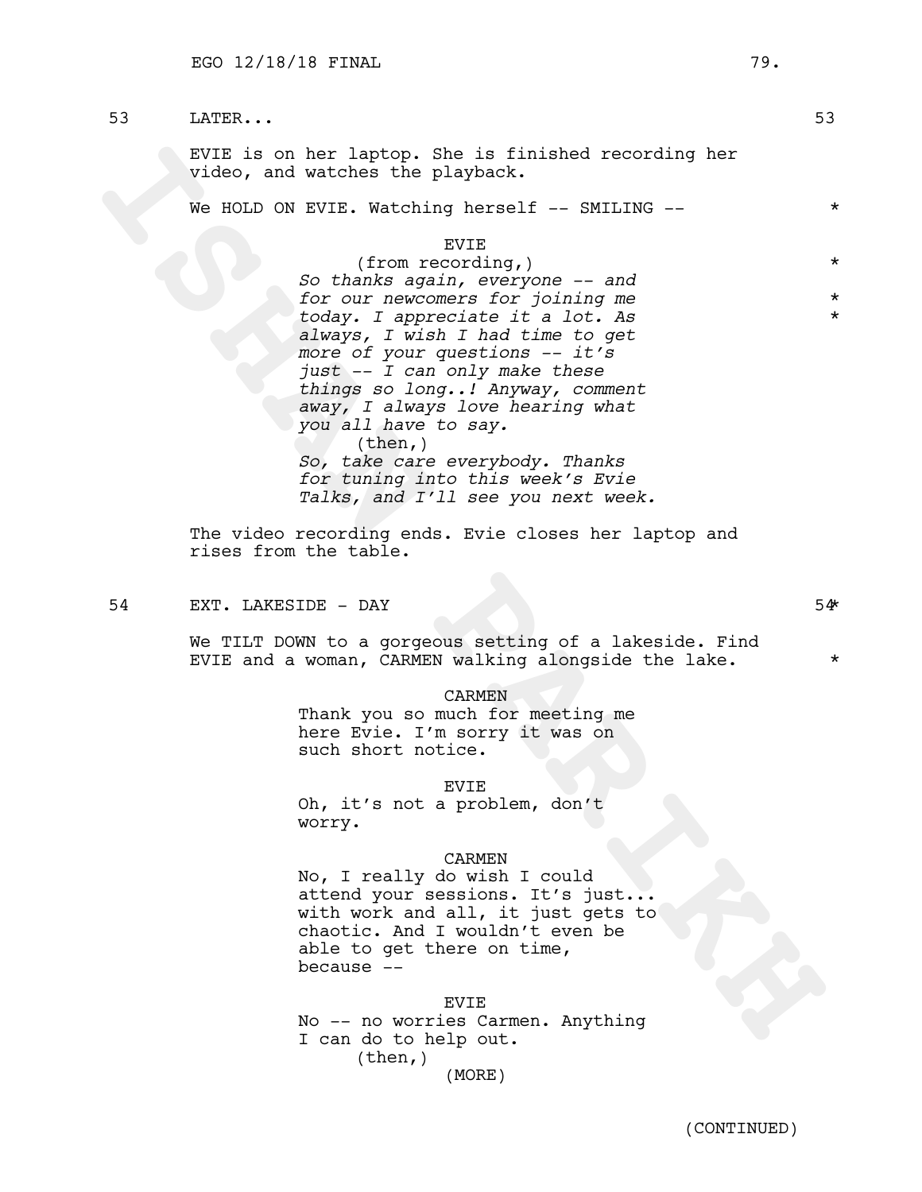53 LATER... 53

EVIE is on her laptop. She is finished recording her video, and watches the playback.

We HOLD ON EVIE. Watching herself -- SMILING -- *

EVIE
(from recording,) *
*So thanks again, everyone -- and for our newcomers for joining me today. I appreciate it a lot. As always, I wish I had time to get more of your questions -- it's just -- I can only make these things so long..! Anyway, comment away, I always love hearing what you all have to say.* * *
(then,)
*So, take care everybody. Thanks for tuning into this week's Evie Talks, and I'll see you next week.*

The video recording ends. Evie closes her laptop and rises from the table.

54 EXT. LAKESIDE - DAY 54*

We TILT DOWN to a gorgeous setting of a lakeside. Find EVIE and a woman, CARMEN walking alongside the lake. *

CARMEN
Thank you so much for meeting me here Evie. I'm sorry it was on such short notice.

EVIE
Oh, it's not a problem, don't worry.

CARMEN
No, I really do wish I could attend your sessions. It's just... with work and all, it just gets to chaotic. And I wouldn't even be able to get there on time, because --

EVIE
No -- no worries Carmen. Anything I can do to help out.
(then,)
(MORE)

(CONTINUED)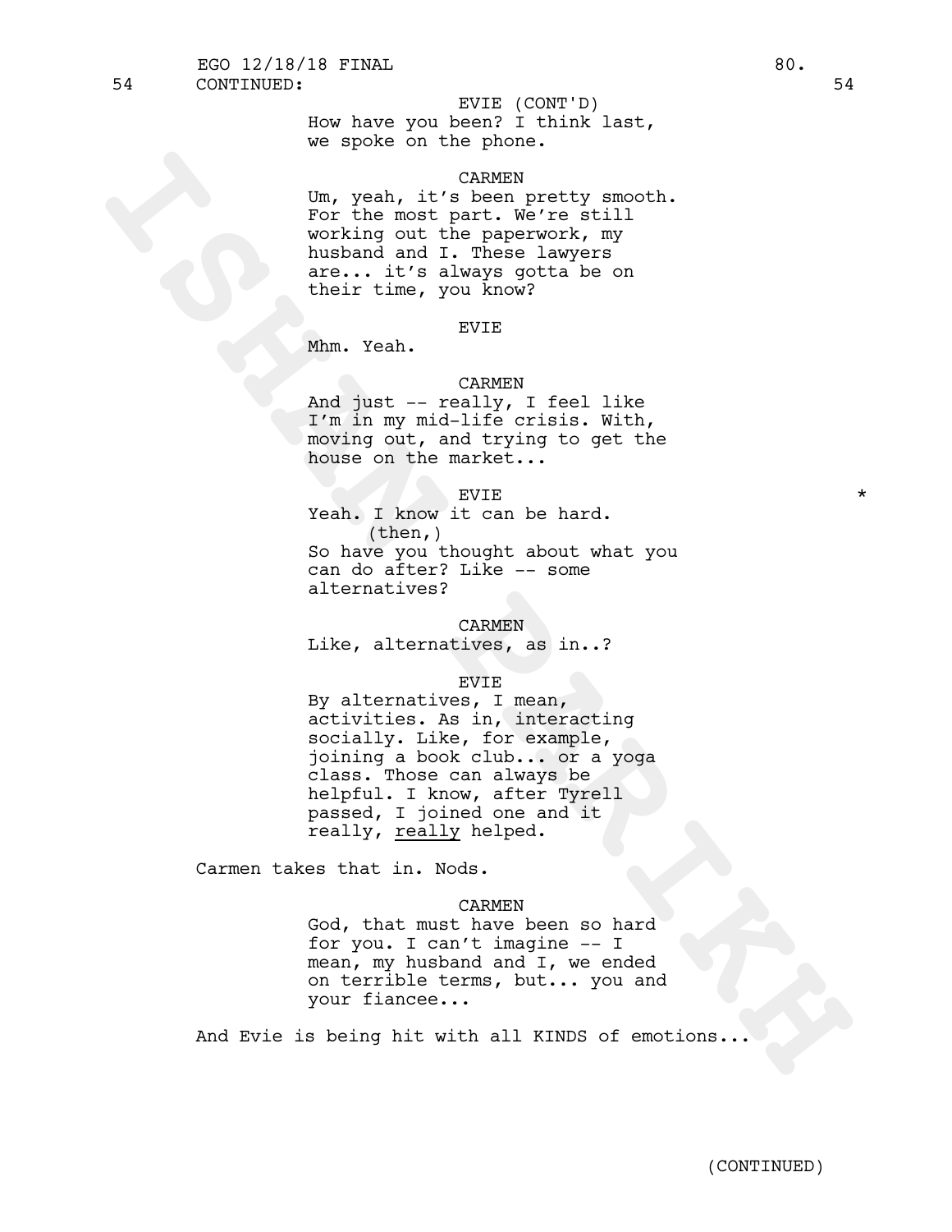54 CONTINUED: 54

EVIE (CONT'D)
How have you been? I think last, we spoke on the phone.

CARMEN
Um, yeah, it's been pretty smooth. For the most part. We're still working out the paperwork, my husband and I. These lawyers are... it's always gotta be on their time, you know?

EVIE
Mhm. Yeah.

CARMEN
And just -- really, I feel like I'm in my mid-life crisis. With, moving out, and trying to get the house on the market...

EVIE *
Yeah. I know it can be hard.
(then,)
So have you thought about what you can do after? Like -- some alternatives?

CARMEN
Like, alternatives, as in..?

EVIE
By alternatives, I mean, activities. As in, interacting socially. Like, for example, joining a book club... or a yoga class. Those can always be helpful. I know, after Tyrell passed, I joined one and it really, <u>really</u> helped.

Carmen takes that in. Nods.

CARMEN
God, that must have been so hard for you. I can't imagine -- I mean, my husband and I, we ended on terrible terms, but... you and your fiancee...

And Evie is being hit with all KINDS of emotions...

(CONTINUED)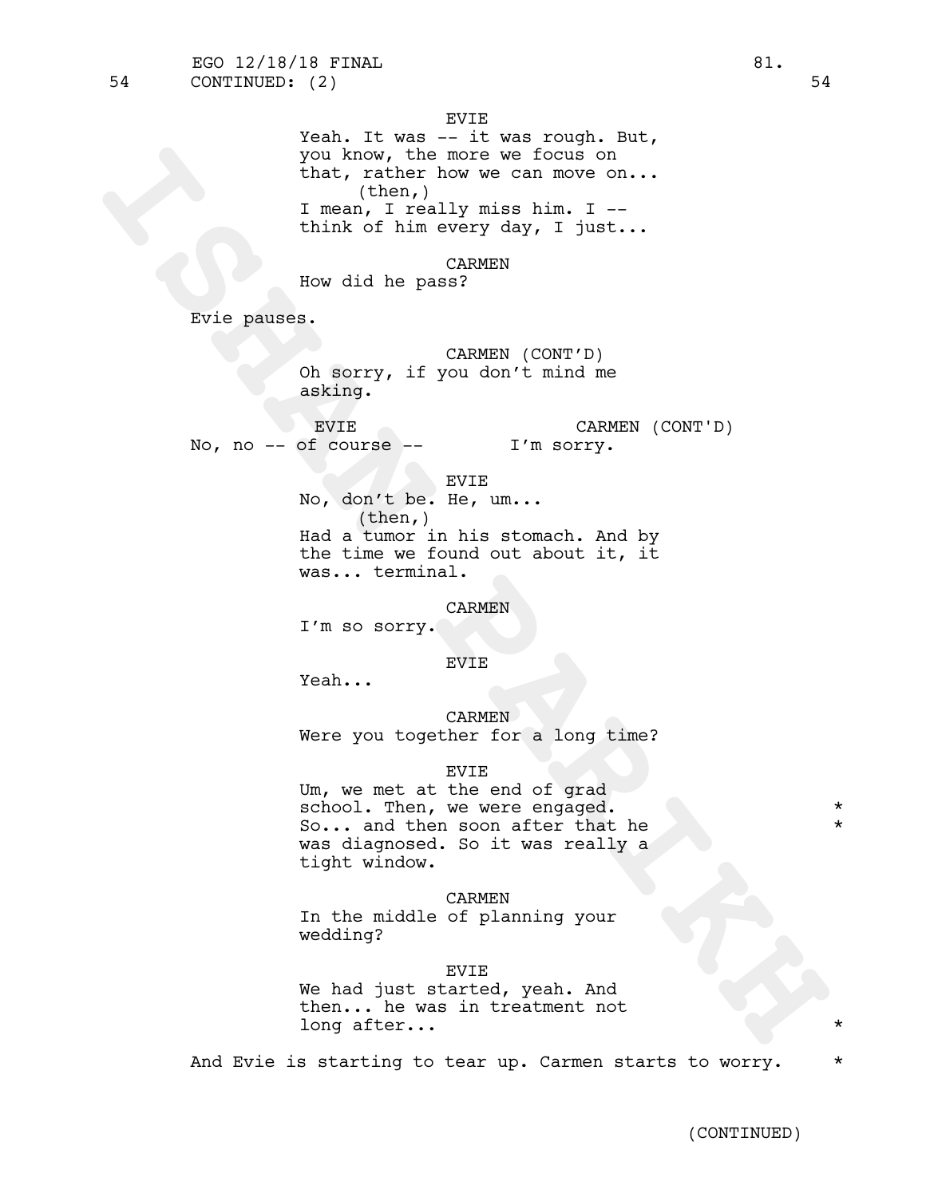54 CONTINUED: (2) 54

EVIE
Yeah. It was -- it was rough. But, you know, the more we focus on that, rather how we can move on...
(then,)
I mean, I really miss him. I -- think of him every day, I just...

CARMEN
How did he pass?

Evie pauses.

CARMEN (CONT'D)
Oh sorry, if you don't mind me asking.

EVIE
No, no -- of course --

CARMEN (CONT'D)
I'm sorry.

EVIE
No, don't be. He, um...
(then,)
Had a tumor in his stomach. And by the time we found out about it, it was... terminal.

CARMEN
I'm so sorry.

EVIE
Yeah...

CARMEN
Were you together for a long time?

EVIE
Um, we met at the end of grad school. Then, we were engaged. *
So... and then soon after that he *
was diagnosed. So it was really a tight window.

CARMEN
In the middle of planning your wedding?

EVIE
We had just started, yeah. And then... he was in treatment not long after... *

And Evie is starting to tear up. Carmen starts to worry. *

(CONTINUED)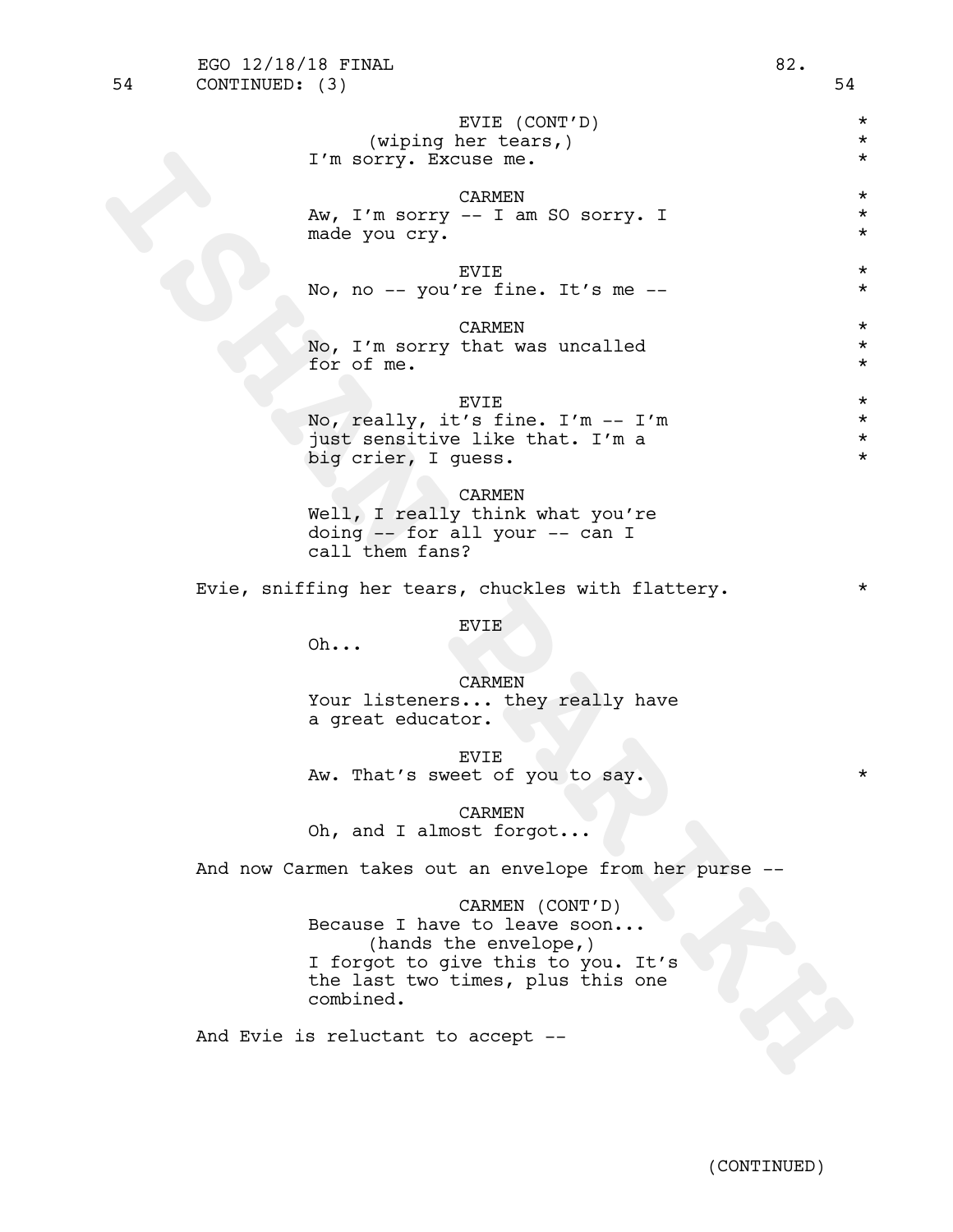54 CONTINUED: (3) 54

EVIE (CONT'D)
(wiping her tears,)
I'm sorry. Excuse me.

CARMEN
Aw, I'm sorry -- I am SO sorry. I made you cry.

EVIE
No, no -- you're fine. It's me --

CARMEN
No, I'm sorry that was uncalled for of me.

EVIE
No, really, it's fine. I'm -- I'm just sensitive like that. I'm a big crier, I guess.

CARMEN
Well, I really think what you're doing -- for all your -- can I call them fans?

Evie, sniffing her tears, chuckles with flattery.

EVIE
Oh...

CARMEN
Your listeners... they really have a great educator.

EVIE
Aw. That's sweet of you to say.

CARMEN
Oh, and I almost forgot...

And now Carmen takes out an envelope from her purse --

CARMEN (CONT'D)
Because I have to leave soon...
(hands the envelope,)
I forgot to give this to you. It's the last two times, plus this one combined.

And Evie is reluctant to accept --

(CONTINUED)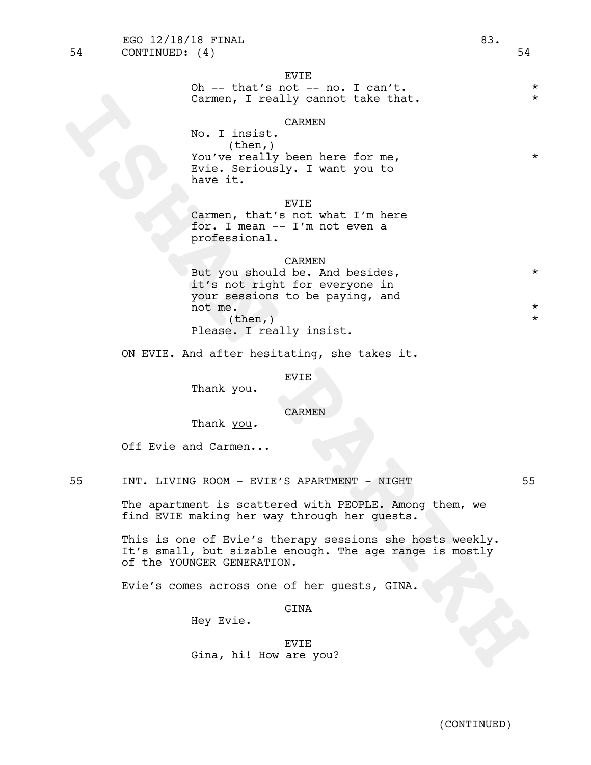54 CONTINUED: (4) 54

EVIE
Oh -- that's not -- no. I can't. *
Carmen, I really cannot take that. *

CARMEN
No. I insist.
(then,)
You've really been here for me, *
Evie. Seriously. I want you to
have it.

EVIE
Carmen, that's not what I'm here
for. I mean -- I'm not even a
professional.

CARMEN
But you should be. And besides, *
it's not right for everyone in
your sessions to be paying, and
not me. *
(then,) *
Please. I really insist.

ON EVIE. And after hesitating, she takes it.

EVIE
Thank you.

CARMEN
Thank _you_.

Off Evie and Carmen...

55 INT. LIVING ROOM - EVIE'S APARTMENT - NIGHT 55

The apartment is scattered with PEOPLE. Among them, we find EVIE making her way through her guests.

This is one of Evie's therapy sessions she hosts weekly. It's small, but sizable enough. The age range is mostly of the YOUNGER GENERATION.

Evie's comes across one of her guests, GINA.

GINA
Hey Evie.

EVIE
Gina, hi! How are you?

(CONTINUED)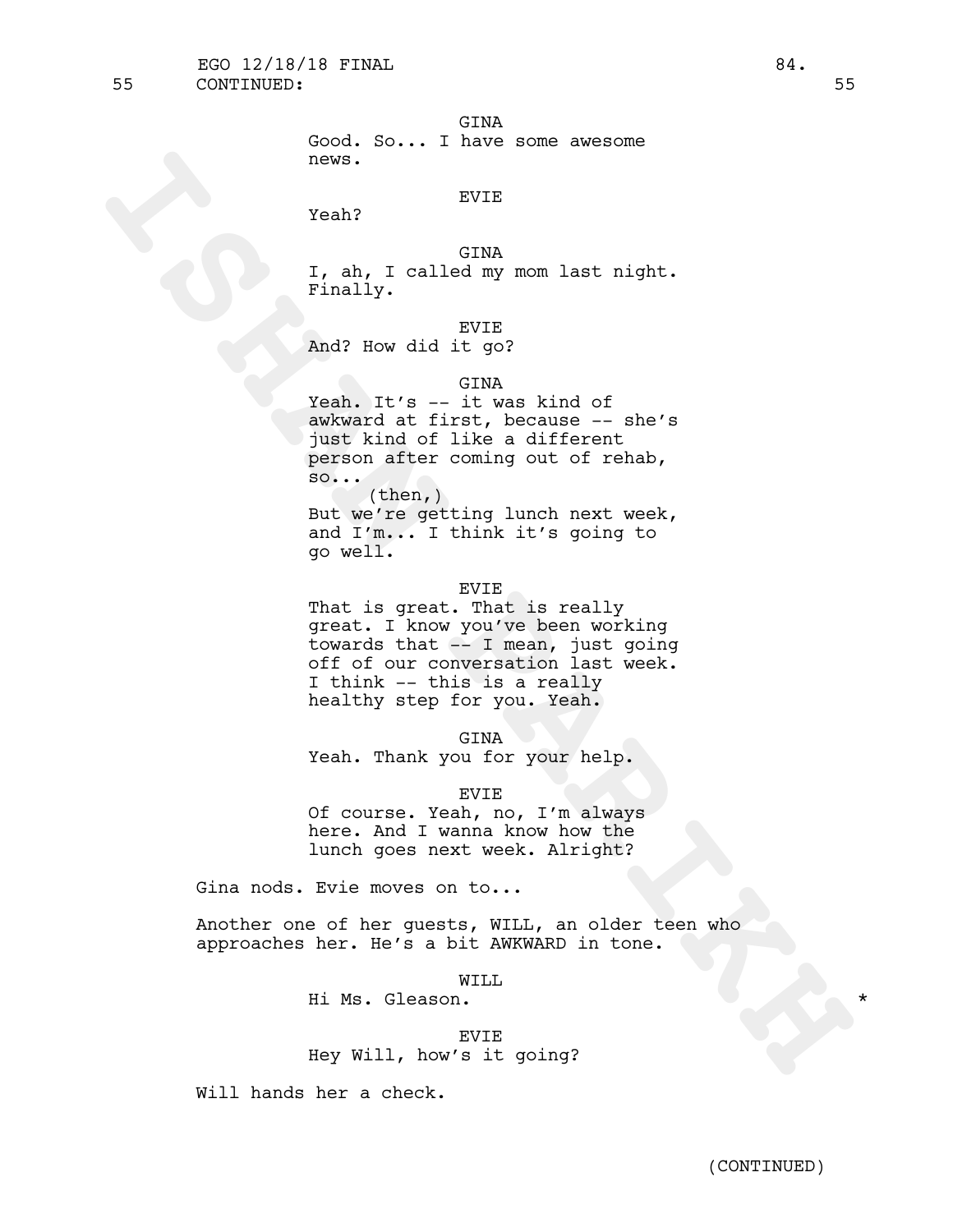55 CONTINUED: 55

GINA
Good. So... I have some awesome news.

EVIE
Yeah?

GINA
I, ah, I called my mom last night. Finally.

EVIE
And? How did it go?

GINA
Yeah. It's -- it was kind of awkward at first, because -- she's just kind of like a different person after coming out of rehab, so...
(then,)
But we're getting lunch next week, and I'm... I think it's going to go well.

EVIE
That is great. That is really great. I know you've been working towards that -- I mean, just going off of our conversation last week. I think -- this is a really healthy step for you. Yeah.

GINA
Yeah. Thank you for your help.

EVIE
Of course. Yeah, no, I'm always here. And I wanna know how the lunch goes next week. Alright?

Gina nods. Evie moves on to...

Another one of her guests, WILL, an older teen who approaches her. He's a bit AWKWARD in tone.

WILL
Hi Ms. Gleason. *

EVIE
Hey Will, how's it going?

Will hands her a check.

(CONTINUED)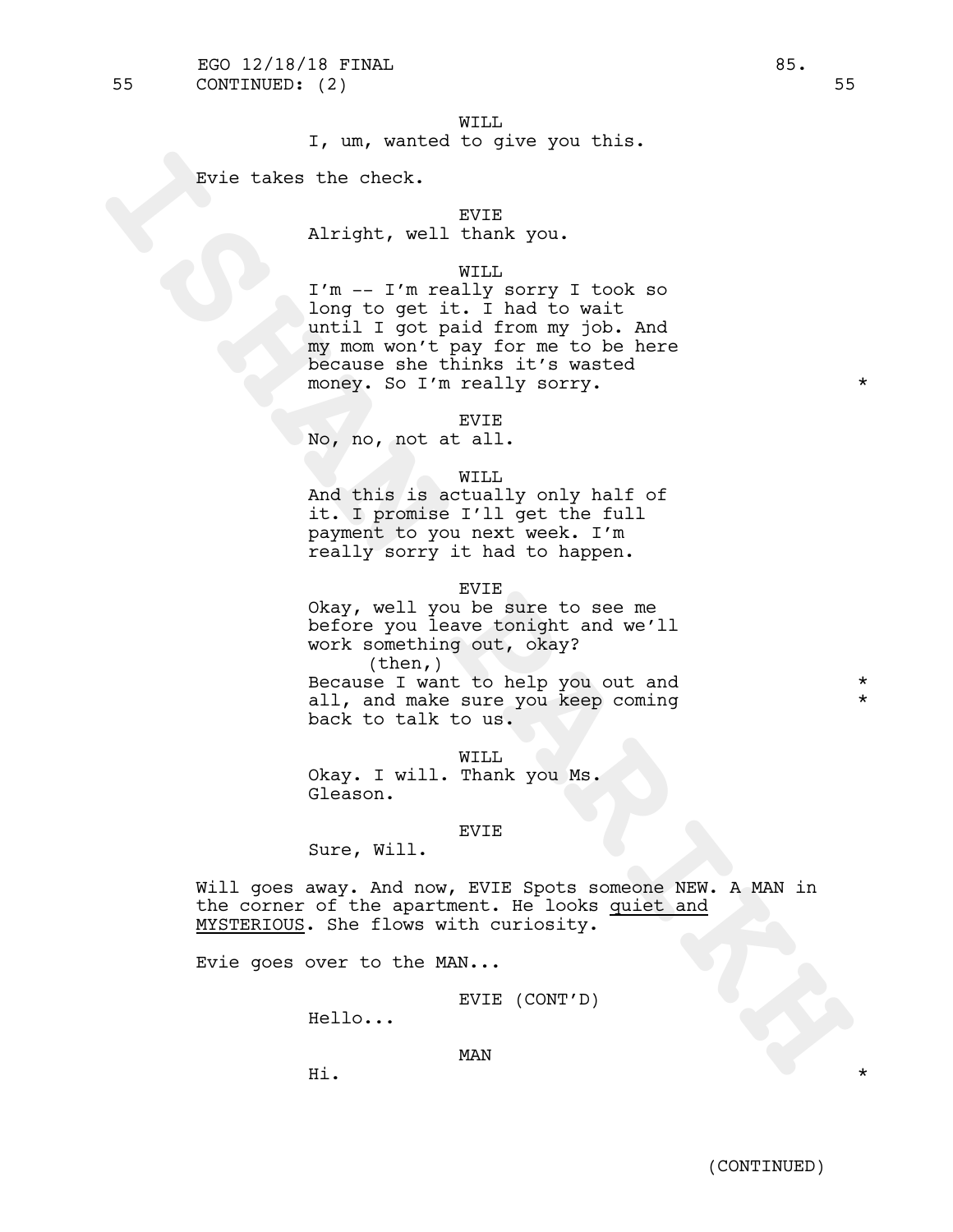WILL
I, um, wanted to give you this.

Evie takes the check.

EVIE
Alright, well thank you.

WILL
I'm -- I'm really sorry I took so long to get it. I had to wait until I got paid from my job. And my mom won't pay for me to be here because she thinks it's wasted money. So I'm really sorry. *

EVIE
No, no, not at all.

WILL
And this is actually only half of it. I promise I'll get the full payment to you next week. I'm really sorry it had to happen.

EVIE
Okay, well you be sure to see me before you leave tonight and we'll work something out, okay?
(then,)
Because I want to help you out and all, and make sure you keep coming back to talk to us. *

WILL
Okay. I will. Thank you Ms. Gleason.

EVIE
Sure, Will.

Will goes away. And now, EVIE Spots someone NEW. A MAN in the corner of the apartment. He looks quiet and MYSTERIOUS. She flows with curiosity.

Evie goes over to the MAN...

EVIE (CONT'D)
Hello...

MAN
Hi. *

(CONTINUED)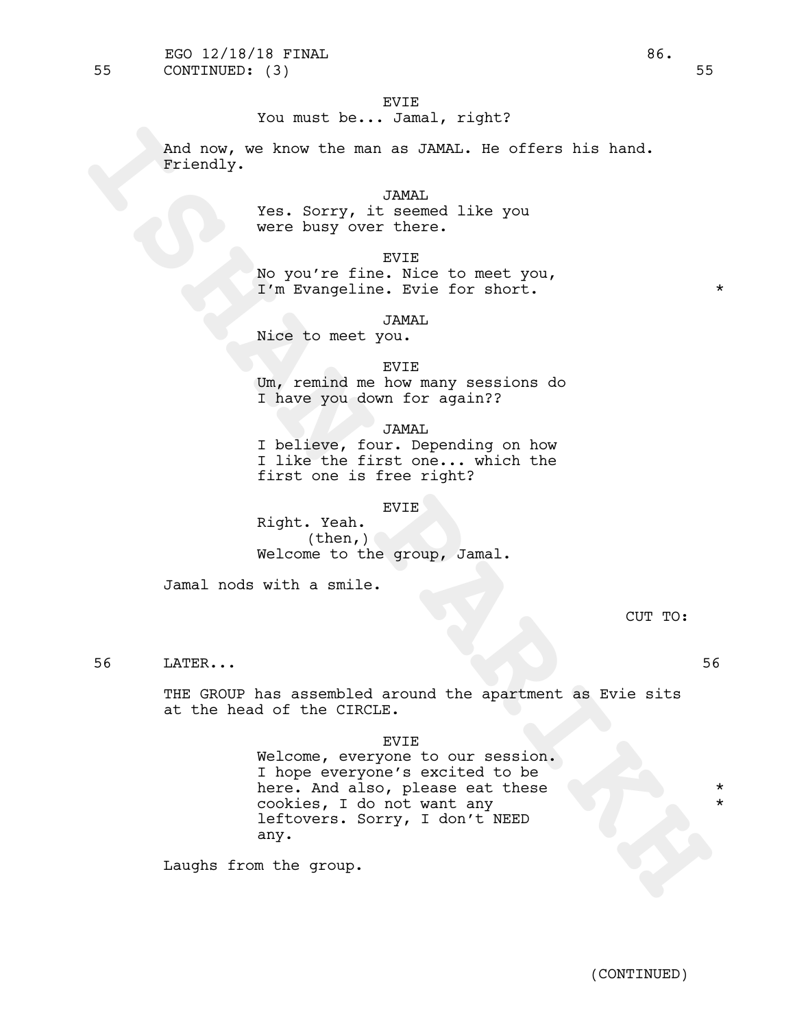55 CONTINUED: (3) 55

EVIE
You must be... Jamal, right?

And now, we know the man as JAMAL. He offers his hand. Friendly.

JAMAL
Yes. Sorry, it seemed like you were busy over there.

EVIE
No you're fine. Nice to meet you, I'm Evangeline. Evie for short. *

JAMAL
Nice to meet you.

EVIE
Um, remind me how many sessions do I have you down for again??

JAMAL
I believe, four. Depending on how I like the first one... which the first one is free right?

EVIE
Right. Yeah.
(then,)
Welcome to the group, Jamal.

Jamal nods with a smile.

CUT TO:

56 LATER... 56

THE GROUP has assembled around the apartment as Evie sits at the head of the CIRCLE.

EVIE
Welcome, everyone to our session. I hope everyone's excited to be here. And also, please eat these * cookies, I do not want any * leftovers. Sorry, I don't NEED any.

Laughs from the group.

(CONTINUED)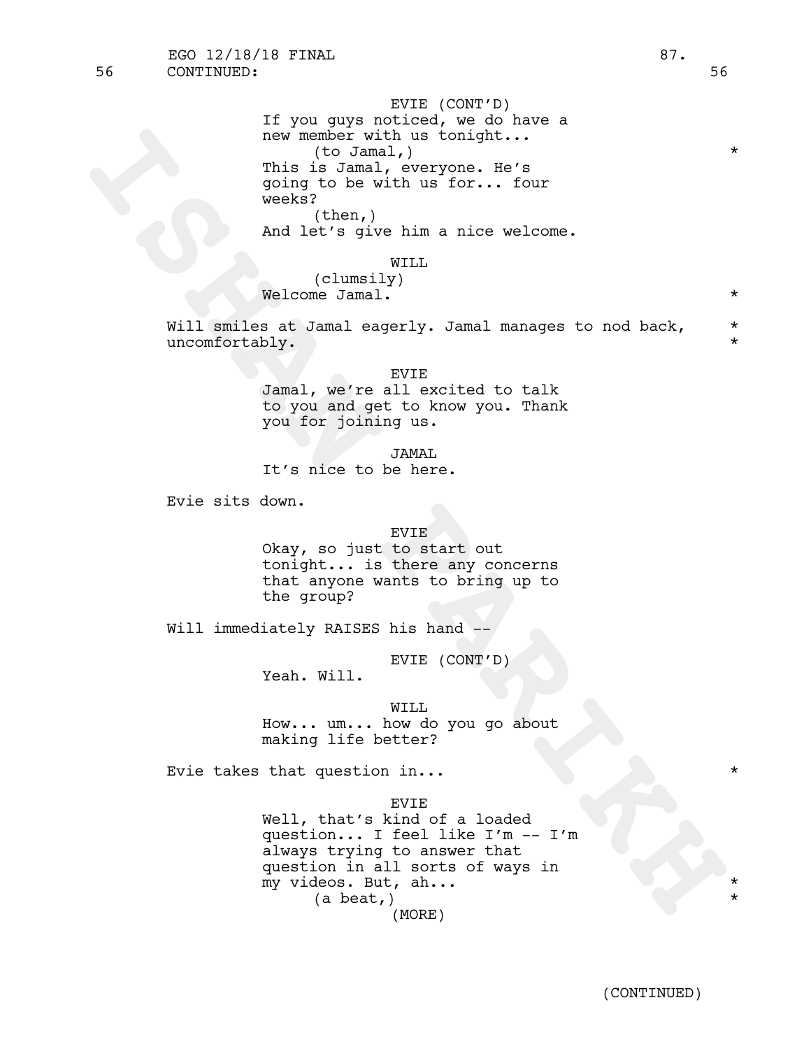EVIE (CONT'D)
If you guys noticed, we do have a new member with us tonight...
(to Jamal,) *
This is Jamal, everyone. He's going to be with us for... four weeks?
(then,)
And let's give him a nice welcome.

WILL
(clumsily)
Welcome Jamal. *

Will smiles at Jamal eagerly. Jamal manages to nod back, uncomfortably. *

EVIE
Jamal, we're all excited to talk to you and get to know you. Thank you for joining us.

JAMAL
It's nice to be here.

Evie sits down.

EVIE
Okay, so just to start out tonight... is there any concerns that anyone wants to bring up to the group?

Will immediately RAISES his hand --

EVIE (CONT'D)
Yeah. Will.

WILL
How... um... how do you go about making life better?

Evie takes that question in... *

EVIE
Well, that's kind of a loaded question... I feel like I'm -- I'm always trying to answer that question in all sorts of ways in my videos. But, ah... *
(a beat,) *
(MORE)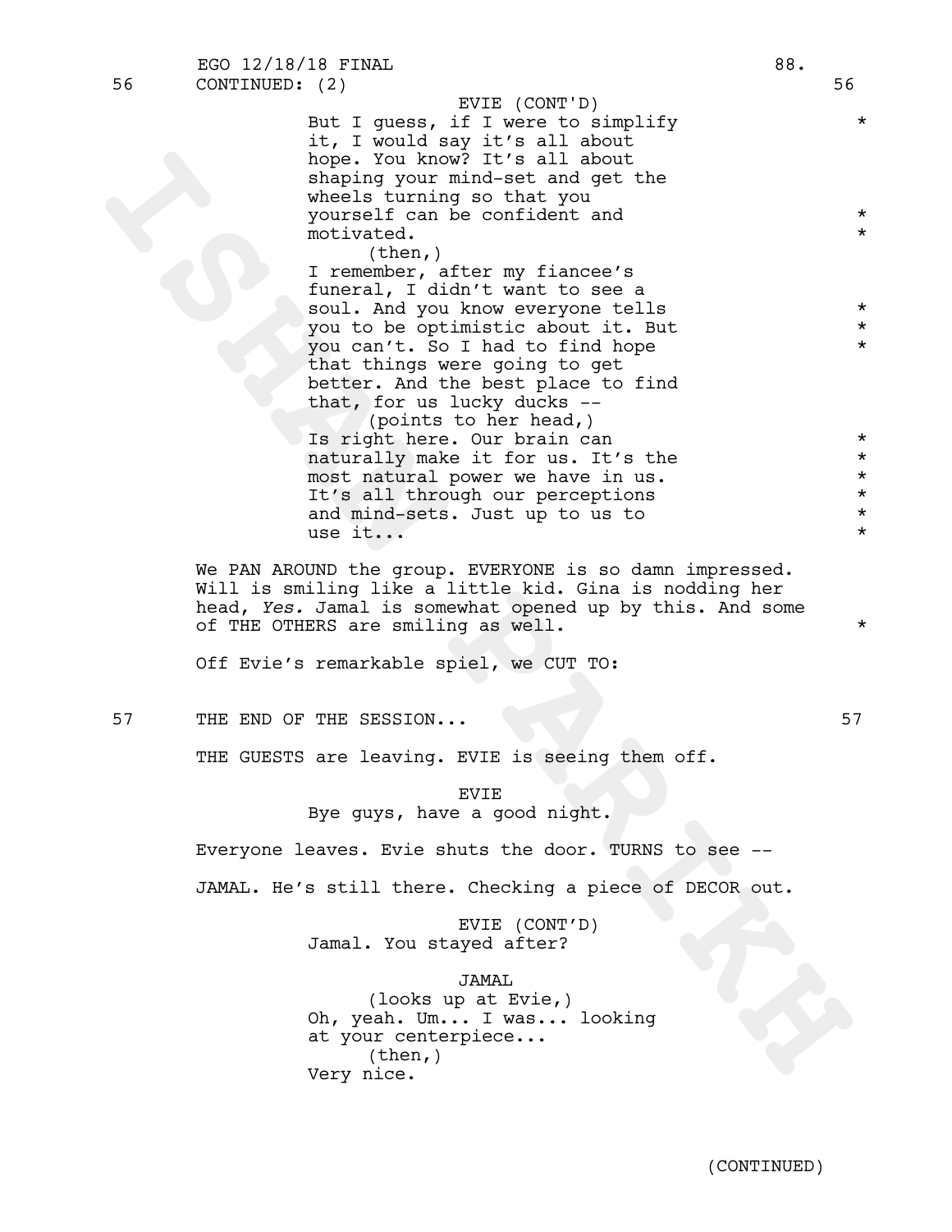56 CONTINUED: (2) 56

EVIE (CONT'D)
But I guess, if I were to simplify it, I would say it's all about hope. You know? It's all about shaping your mind-set and get the wheels turning so that you yourself can be confident and motivated.
(then,)
I remember, after my fiancee's funeral, I didn't want to see a soul. And you know everyone tells you to be optimistic about it. But you can't. So I had to find hope that things were going to get better. And the best place to find that, for us lucky ducks --
(points to her head,)
Is right here. Our brain can naturally make it for us. It's the most natural power we have in us. It's all through our perceptions and mind-sets. Just up to us to use it...

We PAN AROUND the group. EVERYONE is so damn impressed. Will is smiling like a little kid. Gina is nodding her head, *Yes.* Jamal is somewhat opened up by this. And some of THE OTHERS are smiling as well.

Off Evie's remarkable spiel, we CUT TO:

57 THE END OF THE SESSION... 57

THE GUESTS are leaving. EVIE is seeing them off.

EVIE
Bye guys, have a good night.

Everyone leaves. Evie shuts the door. TURNS to see --

JAMAL. He's still there. Checking a piece of DECOR out.

EVIE (CONT'D)
Jamal. You stayed after?

JAMAL
(looks up at Evie,)
Oh, yeah. Um... I was... looking at your centerpiece...
(then,)
Very nice.

(CONTINUED)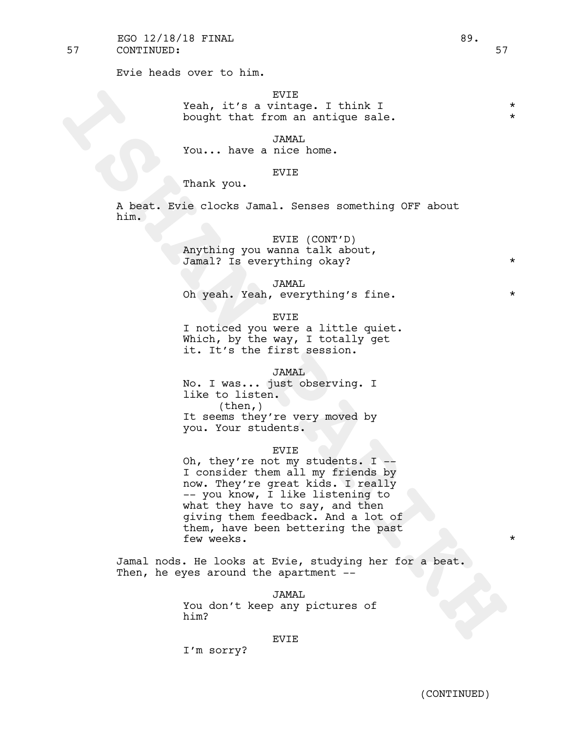57 CONTINUED: 57

Evie heads over to him.

EVIE
Yeah, it's a vintage. I think I bought that from an antique sale. *

JAMAL
You... have a nice home.

EVIE
Thank you.

A beat. Evie clocks Jamal. Senses something OFF about him.

EVIE (CONT'D)
Anything you wanna talk about, Jamal? Is everything okay? *

JAMAL
Oh yeah. Yeah, everything's fine. *

EVIE
I noticed you were a little quiet. Which, by the way, I totally get it. It's the first session.

JAMAL
No. I was... just observing. I like to listen.
(then,)
It seems they're very moved by you. Your students.

EVIE
Oh, they're not my students. I -- I consider them all my friends by now. They're great kids. I really -- you know, I like listening to what they have to say, and then giving them feedback. And a lot of them, have been bettering the past few weeks. *

Jamal nods. He looks at Evie, studying her for a beat. Then, he eyes around the apartment --

JAMAL
You don't keep any pictures of him?

EVIE
I'm sorry?

(CONTINUED)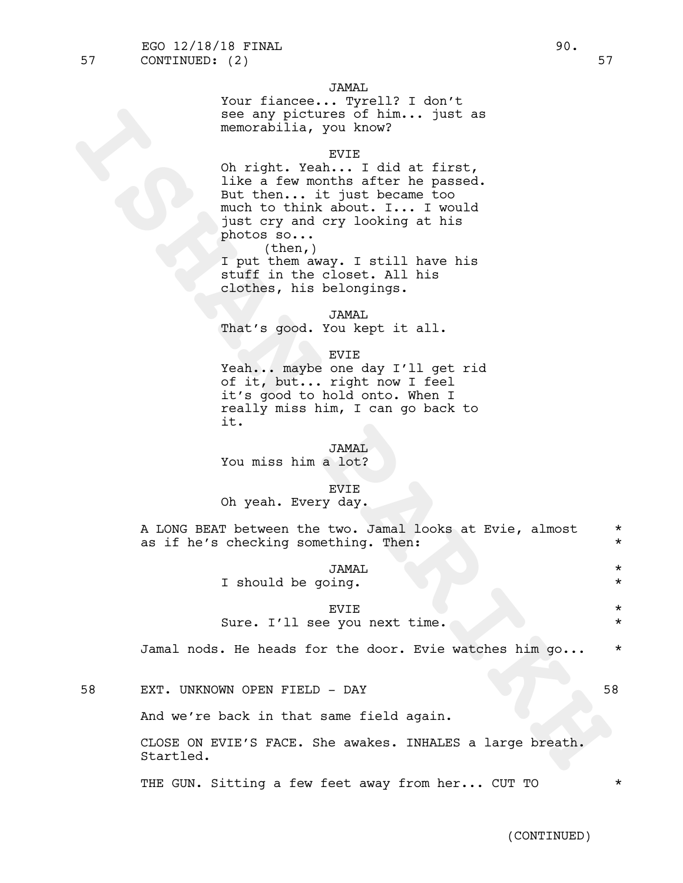57 CONTINUED: (2) 57

JAMAL
Your fiancee... Tyrell? I don't see any pictures of him... just as memorabilia, you know?

EVIE
Oh right. Yeah... I did at first, like a few months after he passed. But then... it just became too much to think about. I... I would just cry and cry looking at his photos so...
(then,)
I put them away. I still have his stuff in the closet. All his clothes, his belongings.

JAMAL
That's good. You kept it all.

EVIE
Yeah... maybe one day I'll get rid of it, but... right now I feel it's good to hold onto. When I really miss him, I can go back to it.

JAMAL
You miss him a lot?

EVIE
Oh yeah. Every day.

A LONG BEAT between the two. Jamal looks at Evie, almost as if he's checking something. Then: *

JAMAL *
I should be going. *

EVIE *
Sure. I'll see you next time. *

Jamal nods. He heads for the door. Evie watches him go... *

58 EXT. UNKNOWN OPEN FIELD - DAY 58

And we're back in that same field again.

CLOSE ON EVIE'S FACE. She awakes. INHALES a large breath. Startled.

THE GUN. Sitting a few feet away from her... CUT TO *

(CONTINUED)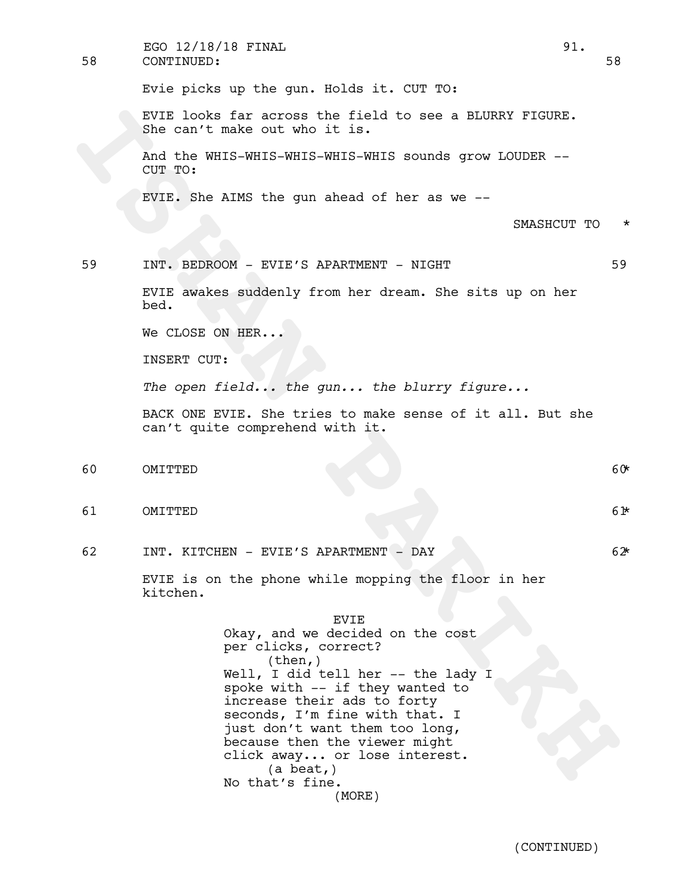58 CONTINUED: 58

Evie picks up the gun. Holds it. CUT TO:

EVIE looks far across the field to see a BLURRY FIGURE. She can't make out who it is.

And the WHIS-WHIS-WHIS-WHIS-WHIS sounds grow LOUDER -- CUT TO:

EVIE. She AIMS the gun ahead of her as we --

SMASHCUT TO *

59 INT. BEDROOM - EVIE'S APARTMENT - NIGHT 59

EVIE awakes suddenly from her dream. She sits up on her bed.

We CLOSE ON HER...

INSERT CUT:

*The open field... the gun... the blurry figure...*

BACK ONE EVIE. She tries to make sense of it all. But she can't quite comprehend with it.

60 OMITTED 60 *

61 OMITTED 61 *

62 INT. KITCHEN - EVIE'S APARTMENT - DAY 62 *

EVIE is on the phone while mopping the floor in her kitchen.

EVIE
Okay, and we decided on the cost per clicks, correct?
(then,)
Well, I did tell her -- the lady I spoke with -- if they wanted to increase their ads to forty seconds, I'm fine with that. I just don't want them too long, because then the viewer might click away... or lose interest.
(a beat,)
No that's fine.
(MORE)

(CONTINUED)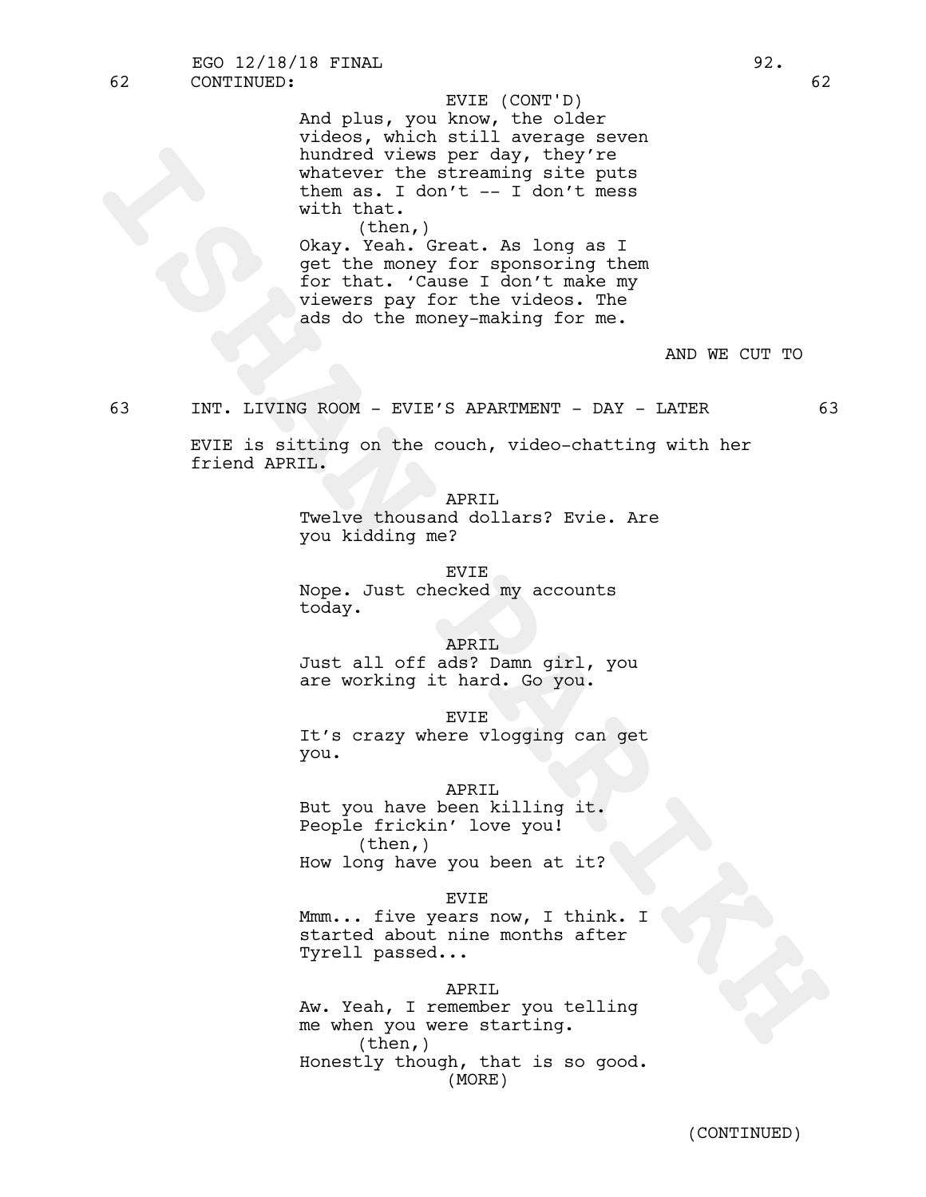62 CONTINUED: 62

EVIE (CONT'D)
And plus, you know, the older videos, which still average seven hundred views per day, they're whatever the streaming site puts them as. I don't -- I don't mess with that.
(then,)
Okay. Yeah. Great. As long as I get the money for sponsoring them for that. 'Cause I don't make my viewers pay for the videos. The ads do the money-making for me.

AND WE CUT TO

63 INT. LIVING ROOM - EVIE'S APARTMENT - DAY - LATER 63

EVIE is sitting on the couch, video-chatting with her friend APRIL.

APRIL
Twelve thousand dollars? Evie. Are you kidding me?

EVIE
Nope. Just checked my accounts today.

APRIL
Just all off ads? Damn girl, you are working it hard. Go you.

EVIE
It's crazy where vlogging can get you.

APRIL
But you have been killing it. People frickin' love you!
(then,)
How long have you been at it?

EVIE
Mmm... five years now, I think. I started about nine months after Tyrell passed...

APRIL
Aw. Yeah, I remember you telling me when you were starting.
(then,)
Honestly though, that is so good.
(MORE)

(CONTINUED)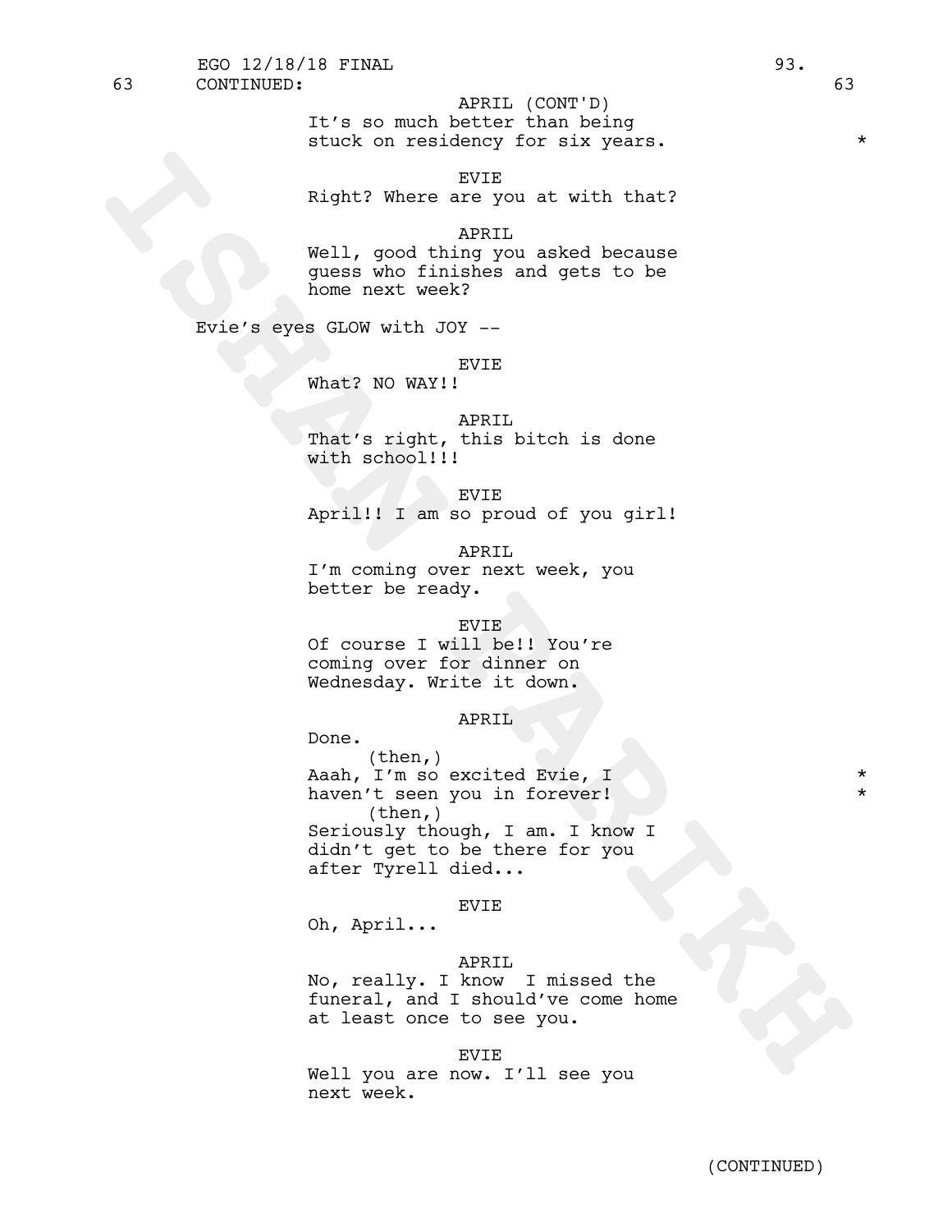APRIL (CONT'D)
It's so much better than being stuck on residency for six years. *

EVIE
Right? Where are you at with that?

APRIL
Well, good thing you asked because guess who finishes and gets to be home next week?

Evie's eyes GLOW with JOY --

EVIE
What? NO WAY!!

APRIL
That's right, this bitch is done with school!!!

EVIE
April!! I am so proud of you girl!

APRIL
I'm coming over next week, you better be ready.

EVIE
Of course I will be!! You're coming over for dinner on Wednesday. Write it down.

APRIL
Done.
(then,)
Aaah, I'm so excited Evie, I haven't seen you in forever! *
(then,)
Seriously though, I am. I know I didn't get to be there for you after Tyrell died...

EVIE
Oh, April...

APRIL
No, really. I know I missed the funeral, and I should've come home at least once to see you.

EVIE
Well you are now. I'll see you next week.

(CONTINUED)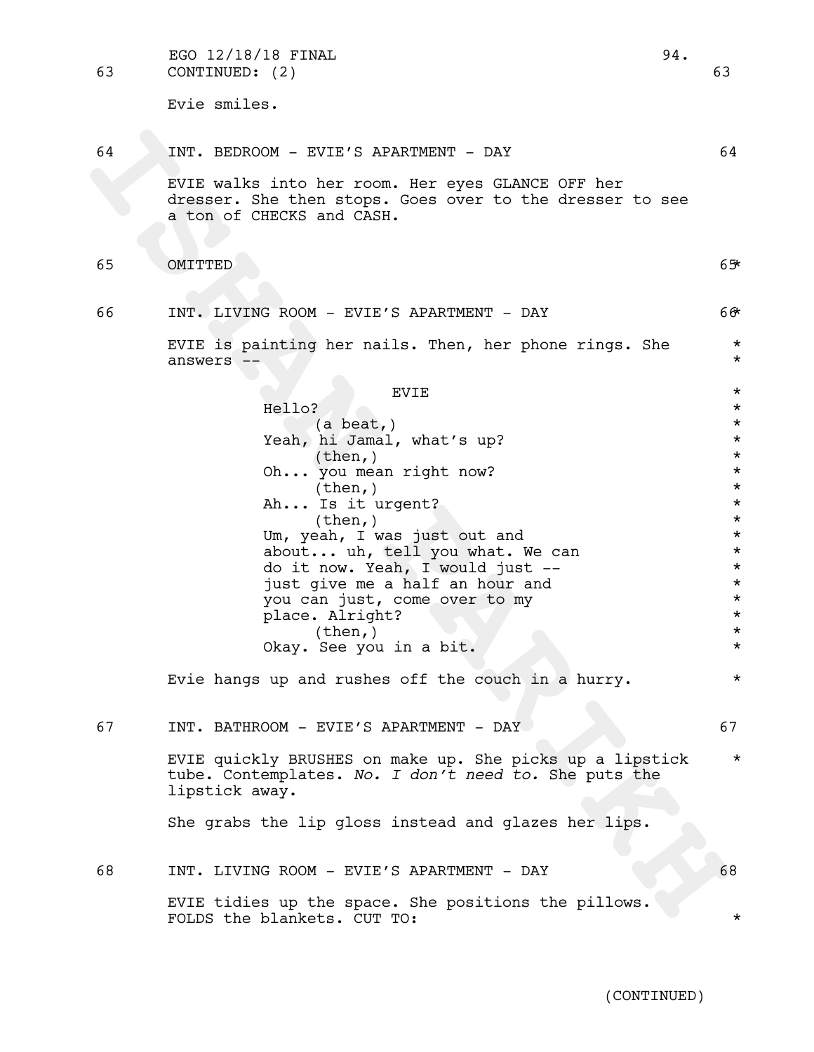63 CONTINUED: (2) 63

Evie smiles.

64 INT. BEDROOM - EVIE'S APARTMENT - DAY 64

EVIE walks into her room. Her eyes GLANCE OFF her dresser. She then stops. Goes over to the dresser to see a ton of CHECKS and CASH.

65 OMITTED 65 *

66 INT. LIVING ROOM - EVIE'S APARTMENT - DAY 66 *

EVIE is painting her nails. Then, her phone rings. She answers --

EVIE
Hello?
(a beat,)
Yeah, hi Jamal, what's up?
(then,)
Oh... you mean right now?
(then,)
Ah... Is it urgent?
(then,)
Um, yeah, I was just out and about... uh, tell you what. We can do it now. Yeah, I would just -- just give me a half an hour and you can just, come over to my place. Alright?
(then,)
Okay. See you in a bit.

Evie hangs up and rushes off the couch in a hurry.

67 INT. BATHROOM - EVIE'S APARTMENT - DAY 67

EVIE quickly BRUSHES on make up. She picks up a lipstick tube. Contemplates. *No. I don't need to.* She puts the lipstick away.

She grabs the lip gloss instead and glazes her lips.

68 INT. LIVING ROOM - EVIE'S APARTMENT - DAY 68

EVIE tidies up the space. She positions the pillows. FOLDS the blankets. CUT TO:

(CONTINUED)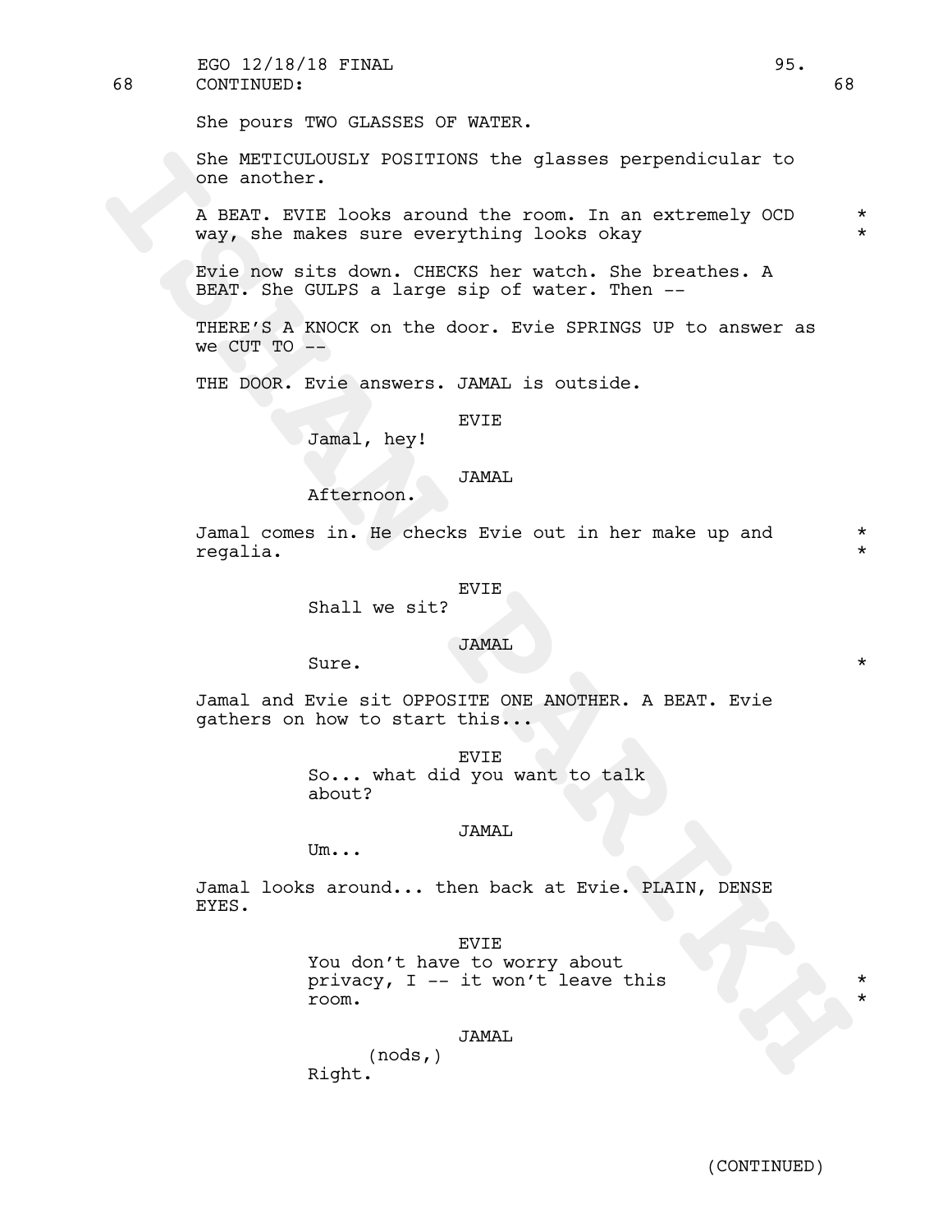68 CONTINUED: 68

She pours TWO GLASSES OF WATER.

She METICULOUSLY POSITIONS the glasses perpendicular to one another.

A BEAT. EVIE looks around the room. In an extremely OCD way, she makes sure everything looks okay *

Evie now sits down. CHECKS her watch. She breathes. A BEAT. She GULPS a large sip of water. Then --

THERE'S A KNOCK on the door. Evie SPRINGS UP to answer as we CUT TO --

THE DOOR. Evie answers. JAMAL is outside.

EVIE
Jamal, hey!

JAMAL
Afternoon.

Jamal comes in. He checks Evie out in her make up and regalia. *

EVIE
Shall we sit?

JAMAL
Sure. *

Jamal and Evie sit OPPOSITE ONE ANOTHER. A BEAT. Evie gathers on how to start this...

EVIE
So... what did you want to talk about?

JAMAL
Um...

Jamal looks around... then back at Evie. PLAIN, DENSE EYES.

EVIE
You don't have to worry about privacy, I -- it won't leave this room. *

JAMAL
(nods,)
Right.

(CONTINUED)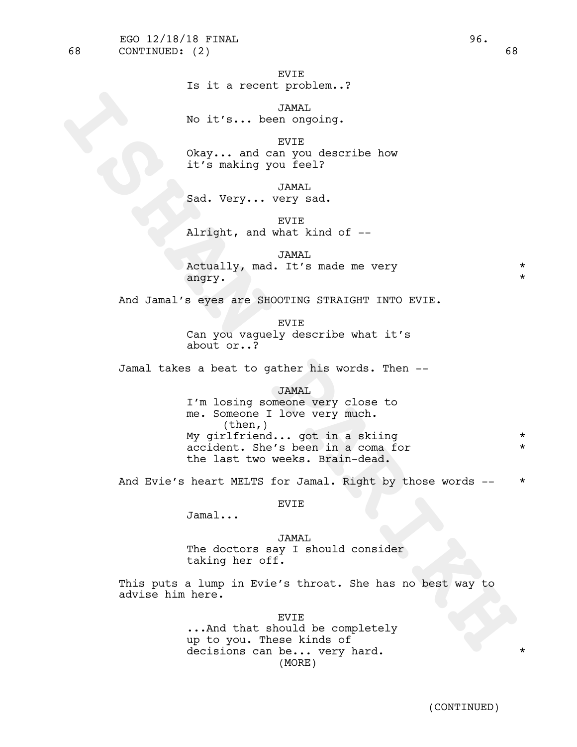68 CONTINUED: (2) 68

EVIE
Is it a recent problem..?

JAMAL
No it's... been ongoing.

EVIE
Okay... and can you describe how it's making you feel?

JAMAL
Sad. Very... very sad.

EVIE
Alright, and what kind of --

JAMAL
Actually, mad. It's made me very angry. *

And Jamal's eyes are SHOOTING STRAIGHT INTO EVIE.

EVIE
Can you vaguely describe what it's about or..?

Jamal takes a beat to gather his words. Then --

JAMAL
I'm losing someone very close to me. Someone I love very much.
(then,)
My girlfriend... got in a skiing accident. She's been in a coma for the last two weeks. Brain-dead. *

And Evie's heart MELTS for Jamal. Right by those words -- *

EVIE
Jamal...

JAMAL
The doctors say I should consider taking her off.

This puts a lump in Evie's throat. She has no best way to advise him here.

EVIE
...And that should be completely up to you. These kinds of decisions can be... very hard. *
(MORE)

(CONTINUED)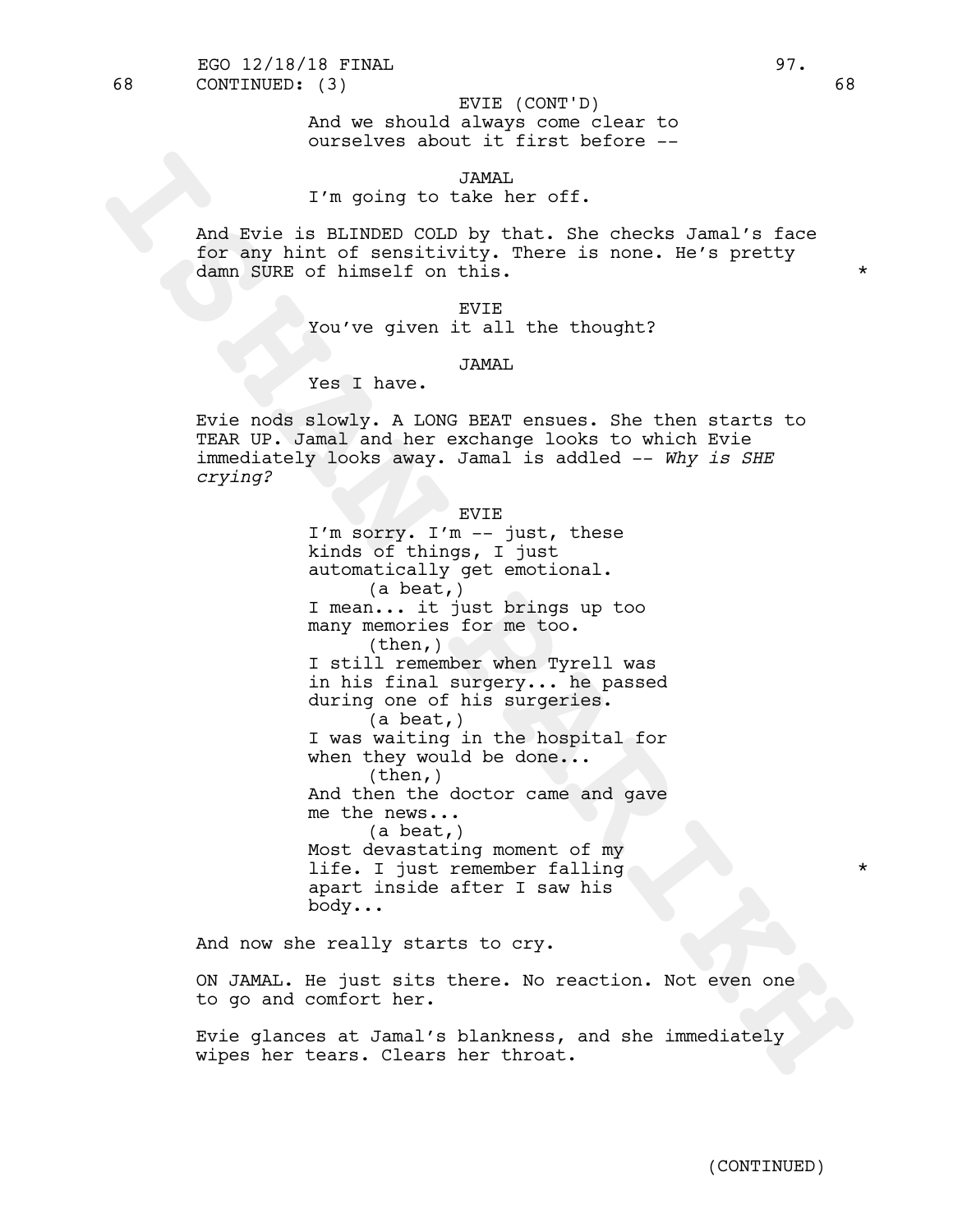68 CONTINUED: (3) 68

EVIE (CONT'D)
And we should always come clear to ourselves about it first before --

JAMAL
I'm going to take her off.

And Evie is BLINDED COLD by that. She checks Jamal's face for any hint of sensitivity. There is none. He's pretty damn SURE of himself on this. *

EVIE
You've given it all the thought?

JAMAL
Yes I have.

Evie nods slowly. A LONG BEAT ensues. She then starts to TEAR UP. Jamal and her exchange looks to which Evie immediately looks away. Jamal is addled -- *Why is SHE crying?*

EVIE
I'm sorry. I'm -- just, these kinds of things, I just automatically get emotional.
(a beat,)
I mean... it just brings up too many memories for me too.
(then,)
I still remember when Tyrell was in his final surgery... he passed during one of his surgeries.
(a beat,)
I was waiting in the hospital for when they would be done...
(then,)
And then the doctor came and gave me the news...
(a beat,)
Most devastating moment of my life. I just remember falling apart inside after I saw his body... *

And now she really starts to cry.

ON JAMAL. He just sits there. No reaction. Not even one to go and comfort her.

Evie glances at Jamal's blankness, and she immediately wipes her tears. Clears her throat.

(CONTINUED)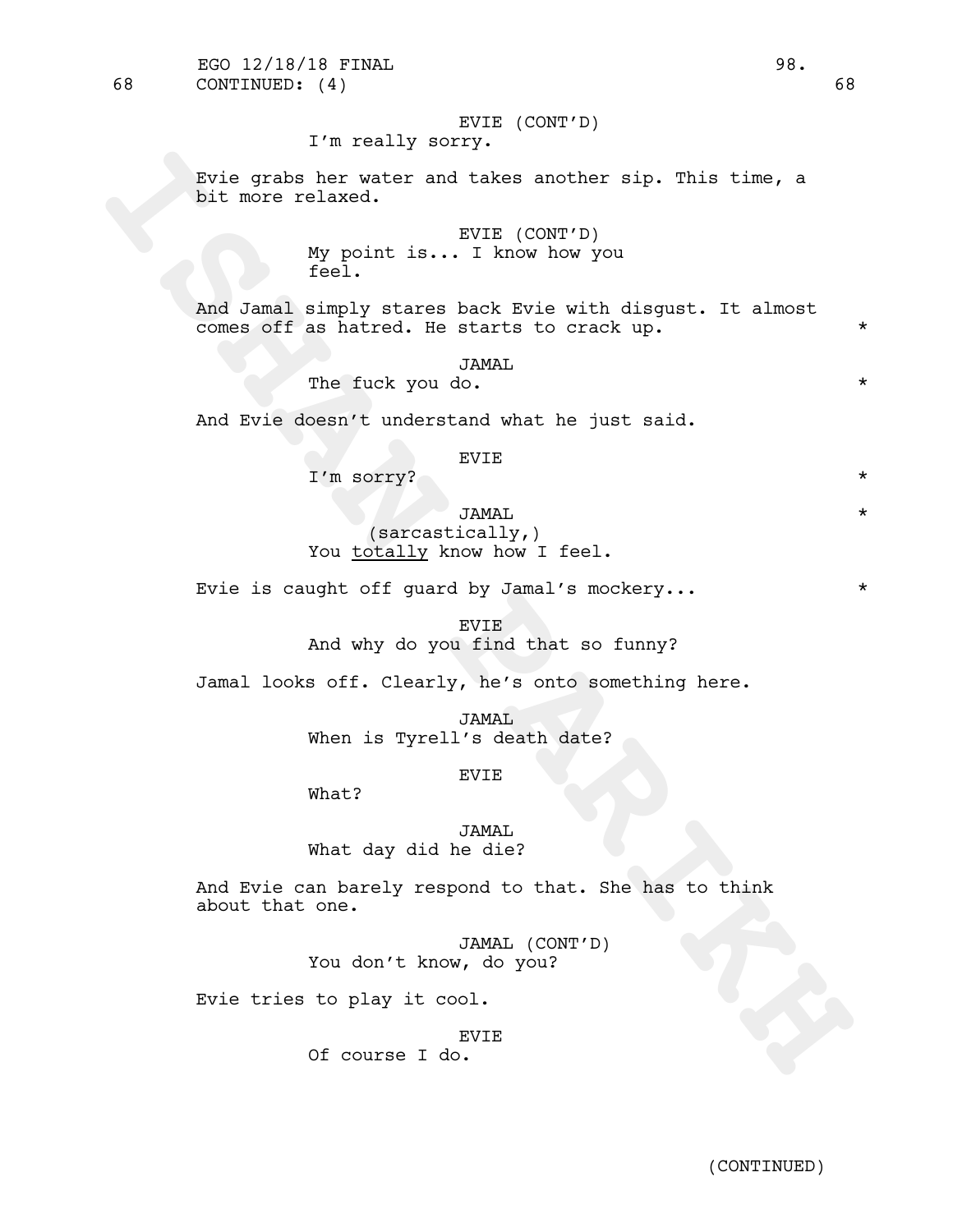68 CONTINUED: (4) 68

EVIE (CONT'D)
I'm really sorry.

Evie grabs her water and takes another sip. This time, a bit more relaxed.

EVIE (CONT'D)
My point is... I know how you feel.

And Jamal simply stares back Evie with disgust. It almost comes off as hatred. He starts to crack up. *

JAMAL
The fuck you do. *

And Evie doesn't understand what he just said.

EVIE
I'm sorry? *

JAMAL *
(sarcastically,)
You _totally_ know how I feel.

Evie is caught off guard by Jamal's mockery... *

EVIE
And why do you find that so funny?

Jamal looks off. Clearly, he's onto something here.

JAMAL
When is Tyrell's death date?

EVIE
What?

JAMAL
What day did he die?

And Evie can barely respond to that. She has to think about that one.

JAMAL (CONT'D)
You don't know, do you?

Evie tries to play it cool.

EVIE
Of course I do.

(CONTINUED)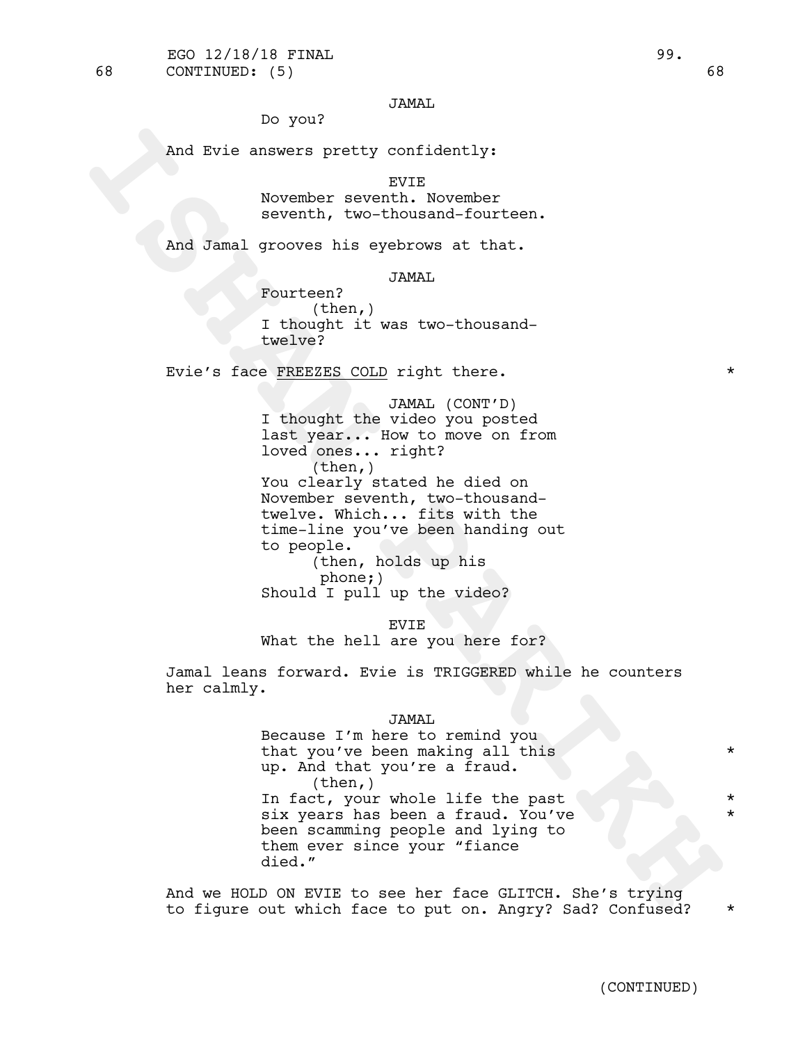68 CONTINUED: (5) 68

JAMAL

Do you?

And Evie answers pretty confidently:

EVIE

November seventh. November seventh, two-thousand-fourteen.

And Jamal grooves his eyebrows at that.

JAMAL

Fourteen?

(then,)

I thought it was two-thousand-twelve?

Evie's face FREEZES COLD right there. *

JAMAL (CONT'D)

I thought the video you posted last year... How to move on from loved ones... right?

(then,)

You clearly stated he died on November seventh, two-thousand-twelve. Which... fits with the time-line you've been handing out to people.

(then, holds up his phone;)

Should I pull up the video?

EVIE

What the hell are you here for?

Jamal leans forward. Evie is TRIGGERED while he counters her calmly.

JAMAL

Because I'm here to remind you that you've been making all this up. And that you're a fraud. *

(then,)

In fact, your whole life the past six years has been a fraud. You've been scamming people and lying to them ever since your "fiance died." * *

And we HOLD ON EVIE to see her face GLITCH. She's trying to figure out which face to put on. Angry? Sad? Confused? *

(CONTINUED)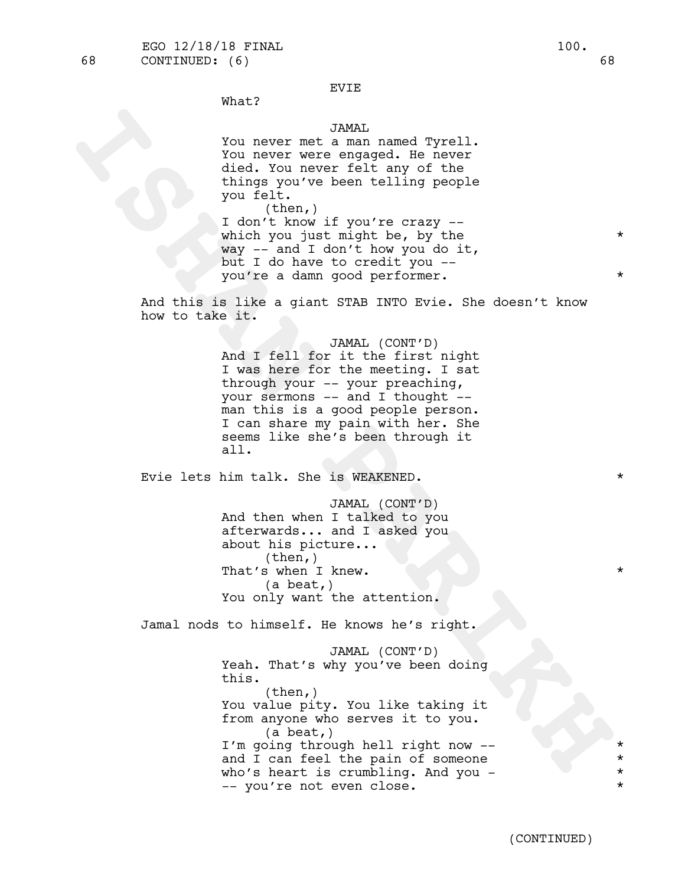EVIE

What?

JAMAL

You never met a man named Tyrell. You never were engaged. He never died. You never felt any of the things you've been telling people you felt.

(then,)

I don't know if you're crazy -- which you just might be, by the way -- and I don't how you do it, but I do have to credit you -- you're a damn good performer. *

And this is like a giant STAB INTO Evie. She doesn't know how to take it.

JAMAL (CONT'D)

And I fell for it the first night I was here for the meeting. I sat through your -- your preaching, your sermons -- and I thought -- man this is a good people person. I can share my pain with her. She seems like she's been through it all.

Evie lets him talk. She is WEAKENED. *

JAMAL (CONT'D)

And then when I talked to you afterwards... and I asked you about his picture...

(then,)

That's when I knew. *

(a beat,)

You only want the attention.

Jamal nods to himself. He knows he's right.

JAMAL (CONT'D)

Yeah. That's why you've been doing this.

(then,)

You value pity. You like taking it from anyone who serves it to you.

(a beat,)

I'm going through hell right now -- *
and I can feel the pain of someone *
who's heart is crumbling. And you - *
-- you're not even close. *

(CONTINUED)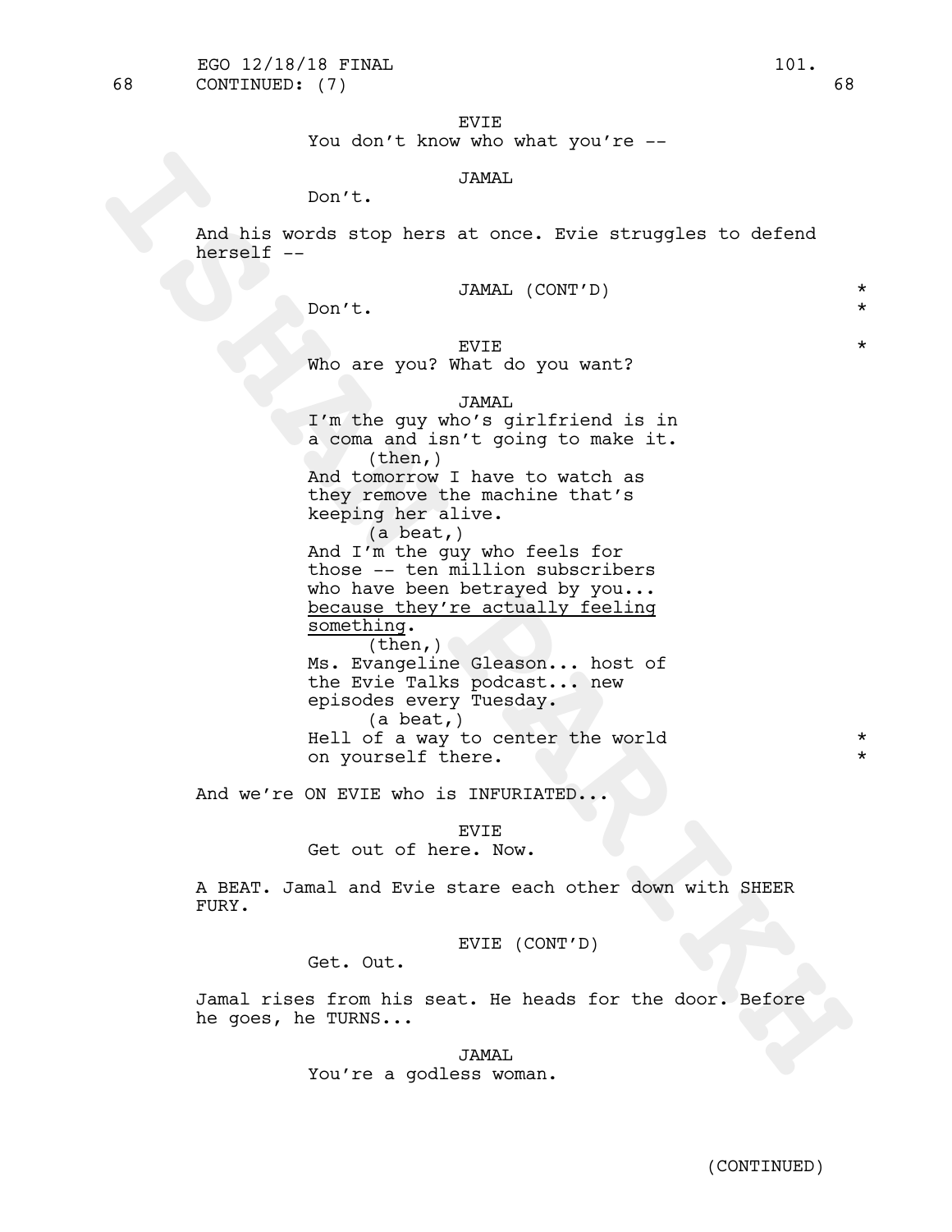68 CONTINUED: (7) 68

EVIE
You don't know who what you're --

JAMAL
Don't.

And his words stop hers at once. Evie struggles to defend herself --

JAMAL (CONT'D) *
Don't. *

EVIE *
Who are you? What do you want?

JAMAL
I'm the guy who's girlfriend is in a coma and isn't going to make it.
(then,)
And tomorrow I have to watch as they remove the machine that's keeping her alive.
(a beat,)
And I'm the guy who feels for those -- ten million subscribers who have been betrayed by you... <u>because they're actually feeling something</u>.
(then,)
Ms. Evangeline Gleason... host of the Evie Talks podcast... new episodes every Tuesday.
(a beat,)
Hell of a way to center the world *
on yourself there. *

And we're ON EVIE who is INFURIATED...

EVIE
Get out of here. Now.

A BEAT. Jamal and Evie stare each other down with SHEER FURY.

EVIE (CONT'D)
Get. Out.

Jamal rises from his seat. He heads for the door. Before he goes, he TURNS...

JAMAL
You're a godless woman.

(CONTINUED)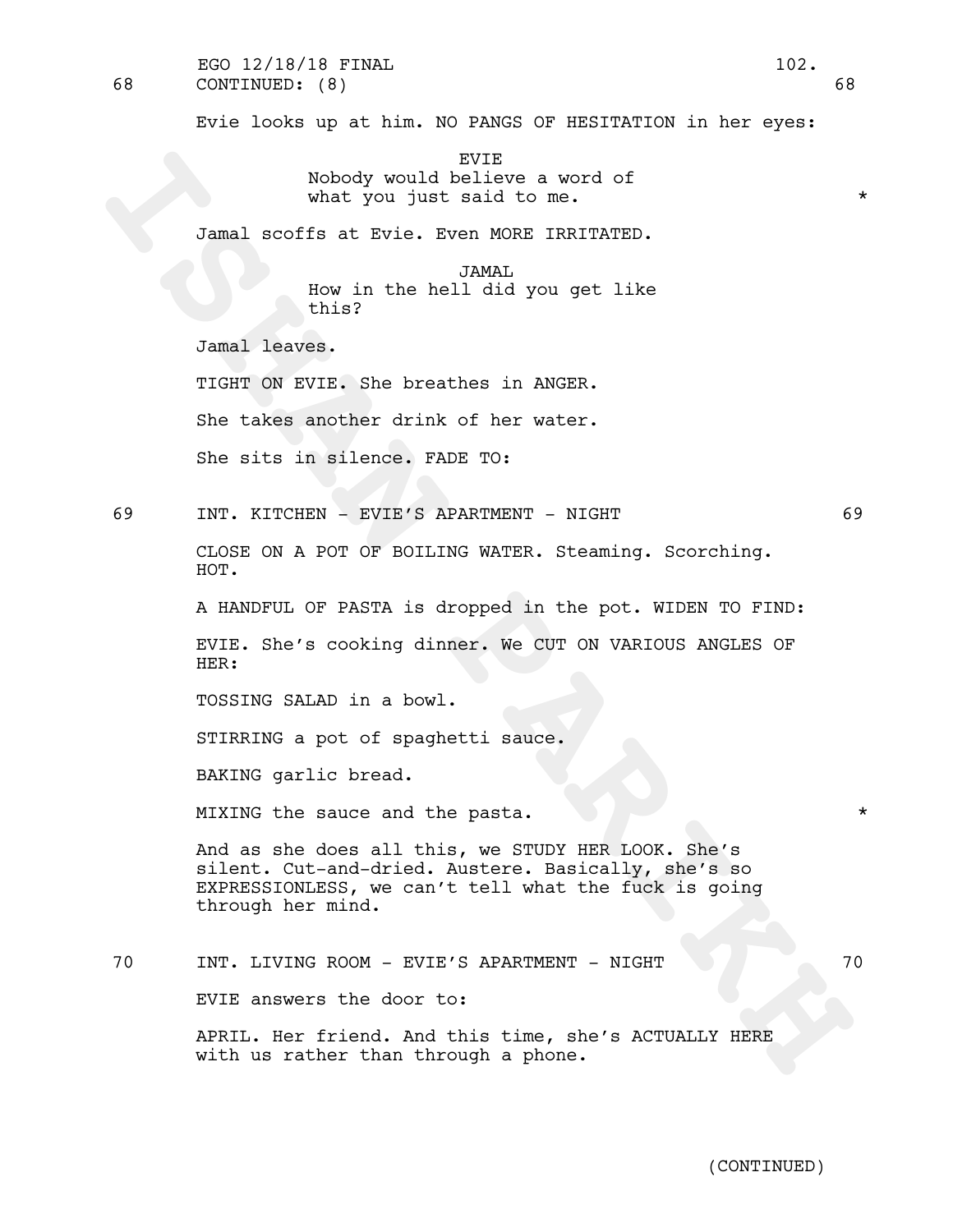68 CONTINUED: (8) 68

Evie looks up at him. NO PANGS OF HESITATION in her eyes:

EVIE
Nobody would believe a word of
what you just said to me. *

Jamal scoffs at Evie. Even MORE IRRITATED.

JAMAL
How in the hell did you get like
this?

Jamal leaves.

TIGHT ON EVIE. She breathes in ANGER.

She takes another drink of her water.

She sits in silence. FADE TO:

69 INT. KITCHEN - EVIE'S APARTMENT - NIGHT 69

CLOSE ON A POT OF BOILING WATER. Steaming. Scorching.
HOT.

A HANDFUL OF PASTA is dropped in the pot. WIDEN TO FIND:

EVIE. She's cooking dinner. We CUT ON VARIOUS ANGLES OF
HER:

TOSSING SALAD in a bowl.

STIRRING a pot of spaghetti sauce.

BAKING garlic bread.

MIXING the sauce and the pasta. *

And as she does all this, we STUDY HER LOOK. She's
silent. Cut-and-dried. Austere. Basically, she's so
EXPRESSIONLESS, we can't tell what the fuck is going
through her mind.

70 INT. LIVING ROOM - EVIE'S APARTMENT - NIGHT 70

EVIE answers the door to:

APRIL. Her friend. And this time, she's ACTUALLY HERE
with us rather than through a phone.

(CONTINUED)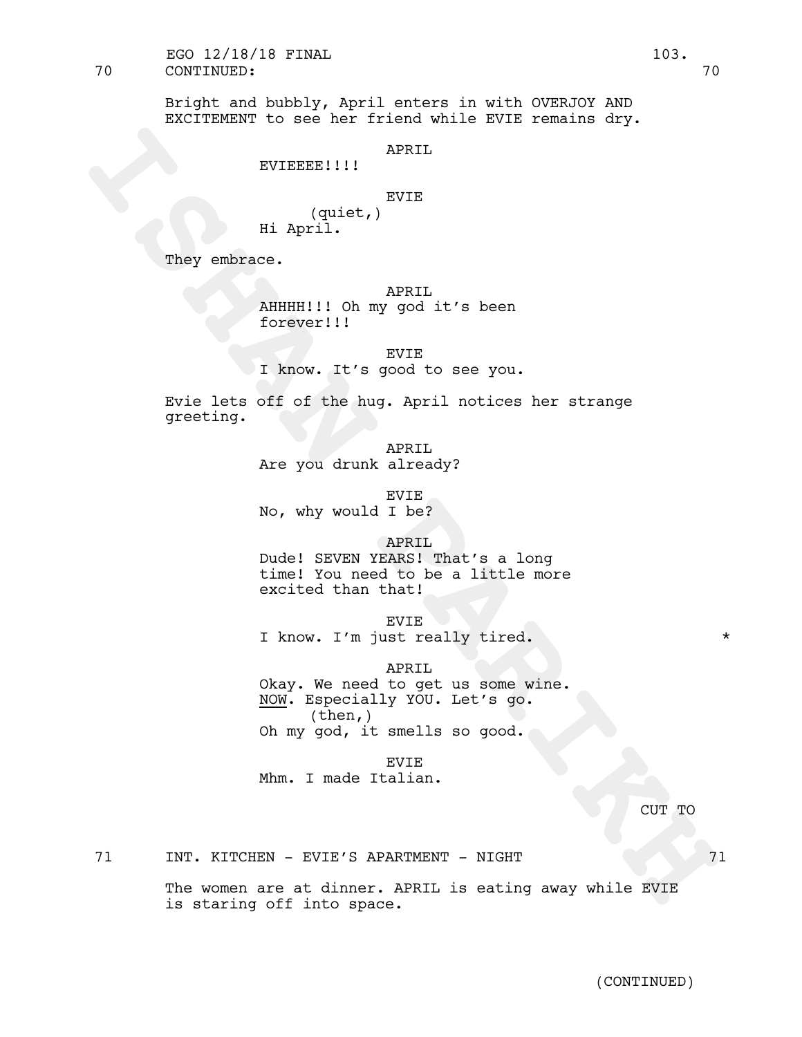70 CONTINUED: 70

Bright and bubbly, April enters in with OVERJOY AND EXCITEMENT to see her friend while EVIE remains dry.

APRIL
EVIEEEE!!!!

EVIE
(quiet,)
Hi April.

They embrace.

APRIL
AHHHH!!! Oh my god it's been forever!!!

EVIE
I know. It's good to see you.

Evie lets off of the hug. April notices her strange greeting.

APRIL
Are you drunk already?

EVIE
No, why would I be?

APRIL
Dude! SEVEN YEARS! That's a long time! You need to be a little more excited than that!

EVIE
I know. I'm just really tired. *

APRIL
Okay. We need to get us some wine. NOW. Especially YOU. Let's go.
(then,)
Oh my god, it smells so good.

EVIE
Mhm. I made Italian.

CUT TO

71 INT. KITCHEN - EVIE'S APARTMENT - NIGHT 71

The women are at dinner. APRIL is eating away while EVIE is staring off into space.

(CONTINUED)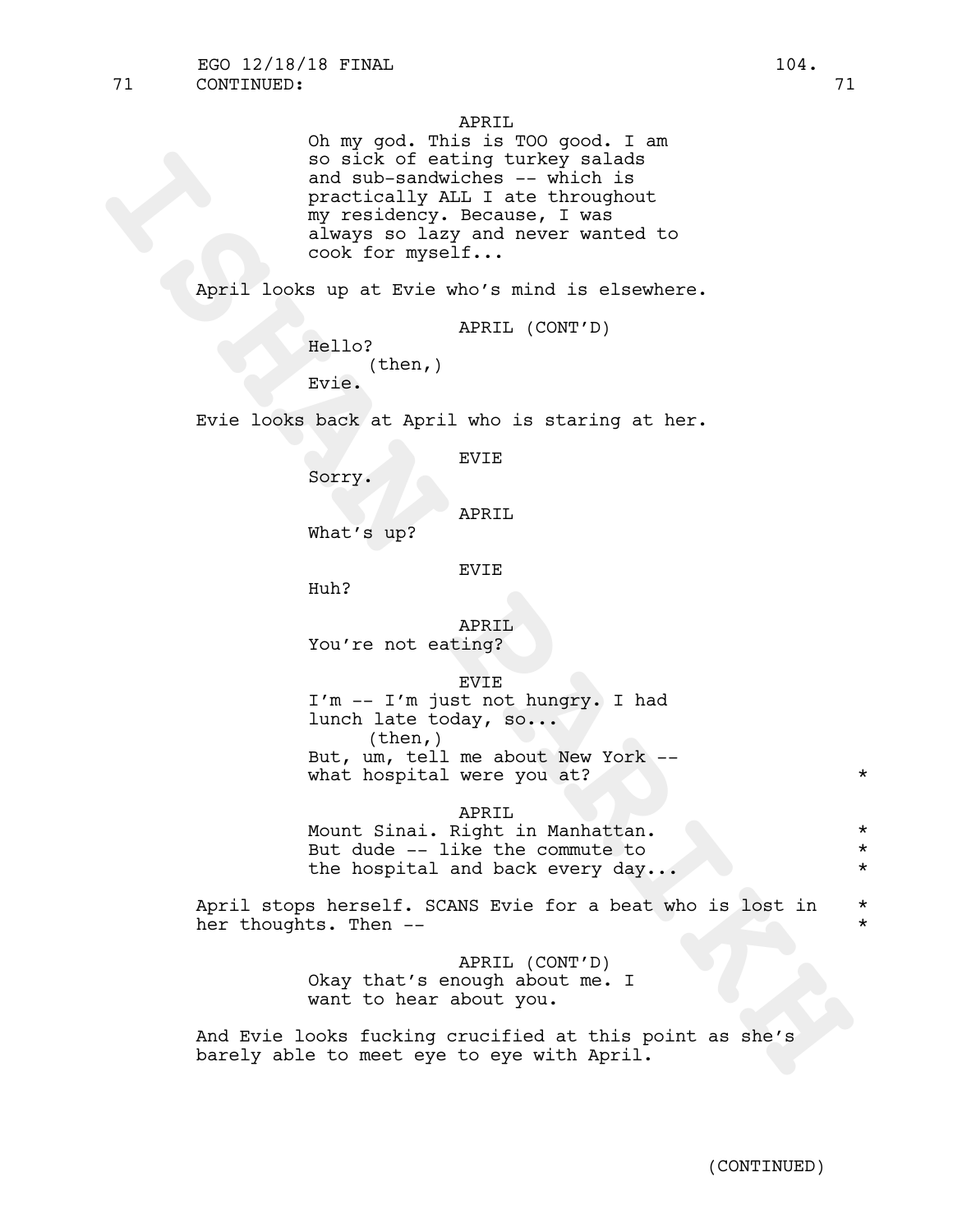APRIL
Oh my god. This is TOO good. I am so sick of eating turkey salads and sub-sandwiches -- which is practically ALL I ate throughout my residency. Because, I was always so lazy and never wanted to cook for myself...

April looks up at Evie who's mind is elsewhere.

APRIL (CONT'D)
Hello?
(then,)
Evie.

Evie looks back at April who is staring at her.

EVIE
Sorry.

APRIL
What's up?

EVIE
Huh?

APRIL
You're not eating?

EVIE
I'm -- I'm just not hungry. I had lunch late today, so...
(then,)
But, um, tell me about New York -- what hospital were you at? *

APRIL
Mount Sinai. Right in Manhattan. *
But dude -- like the commute to *
the hospital and back every day... *

April stops herself. SCANS Evie for a beat who is lost in her thoughts. Then -- *

APRIL (CONT'D)
Okay that's enough about me. I want to hear about you.

And Evie looks fucking crucified at this point as she's barely able to meet eye to eye with April.

(CONTINUED)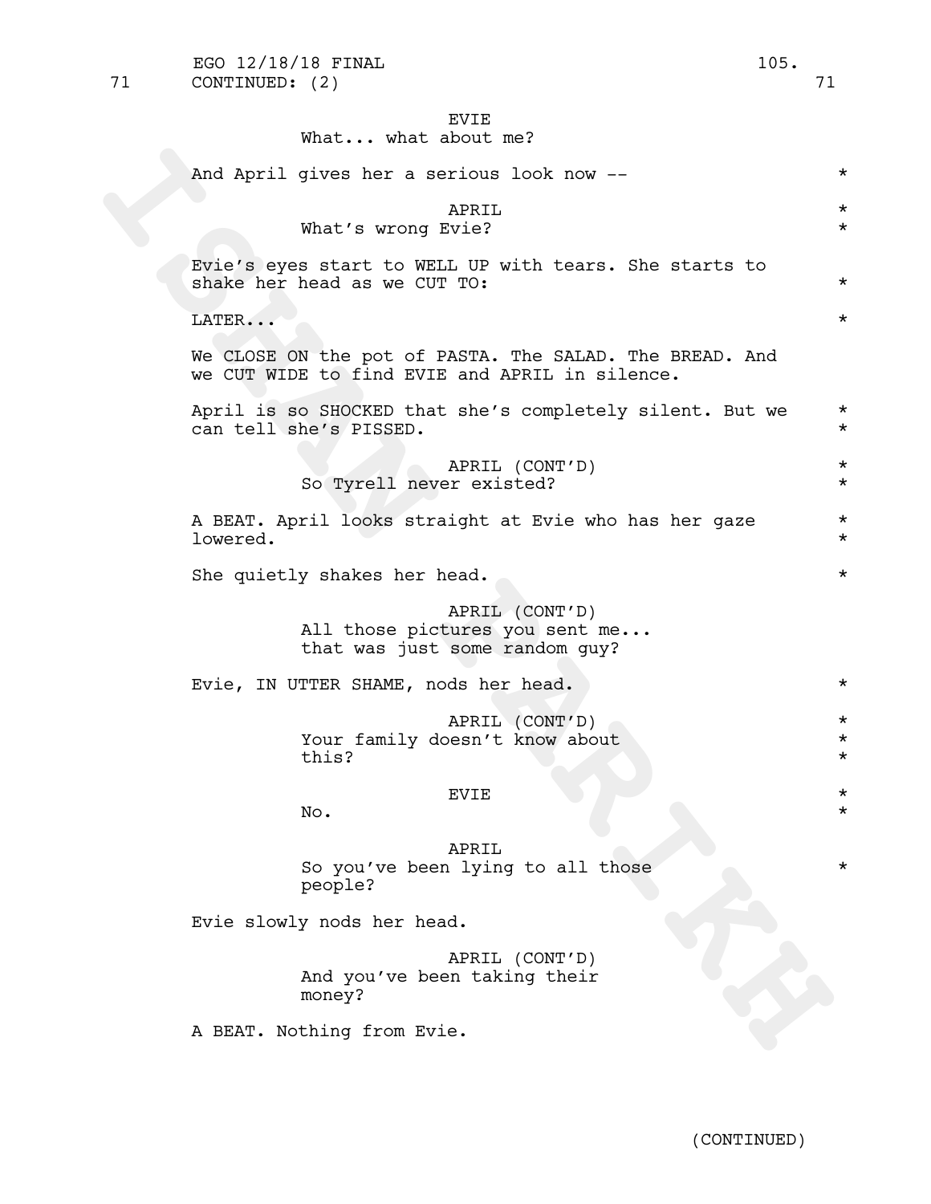71 CONTINUED: (2) 71

EVIE
What... what about me?

And April gives her a serious look now -- *

APRIL *
What's wrong Evie? *

Evie's eyes start to WELL UP with tears. She starts to shake her head as we CUT TO: *

LATER... *

We CLOSE ON the pot of PASTA. The SALAD. The BREAD. And we CUT WIDE to find EVIE and APRIL in silence.

April is so SHOCKED that she's completely silent. But we can tell she's PISSED. *

APRIL (CONT'D) *
So Tyrell never existed? *

A BEAT. April looks straight at Evie who has her gaze lowered. *

She quietly shakes her head. *

APRIL (CONT'D)
All those pictures you sent me...
that was just some random guy?

Evie, IN UTTER SHAME, nods her head. *

APRIL (CONT'D) *
Your family doesn't know about
this? *

EVIE *
No. *

APRIL
So you've been lying to all those *
people?

Evie slowly nods her head.

APRIL (CONT'D)
And you've been taking their
money?

A BEAT. Nothing from Evie.

(CONTINUED)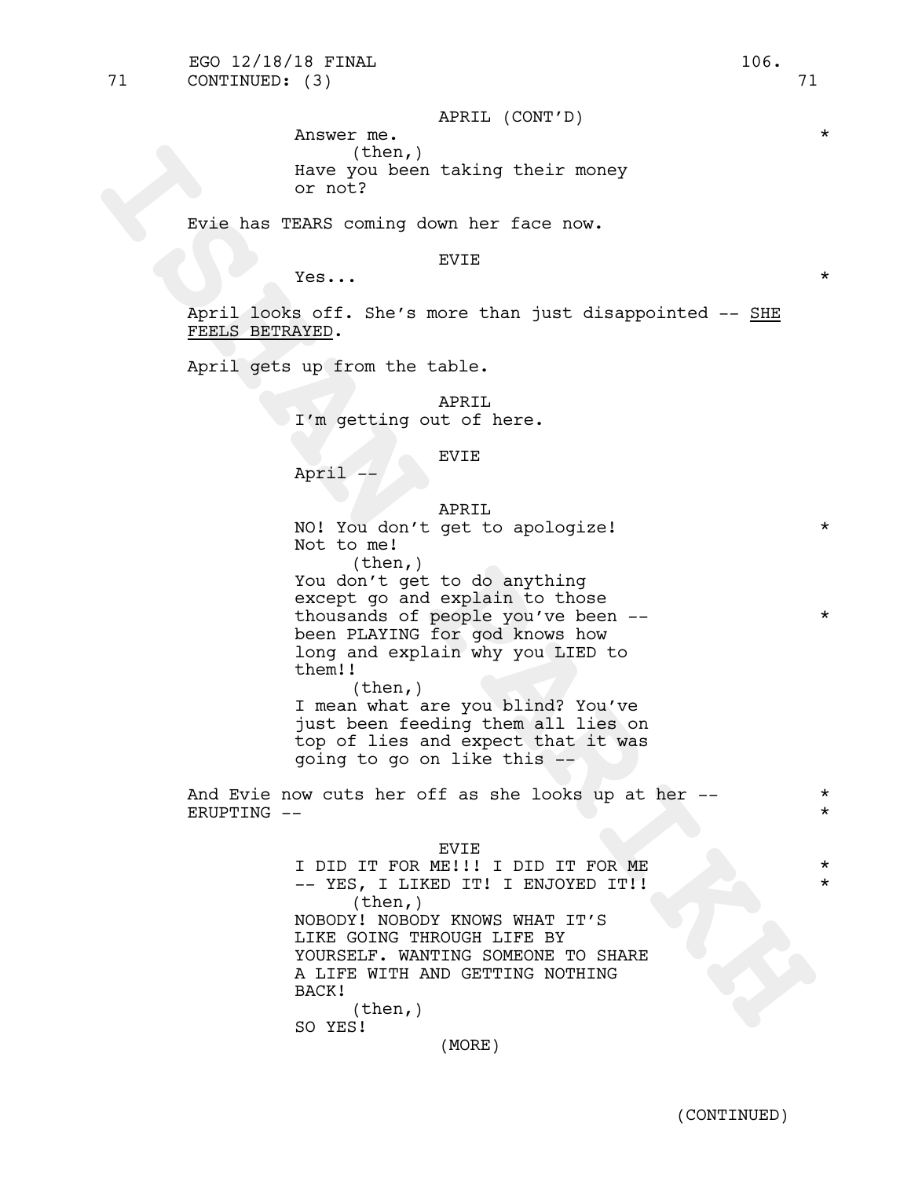71 CONTINUED: (3) 71

APRIL (CONT'D)

Answer me. *

(then,)

Have you been taking their money or not?

Evie has TEARS coming down her face now.

EVIE

Yes... *

April looks off. She's more than just disappointed -- SHE FEELS BETRAYED.

April gets up from the table.

APRIL

I'm getting out of here.

EVIE

April --

APRIL

NO! You don't get to apologize! *
Not to me!

(then,)

You don't get to do anything except go and explain to those thousands of people you've been -- *
been PLAYING for god knows how long and explain why you LIED to them!!

(then,)

I mean what are you blind? You've just been feeding them all lies on top of lies and expect that it was going to go on like this --

And Evie now cuts her off as she looks up at her -- *
ERUPTING -- *

EVIE

I DID IT FOR ME!!! I DID IT FOR ME *
-- YES, I LIKED IT! I ENJOYED IT!! *

(then,)

NOBODY! NOBODY KNOWS WHAT IT'S LIKE GOING THROUGH LIFE BY YOURSELF. WANTING SOMEONE TO SHARE A LIFE WITH AND GETTING NOTHING BACK!

(then,)

SO YES!

(MORE)

(CONTINUED)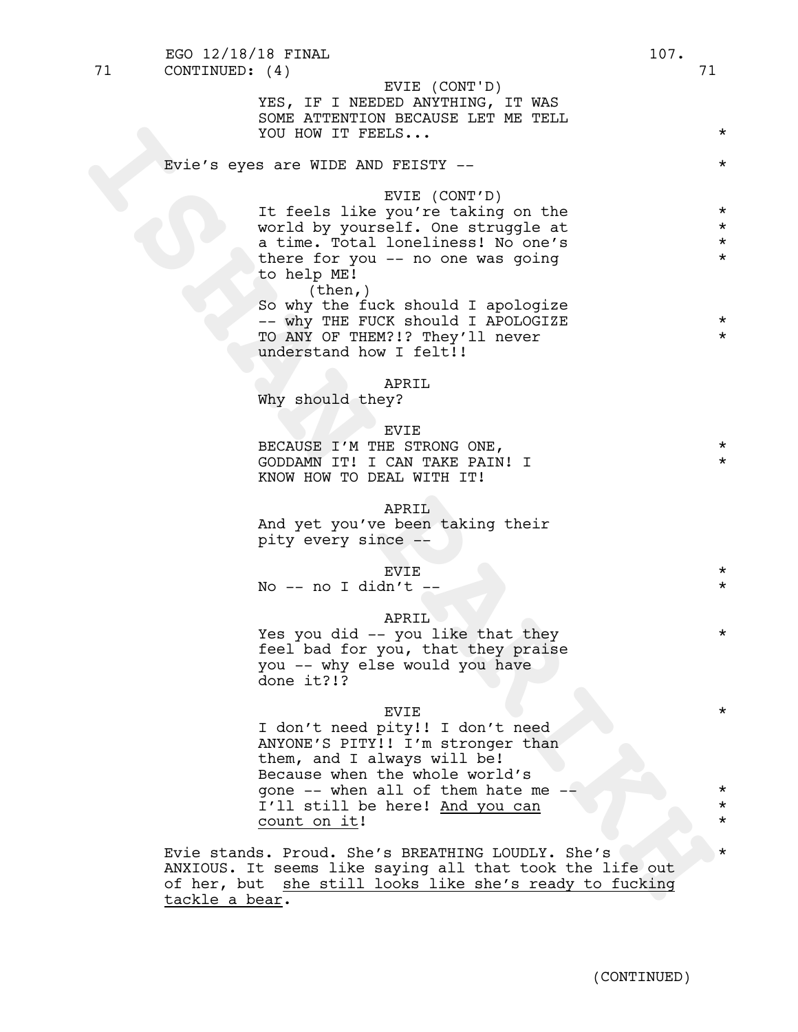71 CONTINUED: (4) 71

EVIE (CONT'D)
YES, IF I NEEDED ANYTHING, IT WAS SOME ATTENTION BECAUSE LET ME TELL YOU HOW IT FEELS... *

Evie's eyes are WIDE AND FEISTY -- *

EVIE (CONT'D)
It feels like you're taking on the world by yourself. One struggle at a time. Total loneliness! No one's there for you -- no one was going to help ME! *
(then,)
So why the fuck should I apologize -- why THE FUCK should I APOLOGIZE TO ANY OF THEM?!? They'll never understand how I felt!! *

APRIL
Why should they?

EVIE
BECAUSE I'M THE STRONG ONE, GODDAMN IT! I CAN TAKE PAIN! I KNOW HOW TO DEAL WITH IT! *

APRIL
And yet you've been taking their pity every since --

EVIE *
No -- no I didn't -- *

APRIL
Yes you did -- you like that they feel bad for you, that they praise you -- why else would you have done it?!? *

EVIE *
I don't need pity!! I don't need ANYONE'S PITY!! I'm stronger than them, and I always will be! Because when the whole world's gone -- when all of them hate me -- I'll still be here! <u>And you can count on it</u>! *

Evie stands. Proud. She's BREATHING LOUDLY. She's ANXIOUS. It seems like saying all that took the life out of her, but <u>she still looks like she's ready to fucking tackle a bear</u>. *

(CONTINUED)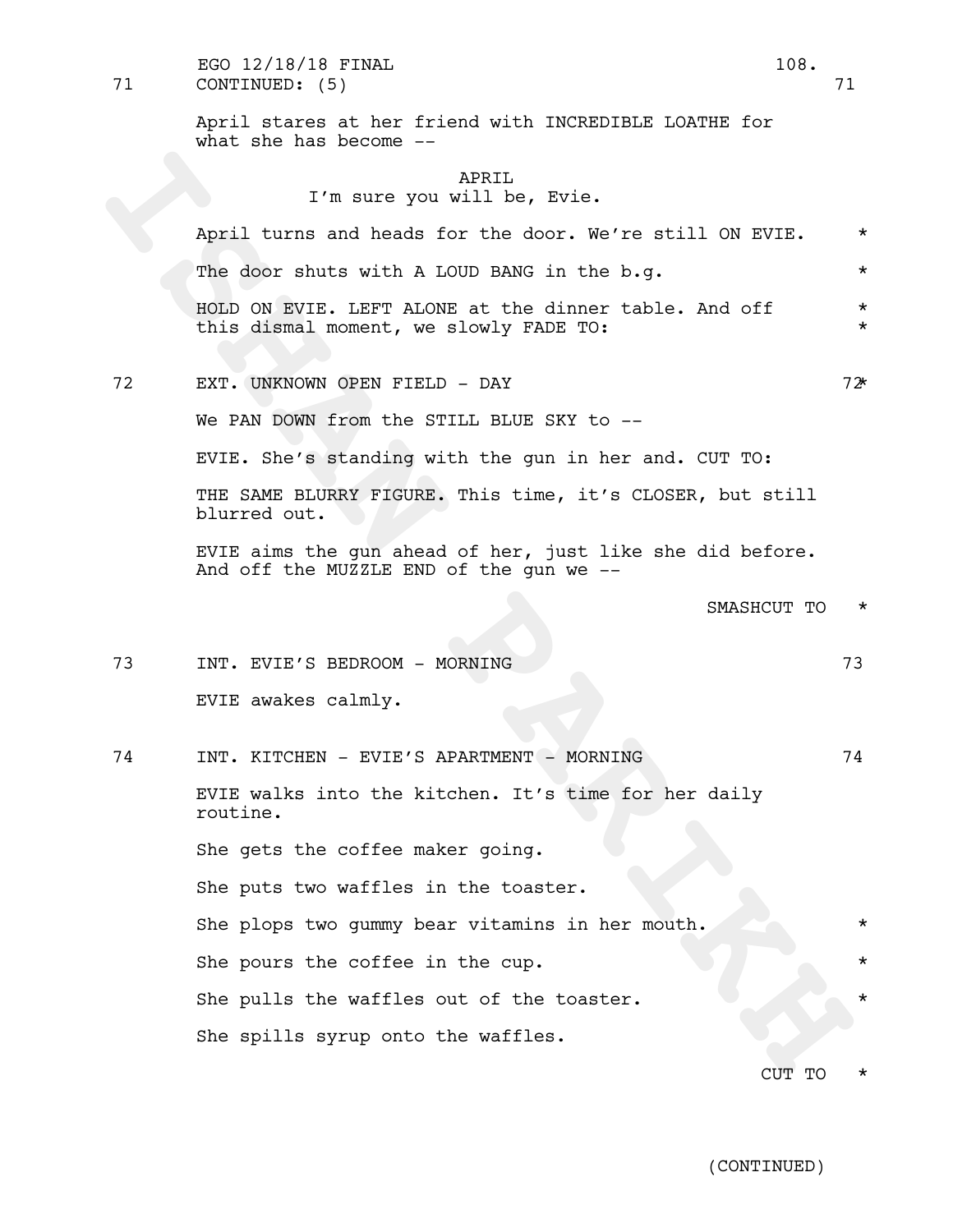71 CONTINUED: (5) 71

April stares at her friend with INCREDIBLE LOATHE for what she has become --

APRIL
I'm sure you will be, Evie.

April turns and heads for the door. We're still ON EVIE. *

The door shuts with A LOUD BANG in the b.g. *

HOLD ON EVIE. LEFT ALONE at the dinner table. And off this dismal moment, we slowly FADE TO: *

72 EXT. UNKNOWN OPEN FIELD - DAY 72*

We PAN DOWN from the STILL BLUE SKY to --

EVIE. She's standing with the gun in her and. CUT TO:

THE SAME BLURRY FIGURE. This time, it's CLOSER, but still blurred out.

EVIE aims the gun ahead of her, just like she did before. And off the MUZZLE END of the gun we --

SMASHCUT TO *

73 INT. EVIE'S BEDROOM - MORNING 73

EVIE awakes calmly.

74 INT. KITCHEN - EVIE'S APARTMENT - MORNING 74

EVIE walks into the kitchen. It's time for her daily routine.

She gets the coffee maker going.

She puts two waffles in the toaster.

She plops two gummy bear vitamins in her mouth. *

She pours the coffee in the cup. *

She pulls the waffles out of the toaster. *

She spills syrup onto the waffles.

CUT TO *

(CONTINUED)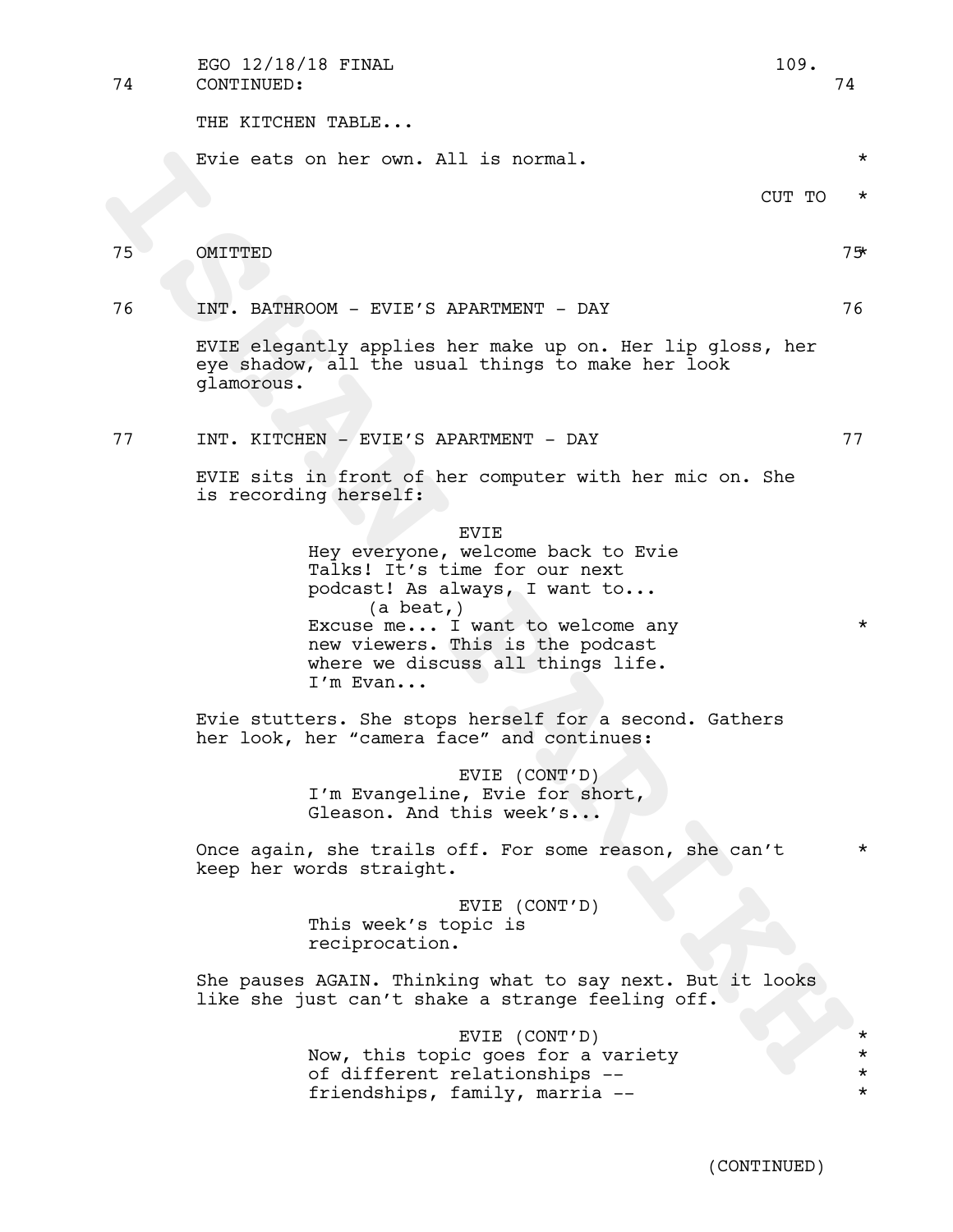74 CONTINUED: 74

THE KITCHEN TABLE...

Evie eats on her own. All is normal. *

CUT TO *

75 OMITTED 75*

76 INT. BATHROOM - EVIE'S APARTMENT - DAY 76

EVIE elegantly applies her make up on. Her lip gloss, her eye shadow, all the usual things to make her look glamorous.

77 INT. KITCHEN - EVIE'S APARTMENT - DAY 77

EVIE sits in front of her computer with her mic on. She is recording herself:

EVIE
Hey everyone, welcome back to Evie Talks! It's time for our next podcast! As always, I want to...
(a beat,)
Excuse me... I want to welcome any new viewers. This is the podcast where we discuss all things life. I'm Evan... *

Evie stutters. She stops herself for a second. Gathers her look, her "camera face" and continues:

EVIE (CONT'D)
I'm Evangeline, Evie for short, Gleason. And this week's...

Once again, she trails off. For some reason, she can't keep her words straight. *

EVIE (CONT'D)
This week's topic is reciprocation.

She pauses AGAIN. Thinking what to say next. But it looks like she just can't shake a strange feeling off.

EVIE (CONT'D) *
Now, this topic goes for a variety *
of different relationships -- *
friendships, family, marria -- *

(CONTINUED)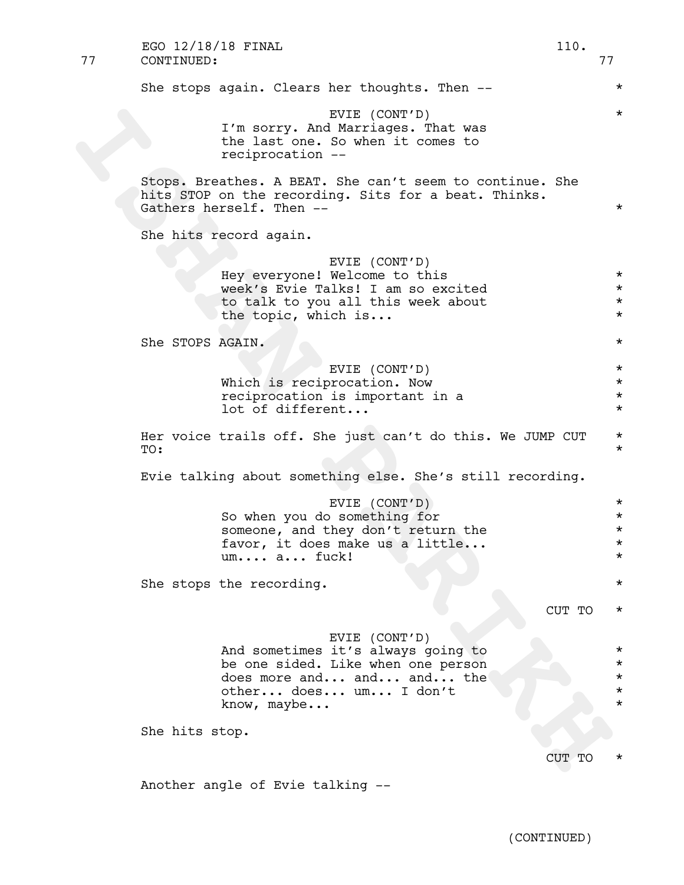77 CONTINUED: 77

She stops again. Clears her thoughts. Then --

EVIE (CONT'D)
I'm sorry. And Marriages. That was the last one. So when it comes to reciprocation --

Stops. Breathes. A BEAT. She can't seem to continue. She hits STOP on the recording. Sits for a beat. Thinks. Gathers herself. Then --

She hits record again.

EVIE (CONT'D)
Hey everyone! Welcome to this week's Evie Talks! I am so excited to talk to you all this week about the topic, which is...

She STOPS AGAIN.

EVIE (CONT'D)
Which is reciprocation. Now reciprocation is important in a lot of different...

Her voice trails off. She just can't do this. We JUMP CUT TO:

Evie talking about something else. She's still recording.

EVIE (CONT'D)
So when you do something for someone, and they don't return the favor, it does make us a little... um.... a... fuck!

She stops the recording.

CUT TO

EVIE (CONT'D)
And sometimes it's always going to be one sided. Like when one person does more and... and... and... the other... does... um... I don't know, maybe...

She hits stop.

CUT TO

Another angle of Evie talking --

(CONTINUED)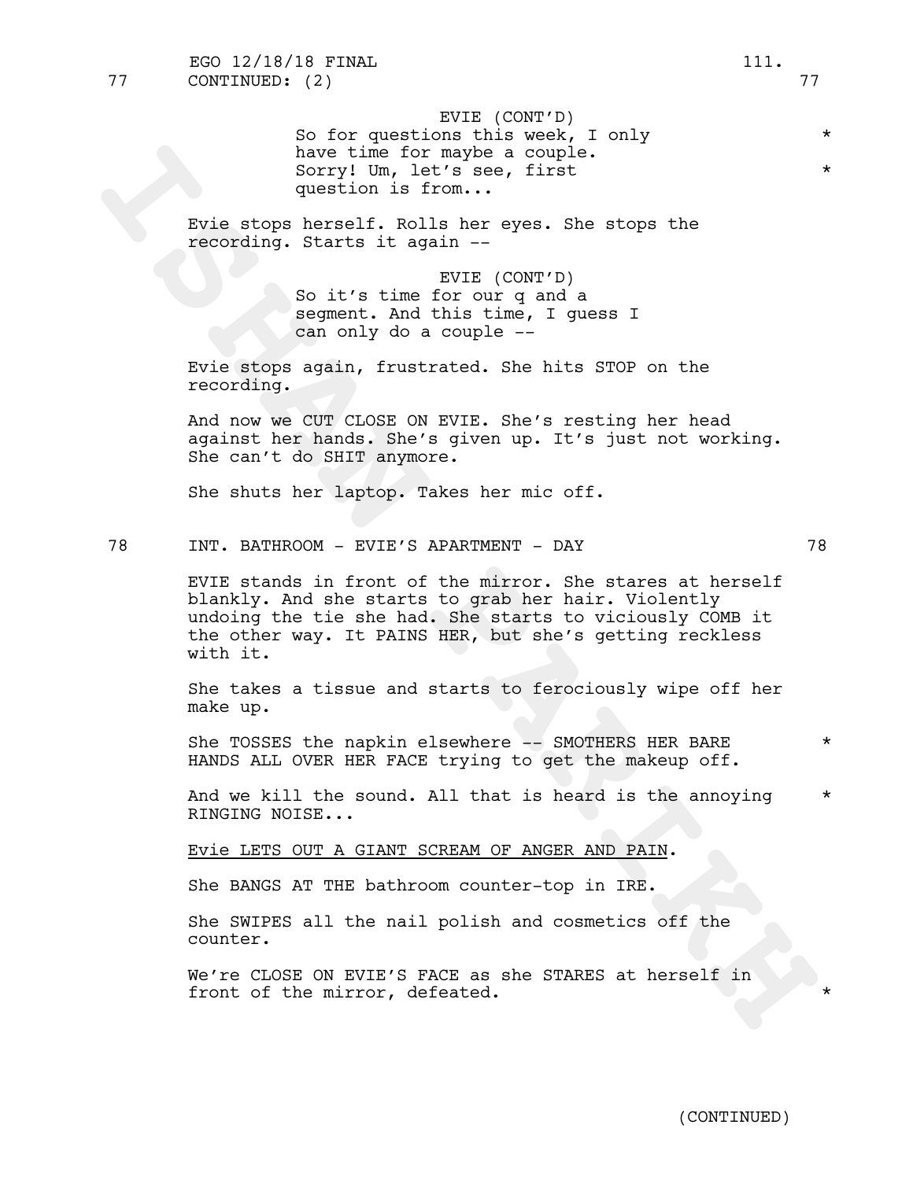77 CONTINUED: (2) 77

EVIE (CONT'D)
So for questions this week, I only have time for maybe a couple. Sorry! Um, let's see, first question is from...

Evie stops herself. Rolls her eyes. She stops the recording. Starts it again --

EVIE (CONT'D)
So it's time for our q and a segment. And this time, I guess I can only do a couple --

Evie stops again, frustrated. She hits STOP on the recording.

And now we CUT CLOSE ON EVIE. She's resting her head against her hands. She's given up. It's just not working. She can't do SHIT anymore.

She shuts her laptop. Takes her mic off.

78 INT. BATHROOM - EVIE'S APARTMENT - DAY 78

EVIE stands in front of the mirror. She stares at herself blankly. And she starts to grab her hair. Violently undoing the tie she had. She starts to viciously COMB it the other way. It PAINS HER, but she's getting reckless with it.

She takes a tissue and starts to ferociously wipe off her make up.

She TOSSES the napkin elsewhere -- SMOTHERS HER BARE HANDS ALL OVER HER FACE trying to get the makeup off.

And we kill the sound. All that is heard is the annoying RINGING NOISE...

Evie LETS OUT A GIANT SCREAM OF ANGER AND PAIN.

She BANGS AT THE bathroom counter-top in IRE.

She SWIPES all the nail polish and cosmetics off the counter.

We're CLOSE ON EVIE'S FACE as she STARES at herself in front of the mirror, defeated.

(CONTINUED)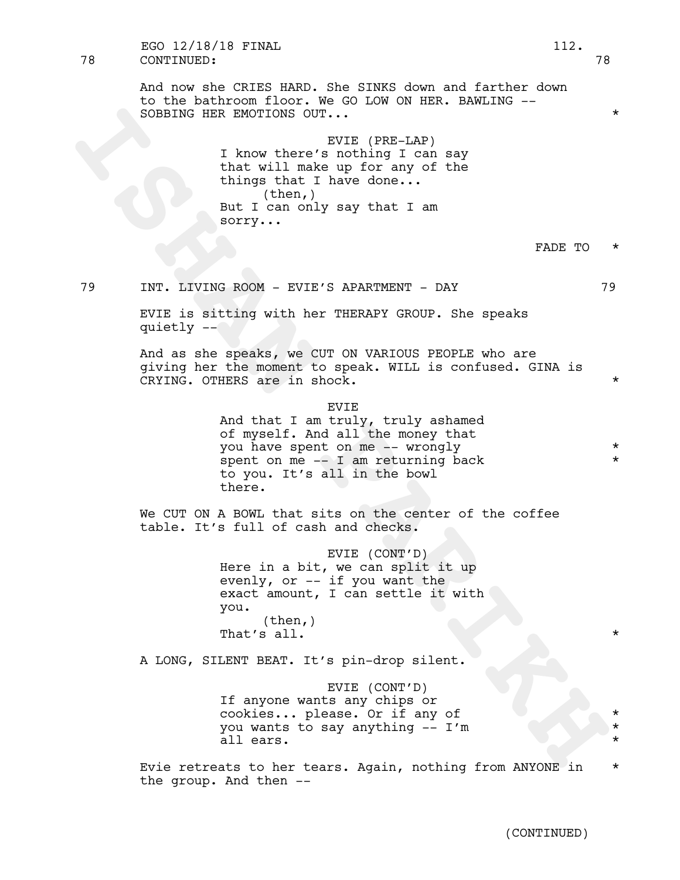78 CONTINUED: 78

And now she CRIES HARD. She SINKS down and farther down to the bathroom floor. We GO LOW ON HER. BAWLING -- SOBBING HER EMOTIONS OUT... *

EVIE (PRE-LAP)
I know there's nothing I can say that will make up for any of the things that I have done...
(then,)
But I can only say that I am sorry...

FADE TO *

79 INT. LIVING ROOM - EVIE'S APARTMENT - DAY 79

EVIE is sitting with her THERAPY GROUP. She speaks quietly --

And as she speaks, we CUT ON VARIOUS PEOPLE who are giving her the moment to speak. WILL is confused. GINA is CRYING. OTHERS are in shock. *

EVIE
And that I am truly, truly ashamed of myself. And all the money that you have spent on me -- wrongly spent on me -- I am returning back to you. It's all in the bowl there. *
*

We CUT ON A BOWL that sits on the center of the coffee table. It's full of cash and checks.

EVIE (CONT'D)
Here in a bit, we can split it up evenly, or -- if you want the exact amount, I can settle it with you.
(then,)
That's all. *

A LONG, SILENT BEAT. It's pin-drop silent.

EVIE (CONT'D)
If anyone wants any chips or cookies... please. Or if any of you wants to say anything -- I'm all ears. *
*
*

Evie retreats to her tears. Again, nothing from ANYONE in the group. And then -- *

(CONTINUED)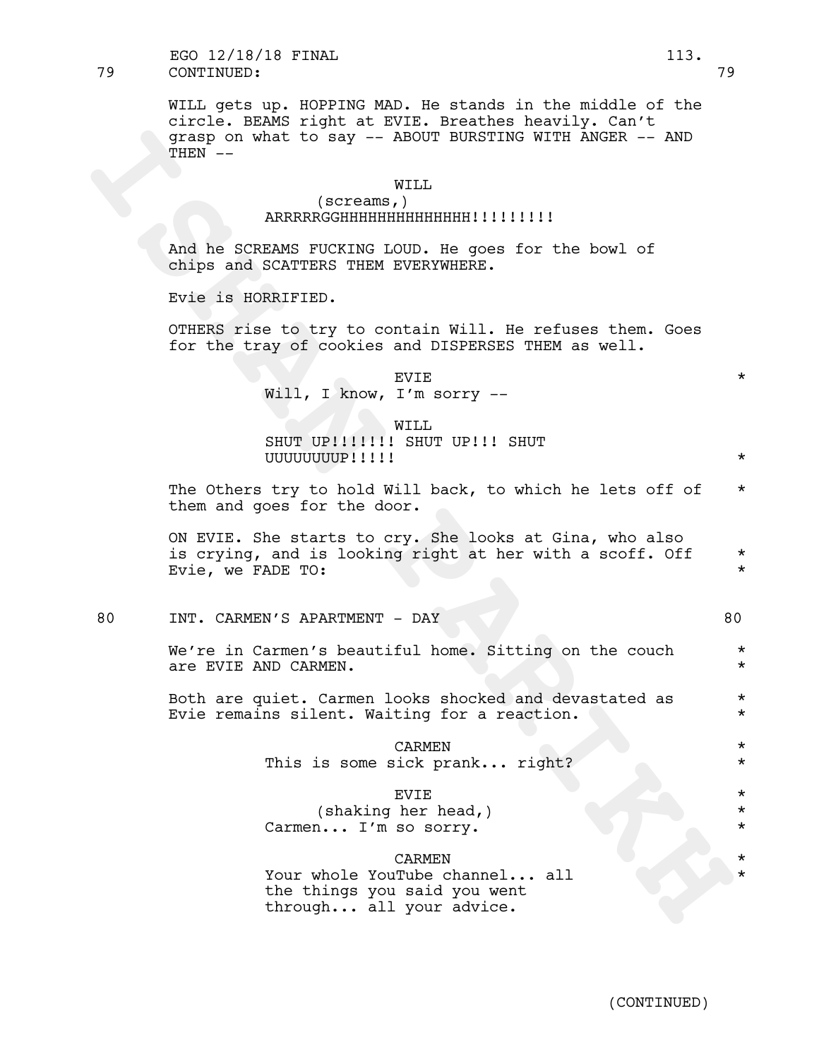79 CONTINUED: 79

WILL gets up. HOPPING MAD. He stands in the middle of the circle. BEAMS right at EVIE. Breathes heavily. Can't grasp on what to say -- ABOUT BURSTING WITH ANGER -- AND THEN --

WILL
(screams,)
ARRRRRGGHHHHHHHHHHHHHH!!!!!!!!!

And he SCREAMS FUCKING LOUD. He goes for the bowl of chips and SCATTERS THEM EVERYWHERE.

Evie is HORRIFIED.

OTHERS rise to try to contain Will. He refuses them. Goes for the tray of cookies and DISPERSES THEM as well.

EVIE *
Will, I know, I'm sorry --

WILL
SHUT UP!!!!!!! SHUT UP!!! SHUT UUUUUUUUP!!!!! *

The Others try to hold Will back, to which he lets off of them and goes for the door. *

ON EVIE. She starts to cry. She looks at Gina, who also is crying, and is looking right at her with a scoff. Off Evie, we FADE TO: * *

80 INT. CARMEN'S APARTMENT - DAY 80

We're in Carmen's beautiful home. Sitting on the couch are EVIE AND CARMEN. * *

Both are quiet. Carmen looks shocked and devastated as Evie remains silent. Waiting for a reaction. * *

CARMEN *
This is some sick prank... right? *

EVIE *
(shaking her head,) *
Carmen... I'm so sorry. *

CARMEN *
Your whole YouTube channel... all the things you said you went through... all your advice. *

(CONTINUED)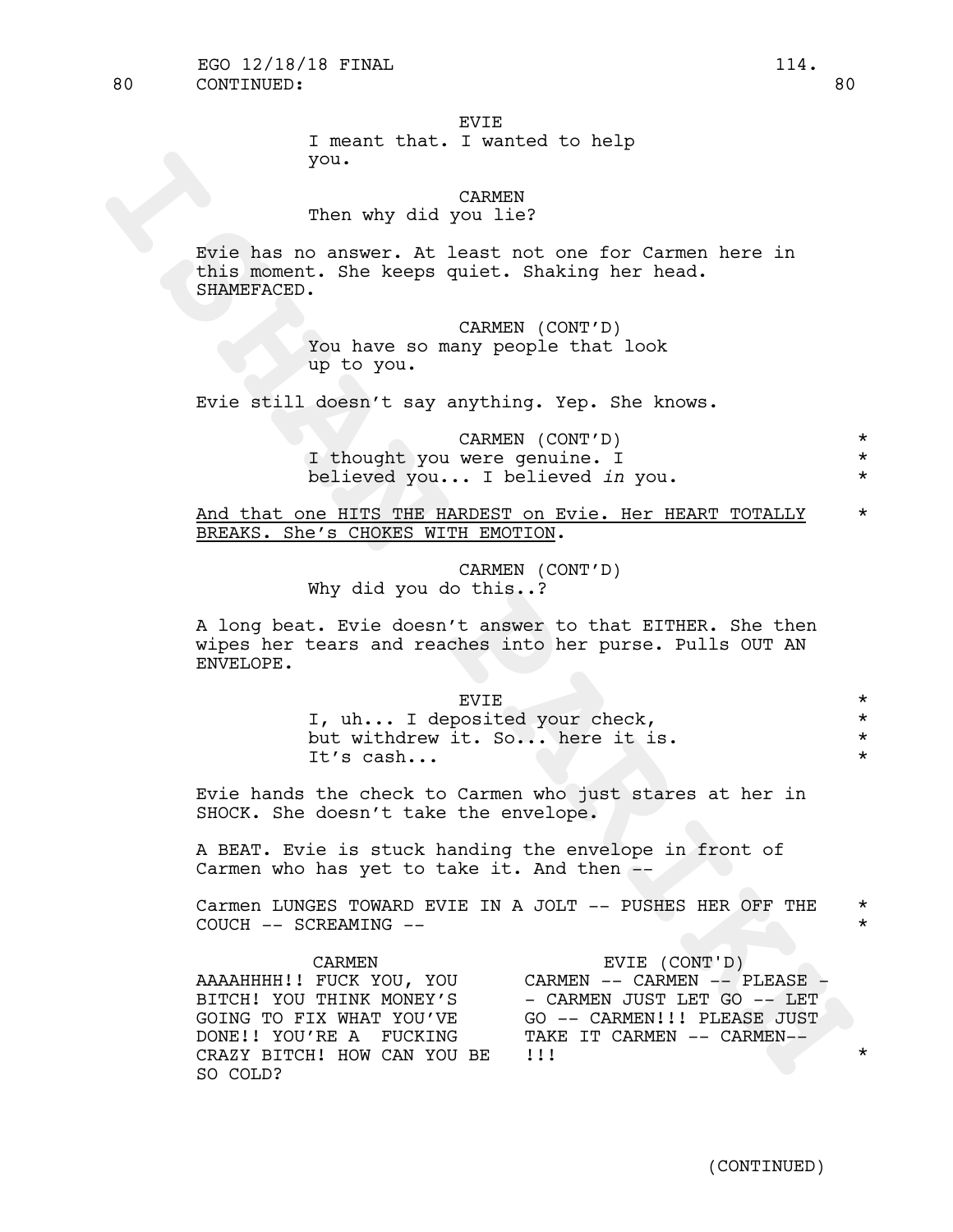80 CONTINUED: 80

EVIE
I meant that. I wanted to help you.

CARMEN
Then why did you lie?

Evie has no answer. At least not one for Carmen here in this moment. She keeps quiet. Shaking her head. SHAMEFACED.

CARMEN (CONT'D)
You have so many people that look up to you.

Evie still doesn't say anything. Yep. She knows.

CARMEN (CONT'D)
I thought you were genuine. I believed you... I believed *in* you. *

<u>And that one HITS THE HARDEST on Evie. Her HEART TOTALLY BREAKS. She's CHOKES WITH EMOTION</u>. *

CARMEN (CONT'D)
Why did you do this..?

A long beat. Evie doesn't answer to that EITHER. She then wipes her tears and reaches into her purse. Pulls OUT AN ENVELOPE.

EVIE
I, uh... I deposited your check, but withdrew it. So... here it is. It's cash... *

Evie hands the check to Carmen who just stares at her in SHOCK. She doesn't take the envelope.

A BEAT. Evie is stuck handing the envelope in front of Carmen who has yet to take it. And then --

Carmen LUNGES TOWARD EVIE IN A JOLT -- PUSHES HER OFF THE COUCH -- SCREAMING -- *

CARMEN
AAAAHHHH!! FUCK YOU, YOU BITCH! YOU THINK MONEY'S GOING TO FIX WHAT YOU'VE DONE!! YOU'RE A FUCKING CRAZY BITCH! HOW CAN YOU BE SO COLD?

EVIE (CONT'D)
CARMEN -- CARMEN -- PLEASE -- CARMEN JUST LET GO -- LET GO -- CARMEN!!! PLEASE JUST TAKE IT CARMEN -- CARMEN-- !!! *

(CONTINUED)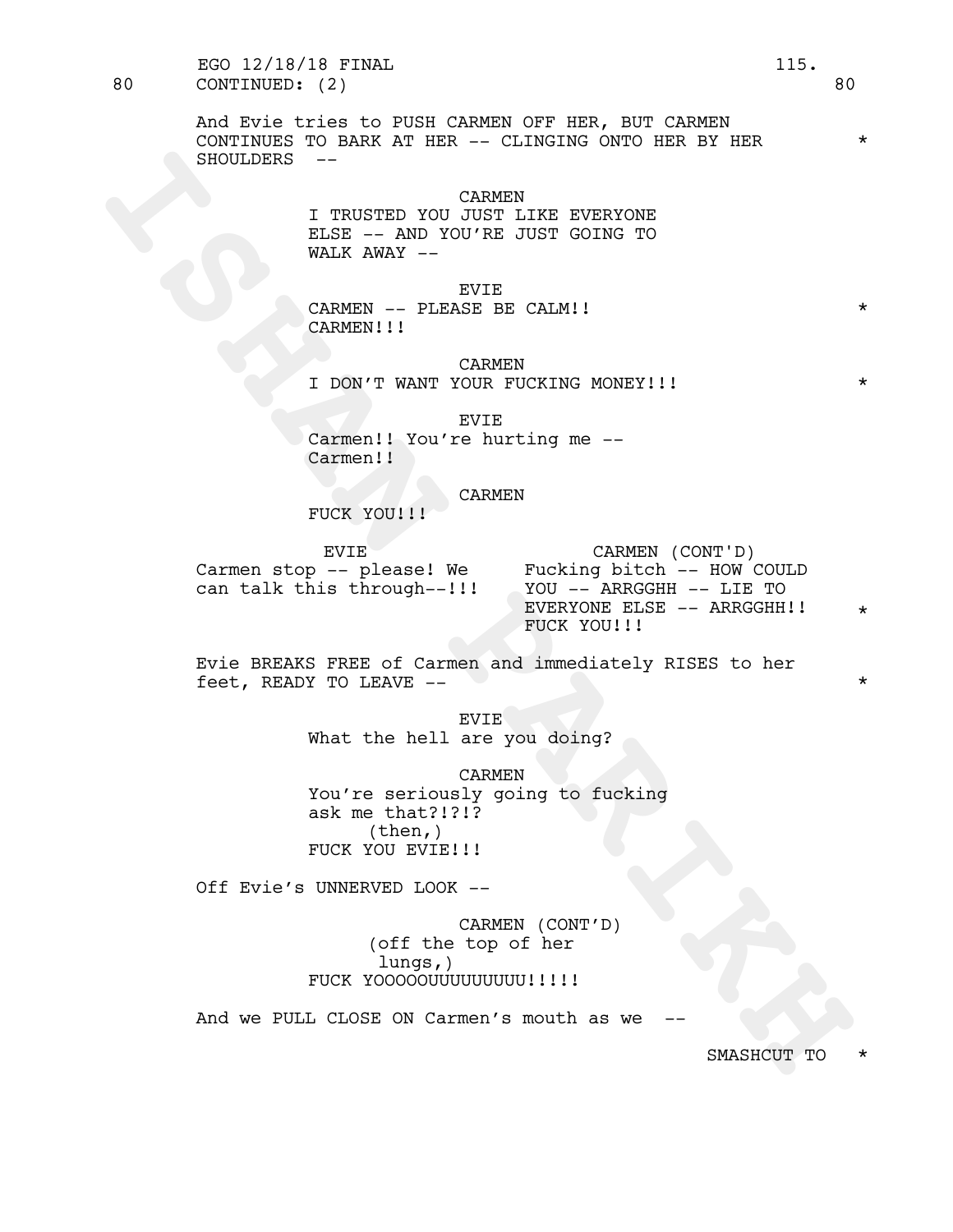80 CONTINUED: (2) 80

And Evie tries to PUSH CARMEN OFF HER, BUT CARMEN CONTINUES TO BARK AT HER -- CLINGING ONTO HER BY HER SHOULDERS -- *

CARMEN
I TRUSTED YOU JUST LIKE EVERYONE ELSE -- AND YOU'RE JUST GOING TO WALK AWAY --

EVIE
CARMEN -- PLEASE BE CALM!! CARMEN!!! *

CARMEN
I DON'T WANT YOUR FUCKING MONEY!!! *

EVIE
Carmen!! You're hurting me -- Carmen!!

CARMEN
FUCK YOU!!!

| EVIE | CARMEN (CONT'D) |
|---|---|
| Carmen stop -- please! We can talk this through--!!! | Fucking bitch -- HOW COULD YOU -- ARRGGHH -- LIE TO EVERYONE ELSE -- ARRGGHH!! FUCK YOU!!! * |

Evie BREAKS FREE of Carmen and immediately RISES to her feet, READY TO LEAVE -- *

EVIE
What the hell are you doing?

CARMEN
You're seriously going to fucking ask me that?!?!?
(then,)
FUCK YOU EVIE!!!

Off Evie's UNNERVED LOOK --

CARMEN (CONT'D)
(off the top of her lungs,)
FUCK YOOOOOUUUUUUUUU!!!!!

And we PULL CLOSE ON Carmen's mouth as we --

SMASHCUT TO *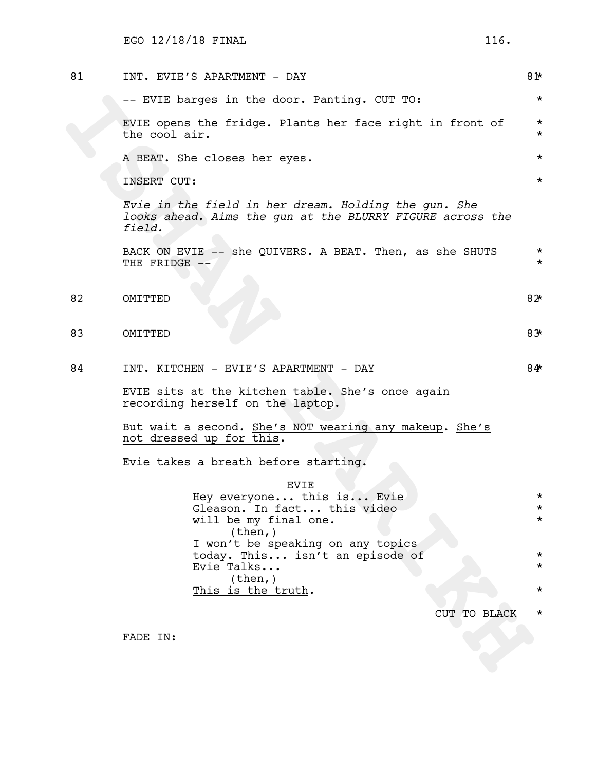81 INT. EVIE'S APARTMENT - DAY 81*

-- EVIE barges in the door. Panting. CUT TO: *

EVIE opens the fridge. Plants her face right in front of the cool air. *

A BEAT. She closes her eyes. *

INSERT CUT: *

*Evie in the field in her dream. Holding the gun. She looks ahead. Aims the gun at the BLURRY FIGURE across the field.*

BACK ON EVIE -- she QUIVERS. A BEAT. Then, as she SHUTS THE FRIDGE -- *

82 OMITTED 82*

83 OMITTED 83*

84 INT. KITCHEN - EVIE'S APARTMENT - DAY 84*

EVIE sits at the kitchen table. She's once again recording herself on the laptop.

But wait a second. <u>She's NOT wearing any makeup</u>. <u>She's not dressed up for this</u>.

Evie takes a breath before starting.

EVIE
Hey everyone... this is... Evie Gleason. In fact... this video will be my final one. *
(then,)
I won't be speaking on any topics today. This... isn't an episode of Evie Talks... *
(then,)
<u>This is the truth</u>. *

CUT TO BLACK *

FADE IN: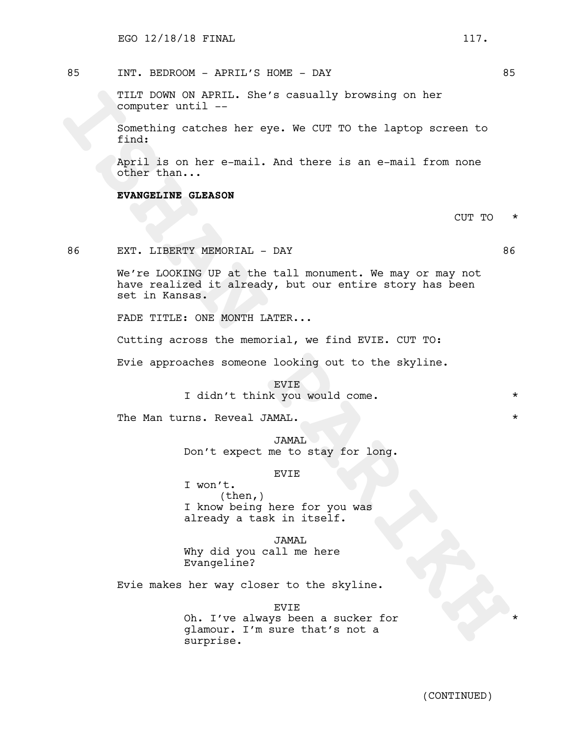85 INT. BEDROOM - APRIL'S HOME - DAY 85

TILT DOWN ON APRIL. She's casually browsing on her computer until --

Something catches her eye. We CUT TO the laptop screen to find:

April is on her e-mail. And there is an e-mail from none other than...

**EVANGELINE GLEASON**

CUT TO *

86 EXT. LIBERTY MEMORIAL - DAY 86

We're LOOKING UP at the tall monument. We may or may not have realized it already, but our entire story has been set in Kansas.

FADE TITLE: ONE MONTH LATER...

Cutting across the memorial, we find EVIE. CUT TO:

Evie approaches someone looking out to the skyline.

EVIE
I didn't think you would come. *

The Man turns. Reveal JAMAL. *

JAMAL
Don't expect me to stay for long.

EVIE
I won't.
(then,)
I know being here for you was already a task in itself.

JAMAL
Why did you call me here Evangeline?

Evie makes her way closer to the skyline.

EVIE
Oh. I've always been a sucker for glamour. I'm sure that's not a surprise. *

(CONTINUED)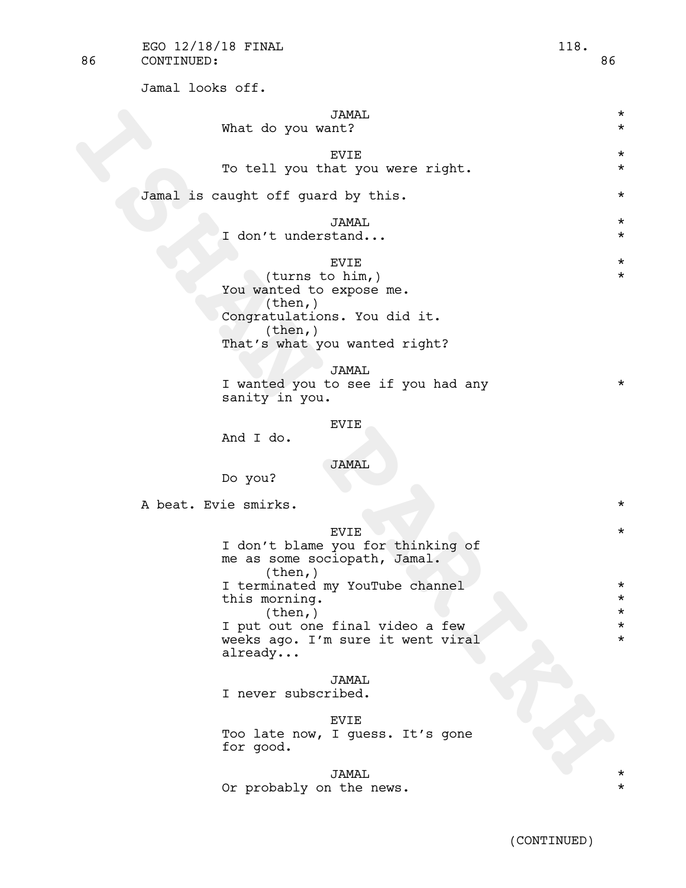86 CONTINUED: 86

Jamal looks off.

JAMAL *
What do you want? *

EVIE *
To tell you that you were right. *

Jamal is caught off guard by this. *

JAMAL *
I don't understand... *

EVIE *
(turns to him,) *
You wanted to expose me.
(then,)
Congratulations. You did it.
(then,)
That's what you wanted right?

JAMAL
I wanted you to see if you had any *
sanity in you.

EVIE
And I do.

JAMAL
Do you?

A beat. Evie smirks. *

EVIE *
I don't blame you for thinking of
me as some sociopath, Jamal.
(then,)
I terminated my YouTube channel *
this morning. *
(then,) *
I put out one final video a few *
weeks ago. I'm sure it went viral *
already...

JAMAL
I never subscribed.

EVIE
Too late now, I guess. It's gone
for good.

JAMAL *
Or probably on the news. *

(CONTINUED)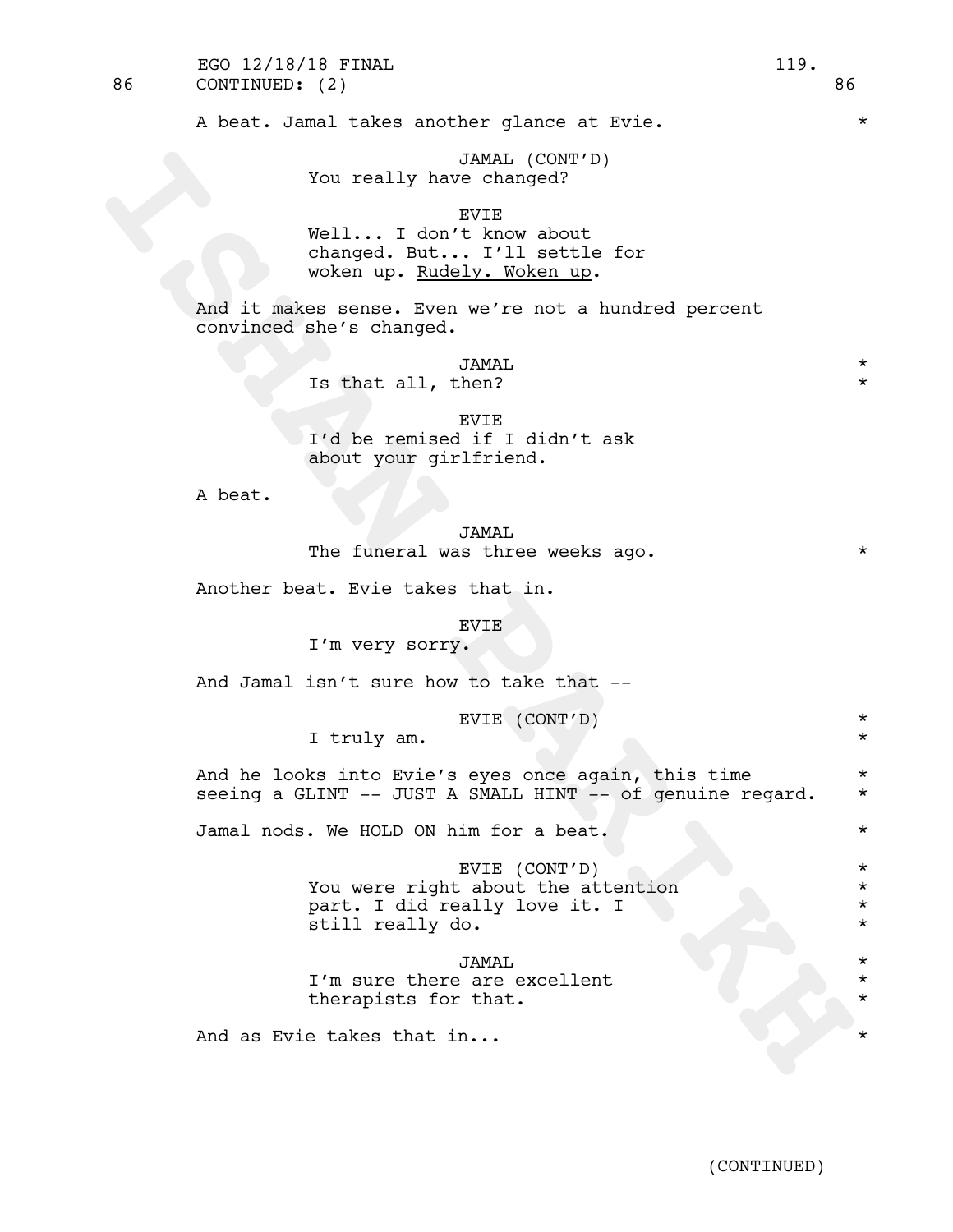86 CONTINUED: (2) 86

A beat. Jamal takes another glance at Evie. *

JAMAL (CONT'D)
You really have changed?

EVIE
Well... I don't know about changed. But... I'll settle for woken up. Rudely. Woken up.

And it makes sense. Even we're not a hundred percent convinced she's changed.

JAMAL *
Is that all, then? *

EVIE
I'd be remised if I didn't ask about your girlfriend.

A beat.

JAMAL
The funeral was three weeks ago. *

Another beat. Evie takes that in.

EVIE
I'm very sorry.

And Jamal isn't sure how to take that --

EVIE (CONT'D) *
I truly am. *

And he looks into Evie's eyes once again, this time seeing a GLINT -- JUST A SMALL HINT -- of genuine regard. *

Jamal nods. We HOLD ON him for a beat. *

EVIE (CONT'D) *
You were right about the attention part. I did really love it. I still really do. *

JAMAL *
I'm sure there are excellent therapists for that. *

And as Evie takes that in... *

(CONTINUED)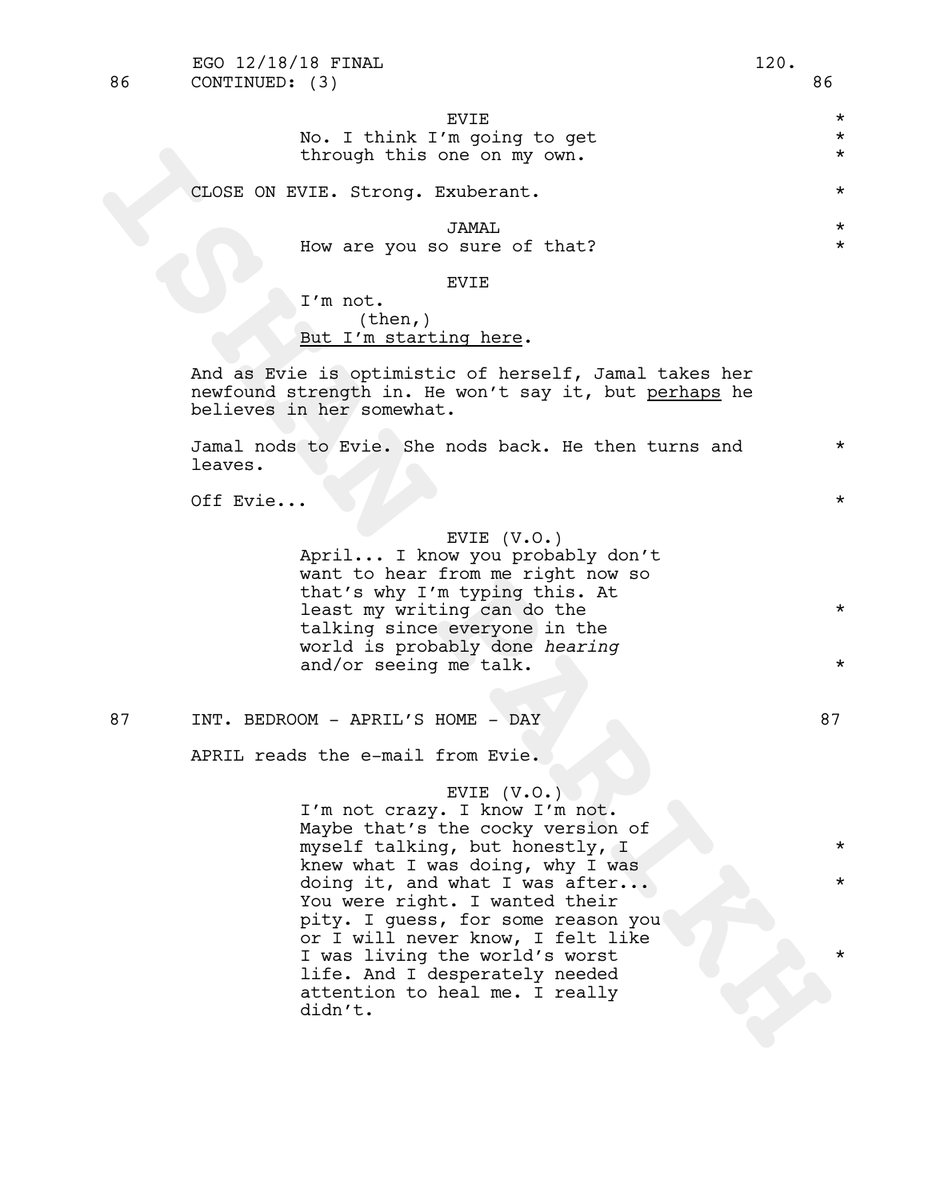86 CONTINUED: (3) 86

EVIE
No. I think I'm going to get through this one on my own.

CLOSE ON EVIE. Strong. Exuberant.

JAMAL
How are you so sure of that?

EVIE
I'm not.
(then,)
<u>But I'm starting here</u>.

And as Evie is optimistic of herself, Jamal takes her newfound strength in. He won't say it, but <u>perhaps</u> he believes in her somewhat.

Jamal nods to Evie. She nods back. He then turns and leaves.

Off Evie...

EVIE (V.O.)
April... I know you probably don't want to hear from me right now so that's why I'm typing this. At least my writing can do the talking since everyone in the world is probably done *hearing* and/or seeing me talk.

87 INT. BEDROOM - APRIL'S HOME - DAY 87

APRIL reads the e-mail from Evie.

EVIE (V.O.)
I'm not crazy. I know I'm not. Maybe that's the cocky version of myself talking, but honestly, I knew what I was doing, why I was doing it, and what I was after... You were right. I wanted their pity. I guess, for some reason you or I will never know, I felt like I was living the world's worst life. And I desperately needed attention to heal me. I really didn't.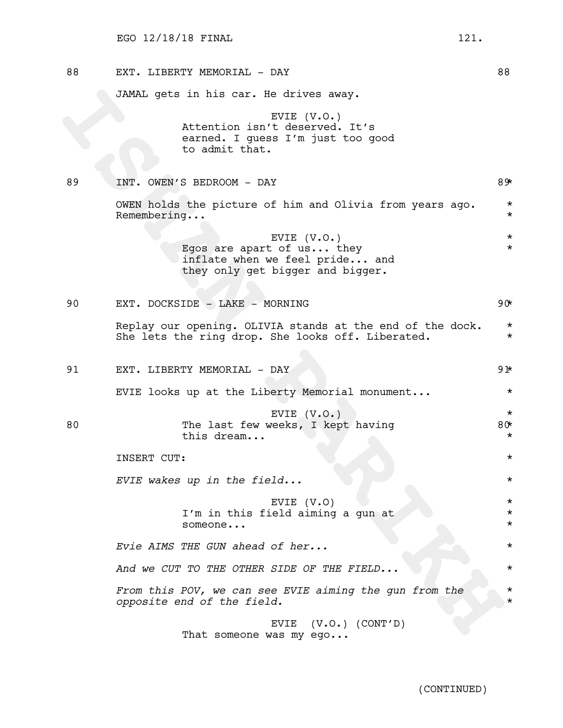88 EXT. LIBERTY MEMORIAL - DAY 88

JAMAL gets in his car. He drives away.

EVIE (V.O.)
Attention isn't deserved. It's earned. I guess I'm just too good to admit that.

89 INT. OWEN'S BEDROOM - DAY 89 *

OWEN holds the picture of him and Olivia from years ago. Remembering... *

EVIE (V.O.) *
Egos are apart of us... they inflate when we feel pride... and they only get bigger and bigger. *

90 EXT. DOCKSIDE - LAKE - MORNING 90 *

Replay our opening. OLIVIA stands at the end of the dock. She lets the ring drop. She looks off. Liberated. *

91 EXT. LIBERTY MEMORIAL - DAY 91 *

EVIE looks up at the Liberty Memorial monument... *

EVIE (V.O.) *
80 The last few weeks, I kept having this dream... 80 *

INSERT CUT: *

*EVIE wakes up in the field...* *

EVIE (V.O) *
I'm in this field aiming a gun at someone... *

*Evie AIMS THE GUN ahead of her...* *

*And we CUT TO THE OTHER SIDE OF THE FIELD...* *

*From this POV, we can see EVIE aiming the gun from the opposite end of the field.* *

EVIE (V.O.) (CONT'D)
That someone was my ego...

(CONTINUED)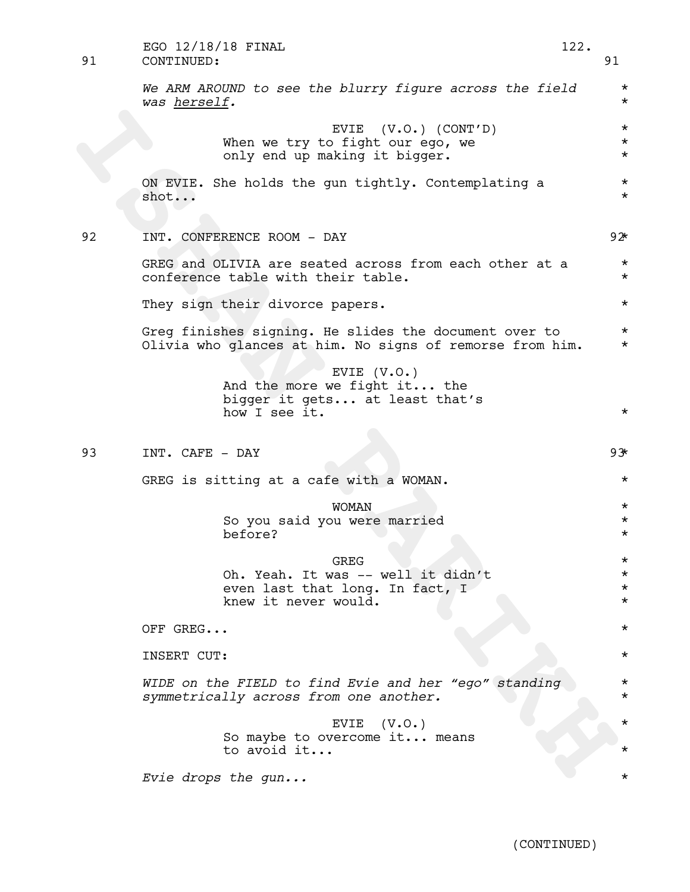91 CONTINUED: 91

*We ARM AROUND to see the blurry figure across the field was herself.*

EVIE (V.O.) (CONT'D)
When we try to fight our ego, we only end up making it bigger.

ON EVIE. She holds the gun tightly. Contemplating a shot...

92 INT. CONFERENCE ROOM - DAY 92

GREG and OLIVIA are seated across from each other at a conference table with their table.

They sign their divorce papers.

Greg finishes signing. He slides the document over to Olivia who glances at him. No signs of remorse from him.

EVIE (V.O.)
And the more we fight it... the bigger it gets... at least that's how I see it.

93 INT. CAFE - DAY 93

GREG is sitting at a cafe with a WOMAN.

WOMAN
So you said you were married before?

GREG
Oh. Yeah. It was -- well it didn't even last that long. In fact, I knew it never would.

OFF GREG...

INSERT CUT:

*WIDE on the FIELD to find Evie and her "ego" standing symmetrically across from one another.*

EVIE (V.O.)
So maybe to overcome it... means to avoid it...

*Evie drops the gun...*

(CONTINUED)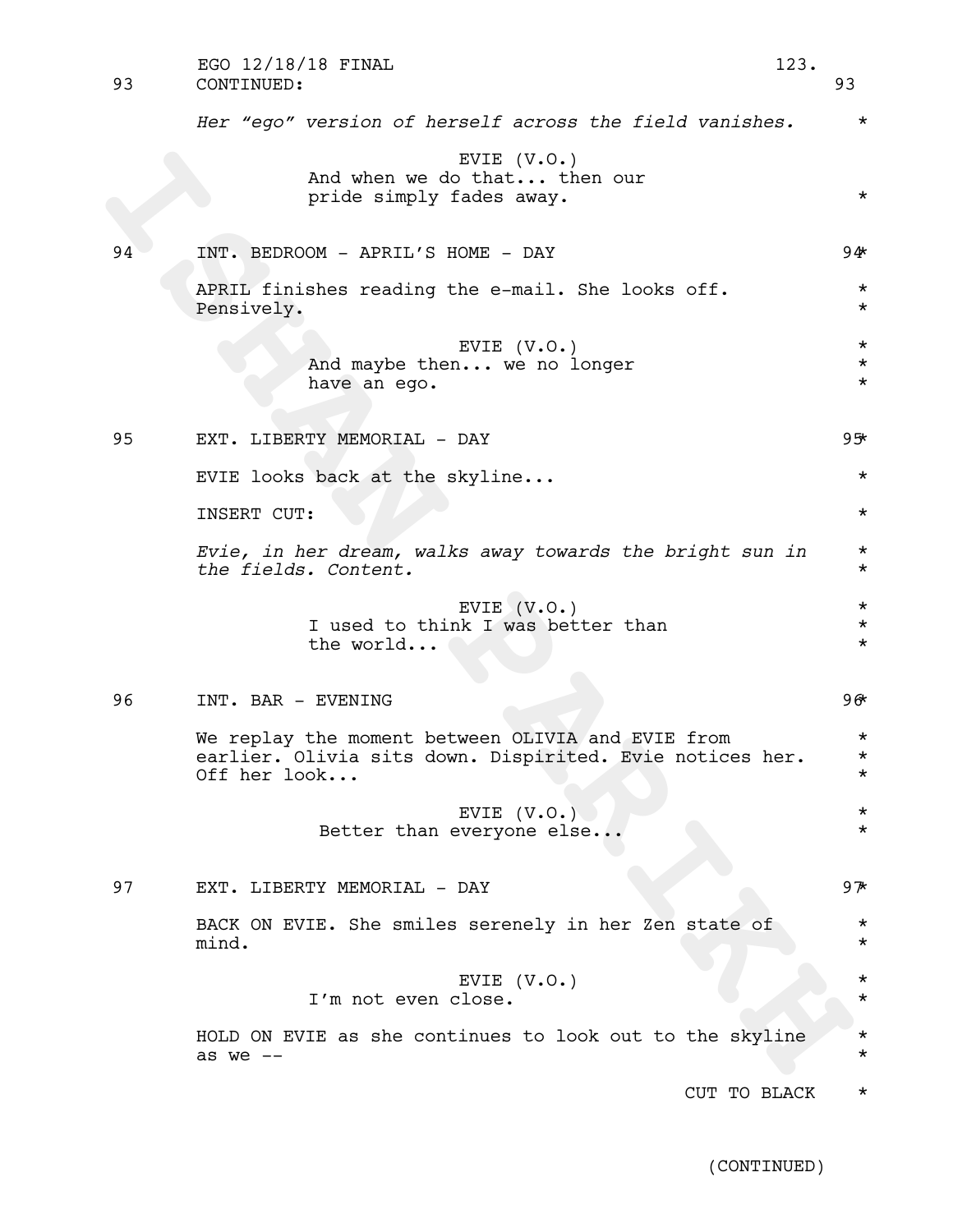93 CONTINUED: 93

*Her "ego" version of herself across the field vanishes.* *

EVIE (V.O.)
And when we do that... then our pride simply fades away. *

94 INT. BEDROOM - APRIL'S HOME - DAY 94*

APRIL finishes reading the e-mail. She looks off. Pensively. *

EVIE (V.O.)
And maybe then... we no longer have an ego. *

95 EXT. LIBERTY MEMORIAL - DAY 95*

EVIE looks back at the skyline... *

INSERT CUT: *

*Evie, in her dream, walks away towards the bright sun in the fields. Content.* *

EVIE (V.O.)
I used to think I was better than the world... *

96 INT. BAR - EVENING 96*

We replay the moment between OLIVIA and EVIE from earlier. Olivia sits down. Dispirited. Evie notices her. Off her look... *

EVIE (V.O.)
Better than everyone else... *

97 EXT. LIBERTY MEMORIAL - DAY 97*

BACK ON EVIE. She smiles serenely in her Zen state of mind. *

EVIE (V.O.)
I'm not even close. *

HOLD ON EVIE as she continues to look out to the skyline as we -- *

CUT TO BLACK *

(CONTINUED)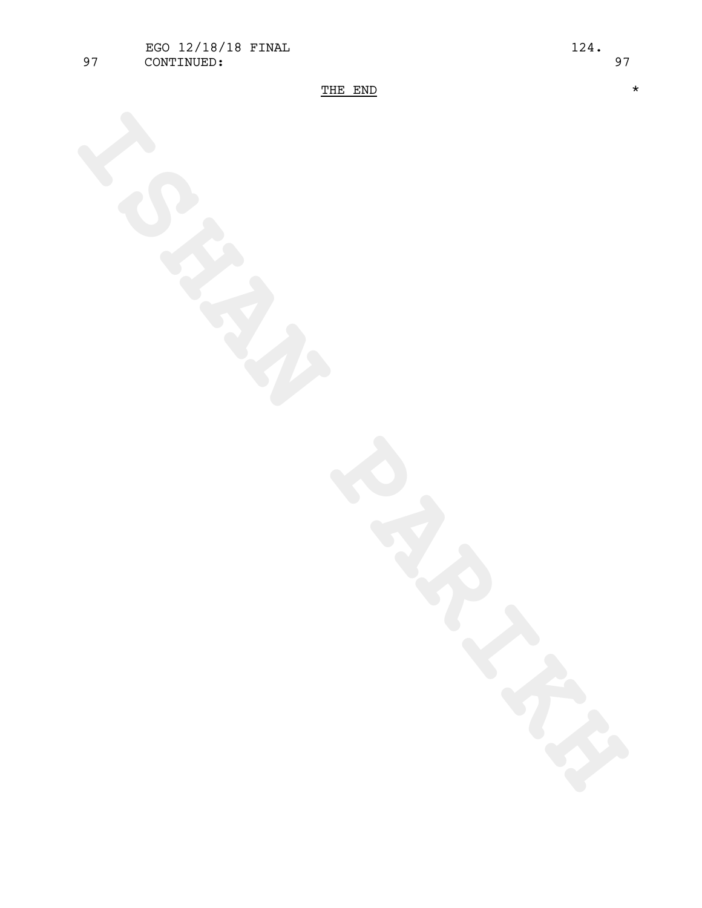97 CONTINUED: 97

THE END *